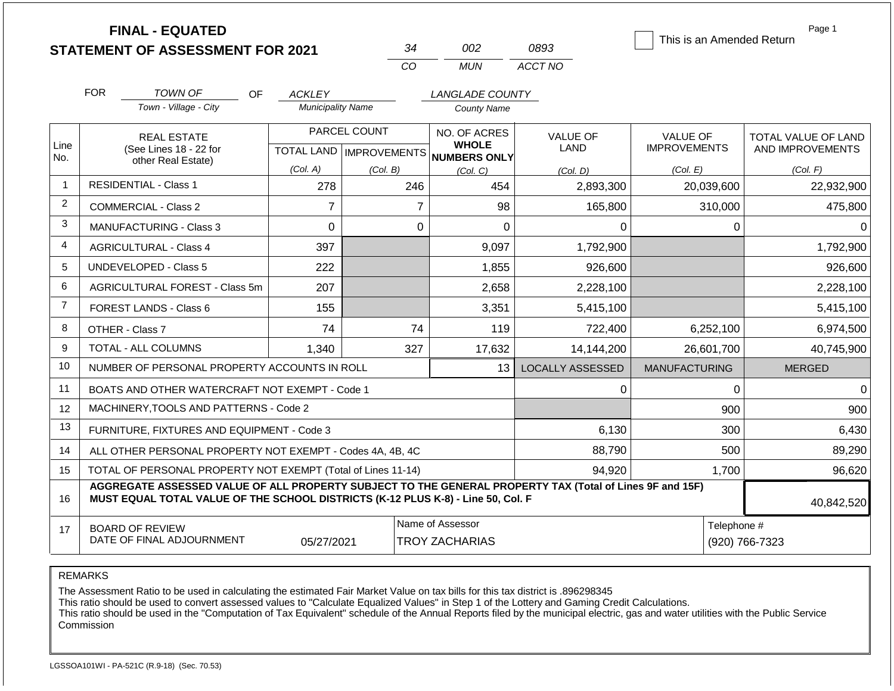# FINAL - EQUATED
## STATEMENT OF ASSESSMENT FOR 2021

| 34 | 002 | 0893 |
|---|---|---|
| CO | MUN | ACCT NO |

☐ This is an Amended Return

Page 1

FOR *TOWN OF* (Town - Village - City) OF *ACKLEY* (Municipality Name) *LANGLADE COUNTY* (County Name)

| Line No. | REAL ESTATE (See Lines 18 - 22 for other Real Estate) | PARCEL COUNT TOTAL LAND (Col. A) | PARCEL COUNT IMPROVEMENTS (Col. B) | NO. OF ACRES WHOLE NUMBERS ONLY (Col. C) | VALUE OF LAND (Col. D) | VALUE OF IMPROVEMENTS (Col. E) | TOTAL VALUE OF LAND AND IMPROVEMENTS (Col. F) |
|---|---|---|---|---|---|---|---|
| 1 | RESIDENTIAL - Class 1 | 278 | 246 | 454 | 2,893,300 | 20,039,600 | 22,932,900 |
| 2 | COMMERCIAL - Class 2 | 7 | 7 | 98 | 165,800 | 310,000 | 475,800 |
| 3 | MANUFACTURING - Class 3 | 0 | 0 | 0 | 0 | 0 | 0 |
| 4 | AGRICULTURAL - Class 4 | 397 | | 9,097 | 1,792,900 | | 1,792,900 |
| 5 | UNDEVELOPED - Class 5 | 222 | | 1,855 | 926,600 | | 926,600 |
| 6 | AGRICULTURAL FOREST - Class 5m | 207 | | 2,658 | 2,228,100 | | 2,228,100 |
| 7 | FOREST LANDS - Class 6 | 155 | | 3,351 | 5,415,100 | | 5,415,100 |
| 8 | OTHER - Class 7 | 74 | 74 | 119 | 722,400 | 6,252,100 | 6,974,500 |
| 9 | TOTAL - ALL COLUMNS | 1,340 | 327 | 17,632 | 14,144,200 | 26,601,700 | 40,745,900 |

| Line No. | | | LOCALLY ASSESSED | MANUFACTURING | MERGED |
|---|---|---|---|---|---|
| 10 | NUMBER OF PERSONAL PROPERTY ACCOUNTS IN ROLL | 13 | | | |
| 11 | BOATS AND OTHER WATERCRAFT NOT EXEMPT - Code 1 | | 0 | 0 | 0 |
| 12 | MACHINERY,TOOLS AND PATTERNS - Code 2 | | | 900 | 900 |
| 13 | FURNITURE, FIXTURES AND EQUIPMENT - Code 3 | | 6,130 | 300 | 6,430 |
| 14 | ALL OTHER PERSONAL PROPERTY NOT EXEMPT - Codes 4A, 4B, 4C | | 88,790 | 500 | 89,290 |
| 15 | TOTAL OF PERSONAL PROPERTY NOT EXEMPT (Total of Lines 11-14) | | 94,920 | 1,700 | 96,620 |
| 16 | **AGGREGATE ASSESSED VALUE OF ALL PROPERTY SUBJECT TO THE GENERAL PROPERTY TAX (Total of Lines 9F and 15F) MUST EQUAL TOTAL VALUE OF THE SCHOOL DISTRICTS (K-12 PLUS K-8) - Line 50, Col. F** | | | | 40,842,520 |

| 17 | BOARD OF REVIEW DATE OF FINAL ADJOURNMENT | 05/27/2021 | Name of Assessor: TROY ZACHARIAS | Telephone #: (920) 766-7323 |
|---|---|---|---|---|

REMARKS

The Assessment Ratio to be used in calculating the estimated Fair Market Value on tax bills for this tax district is .896298345
This ratio should be used to convert assessed values to "Calculate Equalized Values" in Step 1 of the Lottery and Gaming Credit Calculations.
This ratio should be used in the "Computation of Tax Equivalent" schedule of the Annual Reports filed by the municipal electric, gas and water utilities with the Public Service Commission

LGSSOA101WI - PA-521C (R.9-18) (Sec. 70.53)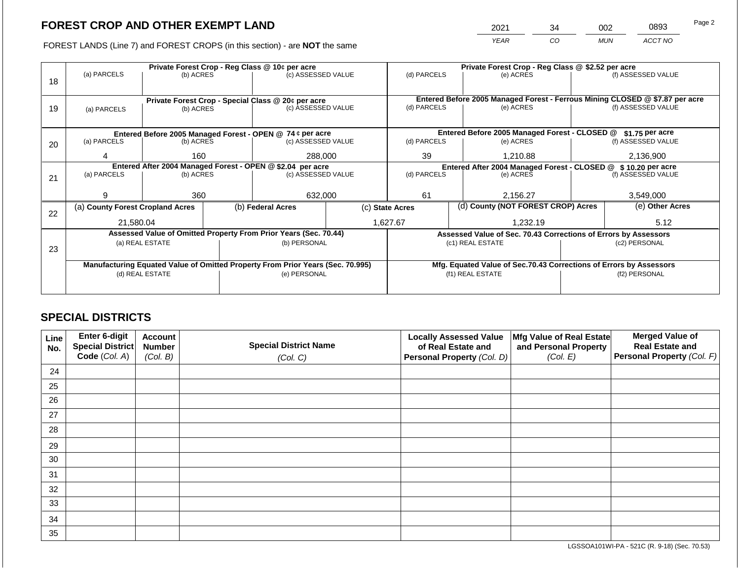# FOREST CROP AND OTHER EXEMPT LAND

FOREST LANDS (Line 7) and FOREST CROPS (in this section) - are **NOT** the same

| YEAR | CO | MUN | ACCT NO |
|---|---|---|---|
| 2021 | 34 | 002 | 0893 |

| Line | (a) PARCELS | (b) ACRES | (c) ASSESSED VALUE | (d) PARCELS | (e) ACRES | (f) ASSESSED VALUE |
|---|---|---|---|---|---|---|
| 18 | Private Forest Crop - Reg Class @ 10¢ per acre | | | Private Forest Crop - Reg Class @ $2.52 per acre | | |
| | | | | | | |
| 19 | Private Forest Crop - Special Class @ 20¢ per acre | | | Entered Before 2005 Managed Forest - Ferrous Mining CLOSED @ $7.87 per acre | | |
| | | | | | | |
| 20 | Entered Before 2005 Managed Forest - OPEN @ 74 ¢ per acre | | | Entered Before 2005 Managed Forest - CLOSED @ $1.75 per acre | | |
| | 4 | 160 | 288,000 | 39 | 1,210.88 | 2,136,900 |
| 21 | Entered After 2004 Managed Forest - OPEN @ $2.04 per acre | | | Entered After 2004 Managed Forest - CLOSED @ $ 10.20 per acre | | |
| | 9 | 360 | 632,000 | 61 | 2,156.27 | 3,549,000 |

| Line | (a) County Forest Cropland Acres | (b) Federal Acres | (c) State Acres | (d) County (NOT FOREST CROP) Acres | (e) Other Acres |
|---|---|---|---|---|---|
| 22 | 21,580.04 | | 1,627.67 | 1,232.19 | 5.12 |

| Line | Assessed Value of Omitted Property From Prior Years (Sec. 70.44) | | Assessed Value of Sec. 70.43 Corrections of Errors by Assessors | |
|---|---|---|---|---|
| 23 | (a) REAL ESTATE | (b) PERSONAL | (c1) REAL ESTATE | (c2) PERSONAL |
| | | | | |
| | **Manufacturing Equated Value of Omitted Property From Prior Years (Sec. 70.995)** | | **Mfg. Equated Value of Sec.70.43 Corrections of Errors by Assessors** | |
| | (d) REAL ESTATE | (e) PERSONAL | (f1) REAL ESTATE | (f2) PERSONAL |
| | | | | |

## SPECIAL DISTRICTS

| Line No. | Enter 6-digit Special District Code (Col. A) | Account Number (Col. B) | Special District Name (Col. C) | Locally Assessed Value of Real Estate and Personal Property (Col. D) | Mfg Value of Real Estate and Personal Property (Col. E) | Merged Value of Real Estate and Personal Property (Col. F) |
|---|---|---|---|---|---|---|
| 24 | | | | | | |
| 25 | | | | | | |
| 26 | | | | | | |
| 27 | | | | | | |
| 28 | | | | | | |
| 29 | | | | | | |
| 30 | | | | | | |
| 31 | | | | | | |
| 32 | | | | | | |
| 33 | | | | | | |
| 34 | | | | | | |
| 35 | | | | | | |

LGSSOA101WI-PA - 521C (R. 9-18) (Sec. 70.53)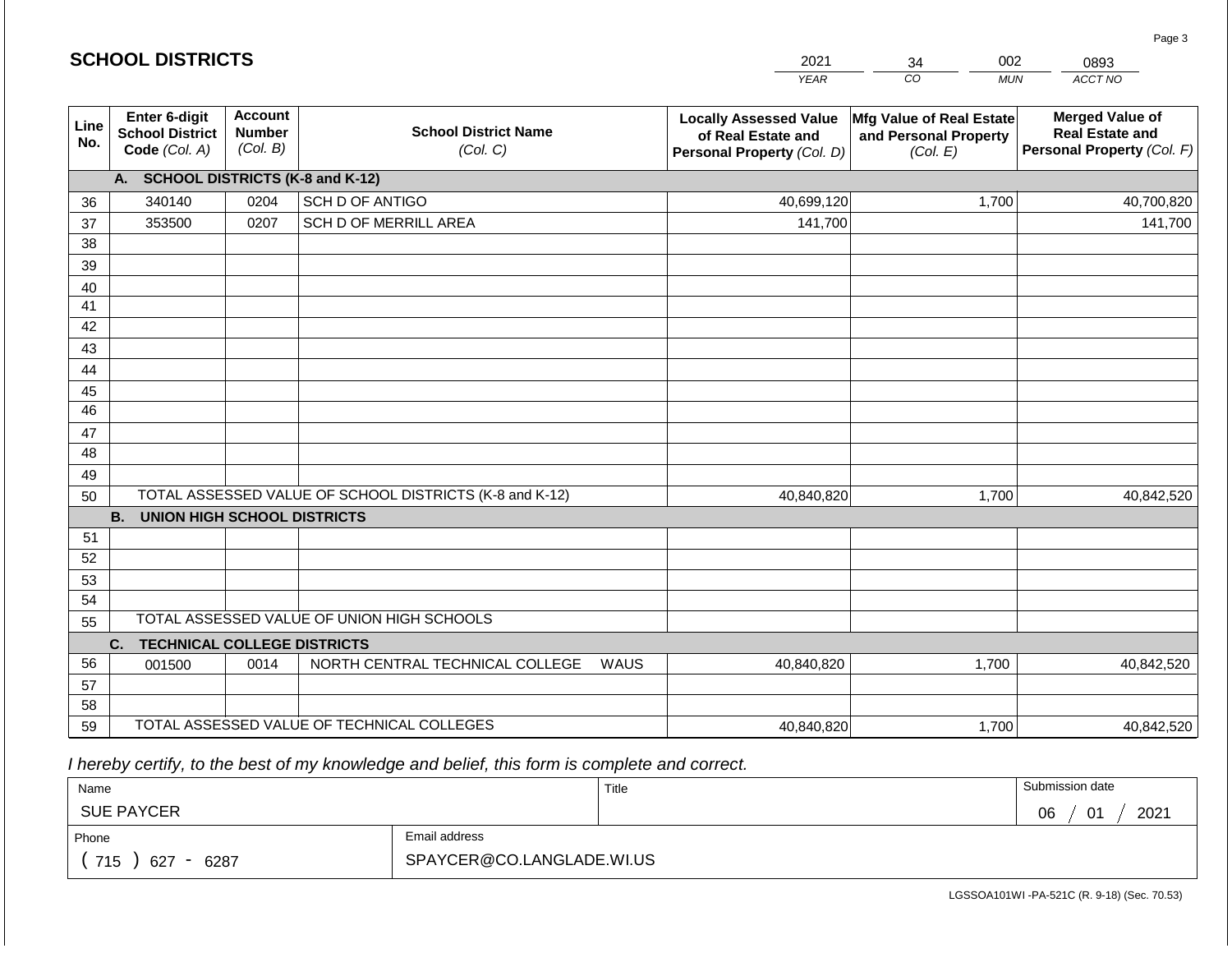## SCHOOL DISTRICTS

| 2021 | 34 | 002 | 0893 |
|---|---|---|---|
| *YEAR* | *CO* | *MUN* | *ACCT NO* |

| Line No. | Enter 6-digit School District Code *(Col. A)* | Account Number *(Col. B)* | School District Name *(Col. C)* | Locally Assessed Value of Real Estate and Personal Property *(Col. D)* | Mfg Value of Real Estate and Personal Property *(Col. E)* | Merged Value of Real Estate and Personal Property *(Col. F)* |
|---|---|---|---|---|---|---|
| | **A. SCHOOL DISTRICTS (K-8 and K-12)** | | | | | |
| 36 | 340140 | 0204 | SCH D OF ANTIGO | 40,699,120 | 1,700 | 40,700,820 |
| 37 | 353500 | 0207 | SCH D OF MERRILL AREA | 141,700 | | 141,700 |
| 38 | | | | | | |
| 39 | | | | | | |
| 40 | | | | | | |
| 41 | | | | | | |
| 42 | | | | | | |
| 43 | | | | | | |
| 44 | | | | | | |
| 45 | | | | | | |
| 46 | | | | | | |
| 47 | | | | | | |
| 48 | | | | | | |
| 49 | | | | | | |
| 50 | TOTAL ASSESSED VALUE OF SCHOOL DISTRICTS (K-8 and K-12) | | | 40,840,820 | 1,700 | 40,842,520 |
| | **B. UNION HIGH SCHOOL DISTRICTS** | | | | | |
| 51 | | | | | | |
| 52 | | | | | | |
| 53 | | | | | | |
| 54 | | | | | | |
| 55 | TOTAL ASSESSED VALUE OF UNION HIGH SCHOOLS | | | | | |
| | **C. TECHNICAL COLLEGE DISTRICTS** | | | | | |
| 56 | 001500 | 0014 | NORTH CENTRAL TECHNICAL COLLEGE WAUS | 40,840,820 | 1,700 | 40,842,520 |
| 57 | | | | | | |
| 58 | | | | | | |
| 59 | TOTAL ASSESSED VALUE OF TECHNICAL COLLEGES | | | 40,840,820 | 1,700 | 40,842,520 |

*I hereby certify, to the best of my knowledge and belief, this form is complete and correct.*

| Name | | Title | Submission date |
|---|---|---|---|
| SUE PAYCER | | | 06 / 01 / 2021 |
| Phone | Email address | | |
| ( 715 ) 627 - 6287 | SPAYCER@CO.LANGLADE.WI.US | | |

LGSSOA101WI -PA-521C (R. 9-18) (Sec. 70.53)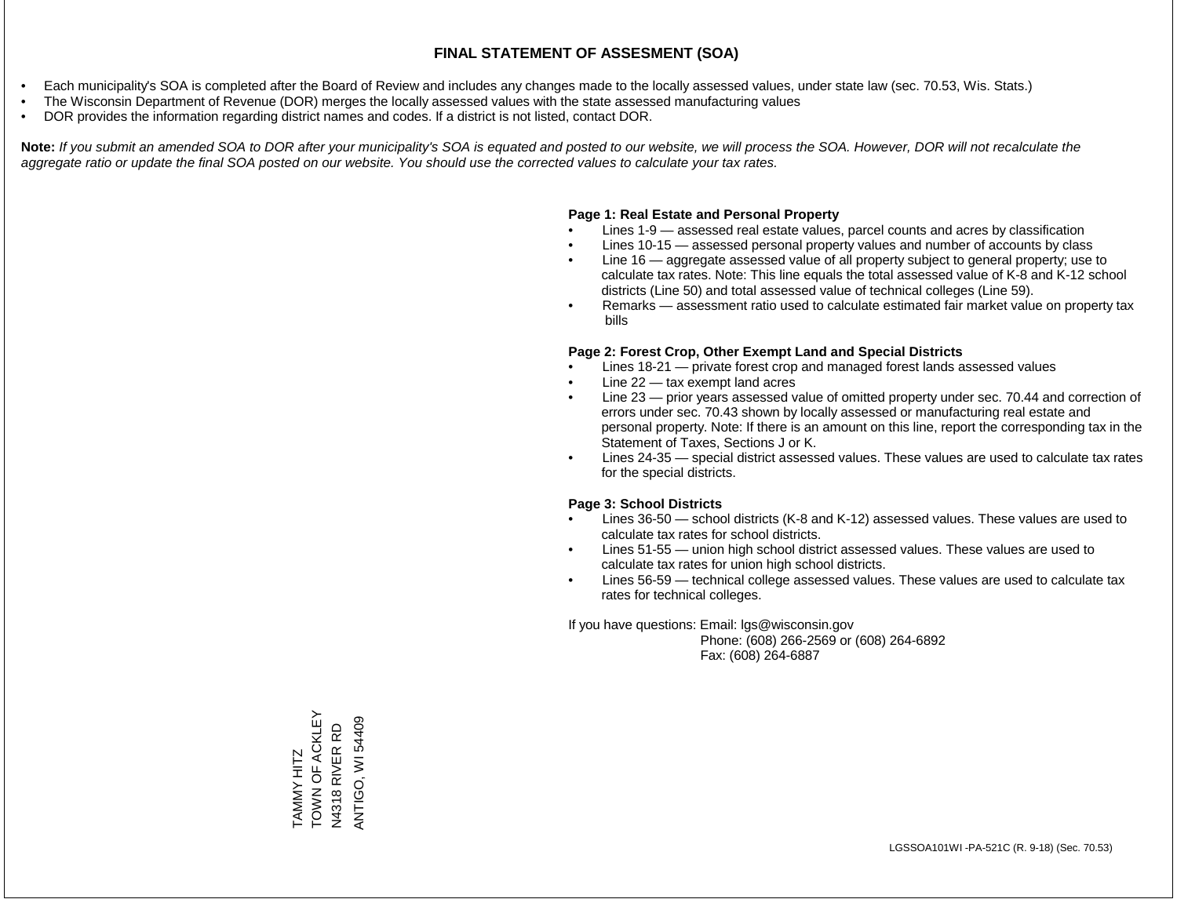# FINAL STATEMENT OF ASSESMENT (SOA)

- Each municipality's SOA is completed after the Board of Review and includes any changes made to the locally assessed values, under state law (sec. 70.53, Wis. Stats.)
- The Wisconsin Department of Revenue (DOR) merges the locally assessed values with the state assessed manufacturing values
- DOR provides the information regarding district names and codes. If a district is not listed, contact DOR.

**Note:** *If you submit an amended SOA to DOR after your municipality's SOA is equated and posted to our website, we will process the SOA. However, DOR will not recalculate the aggregate ratio or update the final SOA posted on our website. You should use the corrected values to calculate your tax rates.*

**Page 1: Real Estate and Personal Property**

- Lines 1-9 — assessed real estate values, parcel counts and acres by classification
- Lines 10-15 — assessed personal property values and number of accounts by class
- Line 16 — aggregate assessed value of all property subject to general property; use to calculate tax rates. Note: This line equals the total assessed value of K-8 and K-12 school districts (Line 50) and total assessed value of technical colleges (Line 59).
- Remarks — assessment ratio used to calculate estimated fair market value on property tax bills

**Page 2: Forest Crop, Other Exempt Land and Special Districts**

- Lines 18-21 — private forest crop and managed forest lands assessed values
- Line 22 — tax exempt land acres
- Line 23 — prior years assessed value of omitted property under sec. 70.44 and correction of errors under sec. 70.43 shown by locally assessed or manufacturing real estate and personal property. Note: If there is an amount on this line, report the corresponding tax in the Statement of Taxes, Sections J or K.
- Lines 24-35 — special district assessed values. These values are used to calculate tax rates for the special districts.

**Page 3: School Districts**

- Lines 36-50 — school districts (K-8 and K-12) assessed values. These values are used to calculate tax rates for school districts.
- Lines 51-55 — union high school district assessed values. These values are used to calculate tax rates for union high school districts.
- Lines 56-59 — technical college assessed values. These values are used to calculate tax rates for technical colleges.

If you have questions: Email: lgs@wisconsin.gov
Phone: (608) 266-2569 or (608) 264-6892
Fax: (608) 264-6887

TAMMY HITZ
TOWN OF ACKLEY
N4318 RIVER RD
ANTIGO, WI 54409

LGSSOA101WI -PA-521C (R. 9-18) (Sec. 70.53)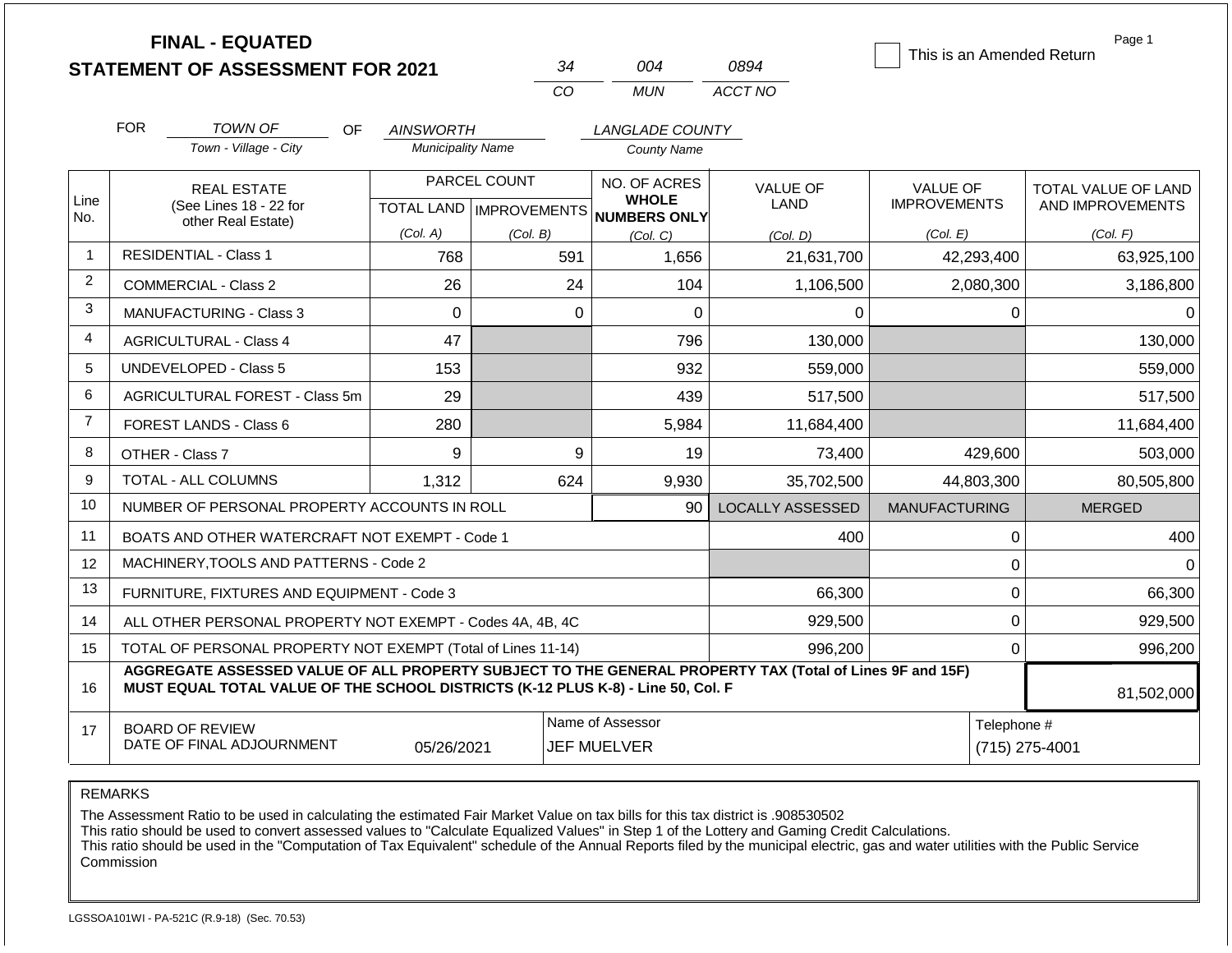# FINAL - EQUATED
## STATEMENT OF ASSESSMENT FOR 2021

| 34 | 004 | 0894 |
|---|---|---|
| CO | MUN | ACCT NO |

☐ This is an Amended Return

FOR *TOWN OF* (Town - Village - City) OF *AINSWORTH* (Municipality Name) *LANGLADE COUNTY* (County Name)

| Line No. | REAL ESTATE (See Lines 18 - 22 for other Real Estate) | PARCEL COUNT TOTAL LAND (Col. A) | PARCEL COUNT IMPROVEMENTS (Col. B) | NO. OF ACRES WHOLE NUMBERS ONLY (Col. C) | VALUE OF LAND (Col. D) | VALUE OF IMPROVEMENTS (Col. E) | TOTAL VALUE OF LAND AND IMPROVEMENTS (Col. F) |
|---|---|---|---|---|---|---|---|
| 1 | RESIDENTIAL - Class 1 | 768 | 591 | 1,656 | 21,631,700 | 42,293,400 | 63,925,100 |
| 2 | COMMERCIAL - Class 2 | 26 | 24 | 104 | 1,106,500 | 2,080,300 | 3,186,800 |
| 3 | MANUFACTURING - Class 3 | 0 | 0 | 0 | 0 | 0 | 0 |
| 4 | AGRICULTURAL - Class 4 | 47 | | 796 | 130,000 | | 130,000 |
| 5 | UNDEVELOPED - Class 5 | 153 | | 932 | 559,000 | | 559,000 |
| 6 | AGRICULTURAL FOREST - Class 5m | 29 | | 439 | 517,500 | | 517,500 |
| 7 | FOREST LANDS - Class 6 | 280 | | 5,984 | 11,684,400 | | 11,684,400 |
| 8 | OTHER - Class 7 | 9 | 9 | 19 | 73,400 | 429,600 | 503,000 |
| 9 | TOTAL - ALL COLUMNS | 1,312 | 624 | 9,930 | 35,702,500 | 44,803,300 | 80,505,800 |
| 10 | NUMBER OF PERSONAL PROPERTY ACCOUNTS IN ROLL | | | 90 | LOCALLY ASSESSED | MANUFACTURING | MERGED |
| 11 | BOATS AND OTHER WATERCRAFT NOT EXEMPT - Code 1 | | | | 400 | 0 | 400 |
| 12 | MACHINERY,TOOLS AND PATTERNS - Code 2 | | | | | 0 | 0 |
| 13 | FURNITURE, FIXTURES AND EQUIPMENT - Code 3 | | | | 66,300 | 0 | 66,300 |
| 14 | ALL OTHER PERSONAL PROPERTY NOT EXEMPT - Codes 4A, 4B, 4C | | | | 929,500 | 0 | 929,500 |
| 15 | TOTAL OF PERSONAL PROPERTY NOT EXEMPT (Total of Lines 11-14) | | | | 996,200 | 0 | 996,200 |
| 16 | **AGGREGATE ASSESSED VALUE OF ALL PROPERTY SUBJECT TO THE GENERAL PROPERTY TAX (Total of Lines 9F and 15F) MUST EQUAL TOTAL VALUE OF THE SCHOOL DISTRICTS (K-12 PLUS K-8) - Line 50, Col. F** | | | | | | 81,502,000 |
| 17 | BOARD OF REVIEW DATE OF FINAL ADJOURNMENT | 05/26/2021 | | Name of Assessor: JEF MUELVER | | | Telephone #: (715) 275-4001 |

REMARKS

The Assessment Ratio to be used in calculating the estimated Fair Market Value on tax bills for this tax district is .908530502
This ratio should be used to convert assessed values to "Calculate Equalized Values" in Step 1 of the Lottery and Gaming Credit Calculations.
This ratio should be used in the "Computation of Tax Equivalent" schedule of the Annual Reports filed by the municipal electric, gas and water utilities with the Public Service Commission

LGSSOA101WI - PA-521C (R.9-18) (Sec. 70.53)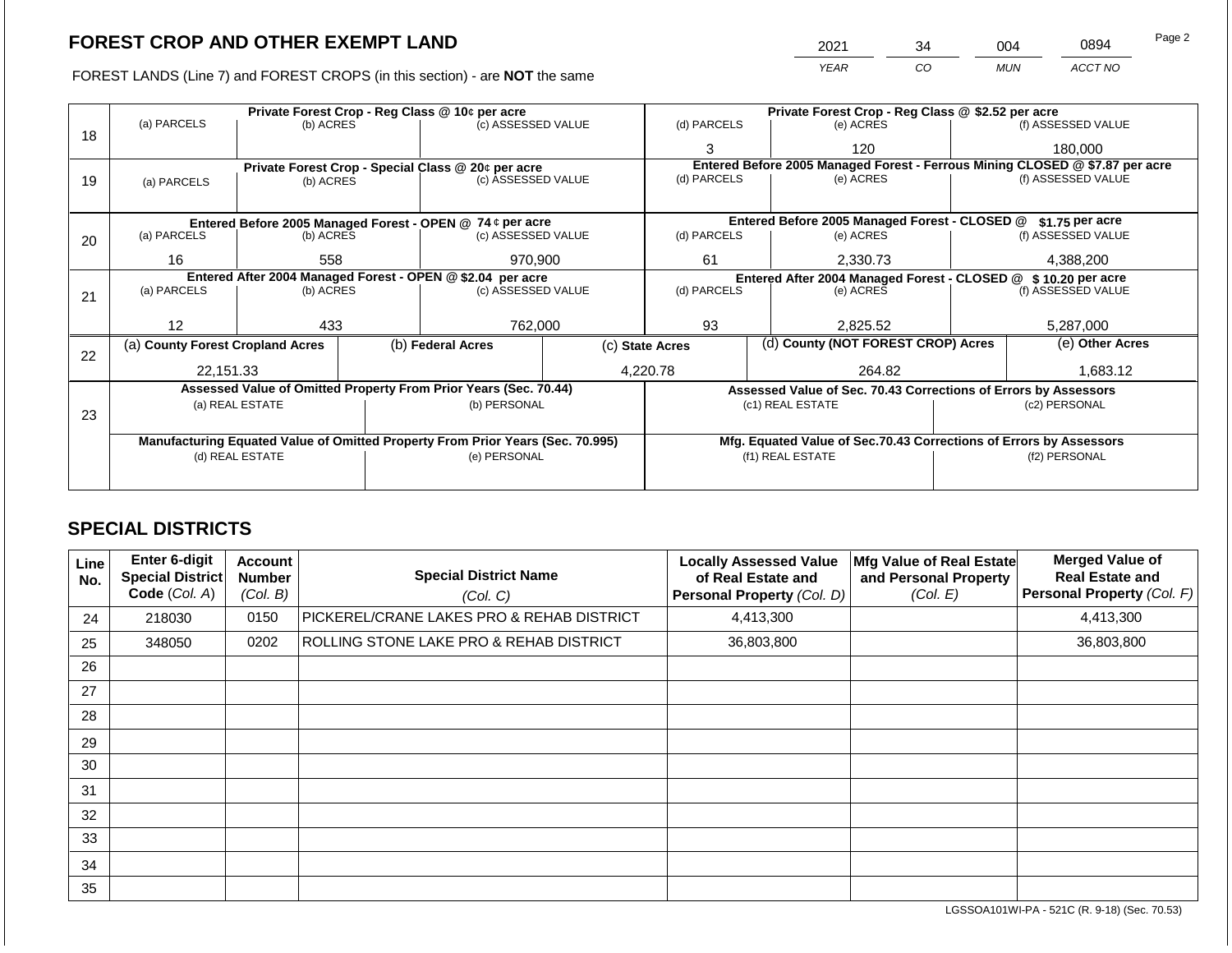## FOREST CROP AND OTHER EXEMPT LAND

FOREST LANDS (Line 7) and FOREST CROPS (in this section) - are **NOT** the same

| YEAR | CO | MUN | ACCT NO |
|---|---|---|---|
| 2021 | 34 | 004 | 0894 |

| Line | Private Forest Crop - Reg Class @ 10¢ per acre | | | Private Forest Crop - Reg Class @ $2.52 per acre | | |
|---|---|---|---|---|---|---|
| | (a) PARCELS | (b) ACRES | (c) ASSESSED VALUE | (d) PARCELS | (e) ACRES | (f) ASSESSED VALUE |
| 18 | | | | 3 | 120 | 180,000 |
| | **Private Forest Crop - Special Class @ 20¢ per acre** | | | **Entered Before 2005 Managed Forest - Ferrous Mining CLOSED @ $7.87 per acre** | | |
| | (a) PARCELS | (b) ACRES | (c) ASSESSED VALUE | (d) PARCELS | (e) ACRES | (f) ASSESSED VALUE |
| 19 | | | | | | |
| | **Entered Before 2005 Managed Forest - OPEN @ 74 ¢ per acre** | | | **Entered Before 2005 Managed Forest - CLOSED @ $1.75 per acre** | | |
| | (a) PARCELS | (b) ACRES | (c) ASSESSED VALUE | (d) PARCELS | (e) ACRES | (f) ASSESSED VALUE |
| 20 | 16 | 558 | 970,900 | 61 | 2,330.73 | 4,388,200 |
| | **Entered After 2004 Managed Forest - OPEN @ $2.04 per acre** | | | **Entered After 2004 Managed Forest - CLOSED @ $ 10.20 per acre** | | |
| | (a) PARCELS | (b) ACRES | (c) ASSESSED VALUE | (d) PARCELS | (e) ACRES | (f) ASSESSED VALUE |
| 21 | 12 | 433 | 762,000 | 93 | 2,825.52 | 5,287,000 |

| Line | (a) County Forest Cropland Acres | (b) Federal Acres | (c) State Acres | (d) County (NOT FOREST CROP) Acres | (e) Other Acres |
|---|---|---|---|---|---|
| 22 | 22,151.33 | | 4,220.78 | 264.82 | 1,683.12 |

| Line | Assessed Value of Omitted Property From Prior Years (Sec. 70.44) | | Assessed Value of Sec. 70.43 Corrections of Errors by Assessors | |
|---|---|---|---|---|
| | (a) REAL ESTATE | (b) PERSONAL | (c1) REAL ESTATE | (c2) PERSONAL |
| 23 | | | | |
| | **Manufacturing Equated Value of Omitted Property From Prior Years (Sec. 70.995)** | | **Mfg. Equated Value of Sec.70.43 Corrections of Errors by Assessors** | |
| | (d) REAL ESTATE | (e) PERSONAL | (f1) REAL ESTATE | (f2) PERSONAL |
| | | | | |

## SPECIAL DISTRICTS

| Line No. | Enter 6-digit Special District Code (Col. A) | Account Number (Col. B) | Special District Name (Col. C) | Locally Assessed Value of Real Estate and Personal Property (Col. D) | Mfg Value of Real Estate and Personal Property (Col. E) | Merged Value of Real Estate and Personal Property (Col. F) |
|---|---|---|---|---|---|---|
| 24 | 218030 | 0150 | PICKEREL/CRANE LAKES PRO & REHAB DISTRICT | 4,413,300 | | 4,413,300 |
| 25 | 348050 | 0202 | ROLLING STONE LAKE PRO & REHAB DISTRICT | 36,803,800 | | 36,803,800 |
| 26 | | | | | | |
| 27 | | | | | | |
| 28 | | | | | | |
| 29 | | | | | | |
| 30 | | | | | | |
| 31 | | | | | | |
| 32 | | | | | | |
| 33 | | | | | | |
| 34 | | | | | | |
| 35 | | | | | | |

LGSSOA101WI-PA - 521C (R. 9-18) (Sec. 70.53)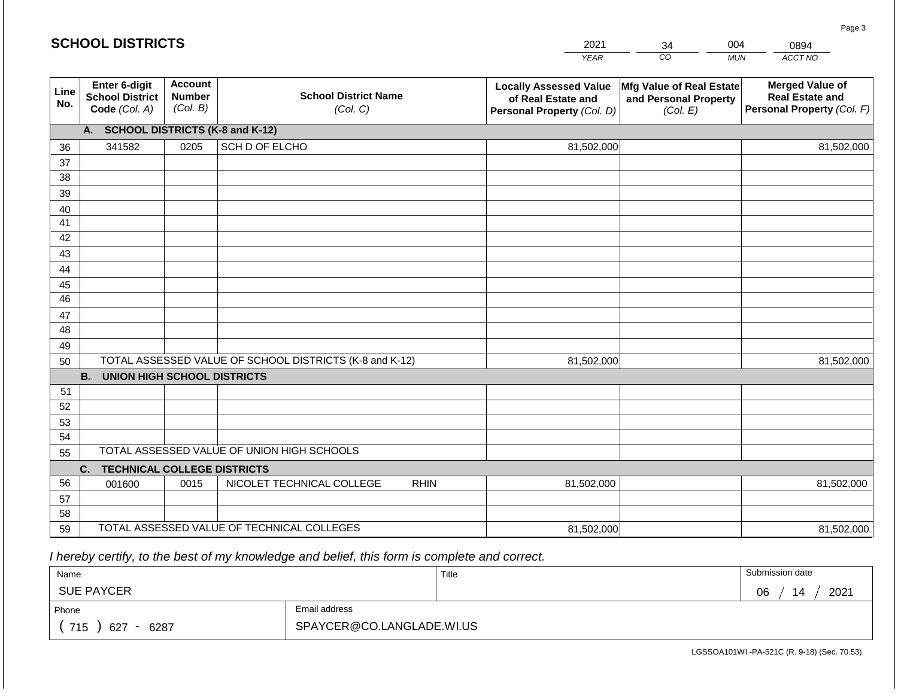## SCHOOL DISTRICTS

| 2021 | 34 | 004 | 0894 |
|---|---|---|---|
| *YEAR* | *CO* | *MUN* | *ACCT NO* |

| Line No. | Enter 6-digit School District Code *(Col. A)* | Account Number *(Col. B)* | School District Name *(Col. C)* | Locally Assessed Value of Real Estate and Personal Property *(Col. D)* | Mfg Value of Real Estate and Personal Property *(Col. E)* | Merged Value of Real Estate and Personal Property *(Col. F)* |
|---|---|---|---|---|---|---|
| | **A. SCHOOL DISTRICTS (K-8 and K-12)** | | | | | |
| 36 | 341582 | 0205 | SCH D OF ELCHO | 81,502,000 | | 81,502,000 |
| 37 | | | | | | |
| 38 | | | | | | |
| 39 | | | | | | |
| 40 | | | | | | |
| 41 | | | | | | |
| 42 | | | | | | |
| 43 | | | | | | |
| 44 | | | | | | |
| 45 | | | | | | |
| 46 | | | | | | |
| 47 | | | | | | |
| 48 | | | | | | |
| 49 | | | | | | |
| 50 | TOTAL ASSESSED VALUE OF SCHOOL DISTRICTS (K-8 and K-12) | | | 81,502,000 | | 81,502,000 |
| | **B. UNION HIGH SCHOOL DISTRICTS** | | | | | |
| 51 | | | | | | |
| 52 | | | | | | |
| 53 | | | | | | |
| 54 | | | | | | |
| 55 | TOTAL ASSESSED VALUE OF UNION HIGH SCHOOLS | | | | | |
| | **C. TECHNICAL COLLEGE DISTRICTS** | | | | | |
| 56 | 001600 | 0015 | NICOLET TECHNICAL COLLEGE RHIN | 81,502,000 | | 81,502,000 |
| 57 | | | | | | |
| 58 | | | | | | |
| 59 | TOTAL ASSESSED VALUE OF TECHNICAL COLLEGES | | | 81,502,000 | | 81,502,000 |

*I hereby certify, to the best of my knowledge and belief, this form is complete and correct.*

| Name | Title | Submission date |
|---|---|---|
| SUE PAYCER | | 06 / 14 / 2021 |
| Phone | Email address | |
| ( 715 ) 627 - 6287 | SPAYCER@CO.LANGLADE.WI.US | |

LGSSOA101WI -PA-521C (R. 9-18) (Sec. 70.53)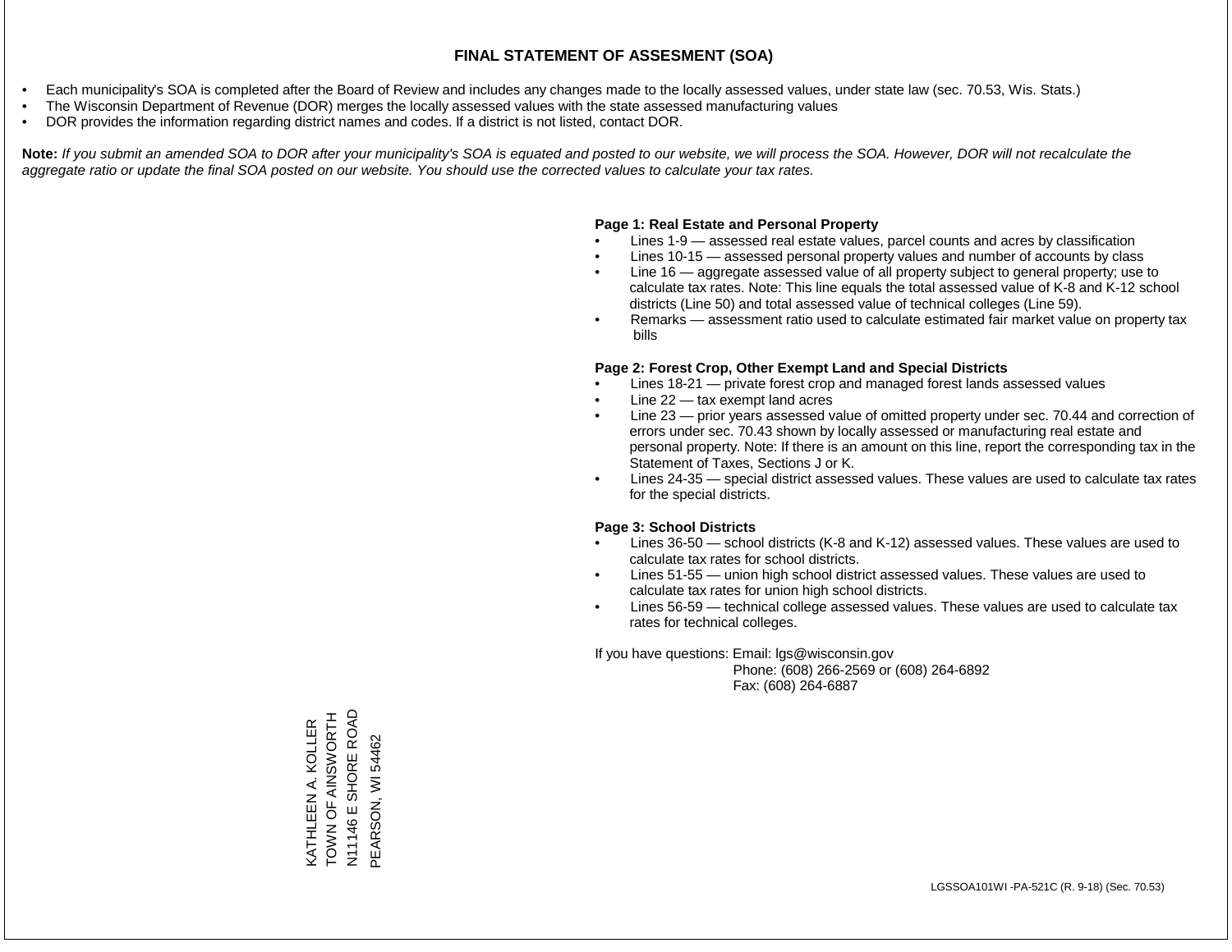# FINAL STATEMENT OF ASSESMENT (SOA)

- Each municipality's SOA is completed after the Board of Review and includes any changes made to the locally assessed values, under state law (sec. 70.53, Wis. Stats.)
- The Wisconsin Department of Revenue (DOR) merges the locally assessed values with the state assessed manufacturing values
- DOR provides the information regarding district names and codes. If a district is not listed, contact DOR.

**Note:** *If you submit an amended SOA to DOR after your municipality's SOA is equated and posted to our website, we will process the SOA. However, DOR will not recalculate the aggregate ratio or update the final SOA posted on our website. You should use the corrected values to calculate your tax rates.*

**Page 1: Real Estate and Personal Property**

- Lines 1-9 — assessed real estate values, parcel counts and acres by classification
- Lines 10-15 — assessed personal property values and number of accounts by class
- Line 16 — aggregate assessed value of all property subject to general property; use to calculate tax rates. Note: This line equals the total assessed value of K-8 and K-12 school districts (Line 50) and total assessed value of technical colleges (Line 59).
- Remarks — assessment ratio used to calculate estimated fair market value on property tax bills

**Page 2: Forest Crop, Other Exempt Land and Special Districts**

- Lines 18-21 — private forest crop and managed forest lands assessed values
- Line 22 — tax exempt land acres
- Line 23 — prior years assessed value of omitted property under sec. 70.44 and correction of errors under sec. 70.43 shown by locally assessed or manufacturing real estate and personal property. Note: If there is an amount on this line, report the corresponding tax in the Statement of Taxes, Sections J or K.
- Lines 24-35 — special district assessed values. These values are used to calculate tax rates for the special districts.

**Page 3: School Districts**

- Lines 36-50 — school districts (K-8 and K-12) assessed values. These values are used to calculate tax rates for school districts.
- Lines 51-55 — union high school district assessed values. These values are used to calculate tax rates for union high school districts.
- Lines 56-59 — technical college assessed values. These values are used to calculate tax rates for technical colleges.

If you have questions: Email: lgs@wisconsin.gov
Phone: (608) 266-2569 or (608) 264-6892
Fax: (608) 264-6887

KATHLEEN A. KOLLER
TOWN OF AINSWORTH
N11146 E SHORE ROAD
PEARSON, WI 54462

LGSSOA101WI -PA-521C (R. 9-18) (Sec. 70.53)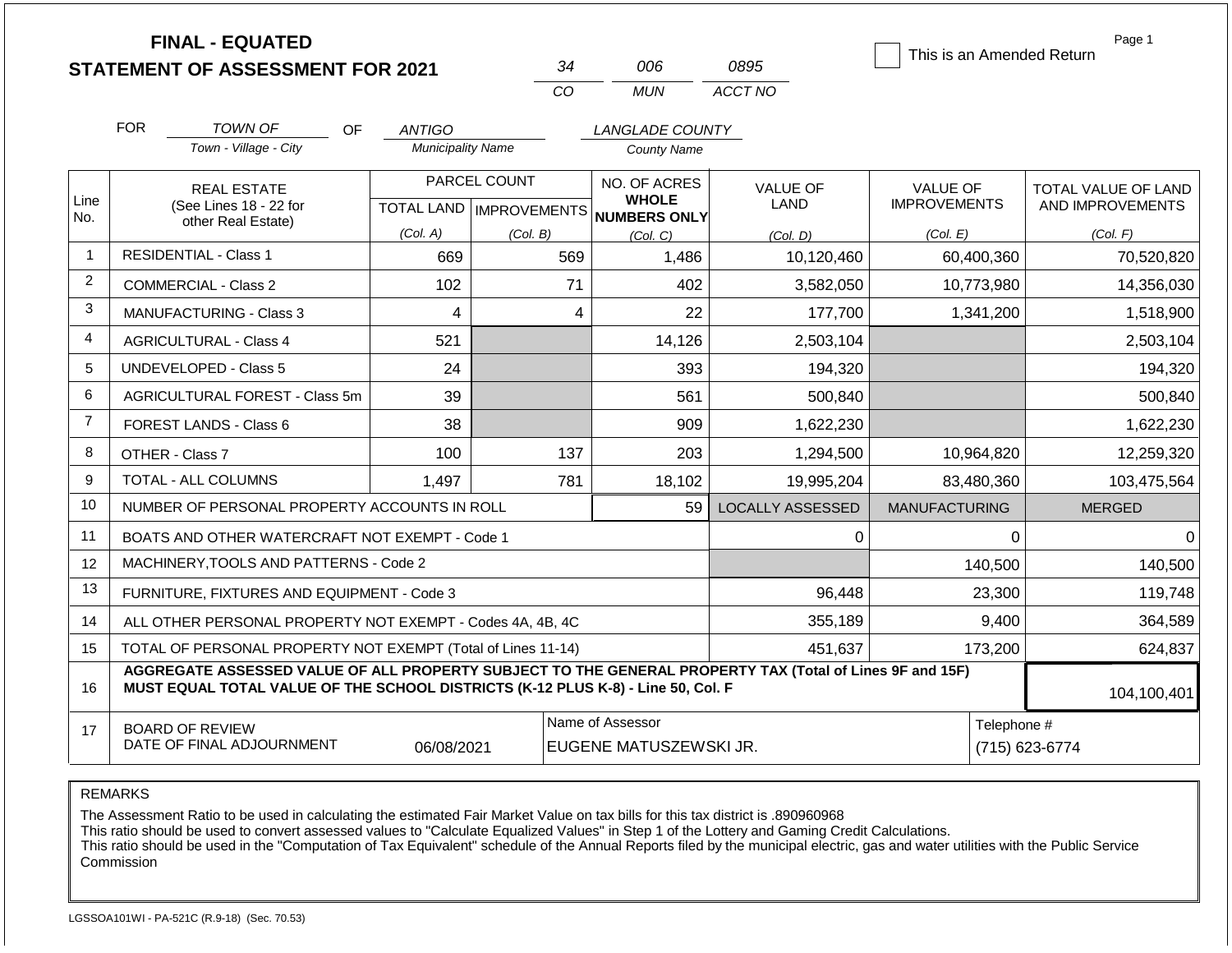# FINAL - EQUATED
## STATEMENT OF ASSESSMENT FOR 2021

34 | 006 | 0895
CO | MUN | ACCT NO

☐ This is an Amended Return

Page 1

FOR TOWN OF (Town - Village - City) OF ANTIGO (Municipality Name) LANGLADE COUNTY (County Name)

| Line No. | REAL ESTATE (See Lines 18 - 22 for other Real Estate) | PARCEL COUNT TOTAL LAND (Col. A) | PARCEL COUNT IMPROVEMENTS (Col. B) | NO. OF ACRES WHOLE NUMBERS ONLY (Col. C) | VALUE OF LAND (Col. D) | VALUE OF IMPROVEMENTS (Col. E) | TOTAL VALUE OF LAND AND IMPROVEMENTS (Col. F) |
|---|---|---|---|---|---|---|---|
| 1 | RESIDENTIAL - Class 1 | 669 | 569 | 1,486 | 10,120,460 | 60,400,360 | 70,520,820 |
| 2 | COMMERCIAL - Class 2 | 102 | 71 | 402 | 3,582,050 | 10,773,980 | 14,356,030 |
| 3 | MANUFACTURING - Class 3 | 4 | 4 | 22 | 177,700 | 1,341,200 | 1,518,900 |
| 4 | AGRICULTURAL - Class 4 | 521 | | 14,126 | 2,503,104 | | 2,503,104 |
| 5 | UNDEVELOPED - Class 5 | 24 | | 393 | 194,320 | | 194,320 |
| 6 | AGRICULTURAL FOREST - Class 5m | 39 | | 561 | 500,840 | | 500,840 |
| 7 | FOREST LANDS - Class 6 | 38 | | 909 | 1,622,230 | | 1,622,230 |
| 8 | OTHER - Class 7 | 100 | 137 | 203 | 1,294,500 | 10,964,820 | 12,259,320 |
| 9 | TOTAL - ALL COLUMNS | 1,497 | 781 | 18,102 | 19,995,204 | 83,480,360 | 103,475,564 |
| 10 | NUMBER OF PERSONAL PROPERTY ACCOUNTS IN ROLL | | | 59 | LOCALLY ASSESSED | MANUFACTURING | MERGED |
| 11 | BOATS AND OTHER WATERCRAFT NOT EXEMPT - Code 1 | | | | 0 | 0 | 0 |
| 12 | MACHINERY,TOOLS AND PATTERNS - Code 2 | | | | | 140,500 | 140,500 |
| 13 | FURNITURE, FIXTURES AND EQUIPMENT - Code 3 | | | | 96,448 | 23,300 | 119,748 |
| 14 | ALL OTHER PERSONAL PROPERTY NOT EXEMPT - Codes 4A, 4B, 4C | | | | 355,189 | 9,400 | 364,589 |
| 15 | TOTAL OF PERSONAL PROPERTY NOT EXEMPT (Total of Lines 11-14) | | | | 451,637 | 173,200 | 624,837 |
| 16 | AGGREGATE ASSESSED VALUE OF ALL PROPERTY SUBJECT TO THE GENERAL PROPERTY TAX (Total of Lines 9F and 15F) MUST EQUAL TOTAL VALUE OF THE SCHOOL DISTRICTS (K-12 PLUS K-8) - Line 50, Col. F | | | | | | 104,100,401 |
| 17 | BOARD OF REVIEW DATE OF FINAL ADJOURNMENT | 06/08/2021 | | Name of Assessor: EUGENE MATUSZEWSKI JR. | | | Telephone #: (715) 623-6774 |

REMARKS

The Assessment Ratio to be used in calculating the estimated Fair Market Value on tax bills for this tax district is .890960968
This ratio should be used to convert assessed values to "Calculate Equalized Values" in Step 1 of the Lottery and Gaming Credit Calculations.
This ratio should be used in the "Computation of Tax Equivalent" schedule of the Annual Reports filed by the municipal electric, gas and water utilities with the Public Service Commission

LGSSOA101WI - PA-521C (R.9-18) (Sec. 70.53)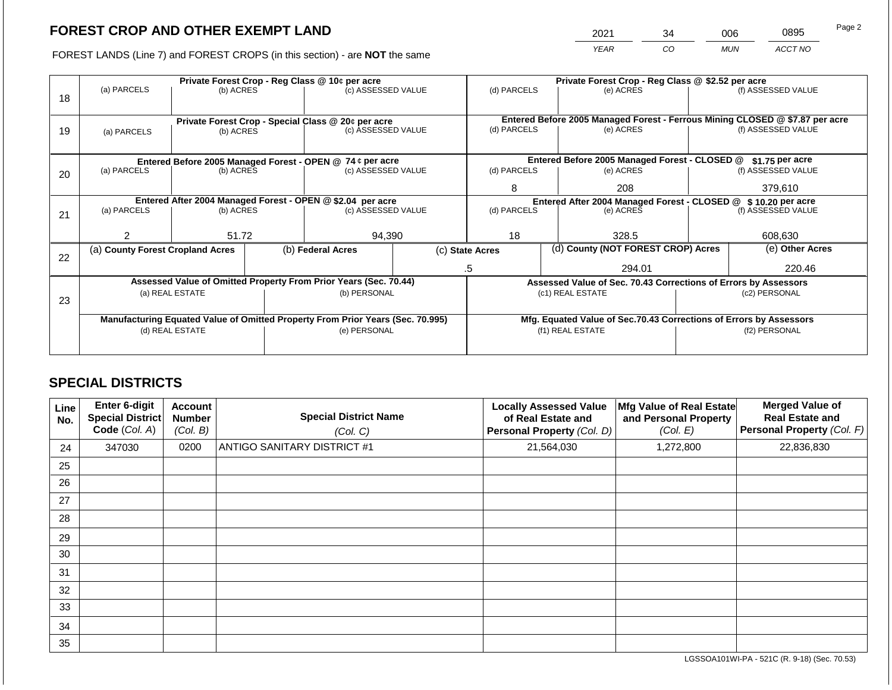# FOREST CROP AND OTHER EXEMPT LAND

| 2021 | 34 | 006 | 0895 |
|---|---|---|---|
| *YEAR* | *CO* | *MUN* | *ACCT NO* |

FOREST LANDS (Line 7) and FOREST CROPS (in this section) - are **NOT** the same

| | Private Forest Crop - Reg Class @ 10¢ per acre | | | Private Forest Crop - Reg Class @ $2.52 per acre | | |
|---|---|---|---|---|---|---|
| 18 | (a) PARCELS | (b) ACRES | (c) ASSESSED VALUE | (d) PARCELS | (e) ACRES | (f) ASSESSED VALUE |
| | | | | | | |
| | **Private Forest Crop - Special Class @ 20¢ per acre** | | | **Entered Before 2005 Managed Forest - Ferrous Mining CLOSED @ $7.87 per acre** | | |
| 19 | (a) PARCELS | (b) ACRES | (c) ASSESSED VALUE | (d) PARCELS | (e) ACRES | (f) ASSESSED VALUE |
| | | | | | | |
| | **Entered Before 2005 Managed Forest - OPEN @ 74 ¢ per acre** | | | **Entered Before 2005 Managed Forest - CLOSED @ $1.75 per acre** | | |
| 20 | (a) PARCELS | (b) ACRES | (c) ASSESSED VALUE | (d) PARCELS | (e) ACRES | (f) ASSESSED VALUE |
| | | | | 8 | 208 | 379,610 |
| | **Entered After 2004 Managed Forest - OPEN @ $2.04 per acre** | | | **Entered After 2004 Managed Forest - CLOSED @ $ 10.20 per acre** | | |
| 21 | (a) PARCELS | (b) ACRES | (c) ASSESSED VALUE | (d) PARCELS | (e) ACRES | (f) ASSESSED VALUE |
| | 2 | 51.72 | 94,390 | 18 | 328.5 | 608,630 |

| | (a) County Forest Cropland Acres | (b) Federal Acres | (c) State Acres | (d) County (NOT FOREST CROP) Acres | (e) Other Acres |
|---|---|---|---|---|---|
| 22 | | | .5 | 294.01 | 220.46 |

| | Assessed Value of Omitted Property From Prior Years (Sec. 70.44) | | Assessed Value of Sec. 70.43 Corrections of Errors by Assessors | |
|---|---|---|---|---|
| 23 | (a) REAL ESTATE | (b) PERSONAL | (c1) REAL ESTATE | (c2) PERSONAL |
| | | | | |
| | **Manufacturing Equated Value of Omitted Property From Prior Years (Sec. 70.995)** | | **Mfg. Equated Value of Sec.70.43 Corrections of Errors by Assessors** | |
| | (d) REAL ESTATE | (e) PERSONAL | (f1) REAL ESTATE | (f2) PERSONAL |
| | | | | |

## SPECIAL DISTRICTS

| Line No. | Enter 6-digit Special District Code (Col. A) | Account Number (Col. B) | Special District Name (Col. C) | Locally Assessed Value of Real Estate and Personal Property (Col. D) | Mfg Value of Real Estate and Personal Property (Col. E) | Merged Value of Real Estate and Personal Property (Col. F) |
|---|---|---|---|---|---|---|
| 24 | 347030 | 0200 | ANTIGO SANITARY DISTRICT #1 | 21,564,030 | 1,272,800 | 22,836,830 |
| 25 | | | | | | |
| 26 | | | | | | |
| 27 | | | | | | |
| 28 | | | | | | |
| 29 | | | | | | |
| 30 | | | | | | |
| 31 | | | | | | |
| 32 | | | | | | |
| 33 | | | | | | |
| 34 | | | | | | |
| 35 | | | | | | |

LGSSOA101WI-PA - 521C (R. 9-18) (Sec. 70.53)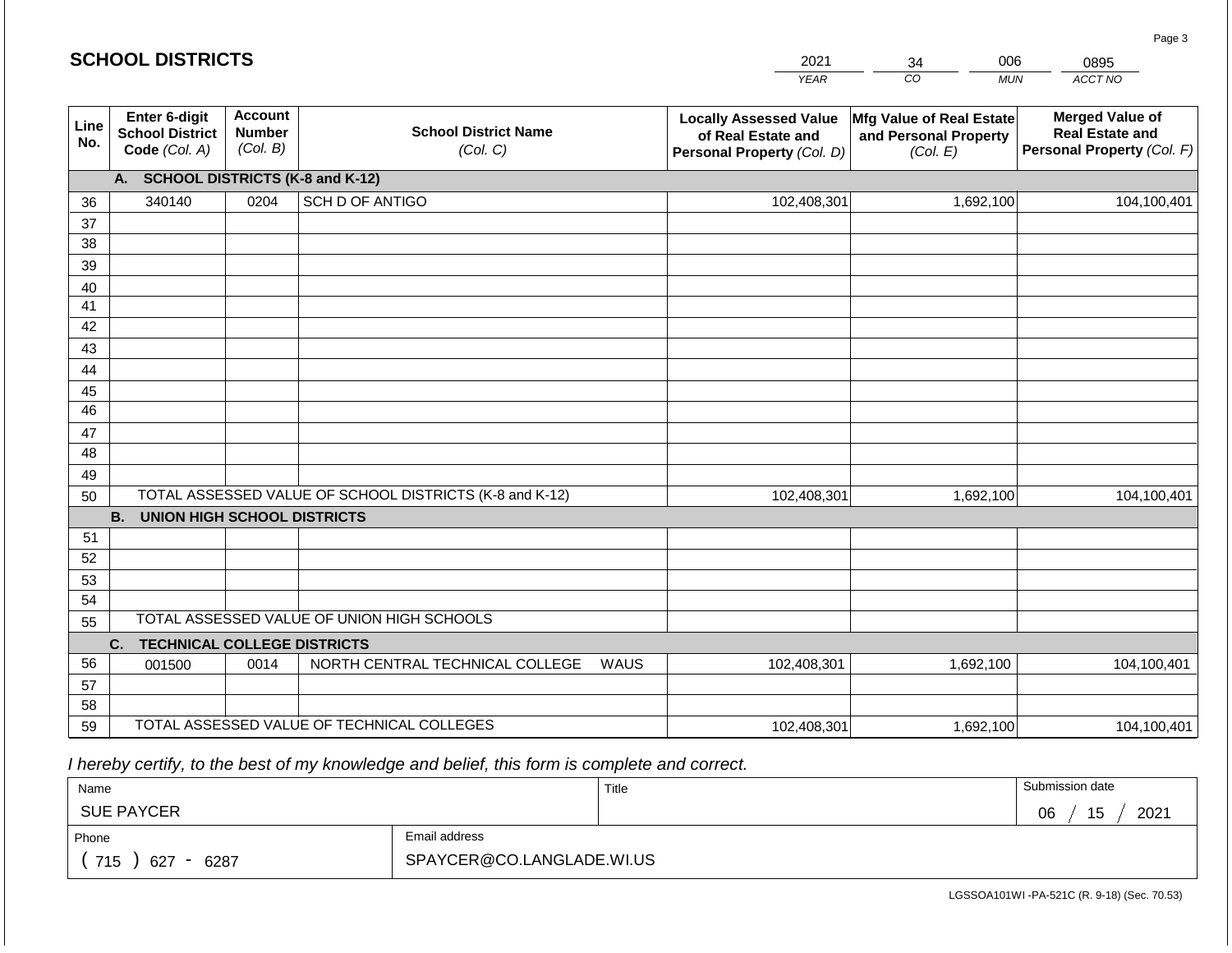## SCHOOL DISTRICTS

| YEAR | CO | MUN | ACCT NO |
|---|---|---|---|
| 2021 | 34 | 006 | 0895 |

| Line No. | Enter 6-digit School District Code (Col. A) | Account Number (Col. B) | School District Name (Col. C) | Locally Assessed Value of Real Estate and Personal Property (Col. D) | Mfg Value of Real Estate and Personal Property (Col. E) | Merged Value of Real Estate and Personal Property (Col. F) |
|---|---|---|---|---|---|---|
| | **A. SCHOOL DISTRICTS (K-8 and K-12)** | | | | | |
| 36 | 340140 | 0204 | SCH D OF ANTIGO | 102,408,301 | 1,692,100 | 104,100,401 |
| 37 | | | | | | |
| 38 | | | | | | |
| 39 | | | | | | |
| 40 | | | | | | |
| 41 | | | | | | |
| 42 | | | | | | |
| 43 | | | | | | |
| 44 | | | | | | |
| 45 | | | | | | |
| 46 | | | | | | |
| 47 | | | | | | |
| 48 | | | | | | |
| 49 | | | | | | |
| 50 | TOTAL ASSESSED VALUE OF SCHOOL DISTRICTS (K-8 and K-12) | | | 102,408,301 | 1,692,100 | 104,100,401 |
| | **B. UNION HIGH SCHOOL DISTRICTS** | | | | | |
| 51 | | | | | | |
| 52 | | | | | | |
| 53 | | | | | | |
| 54 | | | | | | |
| 55 | TOTAL ASSESSED VALUE OF UNION HIGH SCHOOLS | | | | | |
| | **C. TECHNICAL COLLEGE DISTRICTS** | | | | | |
| 56 | 001500 | 0014 | NORTH CENTRAL TECHNICAL COLLEGE WAUS | 102,408,301 | 1,692,100 | 104,100,401 |
| 57 | | | | | | |
| 58 | | | | | | |
| 59 | TOTAL ASSESSED VALUE OF TECHNICAL COLLEGES | | | 102,408,301 | 1,692,100 | 104,100,401 |

*I hereby certify, to the best of my knowledge and belief, this form is complete and correct.*

| Name | Title | Submission date |
|---|---|---|
| SUE PAYCER | | 06 / 15 / 2021 |
| **Phone** | **Email address** | |
| ( 715 ) 627 - 6287 | SPAYCER@CO.LANGLADE.WI.US | |

LGSSOA101WI -PA-521C (R. 9-18) (Sec. 70.53)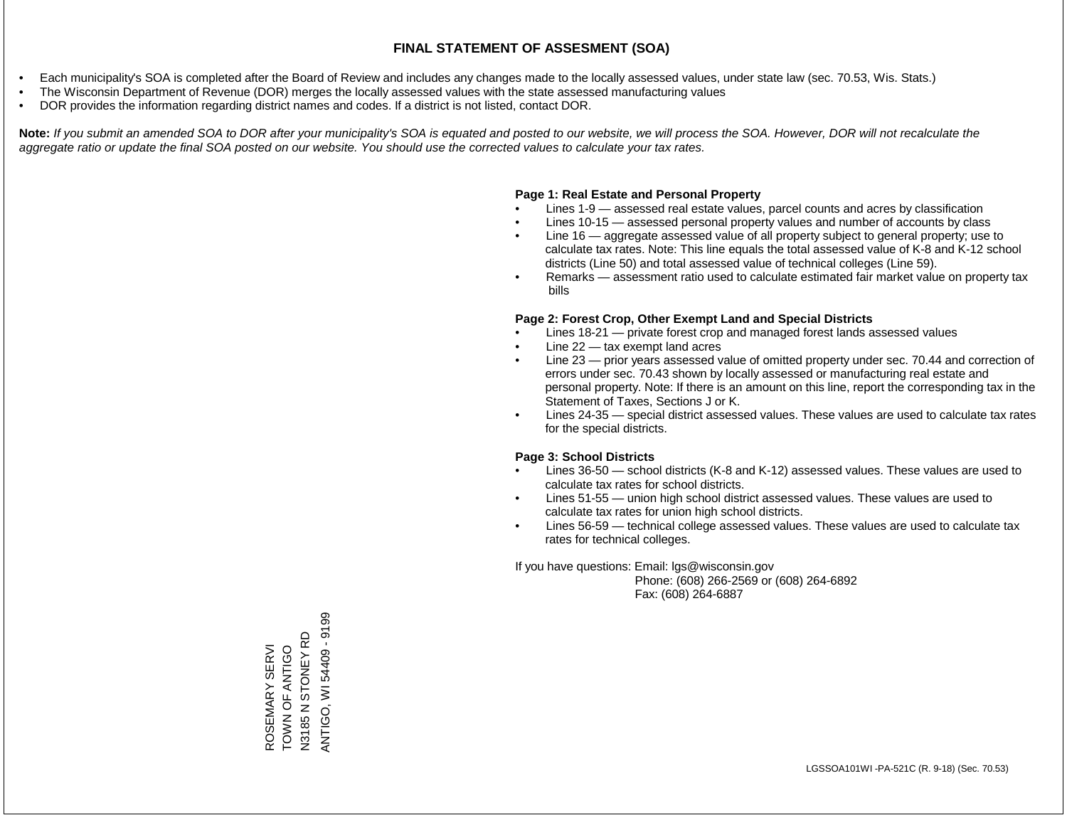# FINAL STATEMENT OF ASSESMENT (SOA)

- Each municipality's SOA is completed after the Board of Review and includes any changes made to the locally assessed values, under state law (sec. 70.53, Wis. Stats.)
- The Wisconsin Department of Revenue (DOR) merges the locally assessed values with the state assessed manufacturing values
- DOR provides the information regarding district names and codes. If a district is not listed, contact DOR.

**Note:** *If you submit an amended SOA to DOR after your municipality's SOA is equated and posted to our website, we will process the SOA. However, DOR will not recalculate the aggregate ratio or update the final SOA posted on our website. You should use the corrected values to calculate your tax rates.*

**Page 1: Real Estate and Personal Property**

- Lines 1-9 — assessed real estate values, parcel counts and acres by classification
- Lines 10-15 — assessed personal property values and number of accounts by class
- Line 16 — aggregate assessed value of all property subject to general property; use to calculate tax rates. Note: This line equals the total assessed value of K-8 and K-12 school districts (Line 50) and total assessed value of technical colleges (Line 59).
- Remarks — assessment ratio used to calculate estimated fair market value on property tax bills

**Page 2: Forest Crop, Other Exempt Land and Special Districts**

- Lines 18-21 — private forest crop and managed forest lands assessed values
- Line 22 — tax exempt land acres
- Line 23 — prior years assessed value of omitted property under sec. 70.44 and correction of errors under sec. 70.43 shown by locally assessed or manufacturing real estate and personal property. Note: If there is an amount on this line, report the corresponding tax in the Statement of Taxes, Sections J or K.
- Lines 24-35 — special district assessed values. These values are used to calculate tax rates for the special districts.

**Page 3: School Districts**

- Lines 36-50 — school districts (K-8 and K-12) assessed values. These values are used to calculate tax rates for school districts.
- Lines 51-55 — union high school district assessed values. These values are used to calculate tax rates for union high school districts.
- Lines 56-59 — technical college assessed values. These values are used to calculate tax rates for technical colleges.

If you have questions: Email: lgs@wisconsin.gov
Phone: (608) 266-2569 or (608) 264-6892
Fax: (608) 264-6887

ROSEMARY SERVI
TOWN OF ANTIGO
N3185 N STONEY RD
ANTIGO, WI 54409 - 9199

LGSSOA101WI -PA-521C (R. 9-18) (Sec. 70.53)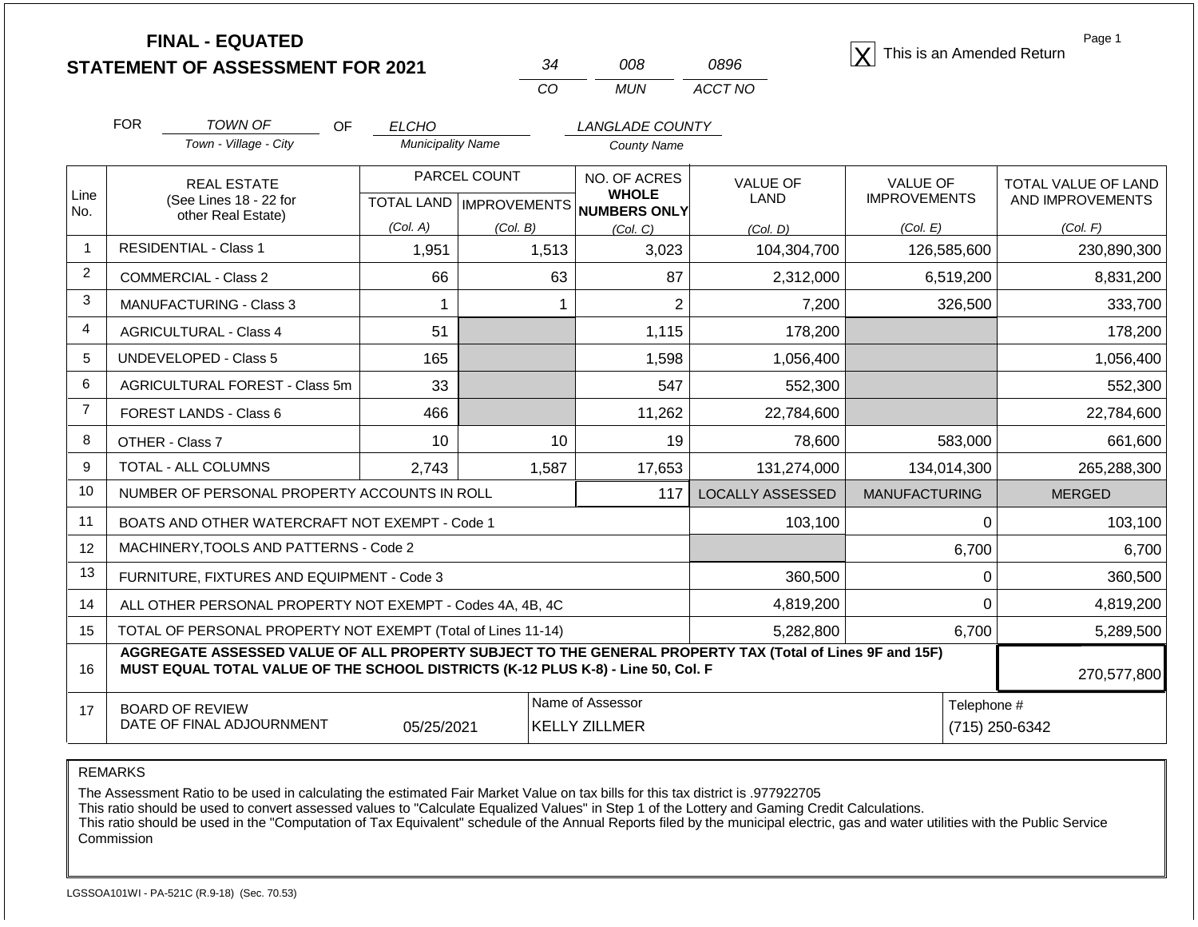# FINAL - EQUATED
# STATEMENT OF ASSESSMENT FOR 2021

| 34 | 008 | 0896 |
|---|---|---|
| CO | MUN | ACCT NO |

[X] This is an Amended Return

Page 1

FOR *TOWN OF* (Town - Village - City) OF *ELCHO* (Municipality Name) *LANGLADE COUNTY* (County Name)

| Line No. | REAL ESTATE (See Lines 18 - 22 for other Real Estate) | PARCEL COUNT TOTAL LAND (Col. A) | PARCEL COUNT IMPROVEMENTS (Col. B) | NO. OF ACRES WHOLE NUMBERS ONLY (Col. C) | VALUE OF LAND (Col. D) | VALUE OF IMPROVEMENTS (Col. E) | TOTAL VALUE OF LAND AND IMPROVEMENTS (Col. F) |
|---|---|---|---|---|---|---|---|
| 1 | RESIDENTIAL - Class 1 | 1,951 | 1,513 | 3,023 | 104,304,700 | 126,585,600 | 230,890,300 |
| 2 | COMMERCIAL - Class 2 | 66 | 63 | 87 | 2,312,000 | 6,519,200 | 8,831,200 |
| 3 | MANUFACTURING - Class 3 | 1 | 1 | 2 | 7,200 | 326,500 | 333,700 |
| 4 | AGRICULTURAL - Class 4 | 51 | | 1,115 | 178,200 | | 178,200 |
| 5 | UNDEVELOPED - Class 5 | 165 | | 1,598 | 1,056,400 | | 1,056,400 |
| 6 | AGRICULTURAL FOREST - Class 5m | 33 | | 547 | 552,300 | | 552,300 |
| 7 | FOREST LANDS - Class 6 | 466 | | 11,262 | 22,784,600 | | 22,784,600 |
| 8 | OTHER - Class 7 | 10 | 10 | 19 | 78,600 | 583,000 | 661,600 |
| 9 | TOTAL - ALL COLUMNS | 2,743 | 1,587 | 17,653 | 131,274,000 | 134,014,300 | 265,288,300 |
| 10 | NUMBER OF PERSONAL PROPERTY ACCOUNTS IN ROLL | | | 117 | LOCALLY ASSESSED | MANUFACTURING | MERGED |
| 11 | BOATS AND OTHER WATERCRAFT NOT EXEMPT - Code 1 | | | | 103,100 | 0 | 103,100 |
| 12 | MACHINERY,TOOLS AND PATTERNS - Code 2 | | | | | 6,700 | 6,700 |
| 13 | FURNITURE, FIXTURES AND EQUIPMENT - Code 3 | | | | 360,500 | 0 | 360,500 |
| 14 | ALL OTHER PERSONAL PROPERTY NOT EXEMPT - Codes 4A, 4B, 4C | | | | 4,819,200 | 0 | 4,819,200 |
| 15 | TOTAL OF PERSONAL PROPERTY NOT EXEMPT (Total of Lines 11-14) | | | | 5,282,800 | 6,700 | 5,289,500 |
| 16 | **AGGREGATE ASSESSED VALUE OF ALL PROPERTY SUBJECT TO THE GENERAL PROPERTY TAX (Total of Lines 9F and 15F) MUST EQUAL TOTAL VALUE OF THE SCHOOL DISTRICTS (K-12 PLUS K-8) - Line 50, Col. F** | | | | | | 270,577,800 |
| 17 | BOARD OF REVIEW DATE OF FINAL ADJOURNMENT | 05/25/2021 | Name of Assessor | KELLY ZILLMER | | Telephone # | (715) 250-6342 |

REMARKS

The Assessment Ratio to be used in calculating the estimated Fair Market Value on tax bills for this tax district is .977922705
This ratio should be used to convert assessed values to "Calculate Equalized Values" in Step 1 of the Lottery and Gaming Credit Calculations.
This ratio should be used in the "Computation of Tax Equivalent" schedule of the Annual Reports filed by the municipal electric, gas and water utilities with the Public Service Commission

LGSSOA101WI - PA-521C (R.9-18) (Sec. 70.53)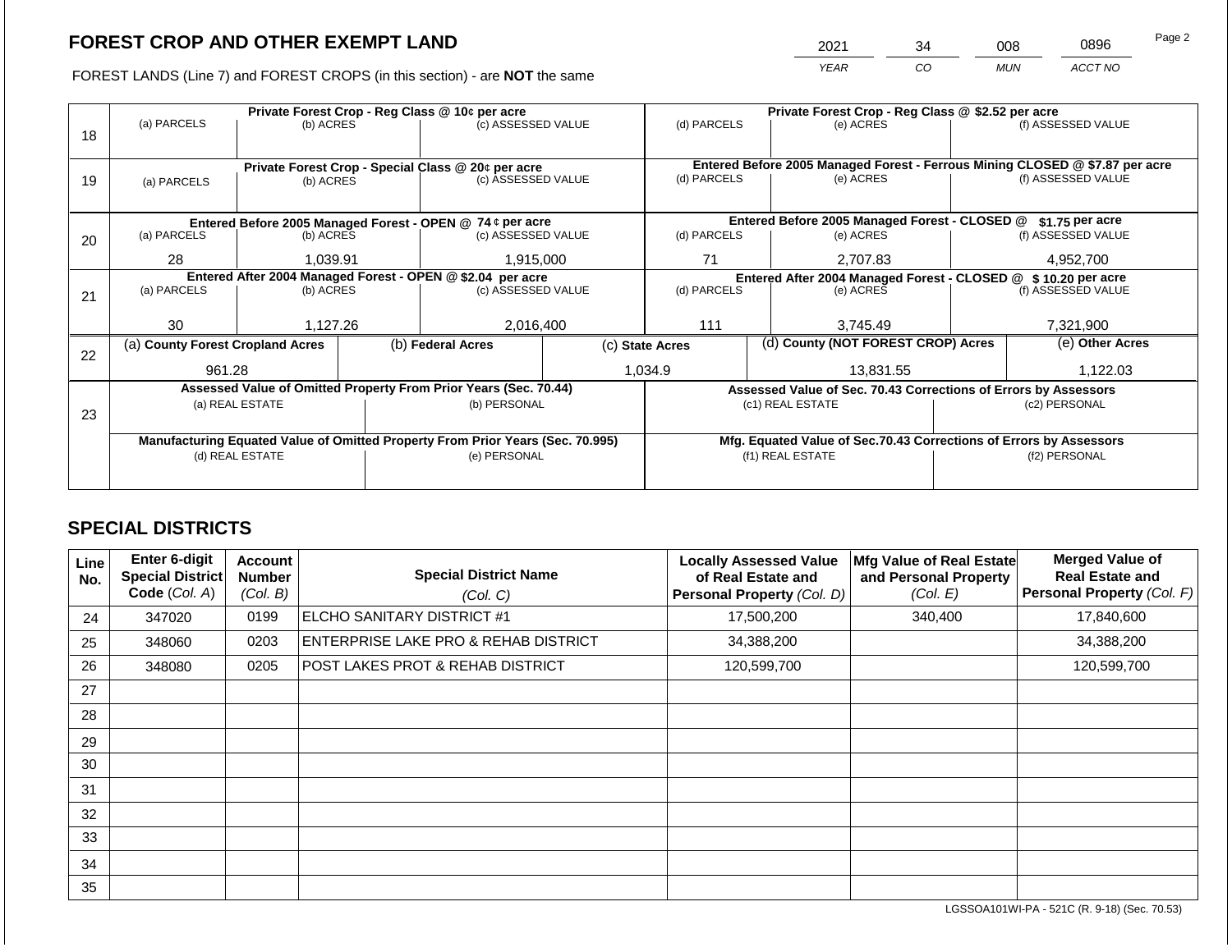# FOREST CROP AND OTHER EXEMPT LAND

| 2021 | 34 | 008 | 0896 |
|---|---|---|---|
| *YEAR* | *CO* | *MUN* | *ACCT NO* |

FOREST LANDS (Line 7) and FOREST CROPS (in this section) - are **NOT** the same

| Line | (a) PARCELS | (b) ACRES | (c) ASSESSED VALUE | (d) PARCELS | (e) ACRES | (f) ASSESSED VALUE |
|---|---|---|---|---|---|---|
| 18 | **Private Forest Crop - Reg Class @ 10¢ per acre** | | | **Private Forest Crop - Reg Class @ $2.52 per acre** | | |
| | | | | | | |
| 19 | **Private Forest Crop - Special Class @ 20¢ per acre** | | | **Entered Before 2005 Managed Forest - Ferrous Mining CLOSED @ $7.87 per acre** | | |
| | | | | | | |
| 20 | **Entered Before 2005 Managed Forest - OPEN @ 74 ¢ per acre** | | | **Entered Before 2005 Managed Forest - CLOSED @ $1.75 per acre** | | |
| | 28 | 1,039.91 | 1,915,000 | 71 | 2,707.83 | 4,952,700 |
| 21 | **Entered After 2004 Managed Forest - OPEN @ $2.04 per acre** | | | **Entered After 2004 Managed Forest - CLOSED @ $ 10.20 per acre** | | |
| | 30 | 1,127.26 | 2,016,400 | 111 | 3,745.49 | 7,321,900 |

| Line | (a) County Forest Cropland Acres | (b) Federal Acres | (c) State Acres | (d) County (NOT FOREST CROP) Acres | (e) Other Acres |
|---|---|---|---|---|---|
| 22 | 961.28 | | 1,034.9 | 13,831.55 | 1,122.03 |

| Line | Assessed Value of Omitted Property From Prior Years (Sec. 70.44) (a) REAL ESTATE | (b) PERSONAL | Assessed Value of Sec. 70.43 Corrections of Errors by Assessors (c1) REAL ESTATE | (c2) PERSONAL |
|---|---|---|---|---|
| 23 | | | | |
| | **Manufacturing Equated Value of Omitted Property From Prior Years (Sec. 70.995)** (d) REAL ESTATE | (e) PERSONAL | **Mfg. Equated Value of Sec.70.43 Corrections of Errors by Assessors** (f1) REAL ESTATE | (f2) PERSONAL |
| | | | | |

## SPECIAL DISTRICTS

| Line No. | Enter 6-digit Special District Code (Col. A) | Account Number (Col. B) | Special District Name (Col. C) | Locally Assessed Value of Real Estate and Personal Property (Col. D) | Mfg Value of Real Estate and Personal Property (Col. E) | Merged Value of Real Estate and Personal Property (Col. F) |
|---|---|---|---|---|---|---|
| 24 | 347020 | 0199 | ELCHO SANITARY DISTRICT #1 | 17,500,200 | 340,400 | 17,840,600 |
| 25 | 348060 | 0203 | ENTERPRISE LAKE PRO & REHAB DISTRICT | 34,388,200 | | 34,388,200 |
| 26 | 348080 | 0205 | POST LAKES PROT & REHAB DISTRICT | 120,599,700 | | 120,599,700 |
| 27 | | | | | | |
| 28 | | | | | | |
| 29 | | | | | | |
| 30 | | | | | | |
| 31 | | | | | | |
| 32 | | | | | | |
| 33 | | | | | | |
| 34 | | | | | | |
| 35 | | | | | | |

LGSSOA101WI-PA - 521C (R. 9-18) (Sec. 70.53)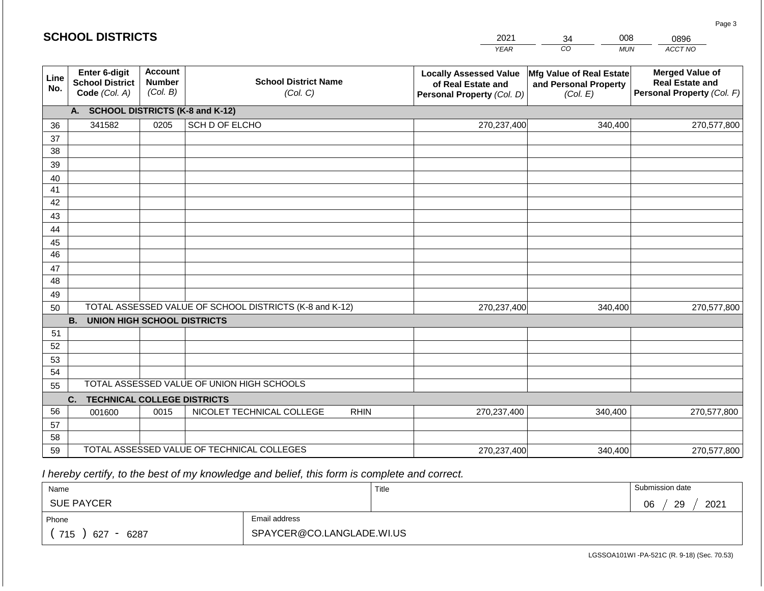## SCHOOL DISTRICTS

| 2021 | 34 | 008 | 0896 |
|---|---|---|---|
| *YEAR* | *CO* | *MUN* | *ACCT NO* |

| Line No. | Enter 6-digit School District Code *(Col. A)* | Account Number *(Col. B)* | School District Name *(Col. C)* | Locally Assessed Value of Real Estate and Personal Property *(Col. D)* | Mfg Value of Real Estate and Personal Property *(Col. E)* | Merged Value of Real Estate and Personal Property *(Col. F)* |
|---|---|---|---|---|---|---|
| | **A. SCHOOL DISTRICTS (K-8 and K-12)** | | | | | |
| 36 | 341582 | 0205 | SCH D OF ELCHO | 270,237,400 | 340,400 | 270,577,800 |
| 37 | | | | | | |
| 38 | | | | | | |
| 39 | | | | | | |
| 40 | | | | | | |
| 41 | | | | | | |
| 42 | | | | | | |
| 43 | | | | | | |
| 44 | | | | | | |
| 45 | | | | | | |
| 46 | | | | | | |
| 47 | | | | | | |
| 48 | | | | | | |
| 49 | | | | | | |
| 50 | TOTAL ASSESSED VALUE OF SCHOOL DISTRICTS (K-8 and K-12) | | | 270,237,400 | 340,400 | 270,577,800 |
| | **B. UNION HIGH SCHOOL DISTRICTS** | | | | | |
| 51 | | | | | | |
| 52 | | | | | | |
| 53 | | | | | | |
| 54 | | | | | | |
| 55 | TOTAL ASSESSED VALUE OF UNION HIGH SCHOOLS | | | | | |
| | **C. TECHNICAL COLLEGE DISTRICTS** | | | | | |
| 56 | 001600 | 0015 | NICOLET TECHNICAL COLLEGE RHIN | 270,237,400 | 340,400 | 270,577,800 |
| 57 | | | | | | |
| 58 | | | | | | |
| 59 | TOTAL ASSESSED VALUE OF TECHNICAL COLLEGES | | | 270,237,400 | 340,400 | 270,577,800 |

*I hereby certify, to the best of my knowledge and belief, this form is complete and correct.*

| Name | Title | Submission date |
|---|---|---|
| SUE PAYCER | | 06 / 29 / 2021 |

| Phone | Email address |
|---|---|
| ( 715 ) 627 - 6287 | SPAYCER@CO.LANGLADE.WI.US |

LGSSOA101WI -PA-521C (R. 9-18) (Sec. 70.53)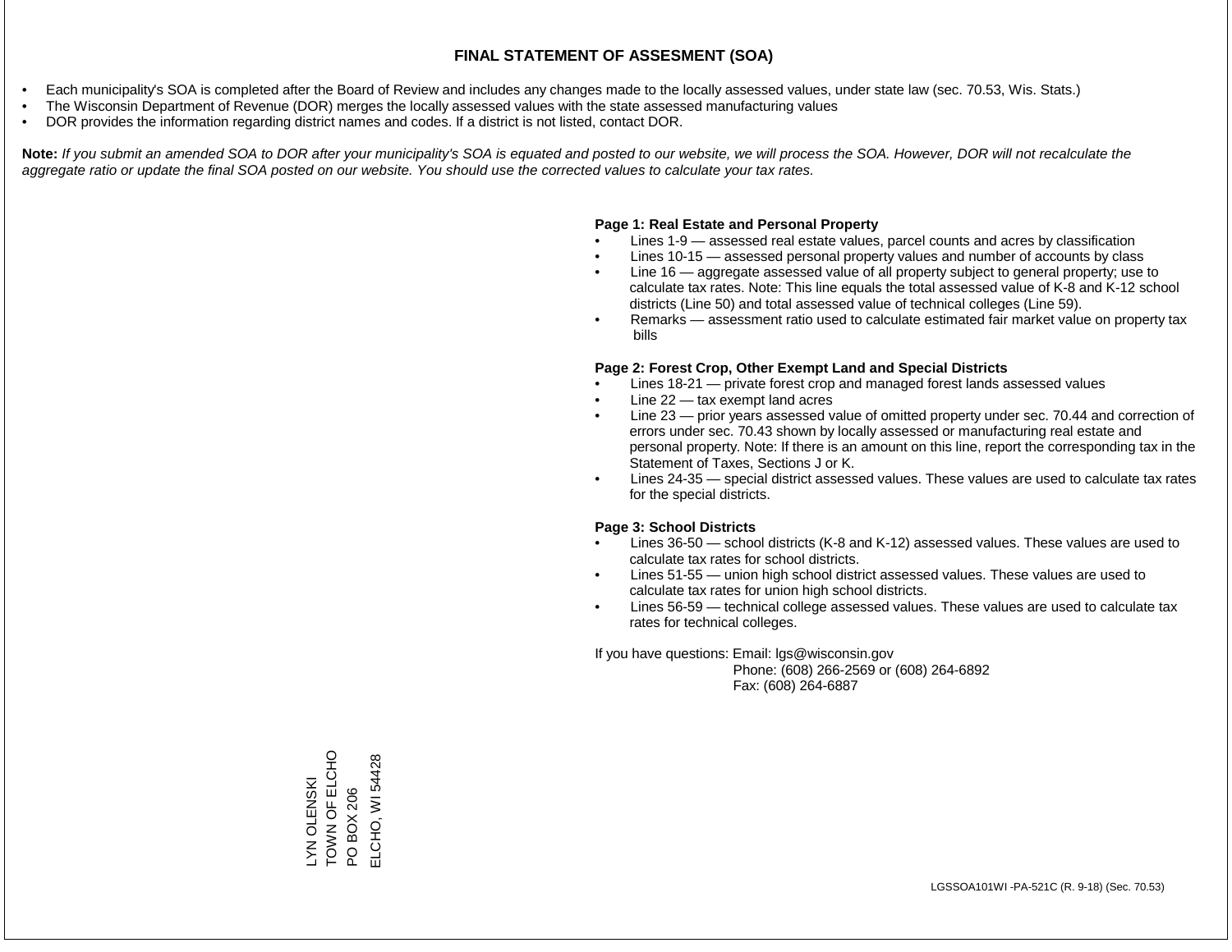# FINAL STATEMENT OF ASSESMENT (SOA)

- Each municipality's SOA is completed after the Board of Review and includes any changes made to the locally assessed values, under state law (sec. 70.53, Wis. Stats.)
- The Wisconsin Department of Revenue (DOR) merges the locally assessed values with the state assessed manufacturing values
- DOR provides the information regarding district names and codes. If a district is not listed, contact DOR.

**Note:** *If you submit an amended SOA to DOR after your municipality's SOA is equated and posted to our website, we will process the SOA. However, DOR will not recalculate the aggregate ratio or update the final SOA posted on our website. You should use the corrected values to calculate your tax rates.*

**Page 1: Real Estate and Personal Property**

- Lines 1-9 — assessed real estate values, parcel counts and acres by classification
- Lines 10-15 — assessed personal property values and number of accounts by class
- Line 16 — aggregate assessed value of all property subject to general property; use to calculate tax rates. Note: This line equals the total assessed value of K-8 and K-12 school districts (Line 50) and total assessed value of technical colleges (Line 59).
- Remarks — assessment ratio used to calculate estimated fair market value on property tax bills

**Page 2: Forest Crop, Other Exempt Land and Special Districts**

- Lines 18-21 — private forest crop and managed forest lands assessed values
- Line 22 — tax exempt land acres
- Line 23 — prior years assessed value of omitted property under sec. 70.44 and correction of errors under sec. 70.43 shown by locally assessed or manufacturing real estate and personal property. Note: If there is an amount on this line, report the corresponding tax in the Statement of Taxes, Sections J or K.
- Lines 24-35 — special district assessed values. These values are used to calculate tax rates for the special districts.

**Page 3: School Districts**

- Lines 36-50 — school districts (K-8 and K-12) assessed values. These values are used to calculate tax rates for school districts.
- Lines 51-55 — union high school district assessed values. These values are used to calculate tax rates for union high school districts.
- Lines 56-59 — technical college assessed values. These values are used to calculate tax rates for technical colleges.

If you have questions: Email: lgs@wisconsin.gov
Phone: (608) 266-2569 or (608) 264-6892
Fax: (608) 264-6887

LYN OLENSKI
TOWN OF ELCHO
PO BOX 206
ELCHO, WI 54428

LGSSOA101WI -PA-521C (R. 9-18) (Sec. 70.53)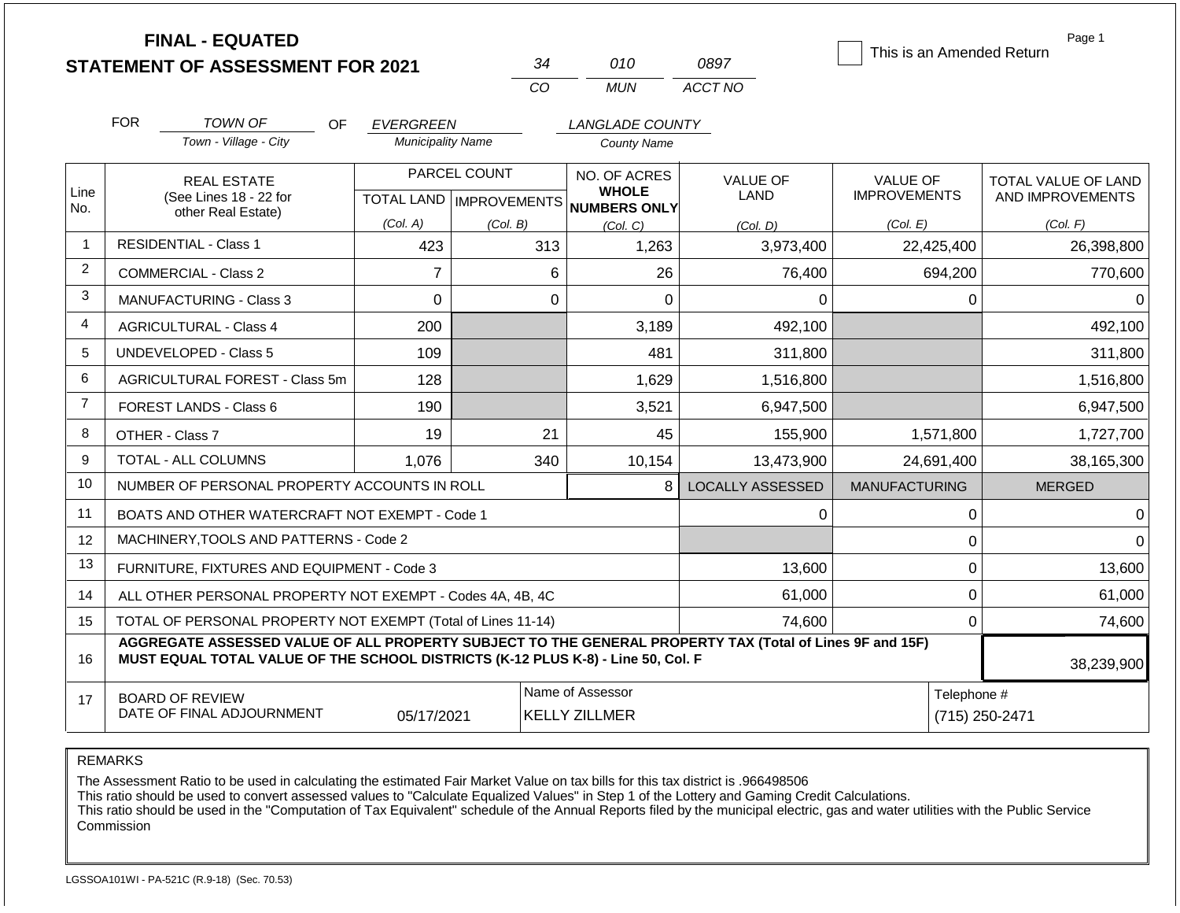# FINAL - EQUATED
# STATEMENT OF ASSESSMENT FOR 2021

| 34 | 010 | 0897 |
|---|---|---|
| CO | MUN | ACCT NO |

☐ This is an Amended Return

FOR *TOWN OF* (Town - Village - City) OF *EVERGREEN* (Municipality Name) *LANGLADE COUNTY* (County Name)

| Line No. | REAL ESTATE (See Lines 18 - 22 for other Real Estate) | PARCEL COUNT TOTAL LAND (Col. A) | PARCEL COUNT IMPROVEMENTS (Col. B) | NO. OF ACRES WHOLE NUMBERS ONLY (Col. C) | VALUE OF LAND (Col. D) | VALUE OF IMPROVEMENTS (Col. E) | TOTAL VALUE OF LAND AND IMPROVEMENTS (Col. F) |
|---|---|---|---|---|---|---|---|
| 1 | RESIDENTIAL - Class 1 | 423 | 313 | 1,263 | 3,973,400 | 22,425,400 | 26,398,800 |
| 2 | COMMERCIAL - Class 2 | 7 | 6 | 26 | 76,400 | 694,200 | 770,600 |
| 3 | MANUFACTURING - Class 3 | 0 | 0 | 0 | 0 | 0 | 0 |
| 4 | AGRICULTURAL - Class 4 | 200 | | 3,189 | 492,100 | | 492,100 |
| 5 | UNDEVELOPED - Class 5 | 109 | | 481 | 311,800 | | 311,800 |
| 6 | AGRICULTURAL FOREST - Class 5m | 128 | | 1,629 | 1,516,800 | | 1,516,800 |
| 7 | FOREST LANDS - Class 6 | 190 | | 3,521 | 6,947,500 | | 6,947,500 |
| 8 | OTHER - Class 7 | 19 | 21 | 45 | 155,900 | 1,571,800 | 1,727,700 |
| 9 | TOTAL - ALL COLUMNS | 1,076 | 340 | 10,154 | 13,473,900 | 24,691,400 | 38,165,300 |
| 10 | NUMBER OF PERSONAL PROPERTY ACCOUNTS IN ROLL | | | 8 | LOCALLY ASSESSED | MANUFACTURING | MERGED |
| 11 | BOATS AND OTHER WATERCRAFT NOT EXEMPT - Code 1 | | | | 0 | 0 | 0 |
| 12 | MACHINERY,TOOLS AND PATTERNS - Code 2 | | | | | 0 | 0 |
| 13 | FURNITURE, FIXTURES AND EQUIPMENT - Code 3 | | | | 13,600 | 0 | 13,600 |
| 14 | ALL OTHER PERSONAL PROPERTY NOT EXEMPT - Codes 4A, 4B, 4C | | | | 61,000 | 0 | 61,000 |
| 15 | TOTAL OF PERSONAL PROPERTY NOT EXEMPT (Total of Lines 11-14) | | | | 74,600 | 0 | 74,600 |
| 16 | **AGGREGATE ASSESSED VALUE OF ALL PROPERTY SUBJECT TO THE GENERAL PROPERTY TAX (Total of Lines 9F and 15F) MUST EQUAL TOTAL VALUE OF THE SCHOOL DISTRICTS (K-12 PLUS K-8) - Line 50, Col. F** | | | | | | 38,239,900 |
| 17 | BOARD OF REVIEW DATE OF FINAL ADJOURNMENT | 05/17/2021 | | Name of Assessor: KELLY ZILLMER | | | Telephone #: (715) 250-2471 |

REMARKS

The Assessment Ratio to be used in calculating the estimated Fair Market Value on tax bills for this tax district is .966498506
This ratio should be used to convert assessed values to "Calculate Equalized Values" in Step 1 of the Lottery and Gaming Credit Calculations.
This ratio should be used in the "Computation of Tax Equivalent" schedule of the Annual Reports filed by the municipal electric, gas and water utilities with the Public Service Commission

LGSSOA101WI - PA-521C (R.9-18) (Sec. 70.53)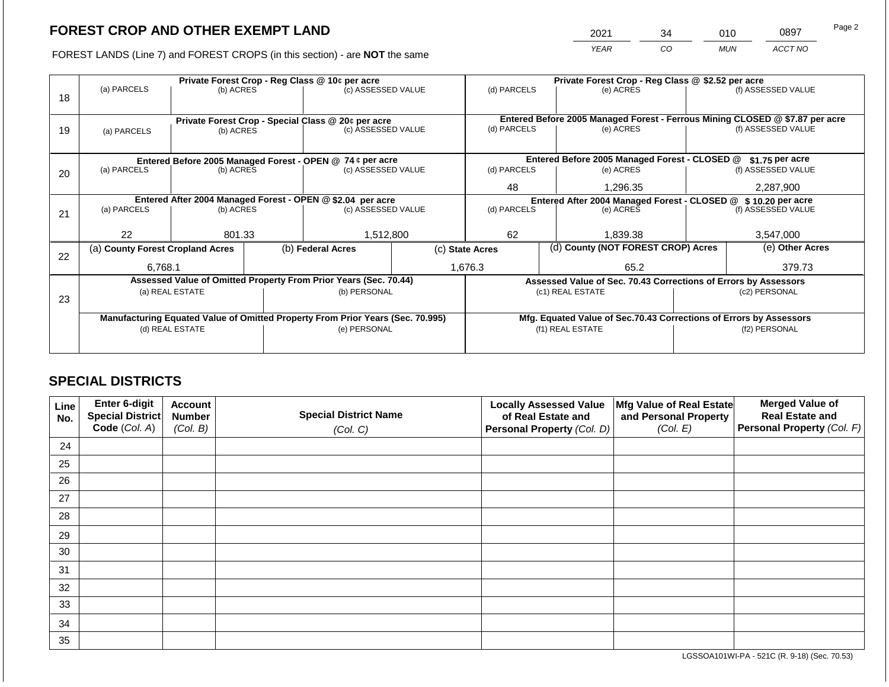# FOREST CROP AND OTHER EXEMPT LAND

FOREST LANDS (Line 7) and FOREST CROPS (in this section) - are **NOT** the same

| YEAR | CO | MUN | ACCT NO |
|---|---|---|---|
| 2021 | 34 | 010 | 0897 |

| Line | Private Forest Crop - Reg Class @ 10¢ per acre | | | Private Forest Crop - Reg Class @ $2.52 per acre | | |
|---|---|---|---|---|---|---|
| | (a) PARCELS | (b) ACRES | (c) ASSESSED VALUE | (d) PARCELS | (e) ACRES | (f) ASSESSED VALUE |
| 18 | | | | | | |
| | **Private Forest Crop - Special Class @ 20¢ per acre** | | | **Entered Before 2005 Managed Forest - Ferrous Mining CLOSED @ $7.87 per acre** | | |
| | (a) PARCELS | (b) ACRES | (c) ASSESSED VALUE | (d) PARCELS | (e) ACRES | (f) ASSESSED VALUE |
| 19 | | | | | | |
| | **Entered Before 2005 Managed Forest - OPEN @ 74 ¢ per acre** | | | **Entered Before 2005 Managed Forest - CLOSED @ $1.75 per acre** | | |
| | (a) PARCELS | (b) ACRES | (c) ASSESSED VALUE | (d) PARCELS | (e) ACRES | (f) ASSESSED VALUE |
| 20 | | | | 48 | 1,296.35 | 2,287,900 |
| | **Entered After 2004 Managed Forest - OPEN @ $2.04 per acre** | | | **Entered After 2004 Managed Forest - CLOSED @ $ 10.20 per acre** | | |
| | (a) PARCELS | (b) ACRES | (c) ASSESSED VALUE | (d) PARCELS | (e) ACRES | (f) ASSESSED VALUE |
| 21 | 22 | 801.33 | 1,512,800 | 62 | 1,839.38 | 3,547,000 |

| Line | (a) County Forest Cropland Acres | (b) Federal Acres | (c) State Acres | (d) County (NOT FOREST CROP) Acres | (e) Other Acres |
|---|---|---|---|---|---|
| 22 | 6,768.1 | | 1,676.3 | 65.2 | 379.73 |

| Line | Assessed Value of Omitted Property From Prior Years (Sec. 70.44) | | Assessed Value of Sec. 70.43 Corrections of Errors by Assessors | |
|---|---|---|---|---|
| | (a) REAL ESTATE | (b) PERSONAL | (c1) REAL ESTATE | (c2) PERSONAL |
| 23 | | | | |
| | **Manufacturing Equated Value of Omitted Property From Prior Years (Sec. 70.995)** | | **Mfg. Equated Value of Sec.70.43 Corrections of Errors by Assessors** | |
| | (d) REAL ESTATE | (e) PERSONAL | (f1) REAL ESTATE | (f2) PERSONAL |
| | | | | |

## SPECIAL DISTRICTS

| Line No. | Enter 6-digit Special District Code (Col. A) | Account Number (Col. B) | Special District Name (Col. C) | Locally Assessed Value of Real Estate and Personal Property (Col. D) | Mfg Value of Real Estate and Personal Property (Col. E) | Merged Value of Real Estate and Personal Property (Col. F) |
|---|---|---|---|---|---|---|
| 24 | | | | | | |
| 25 | | | | | | |
| 26 | | | | | | |
| 27 | | | | | | |
| 28 | | | | | | |
| 29 | | | | | | |
| 30 | | | | | | |
| 31 | | | | | | |
| 32 | | | | | | |
| 33 | | | | | | |
| 34 | | | | | | |
| 35 | | | | | | |

LGSSOA101WI-PA - 521C (R. 9-18) (Sec. 70.53)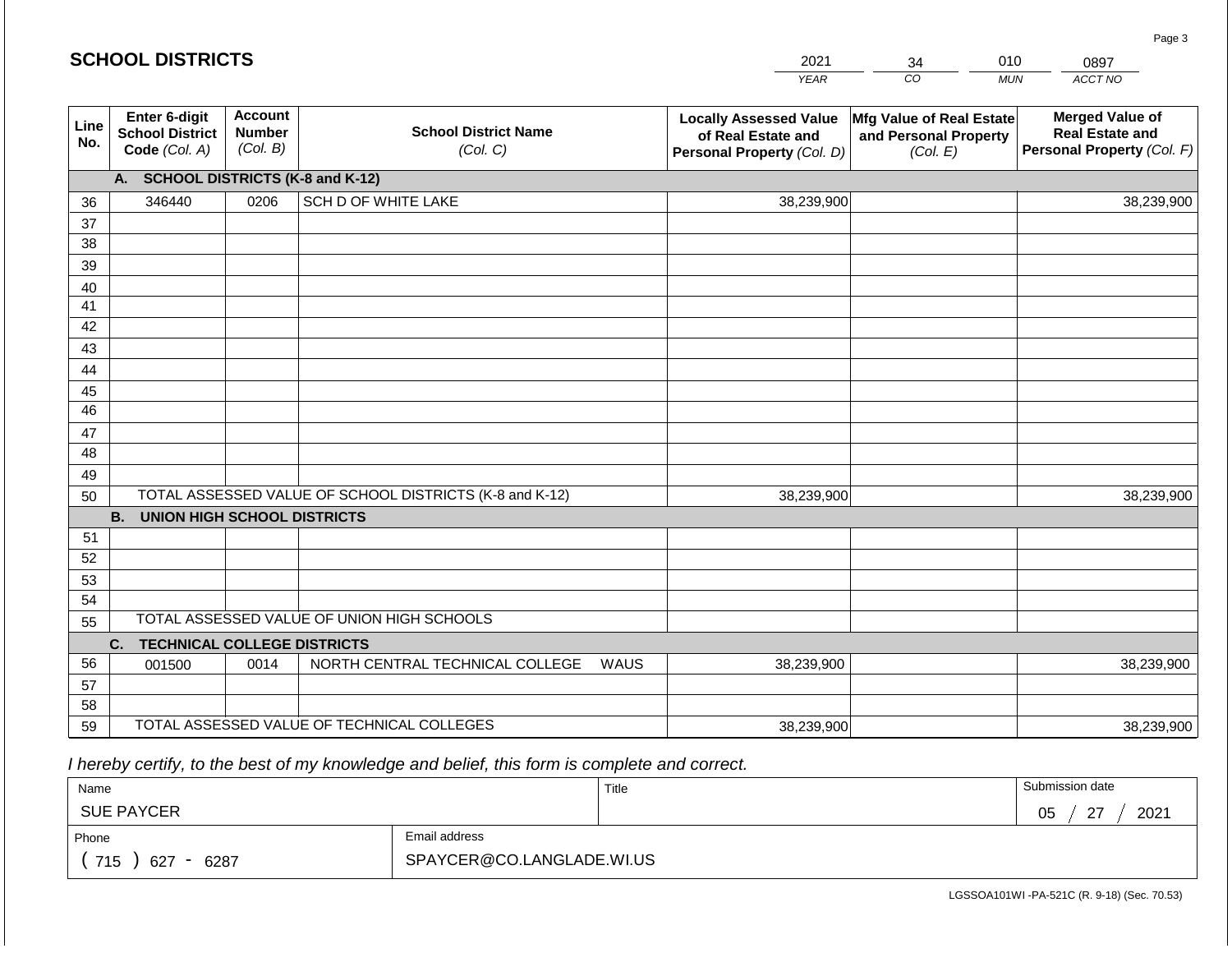# SCHOOL DISTRICTS

| 2021 | 34 | 010 | 0897 |
|---|---|---|---|
| YEAR | CO | MUN | ACCT NO |

| Line No. | Enter 6-digit School District Code (Col. A) | Account Number (Col. B) | School District Name (Col. C) | Locally Assessed Value of Real Estate and Personal Property (Col. D) | Mfg Value of Real Estate and Personal Property (Col. E) | Merged Value of Real Estate and Personal Property (Col. F) |
|---|---|---|---|---|---|---|
| | **A. SCHOOL DISTRICTS (K-8 and K-12)** | | | | | |
| 36 | 346440 | 0206 | SCH D OF WHITE LAKE | 38,239,900 | | 38,239,900 |
| 37 | | | | | | |
| 38 | | | | | | |
| 39 | | | | | | |
| 40 | | | | | | |
| 41 | | | | | | |
| 42 | | | | | | |
| 43 | | | | | | |
| 44 | | | | | | |
| 45 | | | | | | |
| 46 | | | | | | |
| 47 | | | | | | |
| 48 | | | | | | |
| 49 | | | | | | |
| 50 | TOTAL ASSESSED VALUE OF SCHOOL DISTRICTS (K-8 and K-12) | | | 38,239,900 | | 38,239,900 |
| | **B. UNION HIGH SCHOOL DISTRICTS** | | | | | |
| 51 | | | | | | |
| 52 | | | | | | |
| 53 | | | | | | |
| 54 | | | | | | |
| 55 | TOTAL ASSESSED VALUE OF UNION HIGH SCHOOLS | | | | | |
| | **C. TECHNICAL COLLEGE DISTRICTS** | | | | | |
| 56 | 001500 | 0014 | NORTH CENTRAL TECHNICAL COLLEGE WAUS | 38,239,900 | | 38,239,900 |
| 57 | | | | | | |
| 58 | | | | | | |
| 59 | TOTAL ASSESSED VALUE OF TECHNICAL COLLEGES | | | 38,239,900 | | 38,239,900 |

*I hereby certify, to the best of my knowledge and belief, this form is complete and correct.*

| Name | Title | Submission date |
|---|---|---|
| SUE PAYCER | | 05 / 27 / 2021 |
| **Phone** | **Email address** | |
| ( 715 ) 627 - 6287 | SPAYCER@CO.LANGLADE.WI.US | |

LGSSOA101WI -PA-521C (R. 9-18) (Sec. 70.53)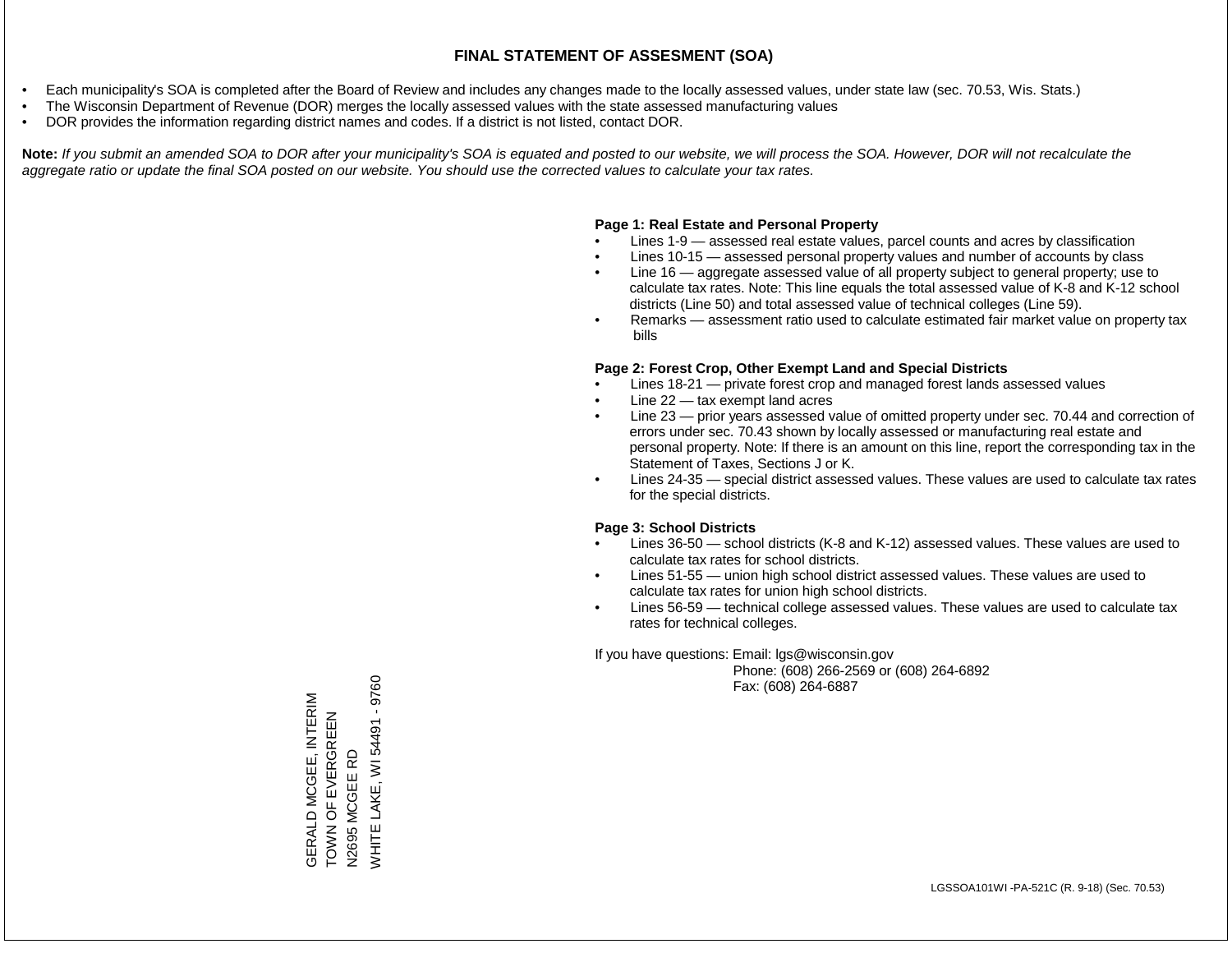# FINAL STATEMENT OF ASSESMENT (SOA)

- Each municipality's SOA is completed after the Board of Review and includes any changes made to the locally assessed values, under state law (sec. 70.53, Wis. Stats.)
- The Wisconsin Department of Revenue (DOR) merges the locally assessed values with the state assessed manufacturing values
- DOR provides the information regarding district names and codes. If a district is not listed, contact DOR.

**Note:** *If you submit an amended SOA to DOR after your municipality's SOA is equated and posted to our website, we will process the SOA. However, DOR will not recalculate the aggregate ratio or update the final SOA posted on our website. You should use the corrected values to calculate your tax rates.*

**Page 1: Real Estate and Personal Property**

- Lines 1-9 — assessed real estate values, parcel counts and acres by classification
- Lines 10-15 — assessed personal property values and number of accounts by class
- Line 16 — aggregate assessed value of all property subject to general property; use to calculate tax rates. Note: This line equals the total assessed value of K-8 and K-12 school districts (Line 50) and total assessed value of technical colleges (Line 59).
- Remarks — assessment ratio used to calculate estimated fair market value on property tax bills

**Page 2: Forest Crop, Other Exempt Land and Special Districts**

- Lines 18-21 — private forest crop and managed forest lands assessed values
- Line 22 — tax exempt land acres
- Line 23 — prior years assessed value of omitted property under sec. 70.44 and correction of errors under sec. 70.43 shown by locally assessed or manufacturing real estate and personal property. Note: If there is an amount on this line, report the corresponding tax in the Statement of Taxes, Sections J or K.
- Lines 24-35 — special district assessed values. These values are used to calculate tax rates for the special districts.

**Page 3: School Districts**

- Lines 36-50 — school districts (K-8 and K-12) assessed values. These values are used to calculate tax rates for school districts.
- Lines 51-55 — union high school district assessed values. These values are used to calculate tax rates for union high school districts.
- Lines 56-59 — technical college assessed values. These values are used to calculate tax rates for technical colleges.

If you have questions: Email: lgs@wisconsin.gov
Phone: (608) 266-2569 or (608) 264-6892
Fax: (608) 264-6887

GERALD MCGEE, INTERIM
TOWN OF EVERGREEN
N2695 MCGEE RD
WHITE LAKE, WI 54491 - 9760

LGSSOA101WI -PA-521C (R. 9-18) (Sec. 70.53)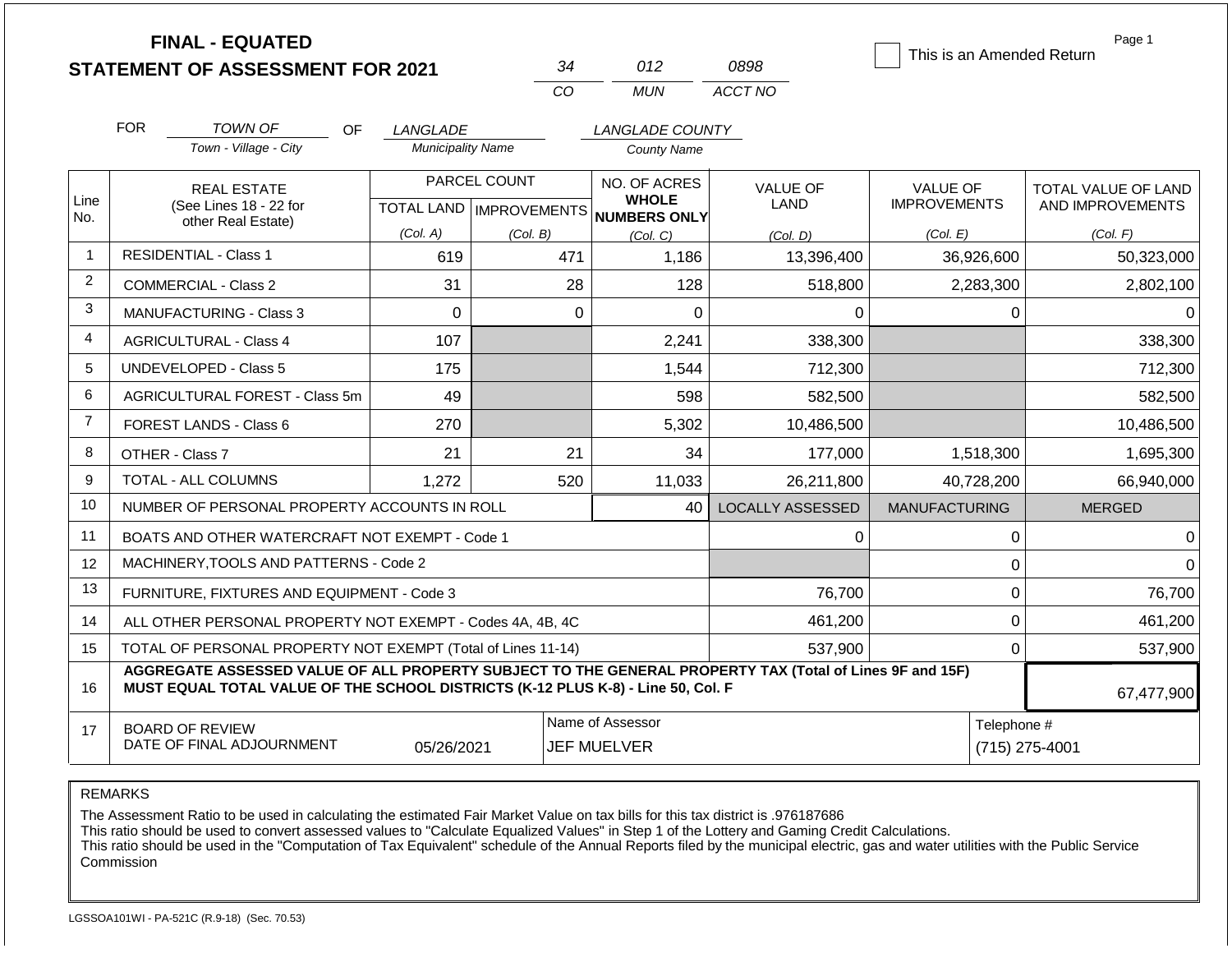# FINAL - EQUATED
## STATEMENT OF ASSESSMENT FOR 2021

| 34 | 012 | 0898 |
|---|---|---|
| CO | MUN | ACCT NO |

☐ This is an Amended Return

FOR *TOWN OF* (Town - Village - City) OF *LANGLADE* (Municipality Name) *LANGLADE COUNTY* (County Name)

| Line No. | REAL ESTATE (See Lines 18 - 22 for other Real Estate) | PARCEL COUNT TOTAL LAND (Col. A) | PARCEL COUNT IMPROVEMENTS (Col. B) | NO. OF ACRES WHOLE NUMBERS ONLY (Col. C) | VALUE OF LAND (Col. D) | VALUE OF IMPROVEMENTS (Col. E) | TOTAL VALUE OF LAND AND IMPROVEMENTS (Col. F) |
|---|---|---|---|---|---|---|---|
| 1 | RESIDENTIAL - Class 1 | 619 | 471 | 1,186 | 13,396,400 | 36,926,600 | 50,323,000 |
| 2 | COMMERCIAL - Class 2 | 31 | 28 | 128 | 518,800 | 2,283,300 | 2,802,100 |
| 3 | MANUFACTURING - Class 3 | 0 | 0 | 0 | 0 | 0 | 0 |
| 4 | AGRICULTURAL - Class 4 | 107 | | 2,241 | 338,300 | | 338,300 |
| 5 | UNDEVELOPED - Class 5 | 175 | | 1,544 | 712,300 | | 712,300 |
| 6 | AGRICULTURAL FOREST - Class 5m | 49 | | 598 | 582,500 | | 582,500 |
| 7 | FOREST LANDS - Class 6 | 270 | | 5,302 | 10,486,500 | | 10,486,500 |
| 8 | OTHER - Class 7 | 21 | 21 | 34 | 177,000 | 1,518,300 | 1,695,300 |
| 9 | TOTAL - ALL COLUMNS | 1,272 | 520 | 11,033 | 26,211,800 | 40,728,200 | 66,940,000 |
| 10 | NUMBER OF PERSONAL PROPERTY ACCOUNTS IN ROLL | | | 40 | LOCALLY ASSESSED | MANUFACTURING | MERGED |
| 11 | BOATS AND OTHER WATERCRAFT NOT EXEMPT - Code 1 | | | | 0 | 0 | 0 |
| 12 | MACHINERY,TOOLS AND PATTERNS - Code 2 | | | | | 0 | 0 |
| 13 | FURNITURE, FIXTURES AND EQUIPMENT - Code 3 | | | | 76,700 | 0 | 76,700 |
| 14 | ALL OTHER PERSONAL PROPERTY NOT EXEMPT - Codes 4A, 4B, 4C | | | | 461,200 | 0 | 461,200 |
| 15 | TOTAL OF PERSONAL PROPERTY NOT EXEMPT (Total of Lines 11-14) | | | | 537,900 | 0 | 537,900 |
| 16 | **AGGREGATE ASSESSED VALUE OF ALL PROPERTY SUBJECT TO THE GENERAL PROPERTY TAX (Total of Lines 9F and 15F) MUST EQUAL TOTAL VALUE OF THE SCHOOL DISTRICTS (K-12 PLUS K-8) - Line 50, Col. F** | | | | | | 67,477,900 |
| 17 | BOARD OF REVIEW DATE OF FINAL ADJOURNMENT | 05/26/2021 | | Name of Assessor: JEF MUELVER | | | Telephone #: (715) 275-4001 |

REMARKS

The Assessment Ratio to be used in calculating the estimated Fair Market Value on tax bills for this tax district is .976187686
This ratio should be used to convert assessed values to "Calculate Equalized Values" in Step 1 of the Lottery and Gaming Credit Calculations.
This ratio should be used in the "Computation of Tax Equivalent" schedule of the Annual Reports filed by the municipal electric, gas and water utilities with the Public Service Commission

LGSSOA101WI - PA-521C (R.9-18) (Sec. 70.53)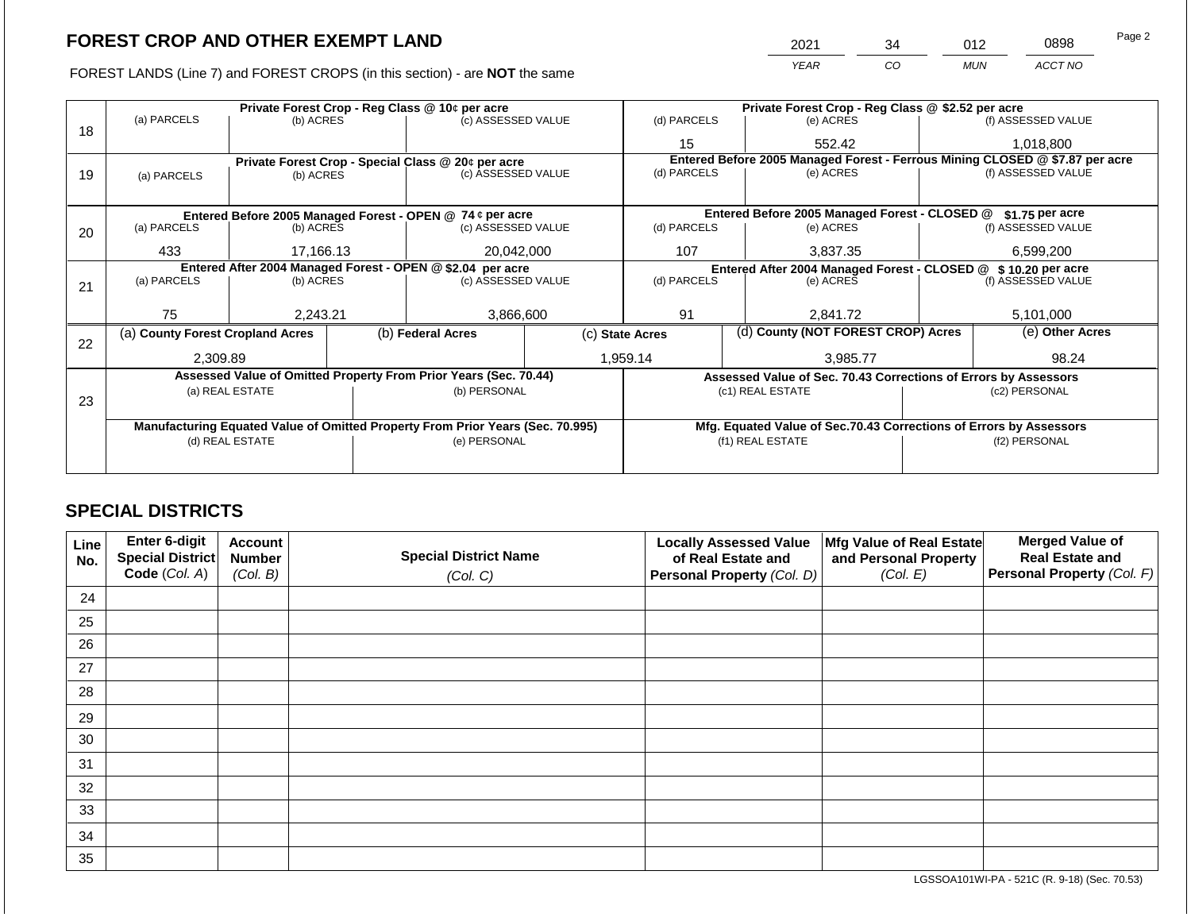# FOREST CROP AND OTHER EXEMPT LAND

FOREST LANDS (Line 7) and FOREST CROPS (in this section) - are **NOT** the same

| 2021 | 34 | 012 | 0898 |
|---|---|---|---|
| *YEAR* | *CO* | *MUN* | *ACCT NO* |

| Line | Private Forest Crop - Reg Class @ 10¢ per acre | | | Private Forest Crop - Reg Class @ $2.52 per acre | | |
|---|---|---|---|---|---|---|
| 18 | (a) PARCELS | (b) ACRES | (c) ASSESSED VALUE | (d) PARCELS | (e) ACRES | (f) ASSESSED VALUE |
| | | | | 15 | 552.42 | 1,018,800 |
| | **Private Forest Crop - Special Class @ 20¢ per acre** | | | **Entered Before 2005 Managed Forest - Ferrous Mining CLOSED @ $7.87 per acre** | | |
| 19 | (a) PARCELS | (b) ACRES | (c) ASSESSED VALUE | (d) PARCELS | (e) ACRES | (f) ASSESSED VALUE |
| | | | | | | |
| | **Entered Before 2005 Managed Forest - OPEN @ 74 ¢ per acre** | | | **Entered Before 2005 Managed Forest - CLOSED @ $1.75 per acre** | | |
| 20 | (a) PARCELS | (b) ACRES | (c) ASSESSED VALUE | (d) PARCELS | (e) ACRES | (f) ASSESSED VALUE |
| | 433 | 17,166.13 | 20,042,000 | 107 | 3,837.35 | 6,599,200 |
| | **Entered After 2004 Managed Forest - OPEN @ $2.04 per acre** | | | **Entered After 2004 Managed Forest - CLOSED @ $ 10.20 per acre** | | |
| 21 | (a) PARCELS | (b) ACRES | (c) ASSESSED VALUE | (d) PARCELS | (e) ACRES | (f) ASSESSED VALUE |
| | 75 | 2,243.21 | 3,866,600 | 91 | 2,841.72 | 5,101,000 |

| Line | (a) County Forest Cropland Acres | (b) Federal Acres | (c) State Acres | (d) County (NOT FOREST CROP) Acres | (e) Other Acres |
|---|---|---|---|---|---|
| 22 | 2,309.89 | | 1,959.14 | 3,985.77 | 98.24 |

| Line | Assessed Value of Omitted Property From Prior Years (Sec. 70.44) | | Assessed Value of Sec. 70.43 Corrections of Errors by Assessors | |
|---|---|---|---|---|
| 23 | (a) REAL ESTATE | (b) PERSONAL | (c1) REAL ESTATE | (c2) PERSONAL |
| | | | | |
| | **Manufacturing Equated Value of Omitted Property From Prior Years (Sec. 70.995)** | | **Mfg. Equated Value of Sec.70.43 Corrections of Errors by Assessors** | |
| | (d) REAL ESTATE | (e) PERSONAL | (f1) REAL ESTATE | (f2) PERSONAL |
| | | | | |

## SPECIAL DISTRICTS

| Line No. | Enter 6-digit Special District Code *(Col. A)* | Account Number *(Col. B)* | Special District Name *(Col. C)* | Locally Assessed Value of Real Estate and Personal Property *(Col. D)* | Mfg Value of Real Estate and Personal Property *(Col. E)* | Merged Value of Real Estate and Personal Property *(Col. F)* |
|---|---|---|---|---|---|---|
| 24 | | | | | | |
| 25 | | | | | | |
| 26 | | | | | | |
| 27 | | | | | | |
| 28 | | | | | | |
| 29 | | | | | | |
| 30 | | | | | | |
| 31 | | | | | | |
| 32 | | | | | | |
| 33 | | | | | | |
| 34 | | | | | | |
| 35 | | | | | | |

LGSSOA101WI-PA - 521C (R. 9-18) (Sec. 70.53)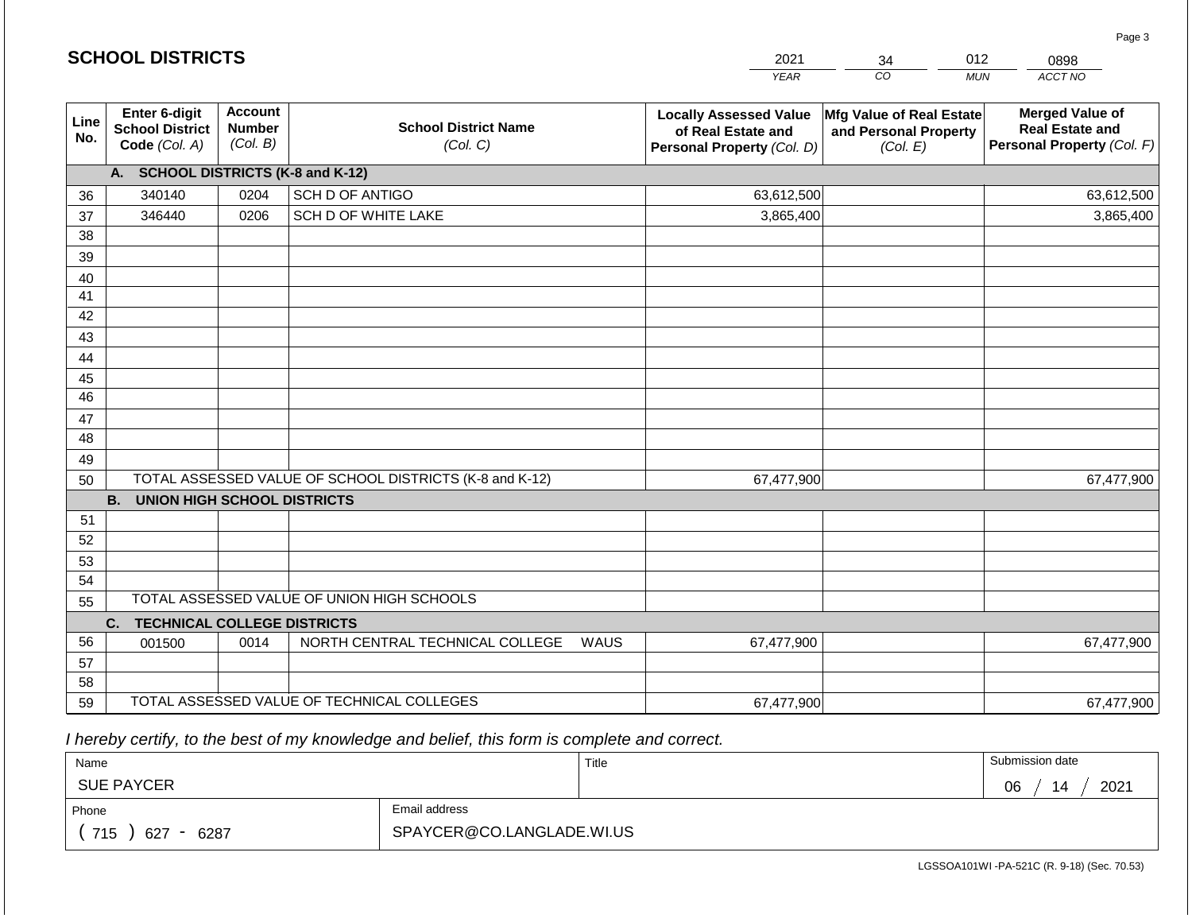## SCHOOL DISTRICTS

| 2021 | 34 | 012 | 0898 |
|---|---|---|---|
| YEAR | CO | MUN | ACCT NO |

| Line No. | Enter 6-digit School District Code (Col. A) | Account Number (Col. B) | School District Name (Col. C) | Locally Assessed Value of Real Estate and Personal Property (Col. D) | Mfg Value of Real Estate and Personal Property (Col. E) | Merged Value of Real Estate and Personal Property (Col. F) |
|---|---|---|---|---|---|---|
| | **A. SCHOOL DISTRICTS (K-8 and K-12)** | | | | | |
| 36 | 340140 | 0204 | SCH D OF ANTIGO | 63,612,500 | | 63,612,500 |
| 37 | 346440 | 0206 | SCH D OF WHITE LAKE | 3,865,400 | | 3,865,400 |
| 38 | | | | | | |
| 39 | | | | | | |
| 40 | | | | | | |
| 41 | | | | | | |
| 42 | | | | | | |
| 43 | | | | | | |
| 44 | | | | | | |
| 45 | | | | | | |
| 46 | | | | | | |
| 47 | | | | | | |
| 48 | | | | | | |
| 49 | | | | | | |
| 50 | TOTAL ASSESSED VALUE OF SCHOOL DISTRICTS (K-8 and K-12) | | | 67,477,900 | | 67,477,900 |
| | **B. UNION HIGH SCHOOL DISTRICTS** | | | | | |
| 51 | | | | | | |
| 52 | | | | | | |
| 53 | | | | | | |
| 54 | | | | | | |
| 55 | TOTAL ASSESSED VALUE OF UNION HIGH SCHOOLS | | | | | |
| | **C. TECHNICAL COLLEGE DISTRICTS** | | | | | |
| 56 | 001500 | 0014 | NORTH CENTRAL TECHNICAL COLLEGE WAUS | 67,477,900 | | 67,477,900 |
| 57 | | | | | | |
| 58 | | | | | | |
| 59 | TOTAL ASSESSED VALUE OF TECHNICAL COLLEGES | | | 67,477,900 | | 67,477,900 |

*I hereby certify, to the best of my knowledge and belief, this form is complete and correct.*

| Name | | Title | Submission date |
|---|---|---|---|
| SUE PAYCER | | | 06 / 14 / 2021 |
| Phone | Email address | | |
| ( 715 ) 627 - 6287 | SPAYCER@CO.LANGLADE.WI.US | | |

LGSSOA101WI -PA-521C (R. 9-18) (Sec. 70.53)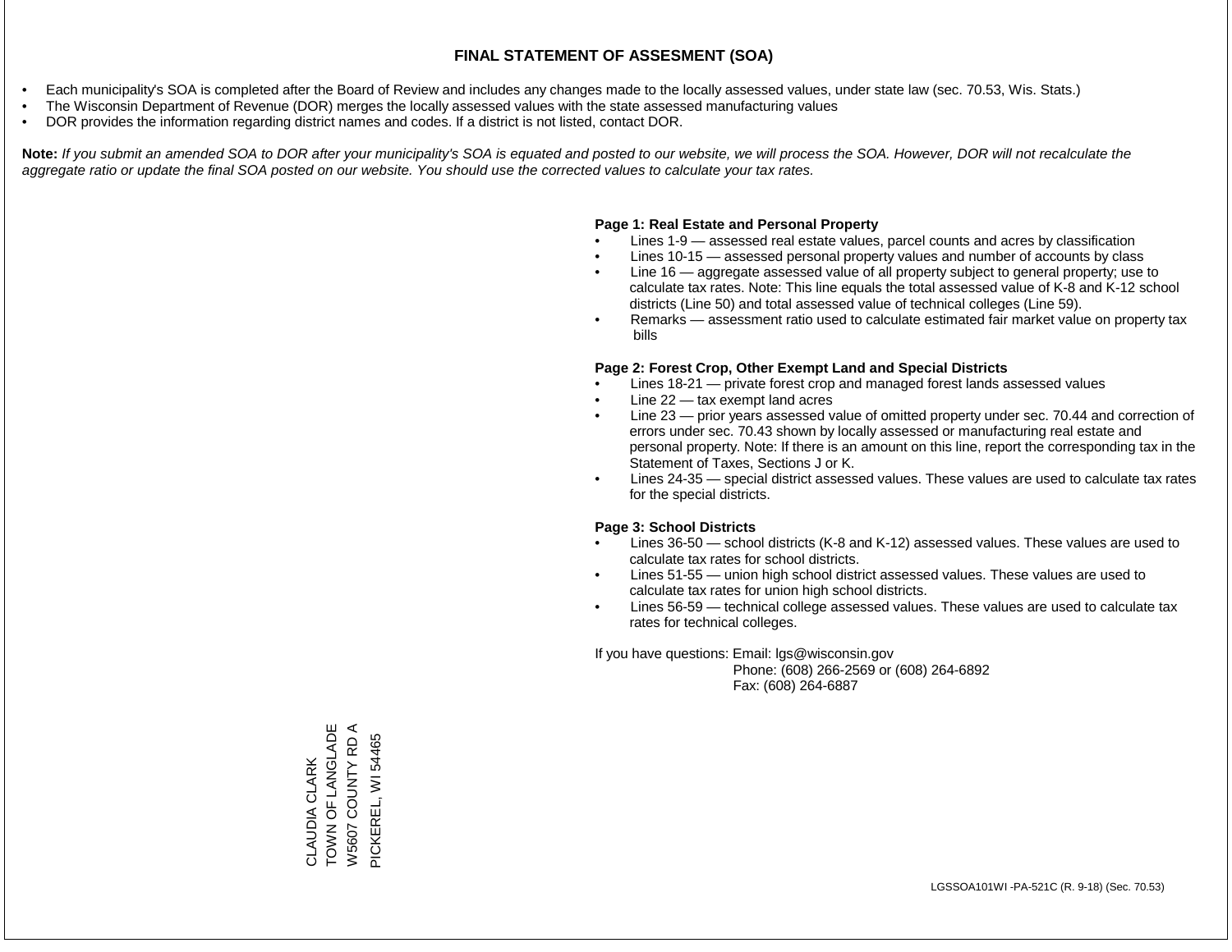# FINAL STATEMENT OF ASSESMENT (SOA)

- Each municipality's SOA is completed after the Board of Review and includes any changes made to the locally assessed values, under state law (sec. 70.53, Wis. Stats.)
- The Wisconsin Department of Revenue (DOR) merges the locally assessed values with the state assessed manufacturing values
- DOR provides the information regarding district names and codes. If a district is not listed, contact DOR.

**Note:** *If you submit an amended SOA to DOR after your municipality's SOA is equated and posted to our website, we will process the SOA. However, DOR will not recalculate the aggregate ratio or update the final SOA posted on our website. You should use the corrected values to calculate your tax rates.*

**Page 1: Real Estate and Personal Property**

- Lines 1-9 — assessed real estate values, parcel counts and acres by classification
- Lines 10-15 — assessed personal property values and number of accounts by class
- Line 16 — aggregate assessed value of all property subject to general property; use to calculate tax rates. Note: This line equals the total assessed value of K-8 and K-12 school districts (Line 50) and total assessed value of technical colleges (Line 59).
- Remarks — assessment ratio used to calculate estimated fair market value on property tax bills

**Page 2: Forest Crop, Other Exempt Land and Special Districts**

- Lines 18-21 — private forest crop and managed forest lands assessed values
- Line 22 — tax exempt land acres
- Line 23 — prior years assessed value of omitted property under sec. 70.44 and correction of errors under sec. 70.43 shown by locally assessed or manufacturing real estate and personal property. Note: If there is an amount on this line, report the corresponding tax in the Statement of Taxes, Sections J or K.
- Lines 24-35 — special district assessed values. These values are used to calculate tax rates for the special districts.

**Page 3: School Districts**

- Lines 36-50 — school districts (K-8 and K-12) assessed values. These values are used to calculate tax rates for school districts.
- Lines 51-55 — union high school district assessed values. These values are used to calculate tax rates for union high school districts.
- Lines 56-59 — technical college assessed values. These values are used to calculate tax rates for technical colleges.

If you have questions: Email: lgs@wisconsin.gov
Phone: (608) 266-2569 or (608) 264-6892
Fax: (608) 264-6887

CLAUDIA CLARK
TOWN OF LANGLADE
W5607 COUNTY RD A
PICKEREL, WI 54465

LGSSOA101WI -PA-521C (R. 9-18) (Sec. 70.53)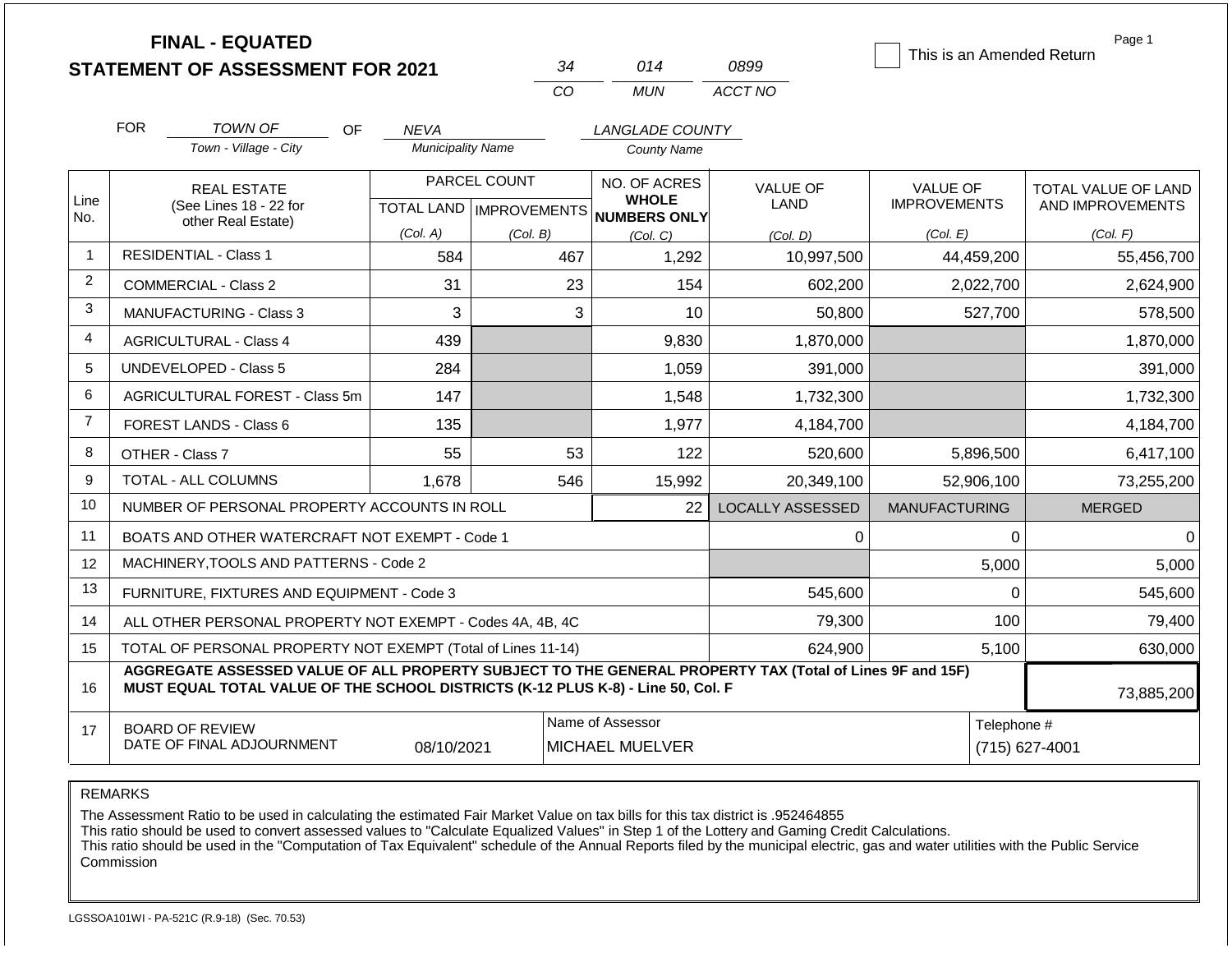# FINAL - EQUATED
## STATEMENT OF ASSESSMENT FOR 2021

| 34 | 014 | 0899 |
|---|---|---|
| CO | MUN | ACCT NO |

☐ This is an Amended Return

Page 1

FOR *TOWN OF* (Town - Village - City) OF *NEVA* (Municipality Name) *LANGLADE COUNTY* (County Name)

| Line No. | REAL ESTATE (See Lines 18 - 22 for other Real Estate) | PARCEL COUNT TOTAL LAND (Col. A) | PARCEL COUNT IMPROVEMENTS (Col. B) | NO. OF ACRES WHOLE NUMBERS ONLY (Col. C) | VALUE OF LAND (Col. D) | VALUE OF IMPROVEMENTS (Col. E) | TOTAL VALUE OF LAND AND IMPROVEMENTS (Col. F) |
|---|---|---|---|---|---|---|---|
| 1 | RESIDENTIAL - Class 1 | 584 | 467 | 1,292 | 10,997,500 | 44,459,200 | 55,456,700 |
| 2 | COMMERCIAL - Class 2 | 31 | 23 | 154 | 602,200 | 2,022,700 | 2,624,900 |
| 3 | MANUFACTURING - Class 3 | 3 | 3 | 10 | 50,800 | 527,700 | 578,500 |
| 4 | AGRICULTURAL - Class 4 | 439 | | 9,830 | 1,870,000 | | 1,870,000 |
| 5 | UNDEVELOPED - Class 5 | 284 | | 1,059 | 391,000 | | 391,000 |
| 6 | AGRICULTURAL FOREST - Class 5m | 147 | | 1,548 | 1,732,300 | | 1,732,300 |
| 7 | FOREST LANDS - Class 6 | 135 | | 1,977 | 4,184,700 | | 4,184,700 |
| 8 | OTHER - Class 7 | 55 | 53 | 122 | 520,600 | 5,896,500 | 6,417,100 |
| 9 | TOTAL - ALL COLUMNS | 1,678 | 546 | 15,992 | 20,349,100 | 52,906,100 | 73,255,200 |
| 10 | NUMBER OF PERSONAL PROPERTY ACCOUNTS IN ROLL | | | 22 | LOCALLY ASSESSED | MANUFACTURING | MERGED |
| 11 | BOATS AND OTHER WATERCRAFT NOT EXEMPT - Code 1 | | | | 0 | 0 | 0 |
| 12 | MACHINERY,TOOLS AND PATTERNS - Code 2 | | | | | 5,000 | 5,000 |
| 13 | FURNITURE, FIXTURES AND EQUIPMENT - Code 3 | | | | 545,600 | 0 | 545,600 |
| 14 | ALL OTHER PERSONAL PROPERTY NOT EXEMPT - Codes 4A, 4B, 4C | | | | 79,300 | 100 | 79,400 |
| 15 | TOTAL OF PERSONAL PROPERTY NOT EXEMPT (Total of Lines 11-14) | | | | 624,900 | 5,100 | 630,000 |
| 16 | **AGGREGATE ASSESSED VALUE OF ALL PROPERTY SUBJECT TO THE GENERAL PROPERTY TAX (Total of Lines 9F and 15F) MUST EQUAL TOTAL VALUE OF THE SCHOOL DISTRICTS (K-12 PLUS K-8) - Line 50, Col. F** | | | | | | 73,885,200 |
| 17 | BOARD OF REVIEW DATE OF FINAL ADJOURNMENT | 08/10/2021 | | Name of Assessor: MICHAEL MUELVER | | | Telephone #: (715) 627-4001 |

REMARKS

The Assessment Ratio to be used in calculating the estimated Fair Market Value on tax bills for this tax district is .952464855
This ratio should be used to convert assessed values to "Calculate Equalized Values" in Step 1 of the Lottery and Gaming Credit Calculations.
This ratio should be used in the "Computation of Tax Equivalent" schedule of the Annual Reports filed by the municipal electric, gas and water utilities with the Public Service Commission

LGSSOA101WI - PA-521C (R.9-18) (Sec. 70.53)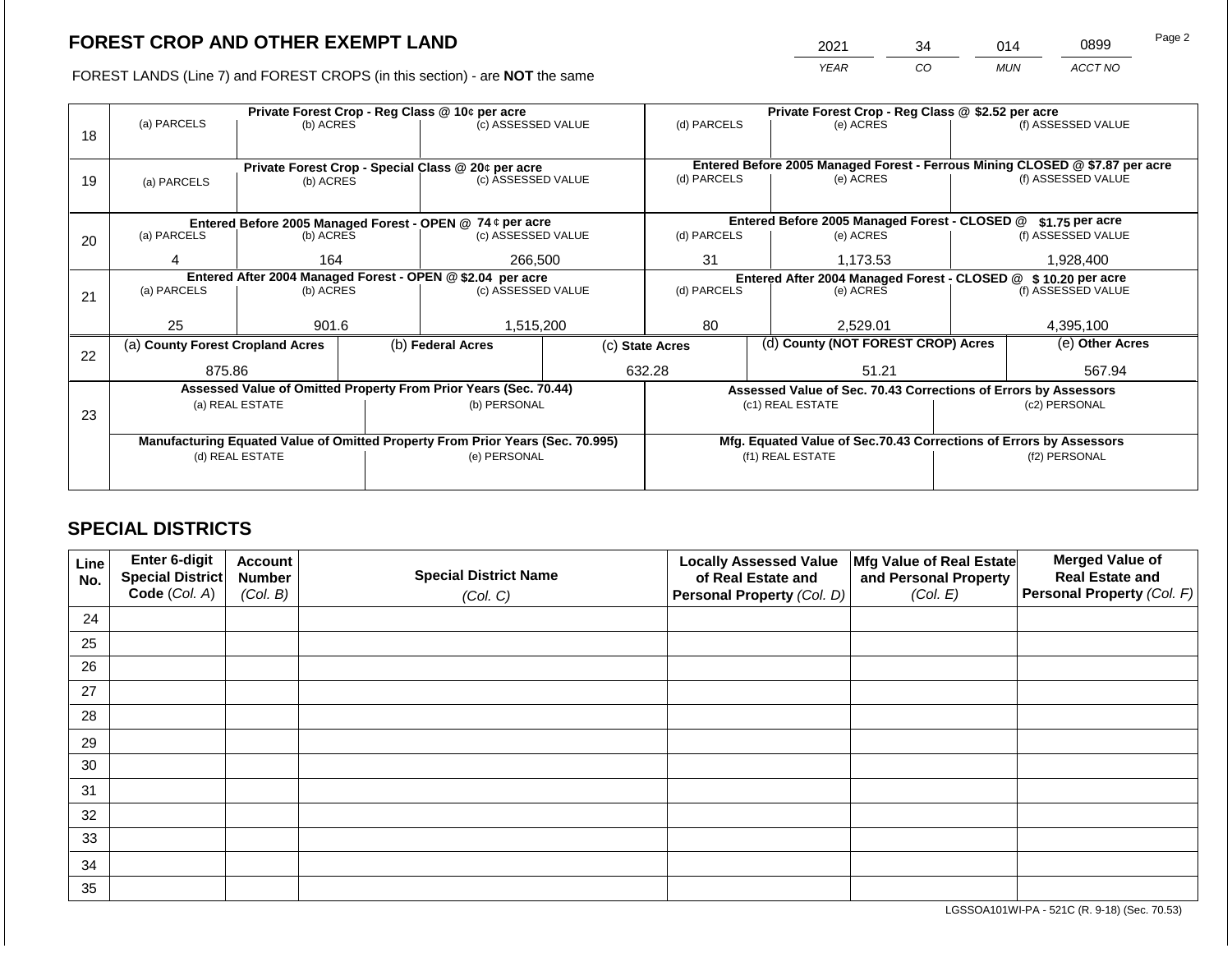# FOREST CROP AND OTHER EXEMPT LAND

| YEAR | CO | MUN | ACCT NO |
|---|---|---|---|
| 2021 | 34 | 014 | 0899 |

FOREST LANDS (Line 7) and FOREST CROPS (in this section) - are **NOT** the same

| Line | (a) PARCELS | (b) ACRES | (c) ASSESSED VALUE | (d) PARCELS | (e) ACRES | (f) ASSESSED VALUE |
|---|---|---|---|---|---|---|
| 18 | **Private Forest Crop - Reg Class @ 10¢ per acre** | | | **Private Forest Crop - Reg Class @ $2.52 per acre** | | |
| 18 | | | | | | |
| 19 | **Private Forest Crop - Special Class @ 20¢ per acre** | | | **Entered Before 2005 Managed Forest - Ferrous Mining CLOSED @ $7.87 per acre** | | |
| 19 | | | | | | |
| 20 | **Entered Before 2005 Managed Forest - OPEN @ 74 ¢ per acre** | | | **Entered Before 2005 Managed Forest - CLOSED @ $1.75 per acre** | | |
| 20 | 4 | 164 | 266,500 | 31 | 1,173.53 | 1,928,400 |
| 21 | **Entered After 2004 Managed Forest - OPEN @ $2.04 per acre** | | | **Entered After 2004 Managed Forest - CLOSED @ $ 10.20 per acre** | | |
| 21 | 25 | 901.6 | 1,515,200 | 80 | 2,529.01 | 4,395,100 |

| Line | (a) County Forest Cropland Acres | (b) Federal Acres | (c) State Acres | (d) County (NOT FOREST CROP) Acres | (e) Other Acres |
|---|---|---|---|---|---|
| 22 | 875.86 | | 632.28 | 51.21 | 567.94 |

| Line | Assessed Value of Omitted Property From Prior Years (Sec. 70.44) | | Assessed Value of Sec. 70.43 Corrections of Errors by Assessors | |
|---|---|---|---|---|
| 23 | (a) REAL ESTATE | (b) PERSONAL | (c1) REAL ESTATE | (c2) PERSONAL |
| | | | | |
| | **Manufacturing Equated Value of Omitted Property From Prior Years (Sec. 70.995)** | | **Mfg. Equated Value of Sec.70.43 Corrections of Errors by Assessors** | |
| | (d) REAL ESTATE | (e) PERSONAL | (f1) REAL ESTATE | (f2) PERSONAL |
| | | | | |

## SPECIAL DISTRICTS

| Line No. | Enter 6-digit Special District Code (Col. A) | Account Number (Col. B) | Special District Name (Col. C) | Locally Assessed Value of Real Estate and Personal Property (Col. D) | Mfg Value of Real Estate and Personal Property (Col. E) | Merged Value of Real Estate and Personal Property (Col. F) |
|---|---|---|---|---|---|---|
| 24 | | | | | | |
| 25 | | | | | | |
| 26 | | | | | | |
| 27 | | | | | | |
| 28 | | | | | | |
| 29 | | | | | | |
| 30 | | | | | | |
| 31 | | | | | | |
| 32 | | | | | | |
| 33 | | | | | | |
| 34 | | | | | | |
| 35 | | | | | | |

LGSSOA101WI-PA - 521C (R. 9-18) (Sec. 70.53)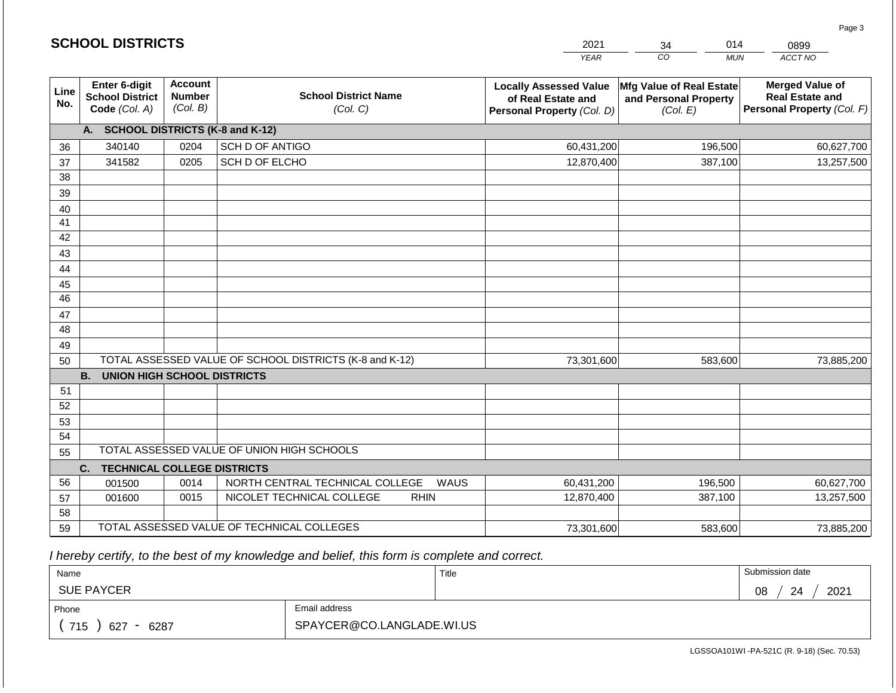## SCHOOL DISTRICTS

| 2021 | 34 | 014 | 0899 |
|---|---|---|---|
| *YEAR* | *CO* | *MUN* | *ACCT NO* |

| Line No. | Enter 6-digit School District Code *(Col. A)* | Account Number *(Col. B)* | School District Name *(Col. C)* | Locally Assessed Value of Real Estate and Personal Property *(Col. D)* | Mfg Value of Real Estate and Personal Property *(Col. E)* | Merged Value of Real Estate and Personal Property *(Col. F)* |
|---|---|---|---|---|---|---|
| | **A. SCHOOL DISTRICTS (K-8 and K-12)** | | | | | |
| 36 | 340140 | 0204 | SCH D OF ANTIGO | 60,431,200 | 196,500 | 60,627,700 |
| 37 | 341582 | 0205 | SCH D OF ELCHO | 12,870,400 | 387,100 | 13,257,500 |
| 38 | | | | | | |
| 39 | | | | | | |
| 40 | | | | | | |
| 41 | | | | | | |
| 42 | | | | | | |
| 43 | | | | | | |
| 44 | | | | | | |
| 45 | | | | | | |
| 46 | | | | | | |
| 47 | | | | | | |
| 48 | | | | | | |
| 49 | | | | | | |
| 50 | TOTAL ASSESSED VALUE OF SCHOOL DISTRICTS (K-8 and K-12) | | | 73,301,600 | 583,600 | 73,885,200 |
| | **B. UNION HIGH SCHOOL DISTRICTS** | | | | | |
| 51 | | | | | | |
| 52 | | | | | | |
| 53 | | | | | | |
| 54 | | | | | | |
| 55 | TOTAL ASSESSED VALUE OF UNION HIGH SCHOOLS | | | | | |
| | **C. TECHNICAL COLLEGE DISTRICTS** | | | | | |
| 56 | 001500 | 0014 | NORTH CENTRAL TECHNICAL COLLEGE WAUS | 60,431,200 | 196,500 | 60,627,700 |
| 57 | 001600 | 0015 | NICOLET TECHNICAL COLLEGE RHIN | 12,870,400 | 387,100 | 13,257,500 |
| 58 | | | | | | |
| 59 | TOTAL ASSESSED VALUE OF TECHNICAL COLLEGES | | | 73,301,600 | 583,600 | 73,885,200 |

*I hereby certify, to the best of my knowledge and belief, this form is complete and correct.*

| Name | Title | Submission date |
|---|---|---|
| SUE PAYCER | | 08 / 24 / 2021 |
| Phone | Email address | |
| ( 715 ) 627 - 6287 | SPAYCER@CO.LANGLADE.WI.US | |

LGSSOA101WI -PA-521C (R. 9-18) (Sec. 70.53)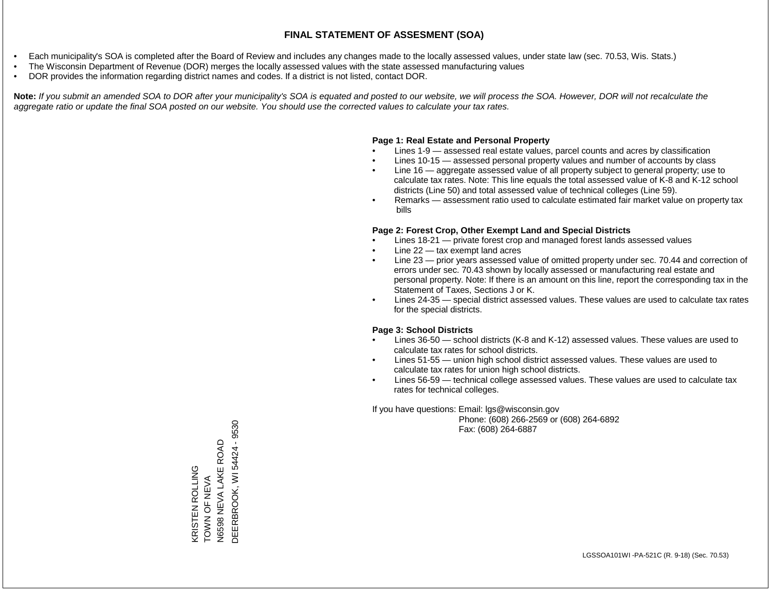# FINAL STATEMENT OF ASSESMENT (SOA)

- Each municipality's SOA is completed after the Board of Review and includes any changes made to the locally assessed values, under state law (sec. 70.53, Wis. Stats.)
- The Wisconsin Department of Revenue (DOR) merges the locally assessed values with the state assessed manufacturing values
- DOR provides the information regarding district names and codes. If a district is not listed, contact DOR.

**Note:** *If you submit an amended SOA to DOR after your municipality's SOA is equated and posted to our website, we will process the SOA. However, DOR will not recalculate the aggregate ratio or update the final SOA posted on our website. You should use the corrected values to calculate your tax rates.*

**Page 1: Real Estate and Personal Property**

- Lines 1-9 — assessed real estate values, parcel counts and acres by classification
- Lines 10-15 — assessed personal property values and number of accounts by class
- Line 16 — aggregate assessed value of all property subject to general property; use to calculate tax rates. Note: This line equals the total assessed value of K-8 and K-12 school districts (Line 50) and total assessed value of technical colleges (Line 59).
- Remarks — assessment ratio used to calculate estimated fair market value on property tax bills

**Page 2: Forest Crop, Other Exempt Land and Special Districts**

- Lines 18-21 — private forest crop and managed forest lands assessed values
- Line 22 — tax exempt land acres
- Line 23 — prior years assessed value of omitted property under sec. 70.44 and correction of errors under sec. 70.43 shown by locally assessed or manufacturing real estate and personal property. Note: If there is an amount on this line, report the corresponding tax in the Statement of Taxes, Sections J or K.
- Lines 24-35 — special district assessed values. These values are used to calculate tax rates for the special districts.

**Page 3: School Districts**

- Lines 36-50 — school districts (K-8 and K-12) assessed values. These values are used to calculate tax rates for school districts.
- Lines 51-55 — union high school district assessed values. These values are used to calculate tax rates for union high school districts.
- Lines 56-59 — technical college assessed values. These values are used to calculate tax rates for technical colleges.

If you have questions: Email: lgs@wisconsin.gov
Phone: (608) 266-2569 or (608) 264-6892
Fax: (608) 264-6887

KRISTEN ROLLING
TOWN OF NEVA
N6598 NEVA LAKE ROAD
DEERBROOK, WI 54424 - 9530

LGSSOA101WI -PA-521C (R. 9-18) (Sec. 70.53)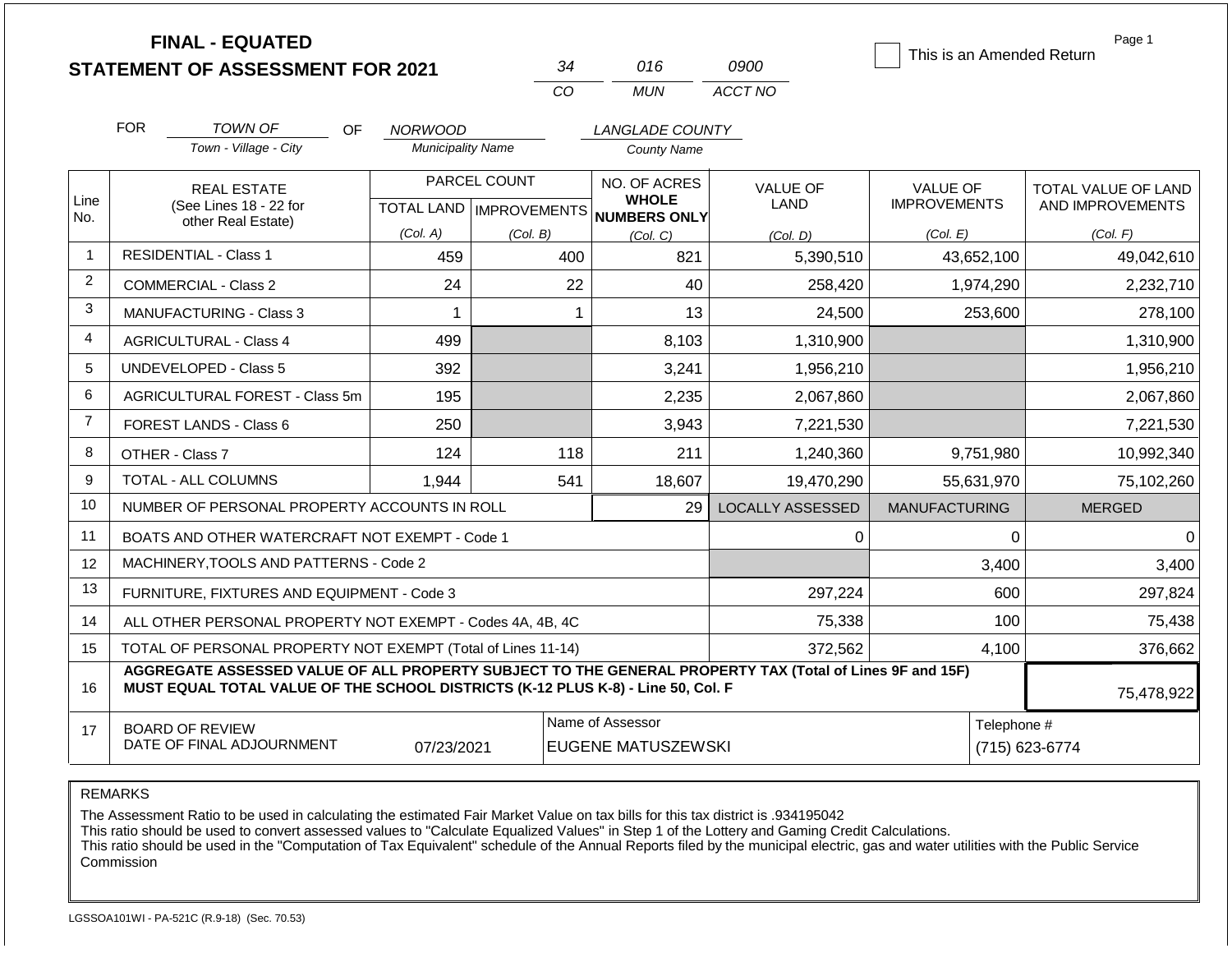# FINAL - EQUATED
# STATEMENT OF ASSESSMENT FOR 2021

| 34 | 016 | 0900 |
|---|---|---|
| CO | MUN | ACCT NO |

☐ This is an Amended Return

Page 1

FOR TOWN OF (Town - Village - City) OF NORWOOD (Municipality Name) LANGLADE COUNTY (County Name)

| Line No. | REAL ESTATE (See Lines 18 - 22 for other Real Estate) | PARCEL COUNT TOTAL LAND (Col. A) | PARCEL COUNT IMPROVEMENTS (Col. B) | NO. OF ACRES WHOLE NUMBERS ONLY (Col. C) | VALUE OF LAND (Col. D) | VALUE OF IMPROVEMENTS (Col. E) | TOTAL VALUE OF LAND AND IMPROVEMENTS (Col. F) |
|---|---|---|---|---|---|---|---|
| 1 | RESIDENTIAL - Class 1 | 459 | 400 | 821 | 5,390,510 | 43,652,100 | 49,042,610 |
| 2 | COMMERCIAL - Class 2 | 24 | 22 | 40 | 258,420 | 1,974,290 | 2,232,710 |
| 3 | MANUFACTURING - Class 3 | 1 | 1 | 13 | 24,500 | 253,600 | 278,100 |
| 4 | AGRICULTURAL - Class 4 | 499 | | 8,103 | 1,310,900 | | 1,310,900 |
| 5 | UNDEVELOPED - Class 5 | 392 | | 3,241 | 1,956,210 | | 1,956,210 |
| 6 | AGRICULTURAL FOREST - Class 5m | 195 | | 2,235 | 2,067,860 | | 2,067,860 |
| 7 | FOREST LANDS - Class 6 | 250 | | 3,943 | 7,221,530 | | 7,221,530 |
| 8 | OTHER - Class 7 | 124 | 118 | 211 | 1,240,360 | 9,751,980 | 10,992,340 |
| 9 | TOTAL - ALL COLUMNS | 1,944 | 541 | 18,607 | 19,470,290 | 55,631,970 | 75,102,260 |
| 10 | NUMBER OF PERSONAL PROPERTY ACCOUNTS IN ROLL | | | 29 | LOCALLY ASSESSED | MANUFACTURING | MERGED |
| 11 | BOATS AND OTHER WATERCRAFT NOT EXEMPT - Code 1 | | | | 0 | 0 | 0 |
| 12 | MACHINERY,TOOLS AND PATTERNS - Code 2 | | | | | 3,400 | 3,400 |
| 13 | FURNITURE, FIXTURES AND EQUIPMENT - Code 3 | | | | 297,224 | 600 | 297,824 |
| 14 | ALL OTHER PERSONAL PROPERTY NOT EXEMPT - Codes 4A, 4B, 4C | | | | 75,338 | 100 | 75,438 |
| 15 | TOTAL OF PERSONAL PROPERTY NOT EXEMPT (Total of Lines 11-14) | | | | 372,562 | 4,100 | 376,662 |
| 16 | **AGGREGATE ASSESSED VALUE OF ALL PROPERTY SUBJECT TO THE GENERAL PROPERTY TAX (Total of Lines 9F and 15F) MUST EQUAL TOTAL VALUE OF THE SCHOOL DISTRICTS (K-12 PLUS K-8) - Line 50, Col. F** | | | | | | 75,478,922 |
| 17 | BOARD OF REVIEW DATE OF FINAL ADJOURNMENT | 07/23/2021 | | Name of Assessor: EUGENE MATUSZEWSKI | | | Telephone #: (715) 623-6774 |

REMARKS

The Assessment Ratio to be used in calculating the estimated Fair Market Value on tax bills for this tax district is .934195042
This ratio should be used to convert assessed values to "Calculate Equalized Values" in Step 1 of the Lottery and Gaming Credit Calculations.
This ratio should be used in the "Computation of Tax Equivalent" schedule of the Annual Reports filed by the municipal electric, gas and water utilities with the Public Service Commission

LGSSOA101WI - PA-521C (R.9-18) (Sec. 70.53)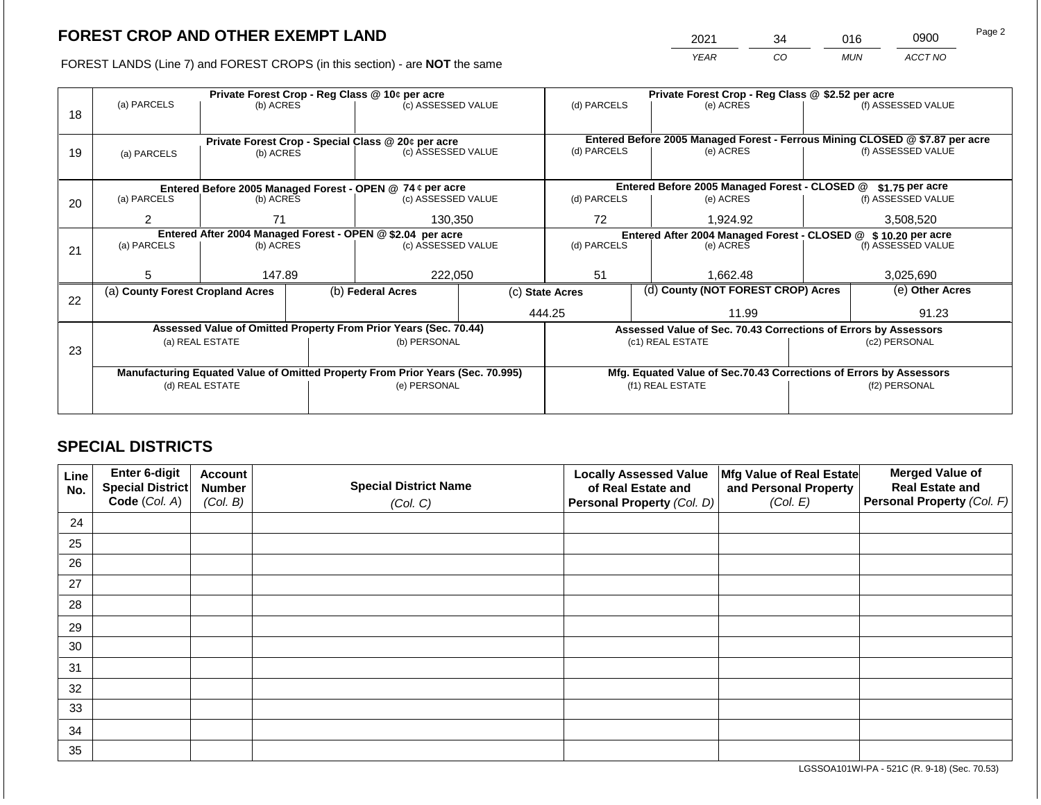# FOREST CROP AND OTHER EXEMPT LAND

| 2021 | 34 | 016 | 0900 |
|---|---|---|---|
| YEAR | CO | MUN | ACCT NO |

FOREST LANDS (Line 7) and FOREST CROPS (in this section) - are **NOT** the same

| Line | Private Forest Crop - Reg Class @ 10¢ per acre | | | Private Forest Crop - Reg Class @ $2.52 per acre | | |
|---|---|---|---|---|---|---|
| | (a) PARCELS | (b) ACRES | (c) ASSESSED VALUE | (d) PARCELS | (e) ACRES | (f) ASSESSED VALUE |
| 18 | | | | | | |
| | **Private Forest Crop - Special Class @ 20¢ per acre** | | | **Entered Before 2005 Managed Forest - Ferrous Mining CLOSED @ $7.87 per acre** | | |
| | (a) PARCELS | (b) ACRES | (c) ASSESSED VALUE | (d) PARCELS | (e) ACRES | (f) ASSESSED VALUE |
| 19 | | | | | | |
| | **Entered Before 2005 Managed Forest - OPEN @ 74 ¢ per acre** | | | **Entered Before 2005 Managed Forest - CLOSED @ $1.75 per acre** | | |
| | (a) PARCELS | (b) ACRES | (c) ASSESSED VALUE | (d) PARCELS | (e) ACRES | (f) ASSESSED VALUE |
| 20 | 2 | 71 | 130,350 | 72 | 1,924.92 | 3,508,520 |
| | **Entered After 2004 Managed Forest - OPEN @ $2.04 per acre** | | | **Entered After 2004 Managed Forest - CLOSED @ $ 10.20 per acre** | | |
| | (a) PARCELS | (b) ACRES | (c) ASSESSED VALUE | (d) PARCELS | (e) ACRES | (f) ASSESSED VALUE |
| 21 | 5 | 147.89 | 222,050 | 51 | 1,662.48 | 3,025,690 |

| Line | (a) County Forest Cropland Acres | (b) Federal Acres | (c) State Acres | (d) County (NOT FOREST CROP) Acres | (e) Other Acres |
|---|---|---|---|---|---|
| 22 | | | 444.25 | 11.99 | 91.23 |

| Line | Assessed Value of Omitted Property From Prior Years (Sec. 70.44) | | Assessed Value of Sec. 70.43 Corrections of Errors by Assessors | |
|---|---|---|---|---|
| | (a) REAL ESTATE | (b) PERSONAL | (c1) REAL ESTATE | (c2) PERSONAL |
| 23 | | | | |
| | **Manufacturing Equated Value of Omitted Property From Prior Years (Sec. 70.995)** | | **Mfg. Equated Value of Sec.70.43 Corrections of Errors by Assessors** | |
| | (d) REAL ESTATE | (e) PERSONAL | (f1) REAL ESTATE | (f2) PERSONAL |
| | | | | |

## SPECIAL DISTRICTS

| Line No. | Enter 6-digit Special District Code (Col. A) | Account Number (Col. B) | Special District Name (Col. C) | Locally Assessed Value of Real Estate and Personal Property (Col. D) | Mfg Value of Real Estate and Personal Property (Col. E) | Merged Value of Real Estate and Personal Property (Col. F) |
|---|---|---|---|---|---|---|
| 24 | | | | | | |
| 25 | | | | | | |
| 26 | | | | | | |
| 27 | | | | | | |
| 28 | | | | | | |
| 29 | | | | | | |
| 30 | | | | | | |
| 31 | | | | | | |
| 32 | | | | | | |
| 33 | | | | | | |
| 34 | | | | | | |
| 35 | | | | | | |

LGSSOA101WI-PA - 521C (R. 9-18) (Sec. 70.53)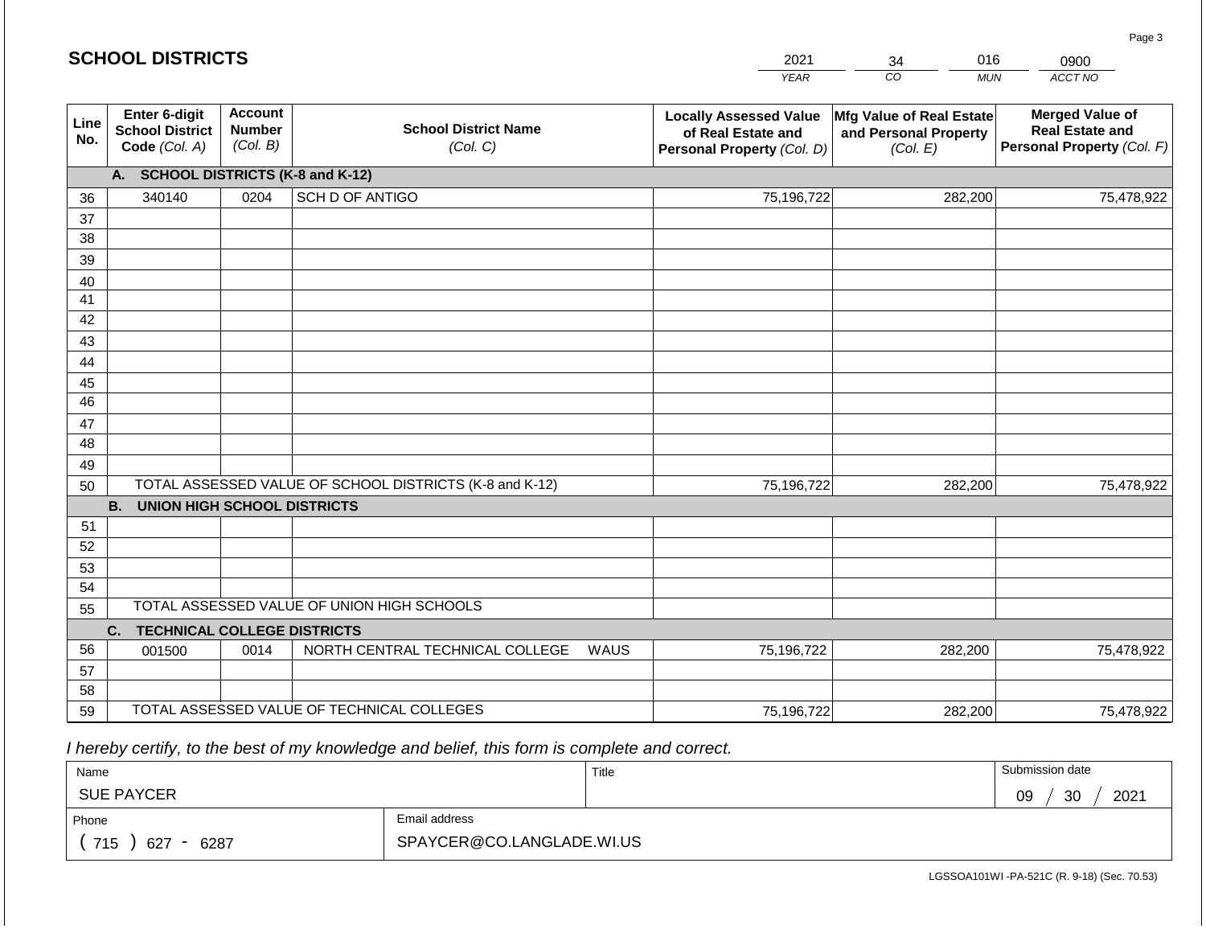## SCHOOL DISTRICTS

| 2021 | 34 | 016 | 0900 |
|---|---|---|---|
| *YEAR* | *CO* | *MUN* | *ACCT NO* |

| Line No. | Enter 6-digit School District Code *(Col. A)* | Account Number *(Col. B)* | School District Name *(Col. C)* | Locally Assessed Value of Real Estate and Personal Property *(Col. D)* | Mfg Value of Real Estate and Personal Property *(Col. E)* | Merged Value of Real Estate and Personal Property *(Col. F)* |
|---|---|---|---|---|---|---|
| | **A. SCHOOL DISTRICTS (K-8 and K-12)** | | | | | |
| 36 | 340140 | 0204 | SCH D OF ANTIGO | 75,196,722 | 282,200 | 75,478,922 |
| 37 | | | | | | |
| 38 | | | | | | |
| 39 | | | | | | |
| 40 | | | | | | |
| 41 | | | | | | |
| 42 | | | | | | |
| 43 | | | | | | |
| 44 | | | | | | |
| 45 | | | | | | |
| 46 | | | | | | |
| 47 | | | | | | |
| 48 | | | | | | |
| 49 | | | | | | |
| 50 | TOTAL ASSESSED VALUE OF SCHOOL DISTRICTS (K-8 and K-12) | | | 75,196,722 | 282,200 | 75,478,922 |
| | **B. UNION HIGH SCHOOL DISTRICTS** | | | | | |
| 51 | | | | | | |
| 52 | | | | | | |
| 53 | | | | | | |
| 54 | | | | | | |
| 55 | TOTAL ASSESSED VALUE OF UNION HIGH SCHOOLS | | | | | |
| | **C. TECHNICAL COLLEGE DISTRICTS** | | | | | |
| 56 | 001500 | 0014 | NORTH CENTRAL TECHNICAL COLLEGE WAUS | 75,196,722 | 282,200 | 75,478,922 |
| 57 | | | | | | |
| 58 | | | | | | |
| 59 | TOTAL ASSESSED VALUE OF TECHNICAL COLLEGES | | | 75,196,722 | 282,200 | 75,478,922 |

*I hereby certify, to the best of my knowledge and belief, this form is complete and correct.*

| Name | Title | Submission date |
|---|---|---|
| SUE PAYCER | | 09 / 30 / 2021 |
| **Phone** | **Email address** | |
| ( 715 ) 627 - 6287 | SPAYCER@CO.LANGLADE.WI.US | |

LGSSOA101WI -PA-521C (R. 9-18) (Sec. 70.53)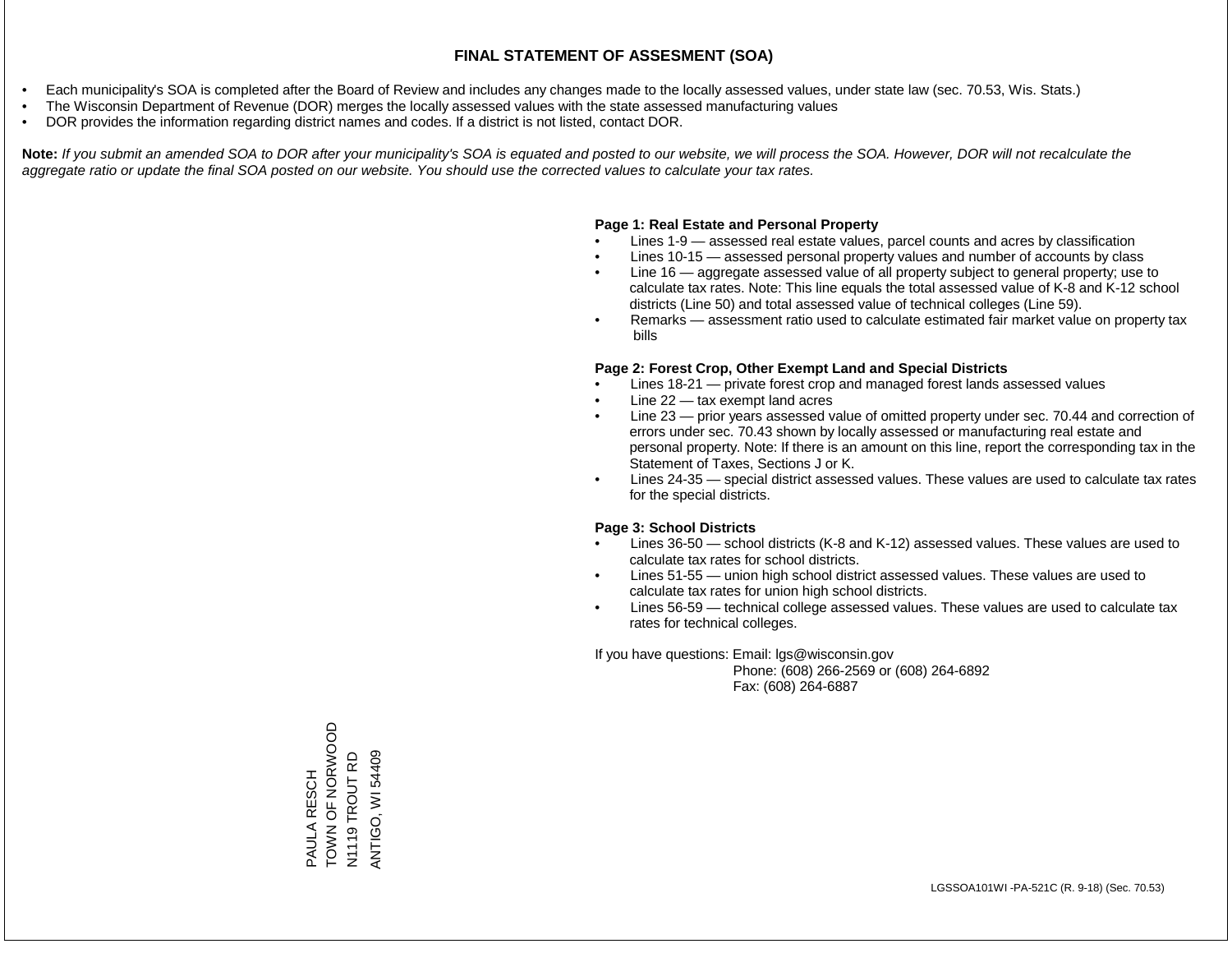# FINAL STATEMENT OF ASSESMENT (SOA)

- Each municipality's SOA is completed after the Board of Review and includes any changes made to the locally assessed values, under state law (sec. 70.53, Wis. Stats.)
- The Wisconsin Department of Revenue (DOR) merges the locally assessed values with the state assessed manufacturing values
- DOR provides the information regarding district names and codes. If a district is not listed, contact DOR.

**Note:** *If you submit an amended SOA to DOR after your municipality's SOA is equated and posted to our website, we will process the SOA. However, DOR will not recalculate the aggregate ratio or update the final SOA posted on our website. You should use the corrected values to calculate your tax rates.*

**Page 1: Real Estate and Personal Property**

- Lines 1-9 — assessed real estate values, parcel counts and acres by classification
- Lines 10-15 — assessed personal property values and number of accounts by class
- Line 16 — aggregate assessed value of all property subject to general property; use to calculate tax rates. Note: This line equals the total assessed value of K-8 and K-12 school districts (Line 50) and total assessed value of technical colleges (Line 59).
- Remarks — assessment ratio used to calculate estimated fair market value on property tax bills

**Page 2: Forest Crop, Other Exempt Land and Special Districts**

- Lines 18-21 — private forest crop and managed forest lands assessed values
- Line 22 — tax exempt land acres
- Line 23 — prior years assessed value of omitted property under sec. 70.44 and correction of errors under sec. 70.43 shown by locally assessed or manufacturing real estate and personal property. Note: If there is an amount on this line, report the corresponding tax in the Statement of Taxes, Sections J or K.
- Lines 24-35 — special district assessed values. These values are used to calculate tax rates for the special districts.

**Page 3: School Districts**

- Lines 36-50 — school districts (K-8 and K-12) assessed values. These values are used to calculate tax rates for school districts.
- Lines 51-55 — union high school district assessed values. These values are used to calculate tax rates for union high school districts.
- Lines 56-59 — technical college assessed values. These values are used to calculate tax rates for technical colleges.

If you have questions: Email: lgs@wisconsin.gov
Phone: (608) 266-2569 or (608) 264-6892
Fax: (608) 264-6887

PAULA RESCH
TOWN OF NORWOOD
N1119 TROUT RD
ANTIGO, WI 54409

LGSSOA101WI -PA-521C (R. 9-18) (Sec. 70.53)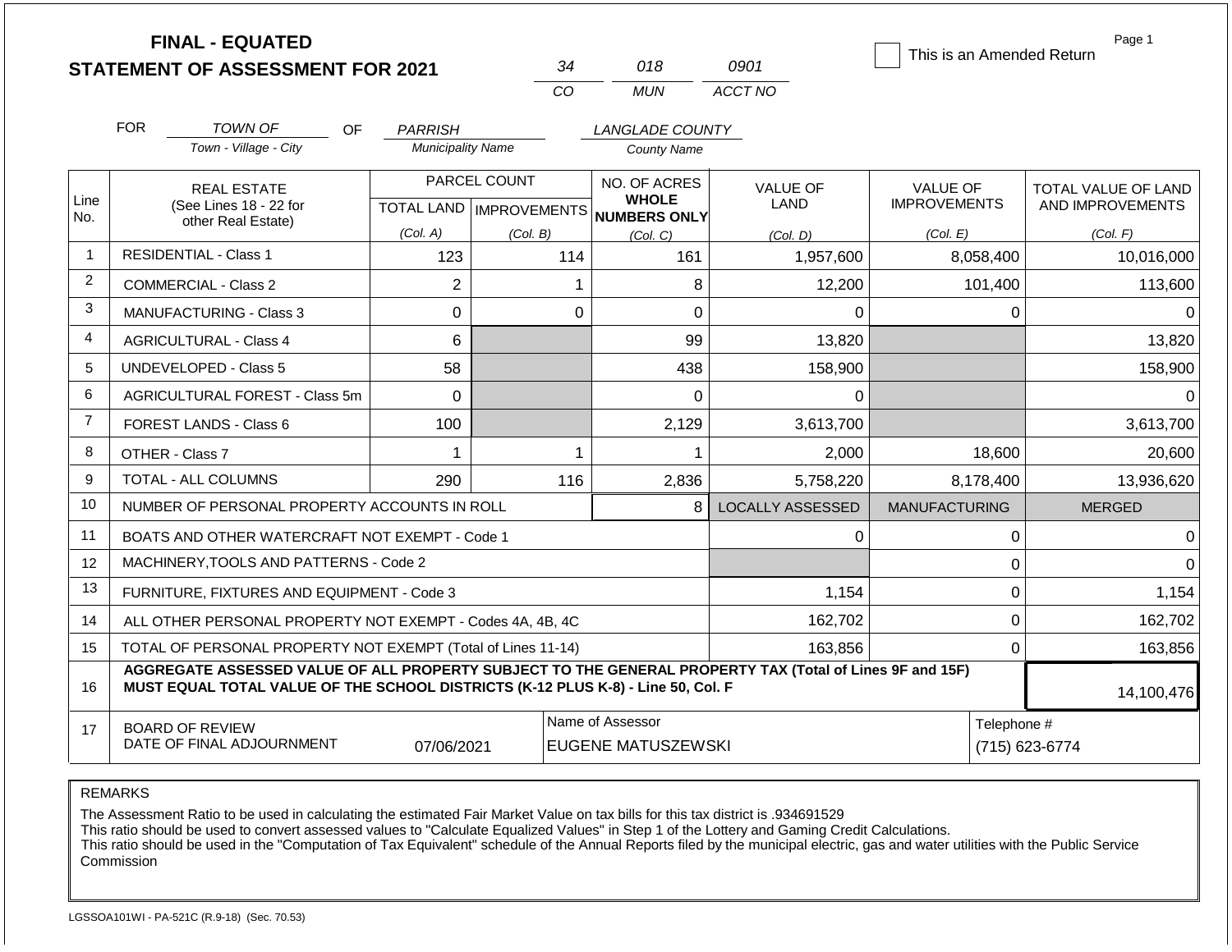# FINAL - EQUATED
## STATEMENT OF ASSESSMENT FOR 2021

| 34 | 018 | 0901 |
|---|---|---|
| CO | MUN | ACCT NO |

☐ This is an Amended Return

FOR *TOWN OF* (Town - Village - City) OF *PARRISH* (Municipality Name) *LANGLADE COUNTY* (County Name)

| Line No. | REAL ESTATE (See Lines 18 - 22 for other Real Estate) | PARCEL COUNT TOTAL LAND (Col. A) | PARCEL COUNT IMPROVEMENTS (Col. B) | NO. OF ACRES WHOLE NUMBERS ONLY (Col. C) | VALUE OF LAND (Col. D) | VALUE OF IMPROVEMENTS (Col. E) | TOTAL VALUE OF LAND AND IMPROVEMENTS (Col. F) |
|---|---|---|---|---|---|---|---|
| 1 | RESIDENTIAL - Class 1 | 123 | 114 | 161 | 1,957,600 | 8,058,400 | 10,016,000 |
| 2 | COMMERCIAL - Class 2 | 2 | 1 | 8 | 12,200 | 101,400 | 113,600 |
| 3 | MANUFACTURING - Class 3 | 0 | 0 | 0 | 0 | 0 | 0 |
| 4 | AGRICULTURAL - Class 4 | 6 | | 99 | 13,820 | | 13,820 |
| 5 | UNDEVELOPED - Class 5 | 58 | | 438 | 158,900 | | 158,900 |
| 6 | AGRICULTURAL FOREST - Class 5m | 0 | | 0 | 0 | | 0 |
| 7 | FOREST LANDS - Class 6 | 100 | | 2,129 | 3,613,700 | | 3,613,700 |
| 8 | OTHER - Class 7 | 1 | 1 | 1 | 2,000 | 18,600 | 20,600 |
| 9 | TOTAL - ALL COLUMNS | 290 | 116 | 2,836 | 5,758,220 | 8,178,400 | 13,936,620 |

| Line No. | | | LOCALLY ASSESSED | MANUFACTURING | MERGED |
|---|---|---|---|---|---|
| 10 | NUMBER OF PERSONAL PROPERTY ACCOUNTS IN ROLL | 8 | | | |
| 11 | BOATS AND OTHER WATERCRAFT NOT EXEMPT - Code 1 | | 0 | 0 | 0 |
| 12 | MACHINERY,TOOLS AND PATTERNS - Code 2 | | | 0 | 0 |
| 13 | FURNITURE, FIXTURES AND EQUIPMENT - Code 3 | | 1,154 | 0 | 1,154 |
| 14 | ALL OTHER PERSONAL PROPERTY NOT EXEMPT - Codes 4A, 4B, 4C | | 162,702 | 0 | 162,702 |
| 15 | TOTAL OF PERSONAL PROPERTY NOT EXEMPT (Total of Lines 11-14) | | 163,856 | 0 | 163,856 |
| 16 | **AGGREGATE ASSESSED VALUE OF ALL PROPERTY SUBJECT TO THE GENERAL PROPERTY TAX (Total of Lines 9F and 15F) MUST EQUAL TOTAL VALUE OF THE SCHOOL DISTRICTS (K-12 PLUS K-8) - Line 50, Col. F** | | | | 14,100,476 |
| 17 | BOARD OF REVIEW DATE OF FINAL ADJOURNMENT | 07/06/2021 | Name of Assessor: EUGENE MATUSZEWSKI | | Telephone #: (715) 623-6774 |

REMARKS

The Assessment Ratio to be used in calculating the estimated Fair Market Value on tax bills for this tax district is .934691529
This ratio should be used to convert assessed values to "Calculate Equalized Values" in Step 1 of the Lottery and Gaming Credit Calculations.
This ratio should be used in the "Computation of Tax Equivalent" schedule of the Annual Reports filed by the municipal electric, gas and water utilities with the Public Service Commission

LGSSOA101WI - PA-521C (R.9-18) (Sec. 70.53)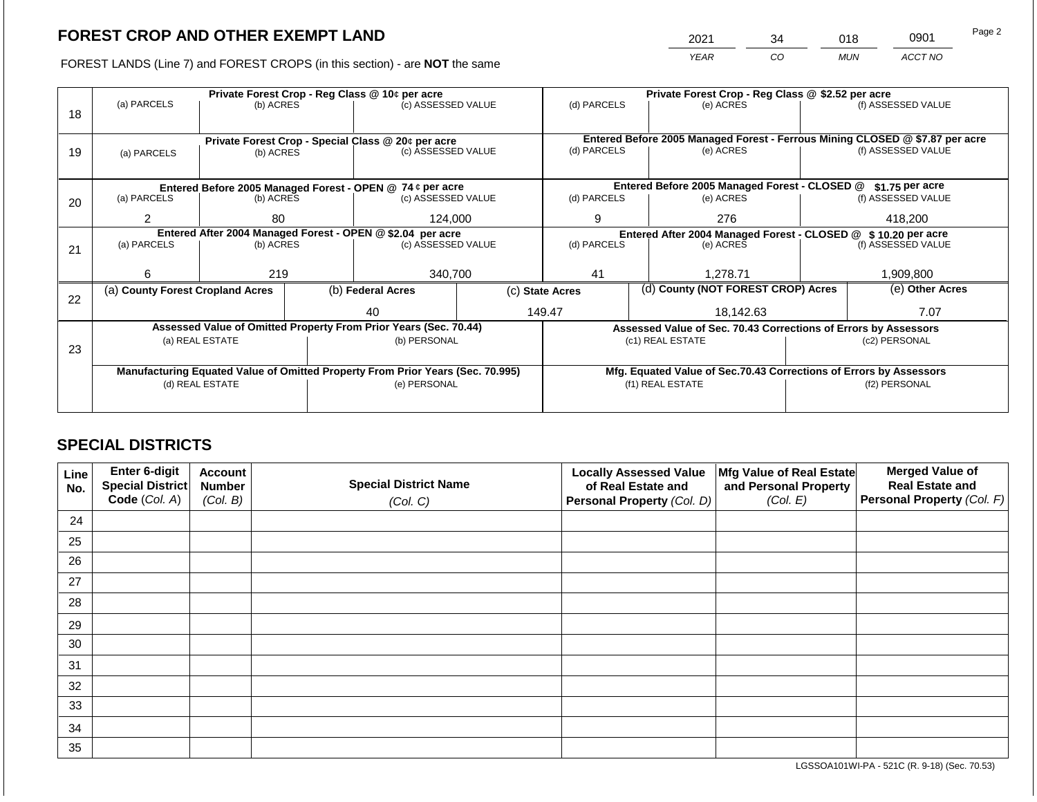# FOREST CROP AND OTHER EXEMPT LAND

| 2021 | 34 | 018 | 0901 |
|---|---|---|---|
| *YEAR* | *CO* | *MUN* | *ACCT NO* |

FOREST LANDS (Line 7) and FOREST CROPS (in this section) - are **NOT** the same

| | Private Forest Crop - Reg Class @ 10¢ per acre | | | Private Forest Crop - Reg Class @ $2.52 per acre | | |
|---|---|---|---|---|---|---|
| 18 | (a) PARCELS | (b) ACRES | (c) ASSESSED VALUE | (d) PARCELS | (e) ACRES | (f) ASSESSED VALUE |
| | | | | | | |
| | **Private Forest Crop - Special Class @ 20¢ per acre** | | | **Entered Before 2005 Managed Forest - Ferrous Mining CLOSED @ $7.87 per acre** | | |
| 19 | (a) PARCELS | (b) ACRES | (c) ASSESSED VALUE | (d) PARCELS | (e) ACRES | (f) ASSESSED VALUE |
| | | | | | | |
| | **Entered Before 2005 Managed Forest - OPEN @ 74 ¢ per acre** | | | **Entered Before 2005 Managed Forest - CLOSED @ $1.75 per acre** | | |
| 20 | (a) PARCELS | (b) ACRES | (c) ASSESSED VALUE | (d) PARCELS | (e) ACRES | (f) ASSESSED VALUE |
| | 2 | 80 | 124,000 | 9 | 276 | 418,200 |
| | **Entered After 2004 Managed Forest - OPEN @ $2.04 per acre** | | | **Entered After 2004 Managed Forest - CLOSED @ $ 10.20 per acre** | | |
| 21 | (a) PARCELS | (b) ACRES | (c) ASSESSED VALUE | (d) PARCELS | (e) ACRES | (f) ASSESSED VALUE |
| | 6 | 219 | 340,700 | 41 | 1,278.71 | 1,909,800 |

| | (a) **County Forest Cropland Acres** | (b) **Federal Acres** | (c) **State Acres** | (d) **County (NOT FOREST CROP) Acres** | (e) **Other Acres** |
|---|---|---|---|---|---|
| 22 | | 40 | 149.47 | 18,142.63 | 7.07 |

| | **Assessed Value of Omitted Property From Prior Years (Sec. 70.44)** | | **Assessed Value of Sec. 70.43 Corrections of Errors by Assessors** | |
|---|---|---|---|---|
| 23 | (a) REAL ESTATE | (b) PERSONAL | (c1) REAL ESTATE | (c2) PERSONAL |
| | | | | |
| | **Manufacturing Equated Value of Omitted Property From Prior Years (Sec. 70.995)** | | **Mfg. Equated Value of Sec.70.43 Corrections of Errors by Assessors** | |
| | (d) REAL ESTATE | (e) PERSONAL | (f1) REAL ESTATE | (f2) PERSONAL |
| | | | | |

## SPECIAL DISTRICTS

| Line No. | Enter 6-digit Special District Code *(Col. A)* | Account Number *(Col. B)* | Special District Name *(Col. C)* | Locally Assessed Value of Real Estate and Personal Property *(Col. D)* | Mfg Value of Real Estate and Personal Property *(Col. E)* | Merged Value of Real Estate and Personal Property *(Col. F)* |
|---|---|---|---|---|---|---|
| 24 | | | | | | |
| 25 | | | | | | |
| 26 | | | | | | |
| 27 | | | | | | |
| 28 | | | | | | |
| 29 | | | | | | |
| 30 | | | | | | |
| 31 | | | | | | |
| 32 | | | | | | |
| 33 | | | | | | |
| 34 | | | | | | |
| 35 | | | | | | |

LGSSOA101WI-PA - 521C (R. 9-18) (Sec. 70.53)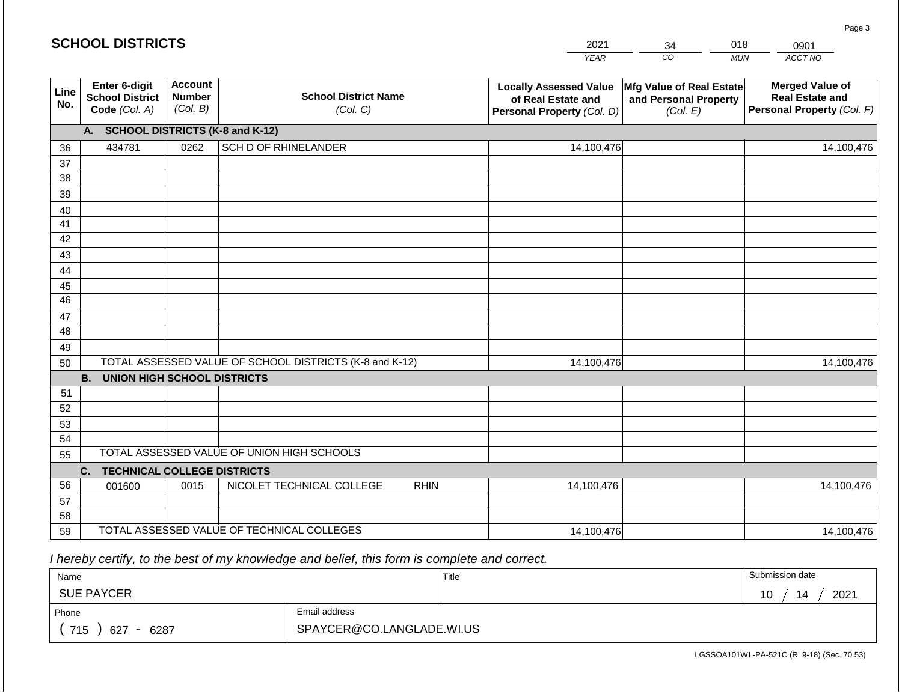# SCHOOL DISTRICTS

| 2021 | 34 | 018 | 0901 |
|---|---|---|---|
| YEAR | CO | MUN | ACCT NO |

| Line No. | Enter 6-digit School District Code (Col. A) | Account Number (Col. B) | School District Name (Col. C) | Locally Assessed Value of Real Estate and Personal Property (Col. D) | Mfg Value of Real Estate and Personal Property (Col. E) | Merged Value of Real Estate and Personal Property (Col. F) |
|---|---|---|---|---|---|---|
| | **A. SCHOOL DISTRICTS (K-8 and K-12)** | | | | | |
| 36 | 434781 | 0262 | SCH D OF RHINELANDER | 14,100,476 | | 14,100,476 |
| 37 | | | | | | |
| 38 | | | | | | |
| 39 | | | | | | |
| 40 | | | | | | |
| 41 | | | | | | |
| 42 | | | | | | |
| 43 | | | | | | |
| 44 | | | | | | |
| 45 | | | | | | |
| 46 | | | | | | |
| 47 | | | | | | |
| 48 | | | | | | |
| 49 | | | | | | |
| 50 | TOTAL ASSESSED VALUE OF SCHOOL DISTRICTS (K-8 and K-12) | | | 14,100,476 | | 14,100,476 |
| | **B. UNION HIGH SCHOOL DISTRICTS** | | | | | |
| 51 | | | | | | |
| 52 | | | | | | |
| 53 | | | | | | |
| 54 | | | | | | |
| 55 | TOTAL ASSESSED VALUE OF UNION HIGH SCHOOLS | | | | | |
| | **C. TECHNICAL COLLEGE DISTRICTS** | | | | | |
| 56 | 001600 | 0015 | NICOLET TECHNICAL COLLEGE RHIN | 14,100,476 | | 14,100,476 |
| 57 | | | | | | |
| 58 | | | | | | |
| 59 | TOTAL ASSESSED VALUE OF TECHNICAL COLLEGES | | | 14,100,476 | | 14,100,476 |

*I hereby certify, to the best of my knowledge and belief, this form is complete and correct.*

| Name | Title | Submission date |
|---|---|---|
| SUE PAYCER | | 10 / 14 / 2021 |
| Phone | Email address | |
| ( 715 ) 627 - 6287 | SPAYCER@CO.LANGLADE.WI.US | |

LGSSOA101WI -PA-521C (R. 9-18) (Sec. 70.53)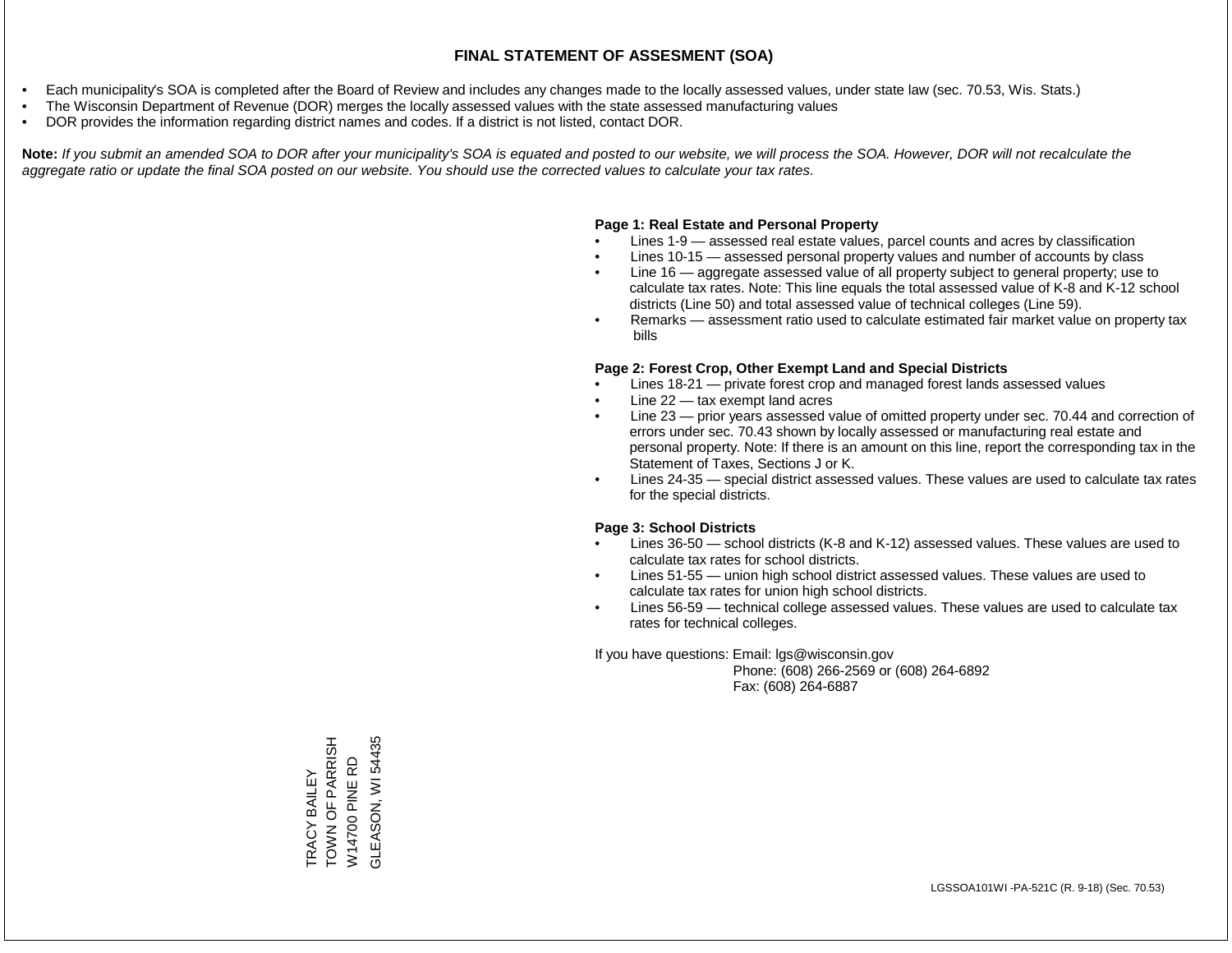# FINAL STATEMENT OF ASSESMENT (SOA)

- Each municipality's SOA is completed after the Board of Review and includes any changes made to the locally assessed values, under state law (sec. 70.53, Wis. Stats.)
- The Wisconsin Department of Revenue (DOR) merges the locally assessed values with the state assessed manufacturing values
- DOR provides the information regarding district names and codes. If a district is not listed, contact DOR.

**Note:** *If you submit an amended SOA to DOR after your municipality's SOA is equated and posted to our website, we will process the SOA. However, DOR will not recalculate the aggregate ratio or update the final SOA posted on our website. You should use the corrected values to calculate your tax rates.*

**Page 1: Real Estate and Personal Property**

- Lines 1-9 — assessed real estate values, parcel counts and acres by classification
- Lines 10-15 — assessed personal property values and number of accounts by class
- Line 16 — aggregate assessed value of all property subject to general property; use to calculate tax rates. Note: This line equals the total assessed value of K-8 and K-12 school districts (Line 50) and total assessed value of technical colleges (Line 59).
- Remarks — assessment ratio used to calculate estimated fair market value on property tax bills

**Page 2: Forest Crop, Other Exempt Land and Special Districts**

- Lines 18-21 — private forest crop and managed forest lands assessed values
- Line 22 — tax exempt land acres
- Line 23 — prior years assessed value of omitted property under sec. 70.44 and correction of errors under sec. 70.43 shown by locally assessed or manufacturing real estate and personal property. Note: If there is an amount on this line, report the corresponding tax in the Statement of Taxes, Sections J or K.
- Lines 24-35 — special district assessed values. These values are used to calculate tax rates for the special districts.

**Page 3: School Districts**

- Lines 36-50 — school districts (K-8 and K-12) assessed values. These values are used to calculate tax rates for school districts.
- Lines 51-55 — union high school district assessed values. These values are used to calculate tax rates for union high school districts.
- Lines 56-59 — technical college assessed values. These values are used to calculate tax rates for technical colleges.

If you have questions: Email: lgs@wisconsin.gov
Phone: (608) 266-2569 or (608) 264-6892
Fax: (608) 264-6887

TRACY BAILEY
TOWN OF PARRISH
W14700 PINE RD
GLEASON, WI 54435

LGSSOA101WI -PA-521C (R. 9-18) (Sec. 70.53)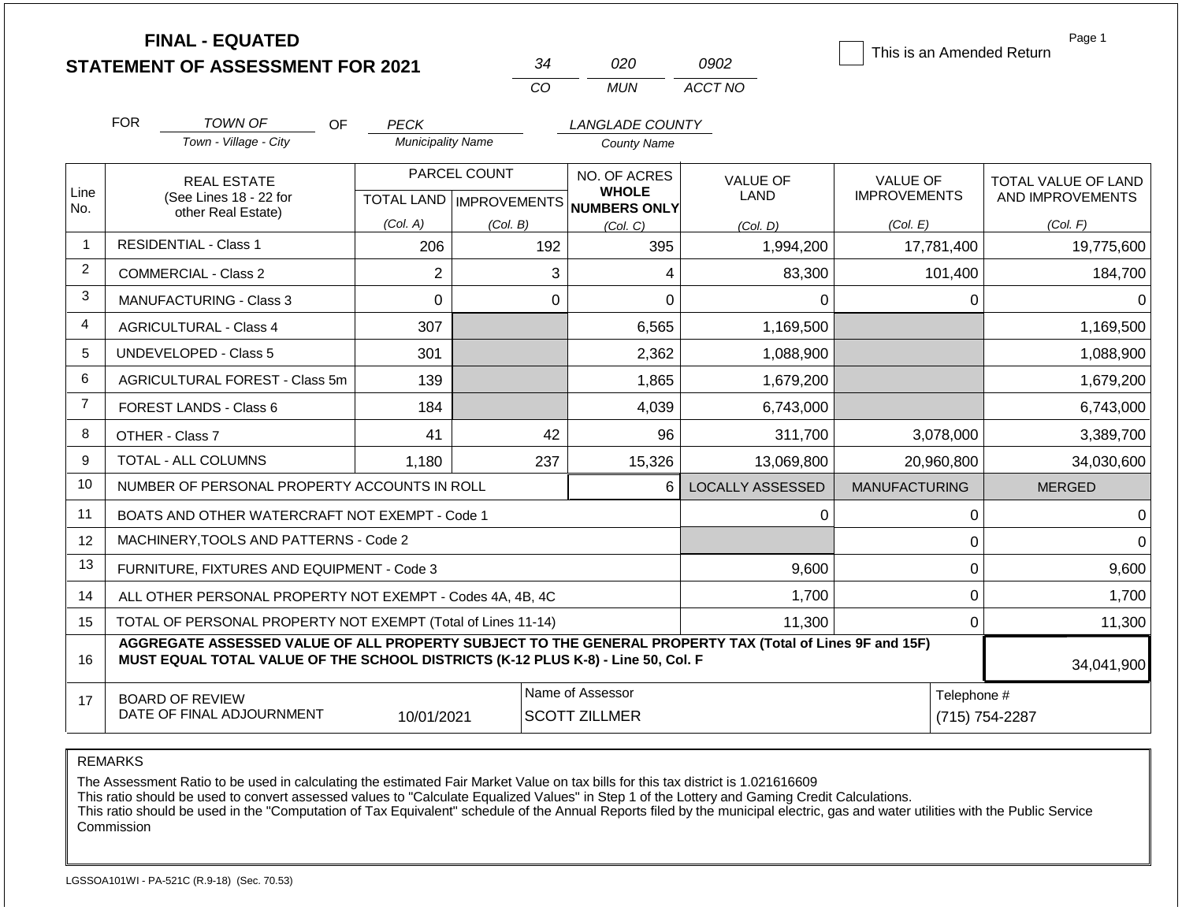# FINAL - EQUATED
# STATEMENT OF ASSESSMENT FOR 2021

| 34 | 020 | 0902 |
|---|---|---|
| CO | MUN | ACCT NO |

☐ This is an Amended Return

FOR TOWN OF (Town - Village - City) OF PECK (Municipality Name) LANGLADE COUNTY (County Name)

| Line No. | REAL ESTATE (See Lines 18 - 22 for other Real Estate) | PARCEL COUNT TOTAL LAND (Col. A) | PARCEL COUNT IMPROVEMENTS (Col. B) | NO. OF ACRES WHOLE NUMBERS ONLY (Col. C) | VALUE OF LAND (Col. D) | VALUE OF IMPROVEMENTS (Col. E) | TOTAL VALUE OF LAND AND IMPROVEMENTS (Col. F) |
|---|---|---|---|---|---|---|---|
| 1 | RESIDENTIAL - Class 1 | 206 | 192 | 395 | 1,994,200 | 17,781,400 | 19,775,600 |
| 2 | COMMERCIAL - Class 2 | 2 | 3 | 4 | 83,300 | 101,400 | 184,700 |
| 3 | MANUFACTURING - Class 3 | 0 | 0 | 0 | 0 | 0 | 0 |
| 4 | AGRICULTURAL - Class 4 | 307 | | 6,565 | 1,169,500 | | 1,169,500 |
| 5 | UNDEVELOPED - Class 5 | 301 | | 2,362 | 1,088,900 | | 1,088,900 |
| 6 | AGRICULTURAL FOREST - Class 5m | 139 | | 1,865 | 1,679,200 | | 1,679,200 |
| 7 | FOREST LANDS - Class 6 | 184 | | 4,039 | 6,743,000 | | 6,743,000 |
| 8 | OTHER - Class 7 | 41 | 42 | 96 | 311,700 | 3,078,000 | 3,389,700 |
| 9 | TOTAL - ALL COLUMNS | 1,180 | 237 | 15,326 | 13,069,800 | 20,960,800 | 34,030,600 |
| 10 | NUMBER OF PERSONAL PROPERTY ACCOUNTS IN ROLL | | | 6 | LOCALLY ASSESSED | MANUFACTURING | MERGED |
| 11 | BOATS AND OTHER WATERCRAFT NOT EXEMPT - Code 1 | | | | 0 | 0 | 0 |
| 12 | MACHINERY,TOOLS AND PATTERNS - Code 2 | | | | | 0 | 0 |
| 13 | FURNITURE, FIXTURES AND EQUIPMENT - Code 3 | | | | 9,600 | 0 | 9,600 |
| 14 | ALL OTHER PERSONAL PROPERTY NOT EXEMPT - Codes 4A, 4B, 4C | | | | 1,700 | 0 | 1,700 |
| 15 | TOTAL OF PERSONAL PROPERTY NOT EXEMPT (Total of Lines 11-14) | | | | 11,300 | 0 | 11,300 |
| 16 | **AGGREGATE ASSESSED VALUE OF ALL PROPERTY SUBJECT TO THE GENERAL PROPERTY TAX (Total of Lines 9F and 15F) MUST EQUAL TOTAL VALUE OF THE SCHOOL DISTRICTS (K-12 PLUS K-8) - Line 50, Col. F** | | | | | | 34,041,900 |
| 17 | BOARD OF REVIEW DATE OF FINAL ADJOURNMENT | 10/01/2021 | | Name of Assessor: SCOTT ZILLMER | | Telephone #: (715) 754-2287 | |

REMARKS

The Assessment Ratio to be used in calculating the estimated Fair Market Value on tax bills for this tax district is 1.021616609
This ratio should be used to convert assessed values to "Calculate Equalized Values" in Step 1 of the Lottery and Gaming Credit Calculations.
This ratio should be used in the "Computation of Tax Equivalent" schedule of the Annual Reports filed by the municipal electric, gas and water utilities with the Public Service Commission

LGSSOA101WI - PA-521C (R.9-18) (Sec. 70.53)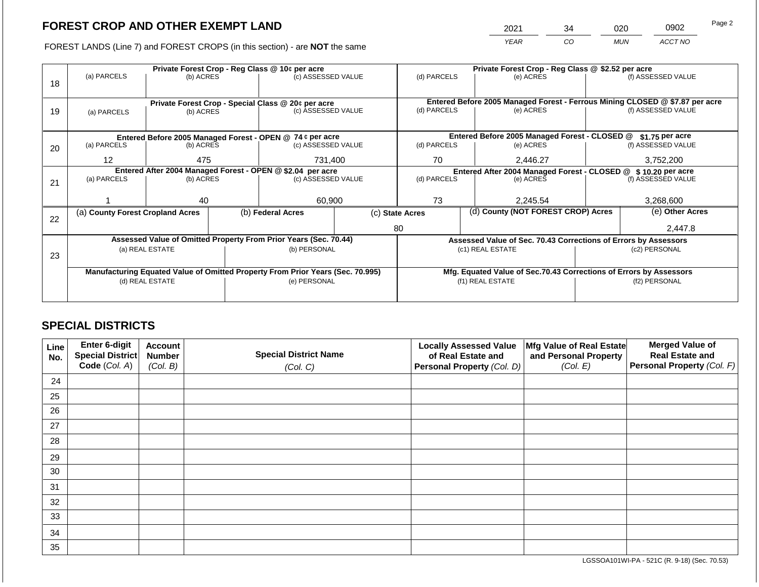## FOREST CROP AND OTHER EXEMPT LAND

| 2021 | 34 | 020 | 0902 |
|---|---|---|---|
| *YEAR* | *CO* | *MUN* | *ACCT NO* |

FOREST LANDS (Line 7) and FOREST CROPS (in this section) - are **NOT** the same

| Line | | | | | | |
|---|---|---|---|---|---|---|
| 18 | **Private Forest Crop - Reg Class @ 10¢ per acre** | | | **Private Forest Crop - Reg Class @ $2.52 per acre** | | |
| | (a) PARCELS | (b) ACRES | (c) ASSESSED VALUE | (d) PARCELS | (e) ACRES | (f) ASSESSED VALUE |
| | | | | | | |
| 19 | **Private Forest Crop - Special Class @ 20¢ per acre** | | | **Entered Before 2005 Managed Forest - Ferrous Mining CLOSED @ $7.87 per acre** | | |
| | (a) PARCELS | (b) ACRES | (c) ASSESSED VALUE | (d) PARCELS | (e) ACRES | (f) ASSESSED VALUE |
| | | | | | | |
| 20 | **Entered Before 2005 Managed Forest - OPEN @ 74 ¢ per acre** | | | **Entered Before 2005 Managed Forest - CLOSED @ $1.75 per acre** | | |
| | (a) PARCELS | (b) ACRES | (c) ASSESSED VALUE | (d) PARCELS | (e) ACRES | (f) ASSESSED VALUE |
| | 12 | 475 | 731,400 | 70 | 2,446.27 | 3,752,200 |
| 21 | **Entered After 2004 Managed Forest - OPEN @ $2.04 per acre** | | | **Entered After 2004 Managed Forest - CLOSED @ $ 10.20 per acre** | | |
| | (a) PARCELS | (b) ACRES | (c) ASSESSED VALUE | (d) PARCELS | (e) ACRES | (f) ASSESSED VALUE |
| | 1 | 40 | 60,900 | 73 | 2,245.54 | 3,268,600 |

| Line | (a) **County Forest Cropland Acres** | (b) **Federal Acres** | (c) **State Acres** | (d) **County (NOT FOREST CROP) Acres** | (e) **Other Acres** |
|---|---|---|---|---|---|
| 22 | | | 80 | | 2,447.8 |

| Line | **Assessed Value of Omitted Property From Prior Years (Sec. 70.44)** | | **Assessed Value of Sec. 70.43 Corrections of Errors by Assessors** | |
|---|---|---|---|---|
| 23 | (a) REAL ESTATE | (b) PERSONAL | (c1) REAL ESTATE | (c2) PERSONAL |
| | | | | |
| | **Manufacturing Equated Value of Omitted Property From Prior Years (Sec. 70.995)** | | **Mfg. Equated Value of Sec.70.43 Corrections of Errors by Assessors** | |
| | (d) REAL ESTATE | (e) PERSONAL | (f1) REAL ESTATE | (f2) PERSONAL |
| | | | | |

## SPECIAL DISTRICTS

| Line No. | Enter 6-digit Special District Code (*Col. A*) | Account Number (*Col. B*) | Special District Name (*Col. C*) | Locally Assessed Value of Real Estate and Personal Property (*Col. D*) | Mfg Value of Real Estate and Personal Property (*Col. E*) | Merged Value of Real Estate and Personal Property (*Col. F*) |
|---|---|---|---|---|---|---|
| 24 | | | | | | |
| 25 | | | | | | |
| 26 | | | | | | |
| 27 | | | | | | |
| 28 | | | | | | |
| 29 | | | | | | |
| 30 | | | | | | |
| 31 | | | | | | |
| 32 | | | | | | |
| 33 | | | | | | |
| 34 | | | | | | |
| 35 | | | | | | |

LGSSOA101WI-PA - 521C (R. 9-18) (Sec. 70.53)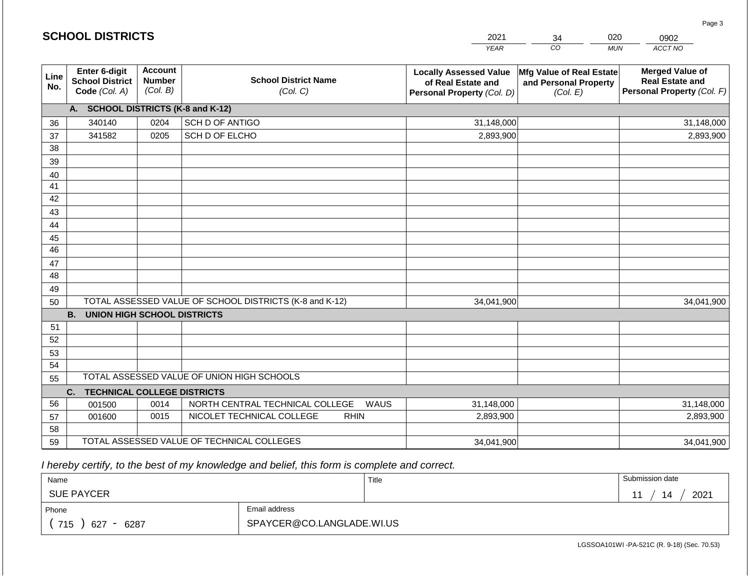## SCHOOL DISTRICTS

| 2021 | 34 | 020 | 0902 |
|---|---|---|---|
| *YEAR* | *CO* | *MUN* | *ACCT NO* |

| Line No. | Enter 6-digit School District Code *(Col. A)* | Account Number *(Col. B)* | School District Name *(Col. C)* | Locally Assessed Value of Real Estate and Personal Property *(Col. D)* | Mfg Value of Real Estate and Personal Property *(Col. E)* | Merged Value of Real Estate and Personal Property *(Col. F)* |
|---|---|---|---|---|---|---|
| | **A. SCHOOL DISTRICTS (K-8 and K-12)** | | | | | |
| 36 | 340140 | 0204 | SCH D OF ANTIGO | 31,148,000 | | 31,148,000 |
| 37 | 341582 | 0205 | SCH D OF ELCHO | 2,893,900 | | 2,893,900 |
| 38 | | | | | | |
| 39 | | | | | | |
| 40 | | | | | | |
| 41 | | | | | | |
| 42 | | | | | | |
| 43 | | | | | | |
| 44 | | | | | | |
| 45 | | | | | | |
| 46 | | | | | | |
| 47 | | | | | | |
| 48 | | | | | | |
| 49 | | | | | | |
| 50 | TOTAL ASSESSED VALUE OF SCHOOL DISTRICTS (K-8 and K-12) | | | 34,041,900 | | 34,041,900 |
| | **B. UNION HIGH SCHOOL DISTRICTS** | | | | | |
| 51 | | | | | | |
| 52 | | | | | | |
| 53 | | | | | | |
| 54 | | | | | | |
| 55 | TOTAL ASSESSED VALUE OF UNION HIGH SCHOOLS | | | | | |
| | **C. TECHNICAL COLLEGE DISTRICTS** | | | | | |
| 56 | 001500 | 0014 | NORTH CENTRAL TECHNICAL COLLEGE WAUS | 31,148,000 | | 31,148,000 |
| 57 | 001600 | 0015 | NICOLET TECHNICAL COLLEGE RHIN | 2,893,900 | | 2,893,900 |
| 58 | | | | | | |
| 59 | TOTAL ASSESSED VALUE OF TECHNICAL COLLEGES | | | 34,041,900 | | 34,041,900 |

*I hereby certify, to the best of my knowledge and belief, this form is complete and correct.*

| Name | Title | Submission date |
|---|---|---|
| SUE PAYCER | | 11 / 14 / 2021 |
| **Phone** | **Email address** | |
| ( 715 ) 627 - 6287 | SPAYCER@CO.LANGLADE.WI.US | |

LGSSOA101WI -PA-521C (R. 9-18) (Sec. 70.53)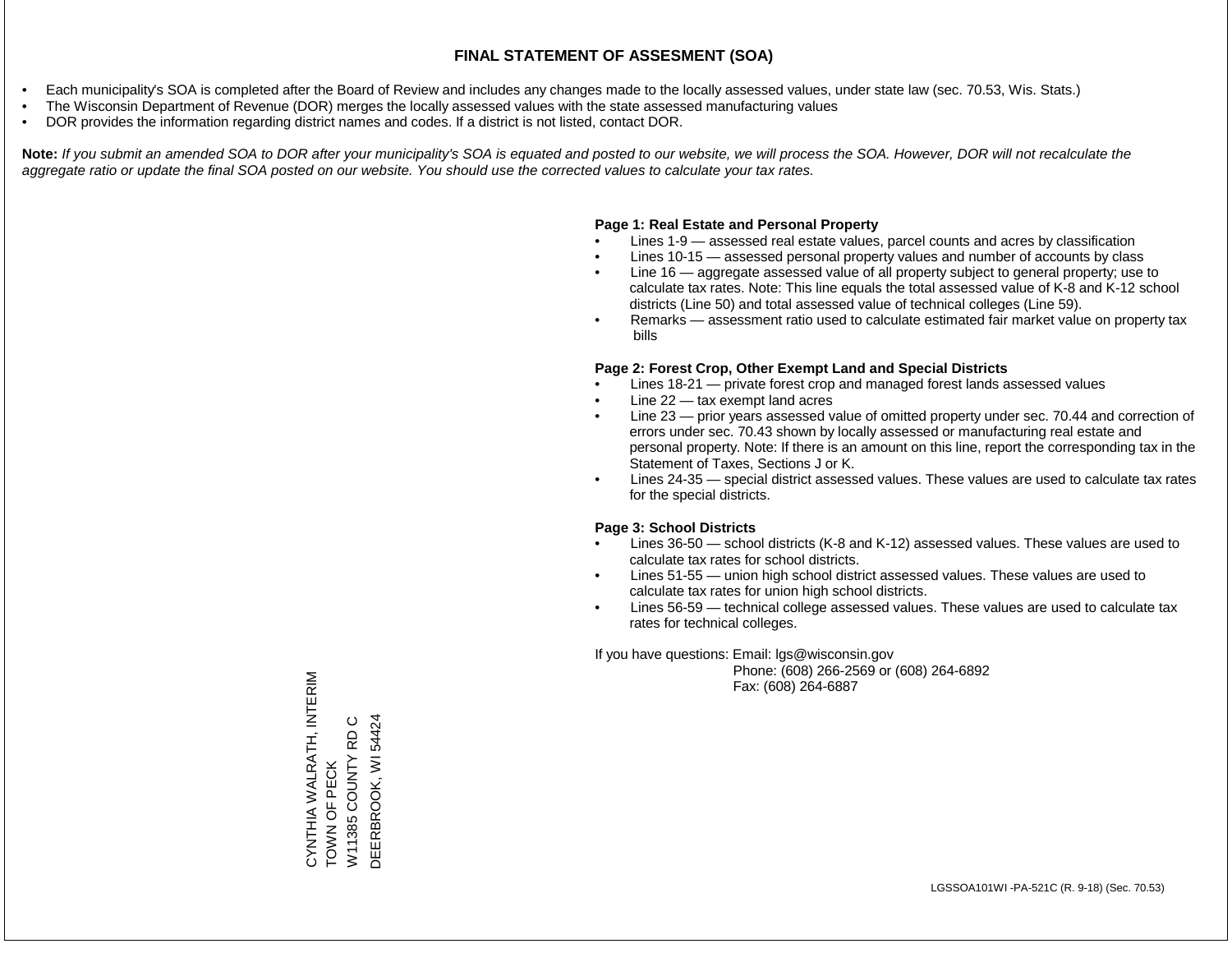# FINAL STATEMENT OF ASSESMENT (SOA)

- Each municipality's SOA is completed after the Board of Review and includes any changes made to the locally assessed values, under state law (sec. 70.53, Wis. Stats.)
- The Wisconsin Department of Revenue (DOR) merges the locally assessed values with the state assessed manufacturing values
- DOR provides the information regarding district names and codes. If a district is not listed, contact DOR.

**Note:** *If you submit an amended SOA to DOR after your municipality's SOA is equated and posted to our website, we will process the SOA. However, DOR will not recalculate the aggregate ratio or update the final SOA posted on our website. You should use the corrected values to calculate your tax rates.*

**Page 1: Real Estate and Personal Property**

- Lines 1-9 — assessed real estate values, parcel counts and acres by classification
- Lines 10-15 — assessed personal property values and number of accounts by class
- Line 16 — aggregate assessed value of all property subject to general property; use to calculate tax rates. Note: This line equals the total assessed value of K-8 and K-12 school districts (Line 50) and total assessed value of technical colleges (Line 59).
- Remarks — assessment ratio used to calculate estimated fair market value on property tax bills

**Page 2: Forest Crop, Other Exempt Land and Special Districts**

- Lines 18-21 — private forest crop and managed forest lands assessed values
- Line 22 — tax exempt land acres
- Line 23 — prior years assessed value of omitted property under sec. 70.44 and correction of errors under sec. 70.43 shown by locally assessed or manufacturing real estate and personal property. Note: If there is an amount on this line, report the corresponding tax in the Statement of Taxes, Sections J or K.
- Lines 24-35 — special district assessed values. These values are used to calculate tax rates for the special districts.

**Page 3: School Districts**

- Lines 36-50 — school districts (K-8 and K-12) assessed values. These values are used to calculate tax rates for school districts.
- Lines 51-55 — union high school district assessed values. These values are used to calculate tax rates for union high school districts.
- Lines 56-59 — technical college assessed values. These values are used to calculate tax rates for technical colleges.

If you have questions: Email: lgs@wisconsin.gov
Phone: (608) 266-2569 or (608) 264-6892
Fax: (608) 264-6887

CYNTHIA WALRATH, INTERIM
TOWN OF PECK
W11385 COUNTY RD C
DEERBROOK, WI 54424

LGSSOA101WI -PA-521C (R. 9-18) (Sec. 70.53)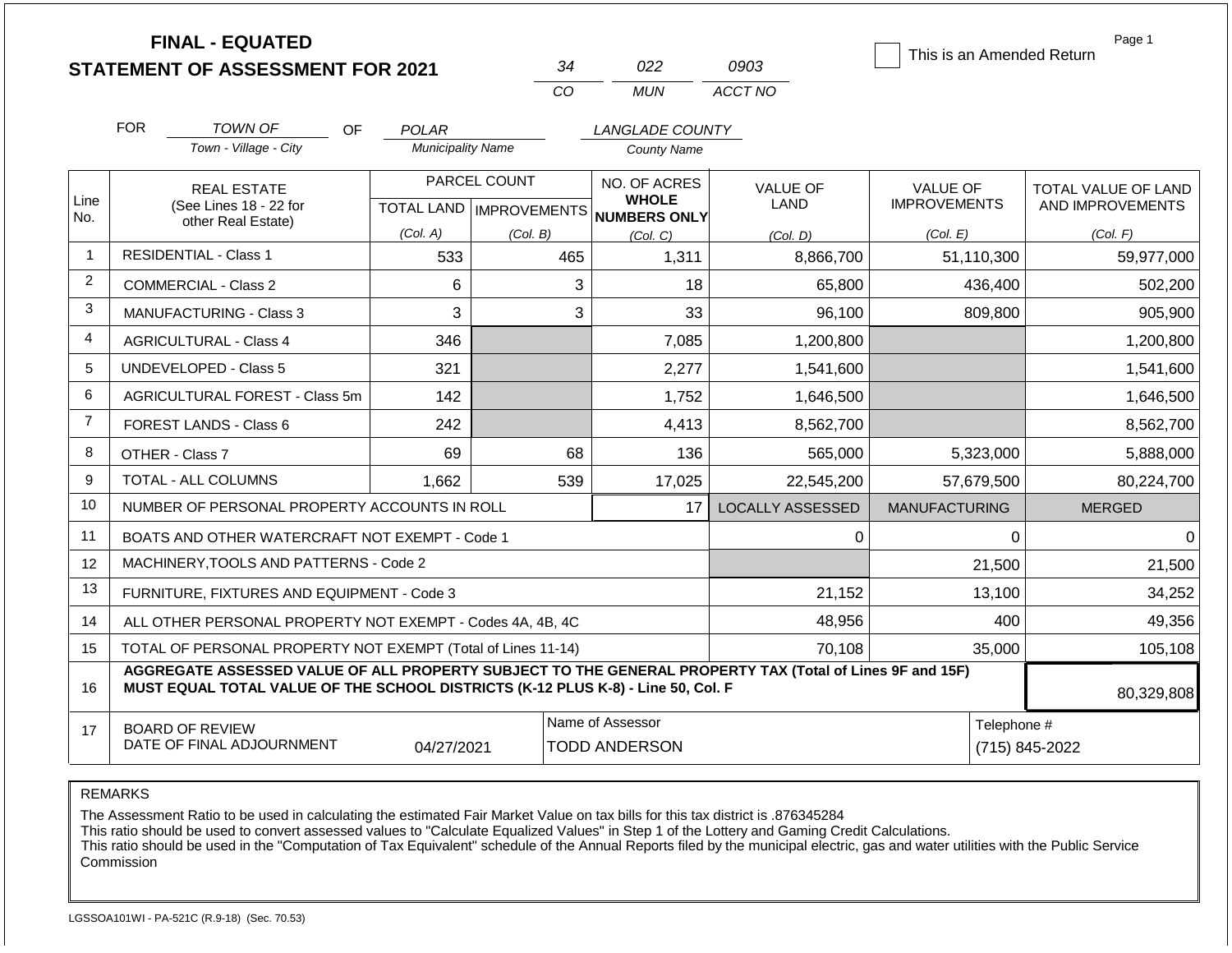**FINAL - EQUATED**
**STATEMENT OF ASSESSMENT FOR 2021**

| 34 | 022 | 0903 |
|---|---|---|
| CO | MUN | ACCT NO |

☐ This is an Amended Return

Page 1

FOR *TOWN OF* (Town - Village - City) OF *POLAR* (Municipality Name) *LANGLADE COUNTY* (County Name)

| Line No. | REAL ESTATE (See Lines 18 - 22 for other Real Estate) | PARCEL COUNT TOTAL LAND (Col. A) | PARCEL COUNT IMPROVEMENTS (Col. B) | NO. OF ACRES WHOLE NUMBERS ONLY (Col. C) | VALUE OF LAND (Col. D) | VALUE OF IMPROVEMENTS (Col. E) | TOTAL VALUE OF LAND AND IMPROVEMENTS (Col. F) |
|---|---|---|---|---|---|---|---|
| 1 | RESIDENTIAL - Class 1 | 533 | 465 | 1,311 | 8,866,700 | 51,110,300 | 59,977,000 |
| 2 | COMMERCIAL - Class 2 | 6 | 3 | 18 | 65,800 | 436,400 | 502,200 |
| 3 | MANUFACTURING - Class 3 | 3 | 3 | 33 | 96,100 | 809,800 | 905,900 |
| 4 | AGRICULTURAL - Class 4 | 346 | | 7,085 | 1,200,800 | | 1,200,800 |
| 5 | UNDEVELOPED - Class 5 | 321 | | 2,277 | 1,541,600 | | 1,541,600 |
| 6 | AGRICULTURAL FOREST - Class 5m | 142 | | 1,752 | 1,646,500 | | 1,646,500 |
| 7 | FOREST LANDS - Class 6 | 242 | | 4,413 | 8,562,700 | | 8,562,700 |
| 8 | OTHER - Class 7 | 69 | 68 | 136 | 565,000 | 5,323,000 | 5,888,000 |
| 9 | TOTAL - ALL COLUMNS | 1,662 | 539 | 17,025 | 22,545,200 | 57,679,500 | 80,224,700 |
| 10 | NUMBER OF PERSONAL PROPERTY ACCOUNTS IN ROLL | | | 17 | LOCALLY ASSESSED | MANUFACTURING | MERGED |
| 11 | BOATS AND OTHER WATERCRAFT NOT EXEMPT - Code 1 | | | | 0 | 0 | 0 |
| 12 | MACHINERY,TOOLS AND PATTERNS - Code 2 | | | | | 21,500 | 21,500 |
| 13 | FURNITURE, FIXTURES AND EQUIPMENT - Code 3 | | | | 21,152 | 13,100 | 34,252 |
| 14 | ALL OTHER PERSONAL PROPERTY NOT EXEMPT - Codes 4A, 4B, 4C | | | | 48,956 | 400 | 49,356 |
| 15 | TOTAL OF PERSONAL PROPERTY NOT EXEMPT (Total of Lines 11-14) | | | | 70,108 | 35,000 | 105,108 |
| 16 | **AGGREGATE ASSESSED VALUE OF ALL PROPERTY SUBJECT TO THE GENERAL PROPERTY TAX (Total of Lines 9F and 15F) MUST EQUAL TOTAL VALUE OF THE SCHOOL DISTRICTS (K-12 PLUS K-8) - Line 50, Col. F** | | | | | | 80,329,808 |
| 17 | BOARD OF REVIEW DATE OF FINAL ADJOURNMENT | 04/27/2021 | | Name of Assessor: TODD ANDERSON | | | Telephone #: (715) 845-2022 |

REMARKS

The Assessment Ratio to be used in calculating the estimated Fair Market Value on tax bills for this tax district is .876345284
This ratio should be used to convert assessed values to "Calculate Equalized Values" in Step 1 of the Lottery and Gaming Credit Calculations.
This ratio should be used in the "Computation of Tax Equivalent" schedule of the Annual Reports filed by the municipal electric, gas and water utilities with the Public Service Commission

LGSSOA101WI - PA-521C (R.9-18) (Sec. 70.53)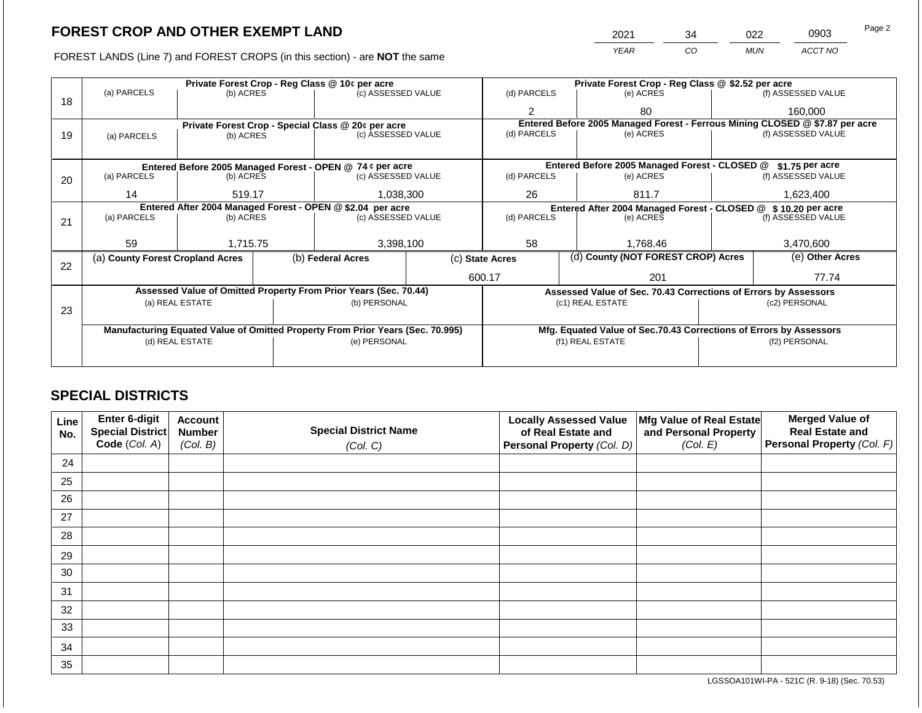# FOREST CROP AND OTHER EXEMPT LAND

| 2021 | 34 | 022 | 0903 |
|---|---|---|---|
| *YEAR* | *CO* | *MUN* | *ACCT NO* |

FOREST LANDS (Line 7) and FOREST CROPS (in this section) - are **NOT** the same

| Line | Private Forest Crop - Reg Class @ 10¢ per acre | | | Private Forest Crop - Reg Class @ $2.52 per acre | | |
|---|---|---|---|---|---|---|
| 18 | (a) PARCELS | (b) ACRES | (c) ASSESSED VALUE | (d) PARCELS | (e) ACRES | (f) ASSESSED VALUE |
| | | | | 2 | 80 | 160,000 |
| | **Private Forest Crop - Special Class @ 20¢ per acre** | | | **Entered Before 2005 Managed Forest - Ferrous Mining CLOSED @ $7.87 per acre** | | |
| 19 | (a) PARCELS | (b) ACRES | (c) ASSESSED VALUE | (d) PARCELS | (e) ACRES | (f) ASSESSED VALUE |
| | | | | | | |
| | **Entered Before 2005 Managed Forest - OPEN @ 74 ¢ per acre** | | | **Entered Before 2005 Managed Forest - CLOSED @ $1.75 per acre** | | |
| 20 | (a) PARCELS | (b) ACRES | (c) ASSESSED VALUE | (d) PARCELS | (e) ACRES | (f) ASSESSED VALUE |
| | 14 | 519.17 | 1,038,300 | 26 | 811.7 | 1,623,400 |
| | **Entered After 2004 Managed Forest - OPEN @ $2.04 per acre** | | | **Entered After 2004 Managed Forest - CLOSED @ $ 10.20 per acre** | | |
| 21 | (a) PARCELS | (b) ACRES | (c) ASSESSED VALUE | (d) PARCELS | (e) ACRES | (f) ASSESSED VALUE |
| | 59 | 1,715.75 | 3,398,100 | 58 | 1,768.46 | 3,470,600 |

| Line | (a) County Forest Cropland Acres | (b) Federal Acres | (c) State Acres | (d) County (NOT FOREST CROP) Acres | (e) Other Acres |
|---|---|---|---|---|---|
| 22 | | | 600.17 | 201 | 77.74 |

| Line | Assessed Value of Omitted Property From Prior Years (Sec. 70.44) | | Assessed Value of Sec. 70.43 Corrections of Errors by Assessors | |
|---|---|---|---|---|
| 23 | (a) REAL ESTATE | (b) PERSONAL | (c1) REAL ESTATE | (c2) PERSONAL |
| | | | | |
| | **Manufacturing Equated Value of Omitted Property From Prior Years (Sec. 70.995)** | | **Mfg. Equated Value of Sec.70.43 Corrections of Errors by Assessors** | |
| | (d) REAL ESTATE | (e) PERSONAL | (f1) REAL ESTATE | (f2) PERSONAL |
| | | | | |

## SPECIAL DISTRICTS

| Line No. | Enter 6-digit Special District Code *(Col. A)* | Account Number *(Col. B)* | Special District Name *(Col. C)* | Locally Assessed Value of Real Estate and Personal Property *(Col. D)* | Mfg Value of Real Estate and Personal Property *(Col. E)* | Merged Value of Real Estate and Personal Property *(Col. F)* |
|---|---|---|---|---|---|---|
| 24 | | | | | | |
| 25 | | | | | | |
| 26 | | | | | | |
| 27 | | | | | | |
| 28 | | | | | | |
| 29 | | | | | | |
| 30 | | | | | | |
| 31 | | | | | | |
| 32 | | | | | | |
| 33 | | | | | | |
| 34 | | | | | | |
| 35 | | | | | | |

LGSSOA101WI-PA - 521C (R. 9-18) (Sec. 70.53)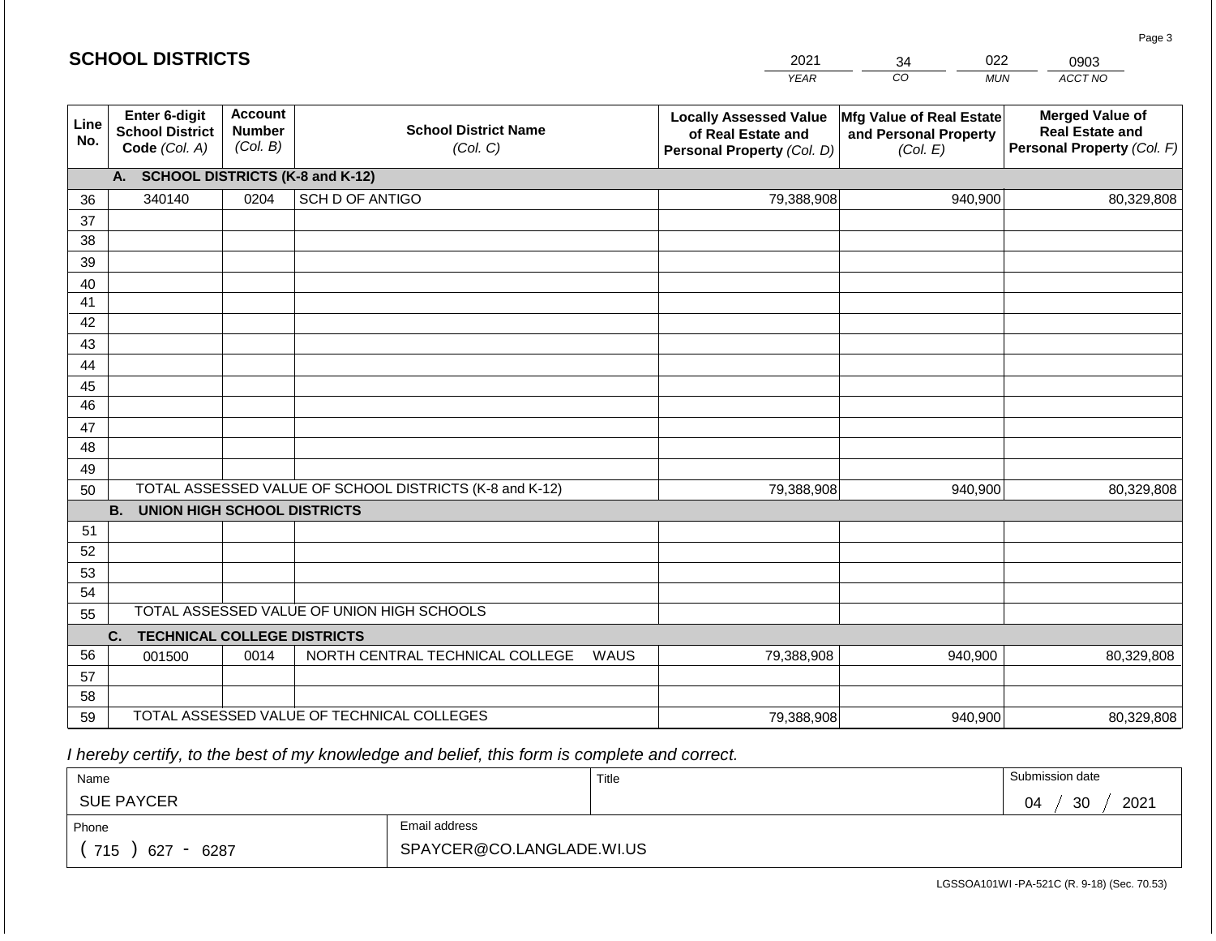## SCHOOL DISTRICTS

| 2021 | 34 | 022 | 0903 |
|---|---|---|---|
| *YEAR* | *CO* | *MUN* | *ACCT NO* |

| Line No. | Enter 6-digit School District Code *(Col. A)* | Account Number *(Col. B)* | School District Name *(Col. C)* | Locally Assessed Value of Real Estate and Personal Property *(Col. D)* | Mfg Value of Real Estate and Personal Property *(Col. E)* | Merged Value of Real Estate and Personal Property *(Col. F)* |
|---|---|---|---|---|---|---|
| | **A. SCHOOL DISTRICTS (K-8 and K-12)** | | | | | |
| 36 | 340140 | 0204 | SCH D OF ANTIGO | 79,388,908 | 940,900 | 80,329,808 |
| 37 | | | | | | |
| 38 | | | | | | |
| 39 | | | | | | |
| 40 | | | | | | |
| 41 | | | | | | |
| 42 | | | | | | |
| 43 | | | | | | |
| 44 | | | | | | |
| 45 | | | | | | |
| 46 | | | | | | |
| 47 | | | | | | |
| 48 | | | | | | |
| 49 | | | | | | |
| 50 | TOTAL ASSESSED VALUE OF SCHOOL DISTRICTS (K-8 and K-12) | | | 79,388,908 | 940,900 | 80,329,808 |
| | **B. UNION HIGH SCHOOL DISTRICTS** | | | | | |
| 51 | | | | | | |
| 52 | | | | | | |
| 53 | | | | | | |
| 54 | | | | | | |
| 55 | TOTAL ASSESSED VALUE OF UNION HIGH SCHOOLS | | | | | |
| | **C. TECHNICAL COLLEGE DISTRICTS** | | | | | |
| 56 | 001500 | 0014 | NORTH CENTRAL TECHNICAL COLLEGE WAUS | 79,388,908 | 940,900 | 80,329,808 |
| 57 | | | | | | |
| 58 | | | | | | |
| 59 | TOTAL ASSESSED VALUE OF TECHNICAL COLLEGES | | | 79,388,908 | 940,900 | 80,329,808 |

*I hereby certify, to the best of my knowledge and belief, this form is complete and correct.*

| Name | Title | Submission date |
|---|---|---|
| SUE PAYCER | | 04 / 30 / 2021 |
| **Phone** | **Email address** | |
| ( 715 ) 627 - 6287 | SPAYCER@CO.LANGLADE.WI.US | |

LGSSOA101WI -PA-521C (R. 9-18) (Sec. 70.53)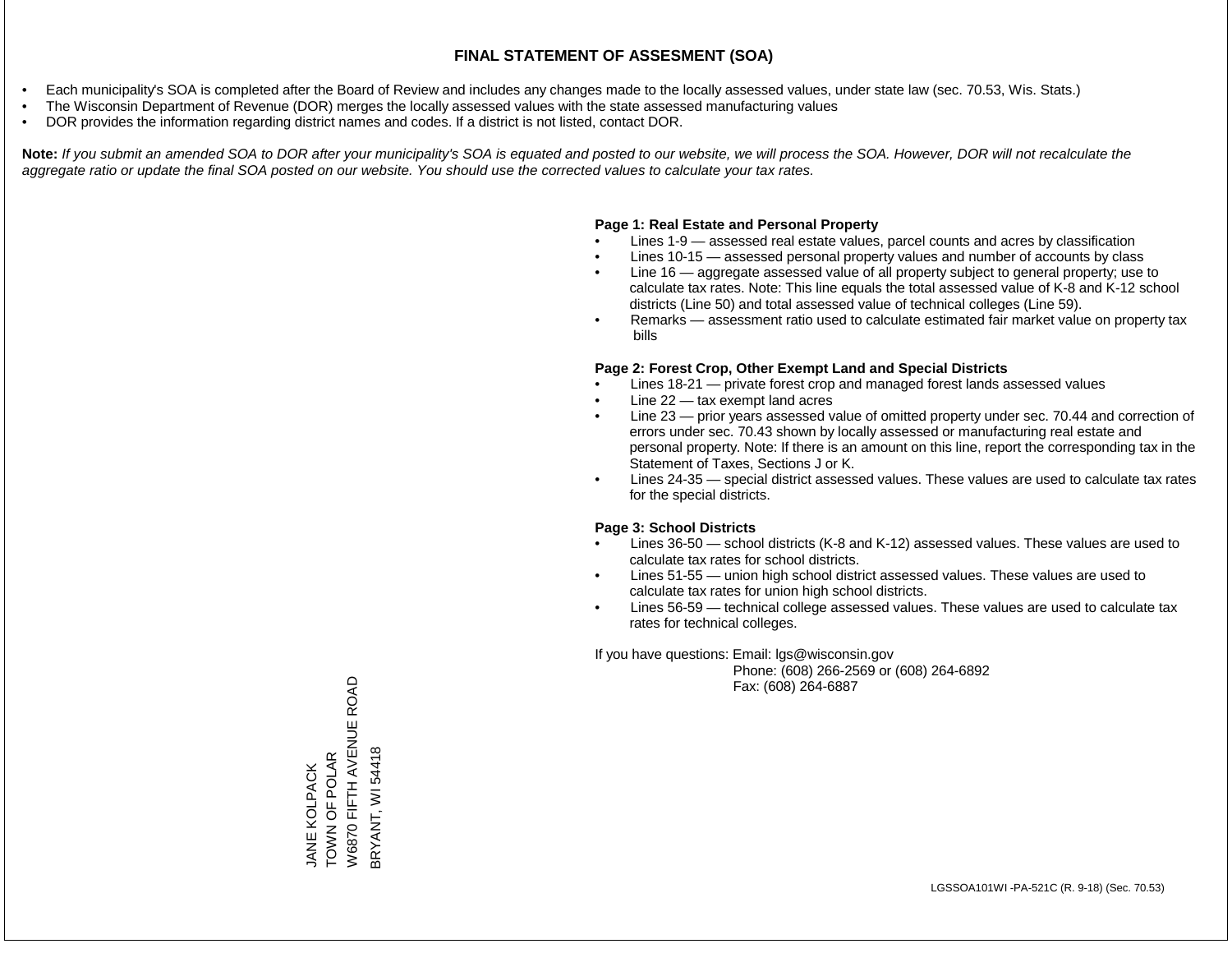# FINAL STATEMENT OF ASSESMENT (SOA)

- Each municipality's SOA is completed after the Board of Review and includes any changes made to the locally assessed values, under state law (sec. 70.53, Wis. Stats.)
- The Wisconsin Department of Revenue (DOR) merges the locally assessed values with the state assessed manufacturing values
- DOR provides the information regarding district names and codes. If a district is not listed, contact DOR.

**Note:** *If you submit an amended SOA to DOR after your municipality's SOA is equated and posted to our website, we will process the SOA. However, DOR will not recalculate the aggregate ratio or update the final SOA posted on our website. You should use the corrected values to calculate your tax rates.*

**Page 1: Real Estate and Personal Property**

- Lines 1-9 — assessed real estate values, parcel counts and acres by classification
- Lines 10-15 — assessed personal property values and number of accounts by class
- Line 16 — aggregate assessed value of all property subject to general property; use to calculate tax rates. Note: This line equals the total assessed value of K-8 and K-12 school districts (Line 50) and total assessed value of technical colleges (Line 59).
- Remarks — assessment ratio used to calculate estimated fair market value on property tax bills

**Page 2: Forest Crop, Other Exempt Land and Special Districts**

- Lines 18-21 — private forest crop and managed forest lands assessed values
- Line 22 — tax exempt land acres
- Line 23 — prior years assessed value of omitted property under sec. 70.44 and correction of errors under sec. 70.43 shown by locally assessed or manufacturing real estate and personal property. Note: If there is an amount on this line, report the corresponding tax in the Statement of Taxes, Sections J or K.
- Lines 24-35 — special district assessed values. These values are used to calculate tax rates for the special districts.

**Page 3: School Districts**

- Lines 36-50 — school districts (K-8 and K-12) assessed values. These values are used to calculate tax rates for school districts.
- Lines 51-55 — union high school district assessed values. These values are used to calculate tax rates for union high school districts.
- Lines 56-59 — technical college assessed values. These values are used to calculate tax rates for technical colleges.

If you have questions: Email: lgs@wisconsin.gov
Phone: (608) 266-2569 or (608) 264-6892
Fax: (608) 264-6887

JANE KOLPACK
TOWN OF POLAR
W6870 FIFTH AVENUE ROAD
BRYANT, WI 54418

LGSSOA101WI -PA-521C (R. 9-18) (Sec. 70.53)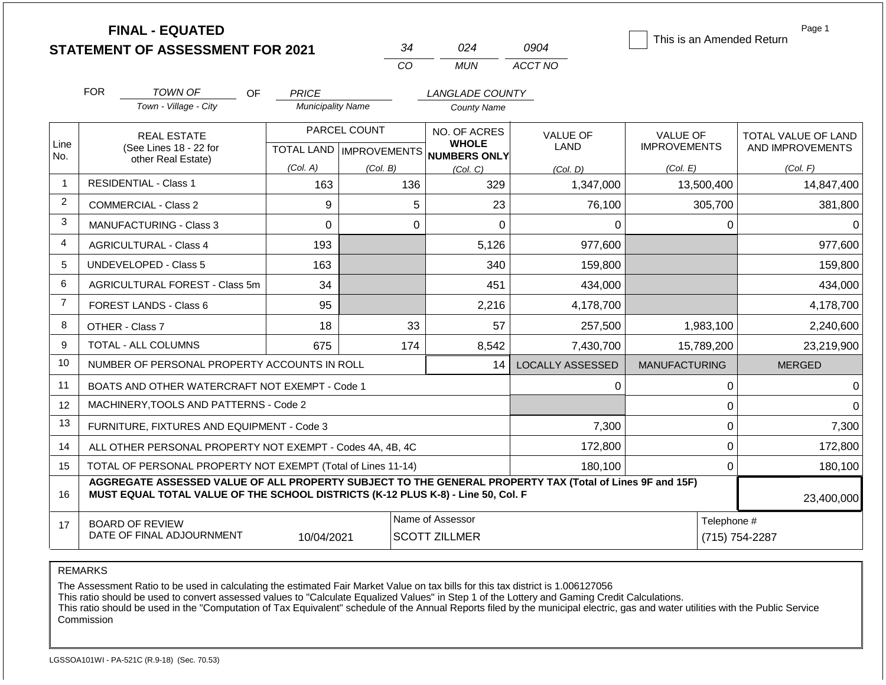# FINAL - EQUATED
## STATEMENT OF ASSESSMENT FOR 2021

34 (CO) 024 (MUN) 0904 (ACCT NO)

☐ This is an Amended Return

FOR TOWN OF (Town - Village - City) OF PRICE (Municipality Name) LANGLADE COUNTY (County Name)

| Line No. | REAL ESTATE (See Lines 18 - 22 for other Real Estate) | PARCEL COUNT TOTAL LAND (Col. A) | PARCEL COUNT IMPROVEMENTS (Col. B) | NO. OF ACRES WHOLE NUMBERS ONLY (Col. C) | VALUE OF LAND (Col. D) | VALUE OF IMPROVEMENTS (Col. E) | TOTAL VALUE OF LAND AND IMPROVEMENTS (Col. F) |
|---|---|---|---|---|---|---|---|
| 1 | RESIDENTIAL - Class 1 | 163 | 136 | 329 | 1,347,000 | 13,500,400 | 14,847,400 |
| 2 | COMMERCIAL - Class 2 | 9 | 5 | 23 | 76,100 | 305,700 | 381,800 |
| 3 | MANUFACTURING - Class 3 | 0 | 0 | 0 | 0 | 0 | 0 |
| 4 | AGRICULTURAL - Class 4 | 193 | | 5,126 | 977,600 | | 977,600 |
| 5 | UNDEVELOPED - Class 5 | 163 | | 340 | 159,800 | | 159,800 |
| 6 | AGRICULTURAL FOREST - Class 5m | 34 | | 451 | 434,000 | | 434,000 |
| 7 | FOREST LANDS - Class 6 | 95 | | 2,216 | 4,178,700 | | 4,178,700 |
| 8 | OTHER - Class 7 | 18 | 33 | 57 | 257,500 | 1,983,100 | 2,240,600 |
| 9 | TOTAL - ALL COLUMNS | 675 | 174 | 8,542 | 7,430,700 | 15,789,200 | 23,219,900 |
| 10 | NUMBER OF PERSONAL PROPERTY ACCOUNTS IN ROLL | | | 14 | LOCALLY ASSESSED | MANUFACTURING | MERGED |
| 11 | BOATS AND OTHER WATERCRAFT NOT EXEMPT - Code 1 | | | | 0 | 0 | 0 |
| 12 | MACHINERY,TOOLS AND PATTERNS - Code 2 | | | | | 0 | 0 |
| 13 | FURNITURE, FIXTURES AND EQUIPMENT - Code 3 | | | | 7,300 | 0 | 7,300 |
| 14 | ALL OTHER PERSONAL PROPERTY NOT EXEMPT - Codes 4A, 4B, 4C | | | | 172,800 | 0 | 172,800 |
| 15 | TOTAL OF PERSONAL PROPERTY NOT EXEMPT (Total of Lines 11-14) | | | | 180,100 | 0 | 180,100 |
| 16 | **AGGREGATE ASSESSED VALUE OF ALL PROPERTY SUBJECT TO THE GENERAL PROPERTY TAX (Total of Lines 9F and 15F) MUST EQUAL TOTAL VALUE OF THE SCHOOL DISTRICTS (K-12 PLUS K-8) - Line 50, Col. F** | | | | | | 23,400,000 |
| 17 | BOARD OF REVIEW DATE OF FINAL ADJOURNMENT | 10/04/2021 | Name of Assessor: SCOTT ZILLMER | | | Telephone #: (715) 754-2287 | |

REMARKS

The Assessment Ratio to be used in calculating the estimated Fair Market Value on tax bills for this tax district is 1.006127056
This ratio should be used to convert assessed values to "Calculate Equalized Values" in Step 1 of the Lottery and Gaming Credit Calculations.
This ratio should be used in the "Computation of Tax Equivalent" schedule of the Annual Reports filed by the municipal electric, gas and water utilities with the Public Service Commission

LGSSOA101WI - PA-521C (R.9-18) (Sec. 70.53)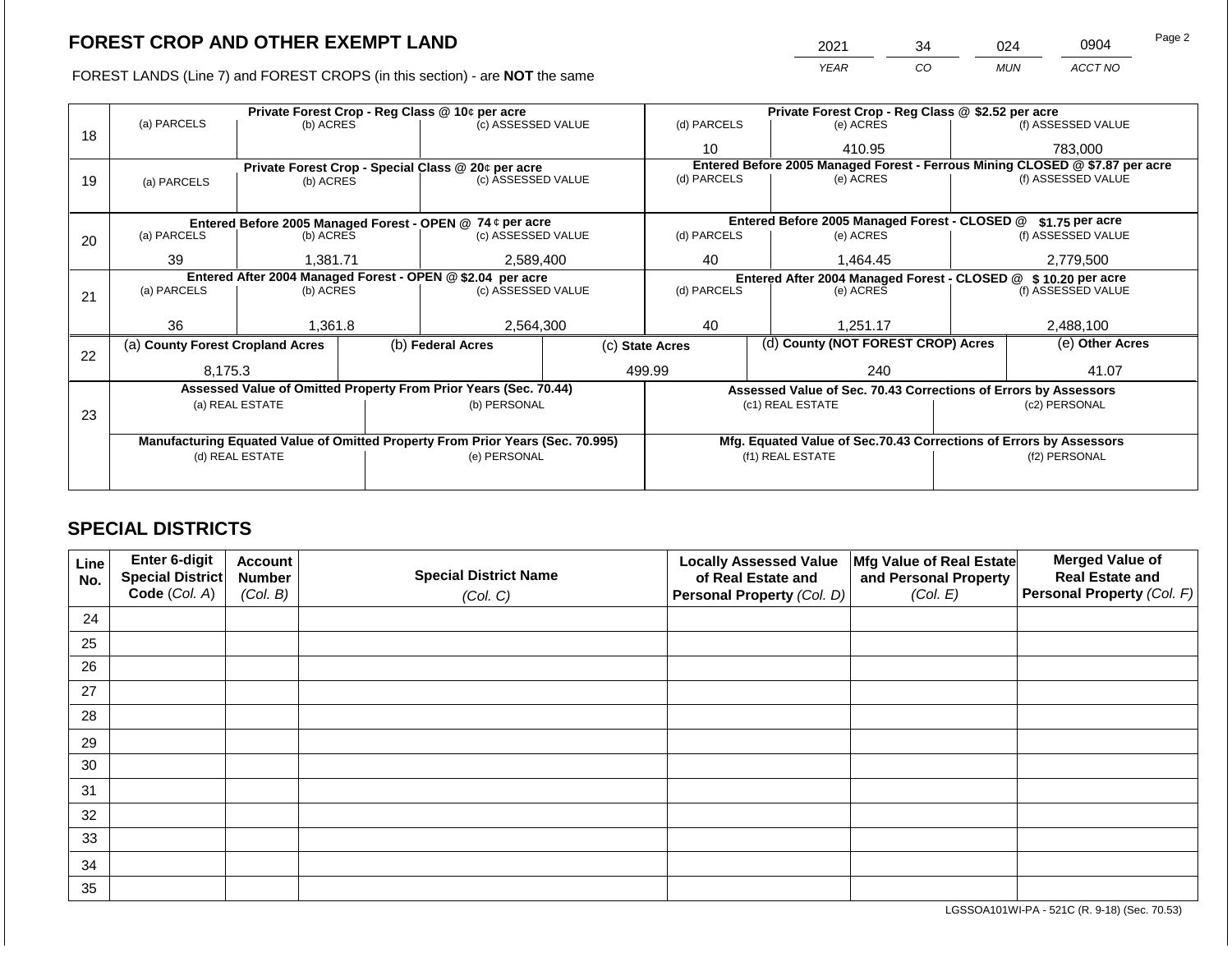## FOREST CROP AND OTHER EXEMPT LAND

| 2021 | 34 | 024 | 0904 |
|---|---|---|---|
| *YEAR* | *CO* | *MUN* | *ACCT NO* |

FOREST LANDS (Line 7) and FOREST CROPS (in this section) - are **NOT** the same

| Line | Private Forest Crop - Reg Class @ 10¢ per acre | | | Private Forest Crop - Reg Class @ $2.52 per acre | | |
|---|---|---|---|---|---|---|
| | (a) PARCELS | (b) ACRES | (c) ASSESSED VALUE | (d) PARCELS | (e) ACRES | (f) ASSESSED VALUE |
| 18 | | | | 10 | 410.95 | 783,000 |
| | **Private Forest Crop - Special Class @ 20¢ per acre** | | | **Entered Before 2005 Managed Forest - Ferrous Mining CLOSED @ $7.87 per acre** | | |
| | (a) PARCELS | (b) ACRES | (c) ASSESSED VALUE | (d) PARCELS | (e) ACRES | (f) ASSESSED VALUE |
| 19 | | | | | | |
| | **Entered Before 2005 Managed Forest - OPEN @ 74 ¢ per acre** | | | **Entered Before 2005 Managed Forest - CLOSED @ $1.75 per acre** | | |
| | (a) PARCELS | (b) ACRES | (c) ASSESSED VALUE | (d) PARCELS | (e) ACRES | (f) ASSESSED VALUE |
| 20 | 39 | 1,381.71 | 2,589,400 | 40 | 1,464.45 | 2,779,500 |
| | **Entered After 2004 Managed Forest - OPEN @ $2.04 per acre** | | | **Entered After 2004 Managed Forest - CLOSED @ $ 10.20 per acre** | | |
| | (a) PARCELS | (b) ACRES | (c) ASSESSED VALUE | (d) PARCELS | (e) ACRES | (f) ASSESSED VALUE |
| 21 | 36 | 1,361.8 | 2,564,300 | 40 | 1,251.17 | 2,488,100 |

| Line | (a) County Forest Cropland Acres | (b) Federal Acres | (c) State Acres | (d) County (NOT FOREST CROP) Acres | (e) Other Acres |
|---|---|---|---|---|---|
| 22 | 8,175.3 | | 499.99 | 240 | 41.07 |

| Line | Assessed Value of Omitted Property From Prior Years (Sec. 70.44) | | Assessed Value of Sec. 70.43 Corrections of Errors by Assessors | |
|---|---|---|---|---|
| 23 | (a) REAL ESTATE | (b) PERSONAL | (c1) REAL ESTATE | (c2) PERSONAL |
| | | | | |
| | **Manufacturing Equated Value of Omitted Property From Prior Years (Sec. 70.995)** | | **Mfg. Equated Value of Sec.70.43 Corrections of Errors by Assessors** | |
| | (d) REAL ESTATE | (e) PERSONAL | (f1) REAL ESTATE | (f2) PERSONAL |
| | | | | |

## SPECIAL DISTRICTS

| Line No. | Enter 6-digit Special District Code *(Col. A)* | Account Number *(Col. B)* | Special District Name *(Col. C)* | Locally Assessed Value of Real Estate and Personal Property *(Col. D)* | Mfg Value of Real Estate and Personal Property *(Col. E)* | Merged Value of Real Estate and Personal Property *(Col. F)* |
|---|---|---|---|---|---|---|
| 24 | | | | | | |
| 25 | | | | | | |
| 26 | | | | | | |
| 27 | | | | | | |
| 28 | | | | | | |
| 29 | | | | | | |
| 30 | | | | | | |
| 31 | | | | | | |
| 32 | | | | | | |
| 33 | | | | | | |
| 34 | | | | | | |
| 35 | | | | | | |

LGSSOA101WI-PA - 521C (R. 9-18) (Sec. 70.53)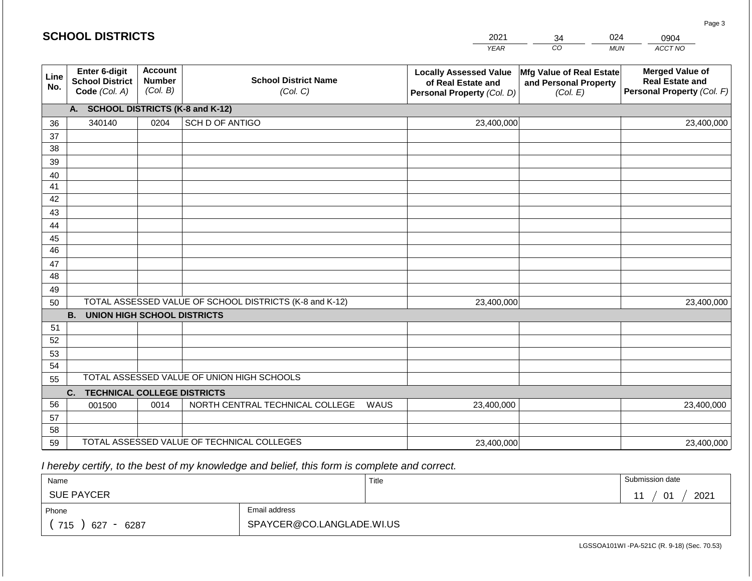## SCHOOL DISTRICTS

| 2021 | 34 | 024 | 0904 |
|---|---|---|---|
| *YEAR* | *CO* | *MUN* | *ACCT NO* |

| Line No. | Enter 6-digit School District Code *(Col. A)* | Account Number *(Col. B)* | School District Name *(Col. C)* | Locally Assessed Value of Real Estate and Personal Property *(Col. D)* | Mfg Value of Real Estate and Personal Property *(Col. E)* | Merged Value of Real Estate and Personal Property *(Col. F)* |
|---|---|---|---|---|---|---|
| | **A. SCHOOL DISTRICTS (K-8 and K-12)** | | | | | |
| 36 | 340140 | 0204 | SCH D OF ANTIGO | 23,400,000 | | 23,400,000 |
| 37 | | | | | | |
| 38 | | | | | | |
| 39 | | | | | | |
| 40 | | | | | | |
| 41 | | | | | | |
| 42 | | | | | | |
| 43 | | | | | | |
| 44 | | | | | | |
| 45 | | | | | | |
| 46 | | | | | | |
| 47 | | | | | | |
| 48 | | | | | | |
| 49 | | | | | | |
| 50 | TOTAL ASSESSED VALUE OF SCHOOL DISTRICTS (K-8 and K-12) | | | 23,400,000 | | 23,400,000 |
| | **B. UNION HIGH SCHOOL DISTRICTS** | | | | | |
| 51 | | | | | | |
| 52 | | | | | | |
| 53 | | | | | | |
| 54 | | | | | | |
| 55 | TOTAL ASSESSED VALUE OF UNION HIGH SCHOOLS | | | | | |
| | **C. TECHNICAL COLLEGE DISTRICTS** | | | | | |
| 56 | 001500 | 0014 | NORTH CENTRAL TECHNICAL COLLEGE WAUS | 23,400,000 | | 23,400,000 |
| 57 | | | | | | |
| 58 | | | | | | |
| 59 | TOTAL ASSESSED VALUE OF TECHNICAL COLLEGES | | | 23,400,000 | | 23,400,000 |

*I hereby certify, to the best of my knowledge and belief, this form is complete and correct.*

| Name | | Title | Submission date |
|---|---|---|---|
| SUE PAYCER | | | 11 / 01 / 2021 |
| Phone | Email address | | |
| ( 715 ) 627 - 6287 | SPAYCER@CO.LANGLADE.WI.US | | |

LGSSOA101WI -PA-521C (R. 9-18) (Sec. 70.53)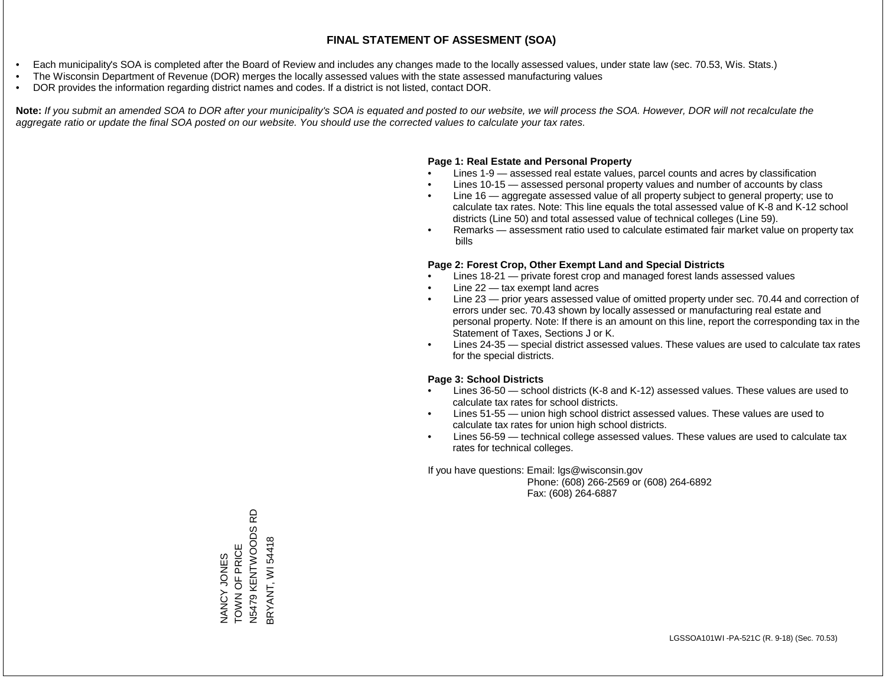# FINAL STATEMENT OF ASSESMENT (SOA)

- Each municipality's SOA is completed after the Board of Review and includes any changes made to the locally assessed values, under state law (sec. 70.53, Wis. Stats.)
- The Wisconsin Department of Revenue (DOR) merges the locally assessed values with the state assessed manufacturing values
- DOR provides the information regarding district names and codes. If a district is not listed, contact DOR.

**Note:** *If you submit an amended SOA to DOR after your municipality's SOA is equated and posted to our website, we will process the SOA. However, DOR will not recalculate the aggregate ratio or update the final SOA posted on our website. You should use the corrected values to calculate your tax rates.*

**Page 1: Real Estate and Personal Property**

- Lines 1-9 — assessed real estate values, parcel counts and acres by classification
- Lines 10-15 — assessed personal property values and number of accounts by class
- Line 16 — aggregate assessed value of all property subject to general property; use to calculate tax rates. Note: This line equals the total assessed value of K-8 and K-12 school districts (Line 50) and total assessed value of technical colleges (Line 59).
- Remarks — assessment ratio used to calculate estimated fair market value on property tax bills

**Page 2: Forest Crop, Other Exempt Land and Special Districts**

- Lines 18-21 — private forest crop and managed forest lands assessed values
- Line 22 — tax exempt land acres
- Line 23 — prior years assessed value of omitted property under sec. 70.44 and correction of errors under sec. 70.43 shown by locally assessed or manufacturing real estate and personal property. Note: If there is an amount on this line, report the corresponding tax in the Statement of Taxes, Sections J or K.
- Lines 24-35 — special district assessed values. These values are used to calculate tax rates for the special districts.

**Page 3: School Districts**

- Lines 36-50 — school districts (K-8 and K-12) assessed values. These values are used to calculate tax rates for school districts.
- Lines 51-55 — union high school district assessed values. These values are used to calculate tax rates for union high school districts.
- Lines 56-59 — technical college assessed values. These values are used to calculate tax rates for technical colleges.

If you have questions: Email: lgs@wisconsin.gov
Phone: (608) 266-2569 or (608) 264-6892
Fax: (608) 264-6887

NANCY JONES
TOWN OF PRICE
N5479 KENTWOODS RD
BRYANT, WI 54418

LGSSOA101WI -PA-521C (R. 9-18) (Sec. 70.53)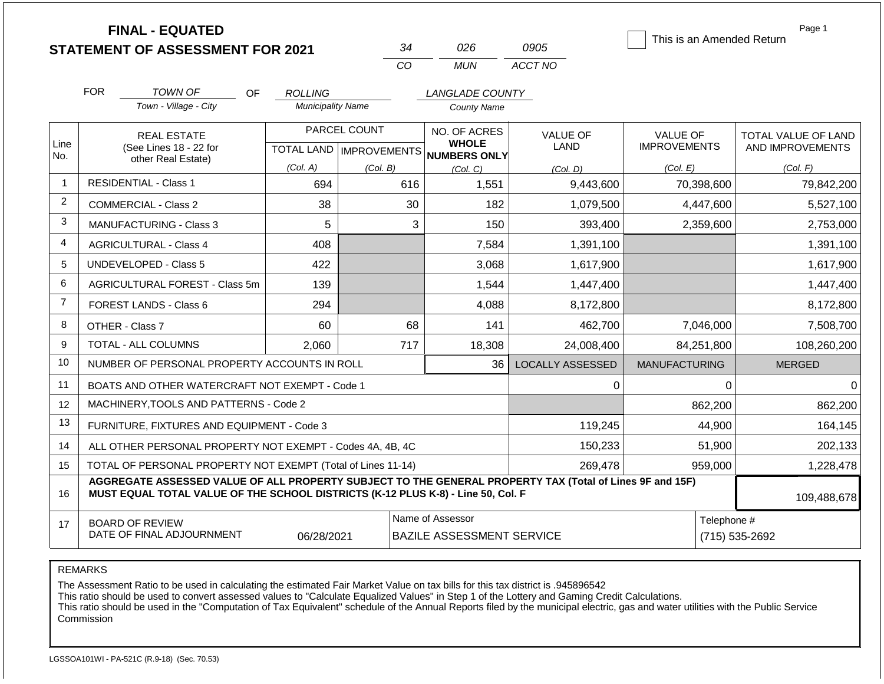# FINAL - EQUATED
## STATEMENT OF ASSESSMENT FOR 2021

| 34 | 026 | 0905 |
|---|---|---|
| CO | MUN | ACCT NO |

☐ This is an Amended Return

Page 1

FOR *TOWN OF* (Town - Village - City) OF *ROLLING* (Municipality Name) *LANGLADE COUNTY* (County Name)

| Line No. | REAL ESTATE (See Lines 18 - 22 for other Real Estate) | PARCEL COUNT TOTAL LAND (Col. A) | PARCEL COUNT IMPROVEMENTS (Col. B) | NO. OF ACRES WHOLE NUMBERS ONLY (Col. C) | VALUE OF LAND (Col. D) | VALUE OF IMPROVEMENTS (Col. E) | TOTAL VALUE OF LAND AND IMPROVEMENTS (Col. F) |
|---|---|---|---|---|---|---|---|
| 1 | RESIDENTIAL - Class 1 | 694 | 616 | 1,551 | 9,443,600 | 70,398,600 | 79,842,200 |
| 2 | COMMERCIAL - Class 2 | 38 | 30 | 182 | 1,079,500 | 4,447,600 | 5,527,100 |
| 3 | MANUFACTURING - Class 3 | 5 | 3 | 150 | 393,400 | 2,359,600 | 2,753,000 |
| 4 | AGRICULTURAL - Class 4 | 408 | | 7,584 | 1,391,100 | | 1,391,100 |
| 5 | UNDEVELOPED - Class 5 | 422 | | 3,068 | 1,617,900 | | 1,617,900 |
| 6 | AGRICULTURAL FOREST - Class 5m | 139 | | 1,544 | 1,447,400 | | 1,447,400 |
| 7 | FOREST LANDS - Class 6 | 294 | | 4,088 | 8,172,800 | | 8,172,800 |
| 8 | OTHER - Class 7 | 60 | 68 | 141 | 462,700 | 7,046,000 | 7,508,700 |
| 9 | TOTAL - ALL COLUMNS | 2,060 | 717 | 18,308 | 24,008,400 | 84,251,800 | 108,260,200 |
| 10 | NUMBER OF PERSONAL PROPERTY ACCOUNTS IN ROLL | | | 36 | LOCALLY ASSESSED | MANUFACTURING | MERGED |
| 11 | BOATS AND OTHER WATERCRAFT NOT EXEMPT - Code 1 | | | | 0 | 0 | 0 |
| 12 | MACHINERY,TOOLS AND PATTERNS - Code 2 | | | | | 862,200 | 862,200 |
| 13 | FURNITURE, FIXTURES AND EQUIPMENT - Code 3 | | | | 119,245 | 44,900 | 164,145 |
| 14 | ALL OTHER PERSONAL PROPERTY NOT EXEMPT - Codes 4A, 4B, 4C | | | | 150,233 | 51,900 | 202,133 |
| 15 | TOTAL OF PERSONAL PROPERTY NOT EXEMPT (Total of Lines 11-14) | | | | 269,478 | 959,000 | 1,228,478 |
| 16 | **AGGREGATE ASSESSED VALUE OF ALL PROPERTY SUBJECT TO THE GENERAL PROPERTY TAX (Total of Lines 9F and 15F) MUST EQUAL TOTAL VALUE OF THE SCHOOL DISTRICTS (K-12 PLUS K-8) - Line 50, Col. F** | | | | | | 109,488,678 |
| 17 | BOARD OF REVIEW DATE OF FINAL ADJOURNMENT | 06/28/2021 | | Name of Assessor: BAZILE ASSESSMENT SERVICE | | | Telephone #: (715) 535-2692 |

REMARKS

The Assessment Ratio to be used in calculating the estimated Fair Market Value on tax bills for this tax district is .945896542
This ratio should be used to convert assessed values to "Calculate Equalized Values" in Step 1 of the Lottery and Gaming Credit Calculations.
This ratio should be used in the "Computation of Tax Equivalent" schedule of the Annual Reports filed by the municipal electric, gas and water utilities with the Public Service Commission

LGSSOA101WI - PA-521C (R.9-18) (Sec. 70.53)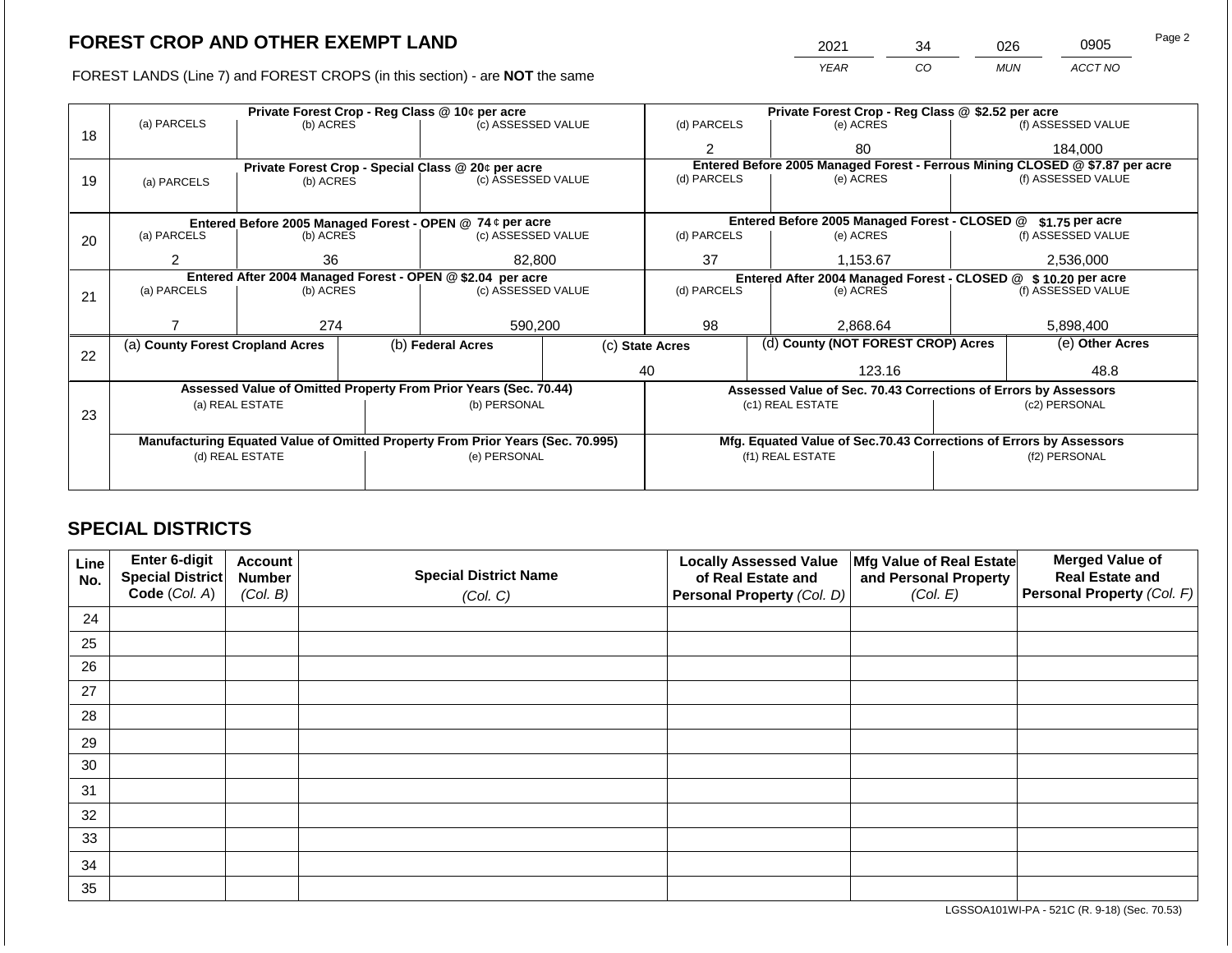# FOREST CROP AND OTHER EXEMPT LAND

| 2021 | 34 | 026 | 0905 |
|---|---|---|---|
| YEAR | CO | MUN | ACCT NO |

FOREST LANDS (Line 7) and FOREST CROPS (in this section) - are **NOT** the same

| Line | (a) PARCELS | (b) ACRES | (c) ASSESSED VALUE | (d) PARCELS | (e) ACRES | (f) ASSESSED VALUE |
|---|---|---|---|---|---|---|
| 18 | **Private Forest Crop - Reg Class @ 10¢ per acre** | | | **Private Forest Crop - Reg Class @ $2.52 per acre** | | |
| 18 | | | | 2 | 80 | 184,000 |
| 19 | **Private Forest Crop - Special Class @ 20¢ per acre** | | | **Entered Before 2005 Managed Forest - Ferrous Mining CLOSED @ $7.87 per acre** | | |
| 19 | | | | | | |
| 20 | **Entered Before 2005 Managed Forest - OPEN @ 74 ¢ per acre** | | | **Entered Before 2005 Managed Forest - CLOSED @ $1.75 per acre** | | |
| 20 | 2 | 36 | 82,800 | 37 | 1,153.67 | 2,536,000 |
| 21 | **Entered After 2004 Managed Forest - OPEN @ $2.04 per acre** | | | **Entered After 2004 Managed Forest - CLOSED @ $ 10.20 per acre** | | |
| 21 | 7 | 274 | 590,200 | 98 | 2,868.64 | 5,898,400 |

| Line | (a) County Forest Cropland Acres | (b) Federal Acres | (c) State Acres | (d) County (NOT FOREST CROP) Acres | (e) Other Acres |
|---|---|---|---|---|---|
| 22 | | | 40 | 123.16 | 48.8 |

| Line | Assessed Value of Omitted Property From Prior Years (Sec. 70.44) | | Assessed Value of Sec. 70.43 Corrections of Errors by Assessors | |
|---|---|---|---|---|
| | (a) REAL ESTATE | (b) PERSONAL | (c1) REAL ESTATE | (c2) PERSONAL |
| 23 | | | | |
| | **Manufacturing Equated Value of Omitted Property From Prior Years (Sec. 70.995)** | | **Mfg. Equated Value of Sec.70.43 Corrections of Errors by Assessors** | |
| | (d) REAL ESTATE | (e) PERSONAL | (f1) REAL ESTATE | (f2) PERSONAL |
| | | | | |

## SPECIAL DISTRICTS

| Line No. | Enter 6-digit Special District Code (Col. A) | Account Number (Col. B) | Special District Name (Col. C) | Locally Assessed Value of Real Estate and Personal Property (Col. D) | Mfg Value of Real Estate and Personal Property (Col. E) | Merged Value of Real Estate and Personal Property (Col. F) |
|---|---|---|---|---|---|---|
| 24 | | | | | | |
| 25 | | | | | | |
| 26 | | | | | | |
| 27 | | | | | | |
| 28 | | | | | | |
| 29 | | | | | | |
| 30 | | | | | | |
| 31 | | | | | | |
| 32 | | | | | | |
| 33 | | | | | | |
| 34 | | | | | | |
| 35 | | | | | | |

LGSSOA101WI-PA - 521C (R. 9-18) (Sec. 70.53)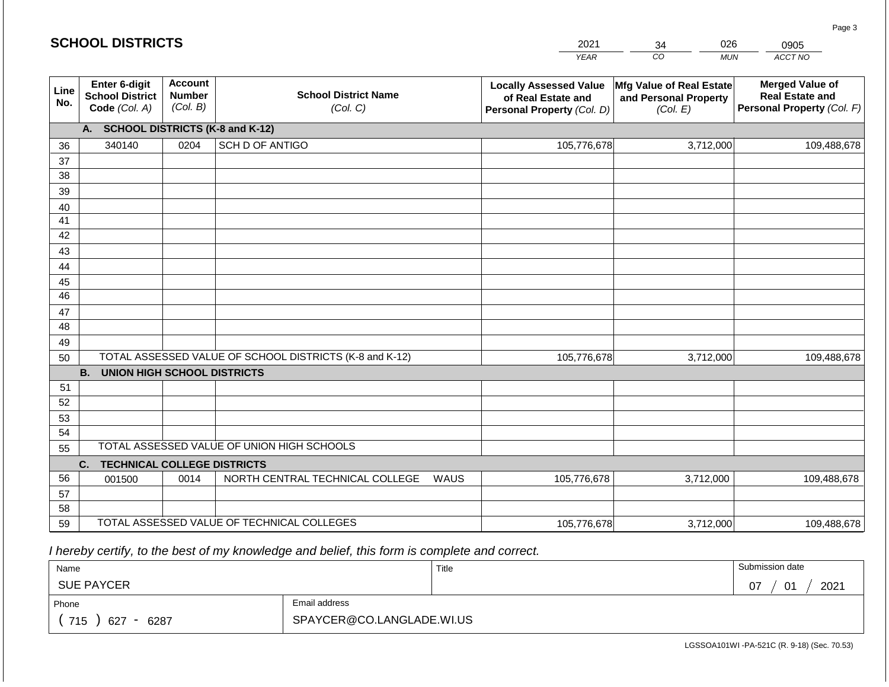## SCHOOL DISTRICTS

| 2021 | 34 | 026 | 0905 |
|---|---|---|---|
| *YEAR* | *CO* | *MUN* | *ACCT NO* |

| Line No. | Enter 6-digit School District Code *(Col. A)* | Account Number *(Col. B)* | School District Name *(Col. C)* | Locally Assessed Value of Real Estate and Personal Property *(Col. D)* | Mfg Value of Real Estate and Personal Property *(Col. E)* | Merged Value of Real Estate and Personal Property *(Col. F)* |
|---|---|---|---|---|---|---|
| | **A. SCHOOL DISTRICTS (K-8 and K-12)** | | | | | |
| 36 | 340140 | 0204 | SCH D OF ANTIGO | 105,776,678 | 3,712,000 | 109,488,678 |
| 37 | | | | | | |
| 38 | | | | | | |
| 39 | | | | | | |
| 40 | | | | | | |
| 41 | | | | | | |
| 42 | | | | | | |
| 43 | | | | | | |
| 44 | | | | | | |
| 45 | | | | | | |
| 46 | | | | | | |
| 47 | | | | | | |
| 48 | | | | | | |
| 49 | | | | | | |
| 50 | TOTAL ASSESSED VALUE OF SCHOOL DISTRICTS (K-8 and K-12) | | | 105,776,678 | 3,712,000 | 109,488,678 |
| | **B. UNION HIGH SCHOOL DISTRICTS** | | | | | |
| 51 | | | | | | |
| 52 | | | | | | |
| 53 | | | | | | |
| 54 | | | | | | |
| 55 | TOTAL ASSESSED VALUE OF UNION HIGH SCHOOLS | | | | | |
| | **C. TECHNICAL COLLEGE DISTRICTS** | | | | | |
| 56 | 001500 | 0014 | NORTH CENTRAL TECHNICAL COLLEGE WAUS | 105,776,678 | 3,712,000 | 109,488,678 |
| 57 | | | | | | |
| 58 | | | | | | |
| 59 | TOTAL ASSESSED VALUE OF TECHNICAL COLLEGES | | | 105,776,678 | 3,712,000 | 109,488,678 |

*I hereby certify, to the best of my knowledge and belief, this form is complete and correct.*

| Name | | Title | Submission date |
|---|---|---|---|
| SUE PAYCER | | | 07 / 01 / 2021 |
| Phone | Email address | | |
| ( 715 ) 627 - 6287 | SPAYCER@CO.LANGLADE.WI.US | | |

LGSSOA101WI -PA-521C (R. 9-18) (Sec. 70.53)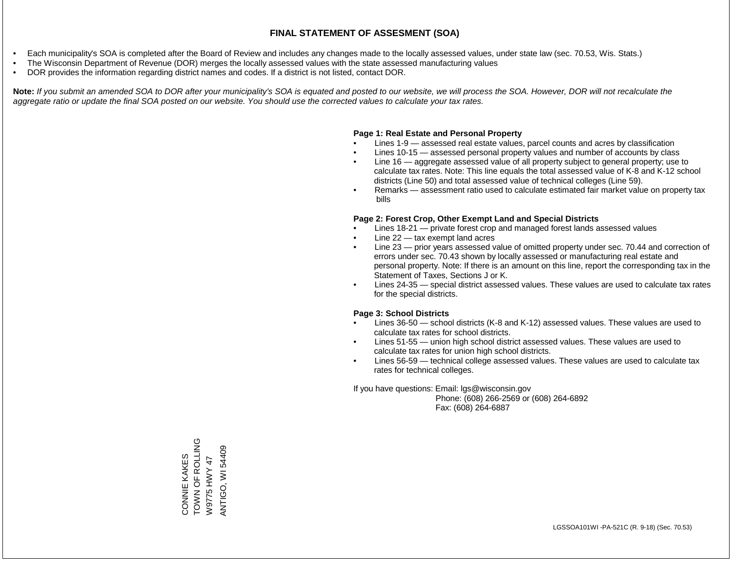# FINAL STATEMENT OF ASSESMENT (SOA)

- Each municipality's SOA is completed after the Board of Review and includes any changes made to the locally assessed values, under state law (sec. 70.53, Wis. Stats.)
- The Wisconsin Department of Revenue (DOR) merges the locally assessed values with the state assessed manufacturing values
- DOR provides the information regarding district names and codes. If a district is not listed, contact DOR.

**Note:** *If you submit an amended SOA to DOR after your municipality's SOA is equated and posted to our website, we will process the SOA. However, DOR will not recalculate the aggregate ratio or update the final SOA posted on our website. You should use the corrected values to calculate your tax rates.*

**Page 1: Real Estate and Personal Property**

- Lines 1-9 — assessed real estate values, parcel counts and acres by classification
- Lines 10-15 — assessed personal property values and number of accounts by class
- Line 16 — aggregate assessed value of all property subject to general property; use to calculate tax rates. Note: This line equals the total assessed value of K-8 and K-12 school districts (Line 50) and total assessed value of technical colleges (Line 59).
- Remarks — assessment ratio used to calculate estimated fair market value on property tax bills

**Page 2: Forest Crop, Other Exempt Land and Special Districts**

- Lines 18-21 — private forest crop and managed forest lands assessed values
- Line 22 — tax exempt land acres
- Line 23 — prior years assessed value of omitted property under sec. 70.44 and correction of errors under sec. 70.43 shown by locally assessed or manufacturing real estate and personal property. Note: If there is an amount on this line, report the corresponding tax in the Statement of Taxes, Sections J or K.
- Lines 24-35 — special district assessed values. These values are used to calculate tax rates for the special districts.

**Page 3: School Districts**

- Lines 36-50 — school districts (K-8 and K-12) assessed values. These values are used to calculate tax rates for school districts.
- Lines 51-55 — union high school district assessed values. These values are used to calculate tax rates for union high school districts.
- Lines 56-59 — technical college assessed values. These values are used to calculate tax rates for technical colleges.

If you have questions: Email: lgs@wisconsin.gov
Phone: (608) 266-2569 or (608) 264-6892
Fax: (608) 264-6887

CONNIE KAKES
TOWN OF ROLLING
W9775 HWY 47
ANTIGO, WI 54409

LGSSOA101WI -PA-521C (R. 9-18) (Sec. 70.53)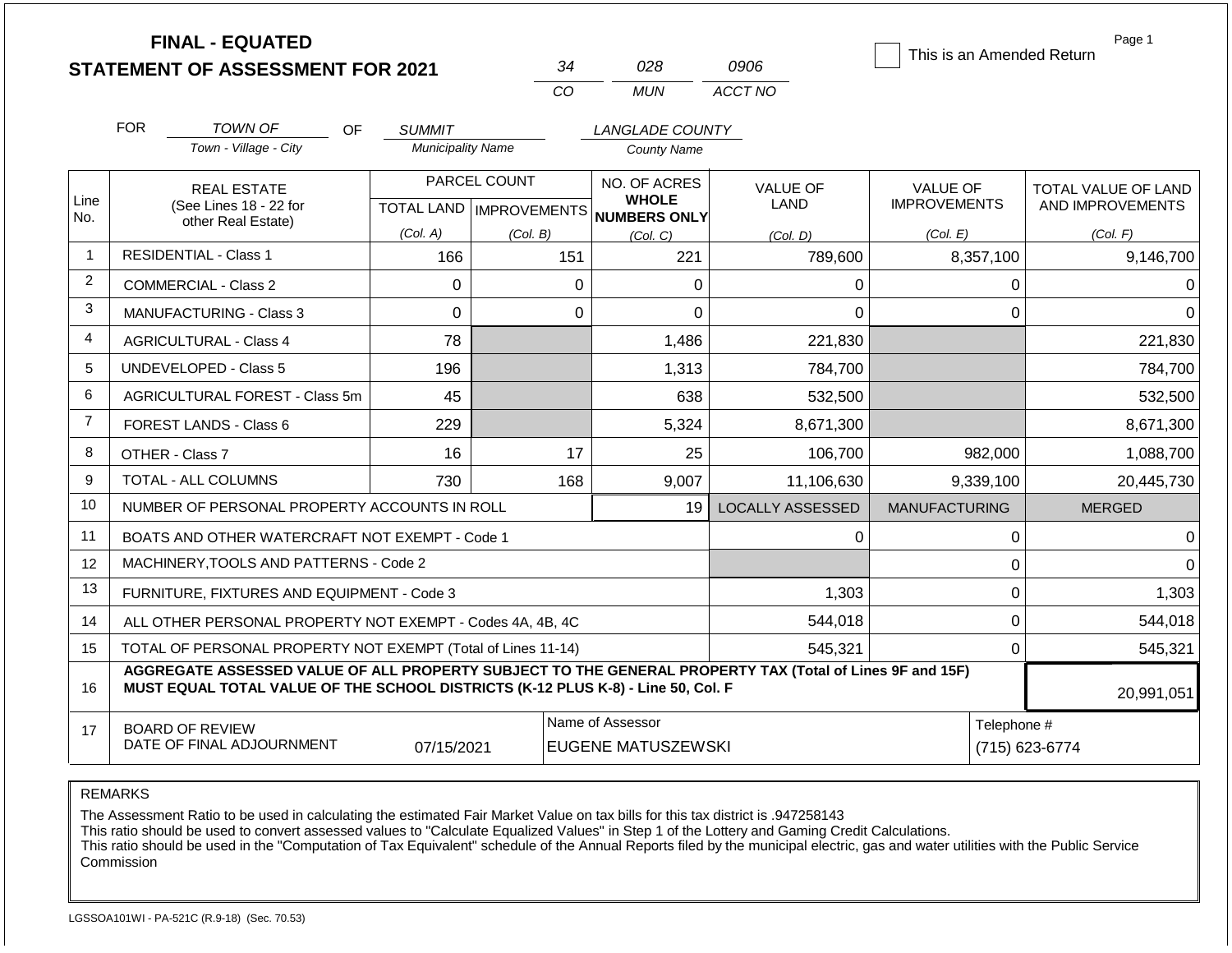# FINAL - EQUATED
## STATEMENT OF ASSESSMENT FOR 2021

| 34 | 028 | 0906 |
|---|---|---|
| CO | MUN | ACCT NO |

☐ This is an Amended Return

FOR *TOWN OF* (Town - Village - City) OF *SUMMIT* (Municipality Name) *LANGLADE COUNTY* (County Name)

| Line No. | REAL ESTATE (See Lines 18 - 22 for other Real Estate) | PARCEL COUNT TOTAL LAND (Col. A) | PARCEL COUNT IMPROVEMENTS (Col. B) | NO. OF ACRES WHOLE NUMBERS ONLY (Col. C) | VALUE OF LAND (Col. D) | VALUE OF IMPROVEMENTS (Col. E) | TOTAL VALUE OF LAND AND IMPROVEMENTS (Col. F) |
|---|---|---|---|---|---|---|---|
| 1 | RESIDENTIAL - Class 1 | 166 | 151 | 221 | 789,600 | 8,357,100 | 9,146,700 |
| 2 | COMMERCIAL - Class 2 | 0 | 0 | 0 | 0 | 0 | 0 |
| 3 | MANUFACTURING - Class 3 | 0 | 0 | 0 | 0 | 0 | 0 |
| 4 | AGRICULTURAL - Class 4 | 78 | | 1,486 | 221,830 | | 221,830 |
| 5 | UNDEVELOPED - Class 5 | 196 | | 1,313 | 784,700 | | 784,700 |
| 6 | AGRICULTURAL FOREST - Class 5m | 45 | | 638 | 532,500 | | 532,500 |
| 7 | FOREST LANDS - Class 6 | 229 | | 5,324 | 8,671,300 | | 8,671,300 |
| 8 | OTHER - Class 7 | 16 | 17 | 25 | 106,700 | 982,000 | 1,088,700 |
| 9 | TOTAL - ALL COLUMNS | 730 | 168 | 9,007 | 11,106,630 | 9,339,100 | 20,445,730 |
| 10 | NUMBER OF PERSONAL PROPERTY ACCOUNTS IN ROLL | | | 19 | LOCALLY ASSESSED | MANUFACTURING | MERGED |
| 11 | BOATS AND OTHER WATERCRAFT NOT EXEMPT - Code 1 | | | | 0 | 0 | 0 |
| 12 | MACHINERY,TOOLS AND PATTERNS - Code 2 | | | | | 0 | 0 |
| 13 | FURNITURE, FIXTURES AND EQUIPMENT - Code 3 | | | | 1,303 | 0 | 1,303 |
| 14 | ALL OTHER PERSONAL PROPERTY NOT EXEMPT - Codes 4A, 4B, 4C | | | | 544,018 | 0 | 544,018 |
| 15 | TOTAL OF PERSONAL PROPERTY NOT EXEMPT (Total of Lines 11-14) | | | | 545,321 | 0 | 545,321 |
| 16 | **AGGREGATE ASSESSED VALUE OF ALL PROPERTY SUBJECT TO THE GENERAL PROPERTY TAX (Total of Lines 9F and 15F) MUST EQUAL TOTAL VALUE OF THE SCHOOL DISTRICTS (K-12 PLUS K-8) - Line 50, Col. F** | | | | | | 20,991,051 |
| 17 | BOARD OF REVIEW DATE OF FINAL ADJOURNMENT | 07/15/2021 | | Name of Assessor: EUGENE MATUSZEWSKI | | | Telephone #: (715) 623-6774 |

REMARKS

The Assessment Ratio to be used in calculating the estimated Fair Market Value on tax bills for this tax district is .947258143
This ratio should be used to convert assessed values to "Calculate Equalized Values" in Step 1 of the Lottery and Gaming Credit Calculations.
This ratio should be used in the "Computation of Tax Equivalent" schedule of the Annual Reports filed by the municipal electric, gas and water utilities with the Public Service Commission

LGSSOA101WI - PA-521C (R.9-18) (Sec. 70.53)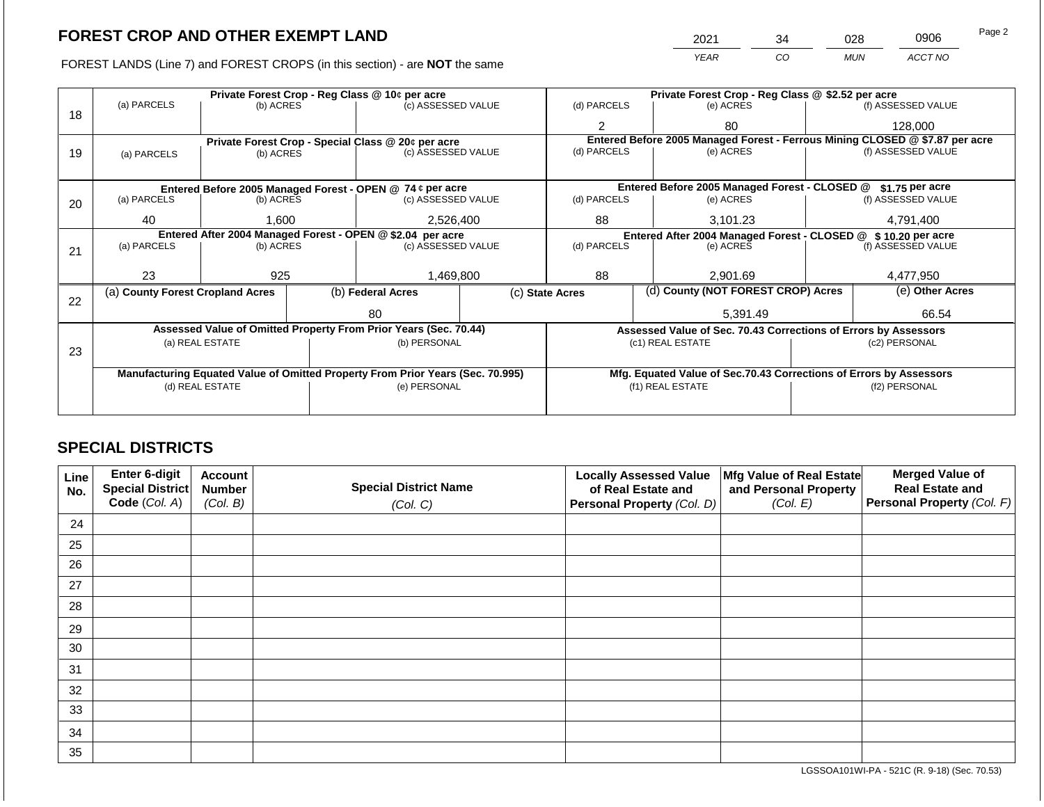## FOREST CROP AND OTHER EXEMPT LAND

| 2021 | 34 | 028 | 0906 |
|---|---|---|---|
| YEAR | CO | MUN | ACCT NO |

FOREST LANDS (Line 7) and FOREST CROPS (in this section) - are **NOT** the same

| Line | (a) PARCELS | (b) ACRES | (c) ASSESSED VALUE | (d) PARCELS | (e) ACRES | (f) ASSESSED VALUE |
|---|---|---|---|---|---|---|
| | Private Forest Crop - Reg Class @ 10¢ per acre | | | Private Forest Crop - Reg Class @ $2.52 per acre | | |
| 18 | | | | 2 | 80 | 128,000 |
| | Private Forest Crop - Special Class @ 20¢ per acre | | | Entered Before 2005 Managed Forest - Ferrous Mining CLOSED @ $7.87 per acre | | |
| 19 | | | | | | |
| | Entered Before 2005 Managed Forest - OPEN @ 74 ¢ per acre | | | Entered Before 2005 Managed Forest - CLOSED @ $1.75 per acre | | |
| 20 | 40 | 1,600 | 2,526,400 | 88 | 3,101.23 | 4,791,400 |
| | Entered After 2004 Managed Forest - OPEN @ $2.04 per acre | | | Entered After 2004 Managed Forest - CLOSED @ $ 10.20 per acre | | |
| 21 | 23 | 925 | 1,469,800 | 88 | 2,901.69 | 4,477,950 |

| Line | (a) County Forest Cropland Acres | (b) Federal Acres | (c) State Acres | (d) County (NOT FOREST CROP) Acres | (e) Other Acres |
|---|---|---|---|---|---|
| 22 | | 80 | | 5,391.49 | 66.54 |

| Line | Assessed Value of Omitted Property From Prior Years (Sec. 70.44) | | Assessed Value of Sec. 70.43 Corrections of Errors by Assessors | |
|---|---|---|---|---|
| 23 | (a) REAL ESTATE | (b) PERSONAL | (c1) REAL ESTATE | (c2) PERSONAL |
| | | | | |
| | Manufacturing Equated Value of Omitted Property From Prior Years (Sec. 70.995) | | Mfg. Equated Value of Sec.70.43 Corrections of Errors by Assessors | |
| | (d) REAL ESTATE | (e) PERSONAL | (f1) REAL ESTATE | (f2) PERSONAL |
| | | | | |

## SPECIAL DISTRICTS

| Line No. | Enter 6-digit Special District Code (Col. A) | Account Number (Col. B) | Special District Name (Col. C) | Locally Assessed Value of Real Estate and Personal Property (Col. D) | Mfg Value of Real Estate and Personal Property (Col. E) | Merged Value of Real Estate and Personal Property (Col. F) |
|---|---|---|---|---|---|---|
| 24 | | | | | | |
| 25 | | | | | | |
| 26 | | | | | | |
| 27 | | | | | | |
| 28 | | | | | | |
| 29 | | | | | | |
| 30 | | | | | | |
| 31 | | | | | | |
| 32 | | | | | | |
| 33 | | | | | | |
| 34 | | | | | | |
| 35 | | | | | | |

LGSSOA101WI-PA - 521C (R. 9-18) (Sec. 70.53)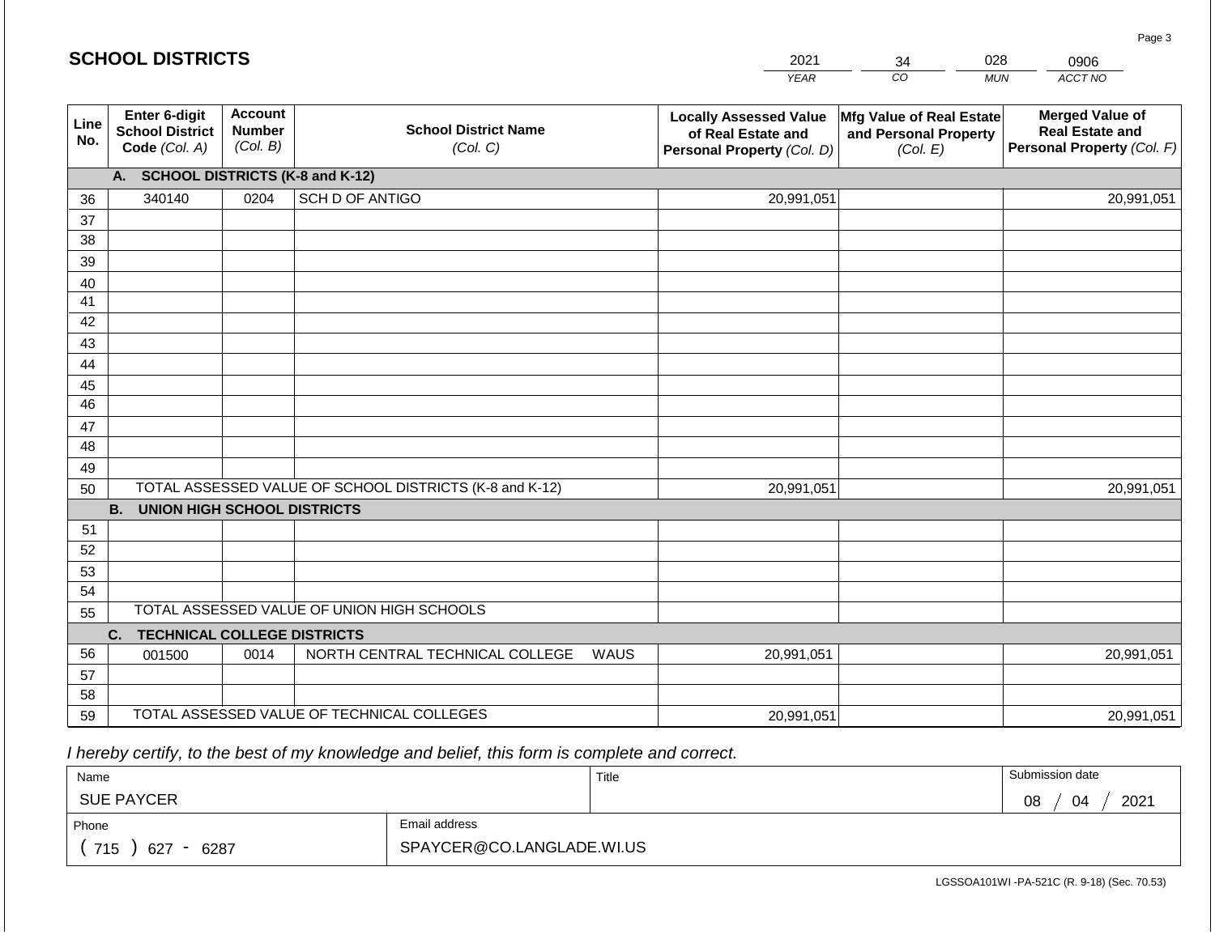## SCHOOL DISTRICTS

| 2021 | 34 | 028 | 0906 |
|---|---|---|---|
| *YEAR* | *CO* | *MUN* | *ACCT NO* |

| Line No. | Enter 6-digit School District Code *(Col. A)* | Account Number *(Col. B)* | School District Name *(Col. C)* | Locally Assessed Value of Real Estate and Personal Property *(Col. D)* | Mfg Value of Real Estate and Personal Property *(Col. E)* | Merged Value of Real Estate and Personal Property *(Col. F)* |
|---|---|---|---|---|---|---|
| | **A. SCHOOL DISTRICTS (K-8 and K-12)** | | | | | |
| 36 | 340140 | 0204 | SCH D OF ANTIGO | 20,991,051 | | 20,991,051 |
| 37 | | | | | | |
| 38 | | | | | | |
| 39 | | | | | | |
| 40 | | | | | | |
| 41 | | | | | | |
| 42 | | | | | | |
| 43 | | | | | | |
| 44 | | | | | | |
| 45 | | | | | | |
| 46 | | | | | | |
| 47 | | | | | | |
| 48 | | | | | | |
| 49 | | | | | | |
| 50 | TOTAL ASSESSED VALUE OF SCHOOL DISTRICTS (K-8 and K-12) | | | 20,991,051 | | 20,991,051 |
| | **B. UNION HIGH SCHOOL DISTRICTS** | | | | | |
| 51 | | | | | | |
| 52 | | | | | | |
| 53 | | | | | | |
| 54 | | | | | | |
| 55 | TOTAL ASSESSED VALUE OF UNION HIGH SCHOOLS | | | | | |
| | **C. TECHNICAL COLLEGE DISTRICTS** | | | | | |
| 56 | 001500 | 0014 | NORTH CENTRAL TECHNICAL COLLEGE WAUS | 20,991,051 | | 20,991,051 |
| 57 | | | | | | |
| 58 | | | | | | |
| 59 | TOTAL ASSESSED VALUE OF TECHNICAL COLLEGES | | | 20,991,051 | | 20,991,051 |

*I hereby certify, to the best of my knowledge and belief, this form is complete and correct.*

| Name | Title | Submission date |
|---|---|---|
| SUE PAYCER | | 08 / 04 / 2021 |
| **Phone** | **Email address** | |
| ( 715 ) 627 - 6287 | SPAYCER@CO.LANGLADE.WI.US | |

LGSSOA101WI -PA-521C (R. 9-18) (Sec. 70.53)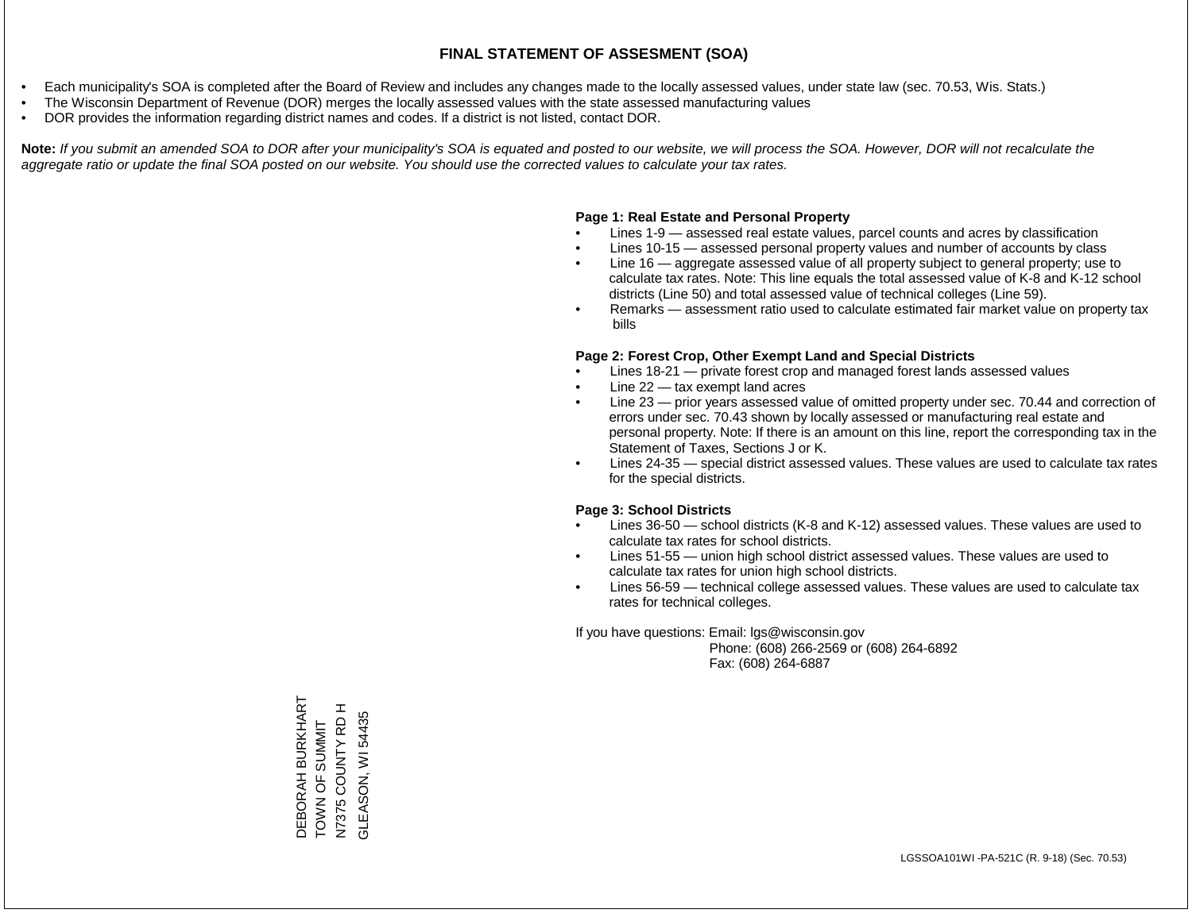# FINAL STATEMENT OF ASSESMENT (SOA)

- Each municipality's SOA is completed after the Board of Review and includes any changes made to the locally assessed values, under state law (sec. 70.53, Wis. Stats.)
- The Wisconsin Department of Revenue (DOR) merges the locally assessed values with the state assessed manufacturing values
- DOR provides the information regarding district names and codes. If a district is not listed, contact DOR.

**Note:** *If you submit an amended SOA to DOR after your municipality's SOA is equated and posted to our website, we will process the SOA. However, DOR will not recalculate the aggregate ratio or update the final SOA posted on our website. You should use the corrected values to calculate your tax rates.*

**Page 1: Real Estate and Personal Property**

- Lines 1-9 — assessed real estate values, parcel counts and acres by classification
- Lines 10-15 — assessed personal property values and number of accounts by class
- Line 16 — aggregate assessed value of all property subject to general property; use to calculate tax rates. Note: This line equals the total assessed value of K-8 and K-12 school districts (Line 50) and total assessed value of technical colleges (Line 59).
- Remarks — assessment ratio used to calculate estimated fair market value on property tax bills

**Page 2: Forest Crop, Other Exempt Land and Special Districts**

- Lines 18-21 — private forest crop and managed forest lands assessed values
- Line 22 — tax exempt land acres
- Line 23 — prior years assessed value of omitted property under sec. 70.44 and correction of errors under sec. 70.43 shown by locally assessed or manufacturing real estate and personal property. Note: If there is an amount on this line, report the corresponding tax in the Statement of Taxes, Sections J or K.
- Lines 24-35 — special district assessed values. These values are used to calculate tax rates for the special districts.

**Page 3: School Districts**

- Lines 36-50 — school districts (K-8 and K-12) assessed values. These values are used to calculate tax rates for school districts.
- Lines 51-55 — union high school district assessed values. These values are used to calculate tax rates for union high school districts.
- Lines 56-59 — technical college assessed values. These values are used to calculate tax rates for technical colleges.

If you have questions: Email: lgs@wisconsin.gov
Phone: (608) 266-2569 or (608) 264-6892
Fax: (608) 264-6887

DEBORAH BURKHART
TOWN OF SUMMIT
N7375 COUNTY RD H
GLEASON, WI 54435

LGSSOA101WI -PA-521C (R. 9-18) (Sec. 70.53)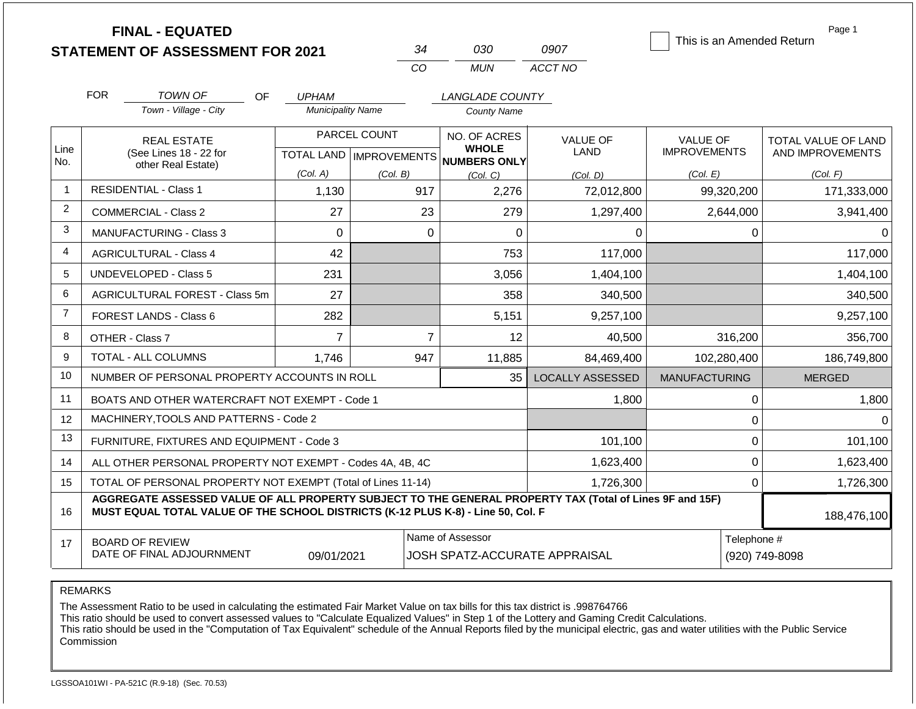# FINAL - EQUATED
## STATEMENT OF ASSESSMENT FOR 2021

| 34 | 030 | 0907 |
|---|---|---|
| CO | MUN | ACCT NO |

☐ This is an Amended Return

FOR TOWN OF (Town - Village - City) OF UPHAM (Municipality Name) LANGLADE COUNTY (County Name)

| Line No. | REAL ESTATE (See Lines 18 - 22 for other Real Estate) | PARCEL COUNT TOTAL LAND (Col. A) | PARCEL COUNT IMPROVEMENTS (Col. B) | NO. OF ACRES WHOLE NUMBERS ONLY (Col. C) | VALUE OF LAND (Col. D) | VALUE OF IMPROVEMENTS (Col. E) | TOTAL VALUE OF LAND AND IMPROVEMENTS (Col. F) |
|---|---|---|---|---|---|---|---|
| 1 | RESIDENTIAL - Class 1 | 1,130 | 917 | 2,276 | 72,012,800 | 99,320,200 | 171,333,000 |
| 2 | COMMERCIAL - Class 2 | 27 | 23 | 279 | 1,297,400 | 2,644,000 | 3,941,400 |
| 3 | MANUFACTURING - Class 3 | 0 | 0 | 0 | 0 | 0 | 0 |
| 4 | AGRICULTURAL - Class 4 | 42 | | 753 | 117,000 | | 117,000 |
| 5 | UNDEVELOPED - Class 5 | 231 | | 3,056 | 1,404,100 | | 1,404,100 |
| 6 | AGRICULTURAL FOREST - Class 5m | 27 | | 358 | 340,500 | | 340,500 |
| 7 | FOREST LANDS - Class 6 | 282 | | 5,151 | 9,257,100 | | 9,257,100 |
| 8 | OTHER - Class 7 | 7 | 7 | 12 | 40,500 | 316,200 | 356,700 |
| 9 | TOTAL - ALL COLUMNS | 1,746 | 947 | 11,885 | 84,469,400 | 102,280,400 | 186,749,800 |
| 10 | NUMBER OF PERSONAL PROPERTY ACCOUNTS IN ROLL | | | 35 | LOCALLY ASSESSED | MANUFACTURING | MERGED |
| 11 | BOATS AND OTHER WATERCRAFT NOT EXEMPT - Code 1 | | | | 1,800 | 0 | 1,800 |
| 12 | MACHINERY,TOOLS AND PATTERNS - Code 2 | | | | | 0 | 0 |
| 13 | FURNITURE, FIXTURES AND EQUIPMENT - Code 3 | | | | 101,100 | 0 | 101,100 |
| 14 | ALL OTHER PERSONAL PROPERTY NOT EXEMPT - Codes 4A, 4B, 4C | | | | 1,623,400 | 0 | 1,623,400 |
| 15 | TOTAL OF PERSONAL PROPERTY NOT EXEMPT (Total of Lines 11-14) | | | | 1,726,300 | 0 | 1,726,300 |
| 16 | **AGGREGATE ASSESSED VALUE OF ALL PROPERTY SUBJECT TO THE GENERAL PROPERTY TAX (Total of Lines 9F and 15F) MUST EQUAL TOTAL VALUE OF THE SCHOOL DISTRICTS (K-12 PLUS K-8) - Line 50, Col. F** | | | | | | 188,476,100 |
| 17 | BOARD OF REVIEW DATE OF FINAL ADJOURNMENT | 09/01/2021 | Name of Assessor | JOSH SPATZ-ACCURATE APPRAISAL | | Telephone # | (920) 749-8098 |

REMARKS

The Assessment Ratio to be used in calculating the estimated Fair Market Value on tax bills for this tax district is .998764766
This ratio should be used to convert assessed values to "Calculate Equalized Values" in Step 1 of the Lottery and Gaming Credit Calculations.
This ratio should be used in the "Computation of Tax Equivalent" schedule of the Annual Reports filed by the municipal electric, gas and water utilities with the Public Service Commission

LGSSOA101WI - PA-521C (R.9-18) (Sec. 70.53)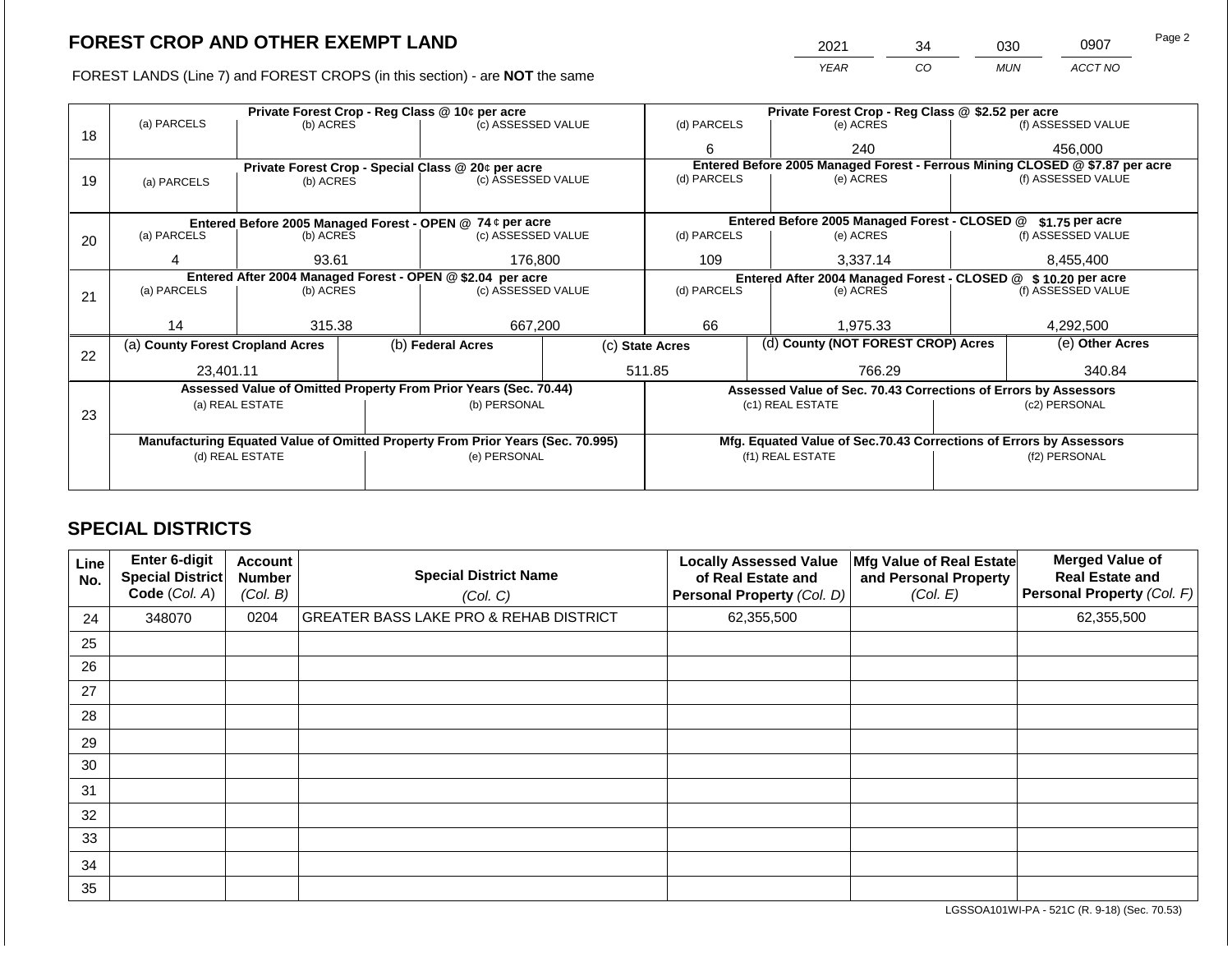## FOREST CROP AND OTHER EXEMPT LAND

FOREST LANDS (Line 7) and FOREST CROPS (in this section) - are **NOT** the same

| 2021 | 34 | 030 | 0907 |
|---|---|---|---|
| YEAR | CO | MUN | ACCT NO |

| Line | Private Forest Crop - Reg Class @ 10¢ per acre | | | Private Forest Crop - Reg Class @ $2.52 per acre | | |
|---|---|---|---|---|---|---|
| | (a) PARCELS | (b) ACRES | (c) ASSESSED VALUE | (d) PARCELS | (e) ACRES | (f) ASSESSED VALUE |
| 18 | | | | 6 | 240 | 456,000 |
| | **Private Forest Crop - Special Class @ 20¢ per acre** | | | **Entered Before 2005 Managed Forest - Ferrous Mining CLOSED @ $7.87 per acre** | | |
| | (a) PARCELS | (b) ACRES | (c) ASSESSED VALUE | (d) PARCELS | (e) ACRES | (f) ASSESSED VALUE |
| 19 | | | | | | |
| | **Entered Before 2005 Managed Forest - OPEN @ 74¢ per acre** | | | **Entered Before 2005 Managed Forest - CLOSED @ $1.75 per acre** | | |
| | (a) PARCELS | (b) ACRES | (c) ASSESSED VALUE | (d) PARCELS | (e) ACRES | (f) ASSESSED VALUE |
| 20 | 4 | 93.61 | 176,800 | 109 | 3,337.14 | 8,455,400 |
| | **Entered After 2004 Managed Forest - OPEN @ $2.04 per acre** | | | **Entered After 2004 Managed Forest - CLOSED @ $10.20 per acre** | | |
| | (a) PARCELS | (b) ACRES | (c) ASSESSED VALUE | (d) PARCELS | (e) ACRES | (f) ASSESSED VALUE |
| 21 | 14 | 315.38 | 667,200 | 66 | 1,975.33 | 4,292,500 |

| Line | (a) County Forest Cropland Acres | (b) Federal Acres | (c) State Acres | (d) County (NOT FOREST CROP) Acres | (e) Other Acres |
|---|---|---|---|---|---|
| 22 | 23,401.11 | | 511.85 | 766.29 | 340.84 |

| Line | Assessed Value of Omitted Property From Prior Years (Sec. 70.44) | | Assessed Value of Sec. 70.43 Corrections of Errors by Assessors | |
|---|---|---|---|---|
| | (a) REAL ESTATE | (b) PERSONAL | (c1) REAL ESTATE | (c2) PERSONAL |
| 23 | | | | |
| | **Manufacturing Equated Value of Omitted Property From Prior Years (Sec. 70.995)** | | **Mfg. Equated Value of Sec.70.43 Corrections of Errors by Assessors** | |
| | (d) REAL ESTATE | (e) PERSONAL | (f1) REAL ESTATE | (f2) PERSONAL |
| | | | | |

## SPECIAL DISTRICTS

| Line No. | Enter 6-digit Special District Code (Col. A) | Account Number (Col. B) | Special District Name (Col. C) | Locally Assessed Value of Real Estate and Personal Property (Col. D) | Mfg Value of Real Estate and Personal Property (Col. E) | Merged Value of Real Estate and Personal Property (Col. F) |
|---|---|---|---|---|---|---|
| 24 | 348070 | 0204 | GREATER BASS LAKE PRO & REHAB DISTRICT | 62,355,500 | | 62,355,500 |
| 25 | | | | | | |
| 26 | | | | | | |
| 27 | | | | | | |
| 28 | | | | | | |
| 29 | | | | | | |
| 30 | | | | | | |
| 31 | | | | | | |
| 32 | | | | | | |
| 33 | | | | | | |
| 34 | | | | | | |
| 35 | | | | | | |

LGSSOA101WI-PA - 521C (R. 9-18) (Sec. 70.53)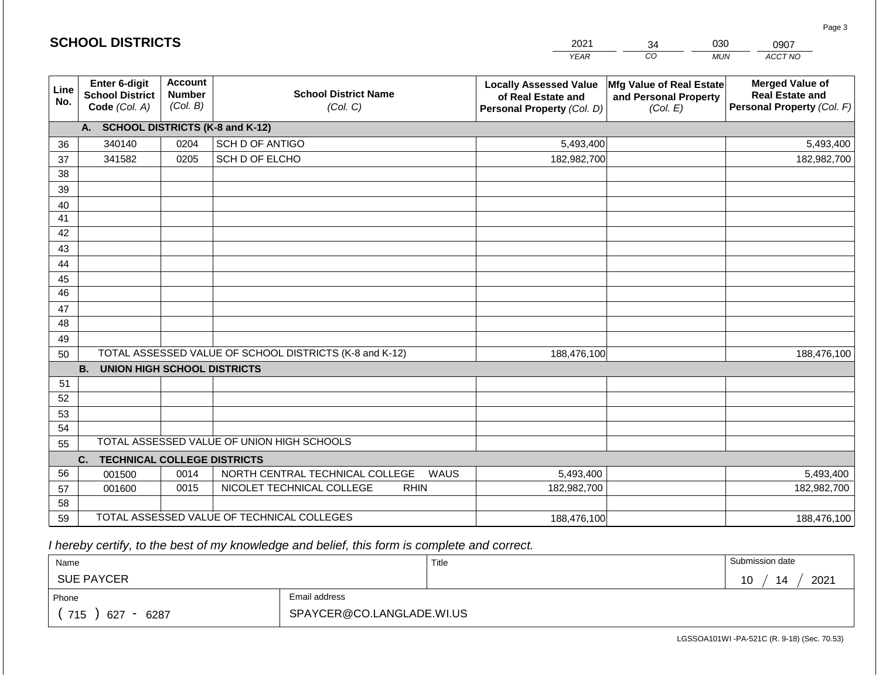## SCHOOL DISTRICTS

| 2021 | 34 | 030 | 0907 |
|---|---|---|---|
| YEAR | CO | MUN | ACCT NO |

| Line No. | Enter 6-digit School District Code (Col. A) | Account Number (Col. B) | School District Name (Col. C) | Locally Assessed Value of Real Estate and Personal Property (Col. D) | Mfg Value of Real Estate and Personal Property (Col. E) | Merged Value of Real Estate and Personal Property (Col. F) |
|---|---|---|---|---|---|---|
| | **A. SCHOOL DISTRICTS (K-8 and K-12)** | | | | | |
| 36 | 340140 | 0204 | SCH D OF ANTIGO | 5,493,400 | | 5,493,400 |
| 37 | 341582 | 0205 | SCH D OF ELCHO | 182,982,700 | | 182,982,700 |
| 38 | | | | | | |
| 39 | | | | | | |
| 40 | | | | | | |
| 41 | | | | | | |
| 42 | | | | | | |
| 43 | | | | | | |
| 44 | | | | | | |
| 45 | | | | | | |
| 46 | | | | | | |
| 47 | | | | | | |
| 48 | | | | | | |
| 49 | | | | | | |
| 50 | TOTAL ASSESSED VALUE OF SCHOOL DISTRICTS (K-8 and K-12) | | | 188,476,100 | | 188,476,100 |
| | **B. UNION HIGH SCHOOL DISTRICTS** | | | | | |
| 51 | | | | | | |
| 52 | | | | | | |
| 53 | | | | | | |
| 54 | | | | | | |
| 55 | TOTAL ASSESSED VALUE OF UNION HIGH SCHOOLS | | | | | |
| | **C. TECHNICAL COLLEGE DISTRICTS** | | | | | |
| 56 | 001500 | 0014 | NORTH CENTRAL TECHNICAL COLLEGE WAUS | 5,493,400 | | 5,493,400 |
| 57 | 001600 | 0015 | NICOLET TECHNICAL COLLEGE RHIN | 182,982,700 | | 182,982,700 |
| 58 | | | | | | |
| 59 | TOTAL ASSESSED VALUE OF TECHNICAL COLLEGES | | | 188,476,100 | | 188,476,100 |

*I hereby certify, to the best of my knowledge and belief, this form is complete and correct.*

| Name | Title | Submission date |
|---|---|---|
| SUE PAYCER | | 10 / 14 / 2021 |
| Phone | Email address | |
| ( 715 ) 627 - 6287 | SPAYCER@CO.LANGLADE.WI.US | |

LGSSOA101WI -PA-521C (R. 9-18) (Sec. 70.53)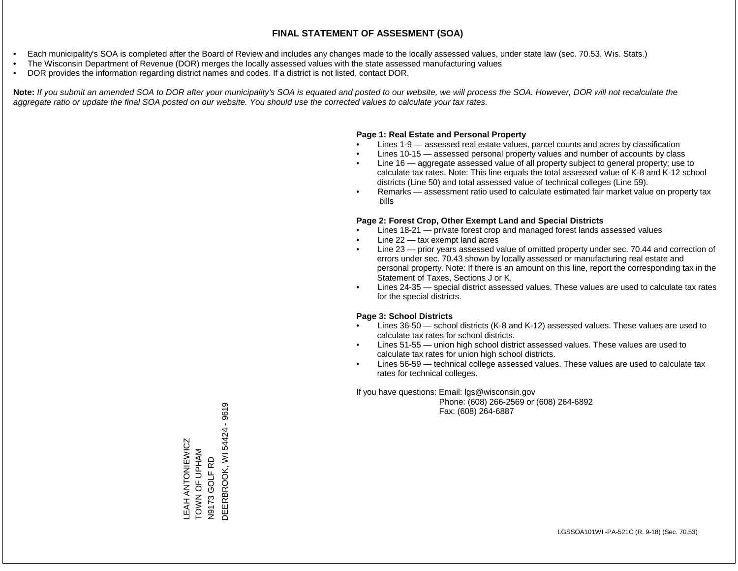# FINAL STATEMENT OF ASSESMENT (SOA)

- Each municipality's SOA is completed after the Board of Review and includes any changes made to the locally assessed values, under state law (sec. 70.53, Wis. Stats.)
- The Wisconsin Department of Revenue (DOR) merges the locally assessed values with the state assessed manufacturing values
- DOR provides the information regarding district names and codes. If a district is not listed, contact DOR.

**Note:** *If you submit an amended SOA to DOR after your municipality's SOA is equated and posted to our website, we will process the SOA. However, DOR will not recalculate the aggregate ratio or update the final SOA posted on our website. You should use the corrected values to calculate your tax rates.*

**Page 1: Real Estate and Personal Property**

- Lines 1-9 — assessed real estate values, parcel counts and acres by classification
- Lines 10-15 — assessed personal property values and number of accounts by class
- Line 16 — aggregate assessed value of all property subject to general property; use to calculate tax rates. Note: This line equals the total assessed value of K-8 and K-12 school districts (Line 50) and total assessed value of technical colleges (Line 59).
- Remarks — assessment ratio used to calculate estimated fair market value on property tax bills

**Page 2: Forest Crop, Other Exempt Land and Special Districts**

- Lines 18-21 — private forest crop and managed forest lands assessed values
- Line 22 — tax exempt land acres
- Line 23 — prior years assessed value of omitted property under sec. 70.44 and correction of errors under sec. 70.43 shown by locally assessed or manufacturing real estate and personal property. Note: If there is an amount on this line, report the corresponding tax in the Statement of Taxes, Sections J or K.
- Lines 24-35 — special district assessed values. These values are used to calculate tax rates for the special districts.

**Page 3: School Districts**

- Lines 36-50 — school districts (K-8 and K-12) assessed values. These values are used to calculate tax rates for school districts.
- Lines 51-55 — union high school district assessed values. These values are used to calculate tax rates for union high school districts.
- Lines 56-59 — technical college assessed values. These values are used to calculate tax rates for technical colleges.

If you have questions: Email: lgs@wisconsin.gov
Phone: (608) 266-2569 or (608) 264-6892
Fax: (608) 264-6887

LEAH ANTONIEWICZ
TOWN OF UPHAM
N9173 GOLF RD
DEERBROOK, WI 54424 - 9619

LGSSOA101WI -PA-521C (R. 9-18) (Sec. 70.53)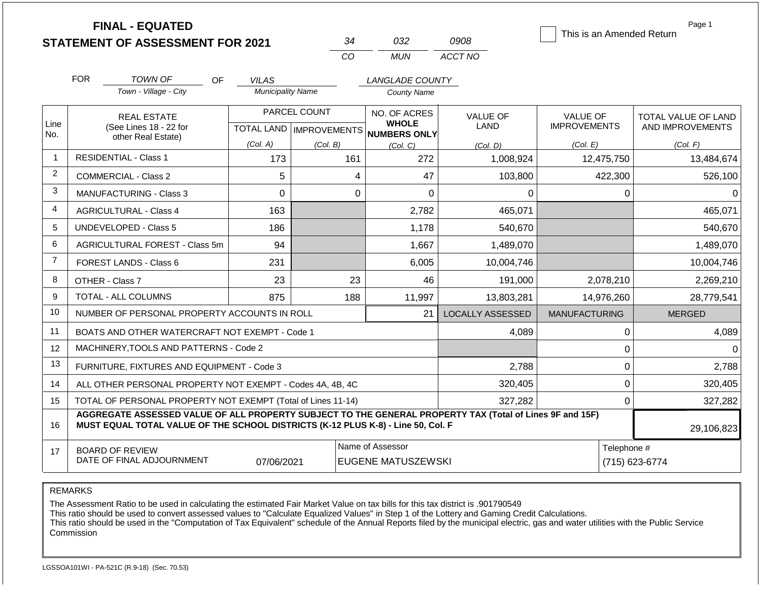# FINAL - EQUATED
# STATEMENT OF ASSESSMENT FOR 2021

| 34 | 032 | 0908 |
|---|---|---|
| CO | MUN | ACCT NO |

☐ This is an Amended Return

Page 1

FOR *TOWN OF* (Town - Village - City) OF *VILAS* (Municipality Name) *LANGLADE COUNTY* (County Name)

| Line No. | REAL ESTATE (See Lines 18 - 22 for other Real Estate) | PARCEL COUNT TOTAL LAND (Col. A) | PARCEL COUNT IMPROVEMENTS (Col. B) | NO. OF ACRES WHOLE NUMBERS ONLY (Col. C) | VALUE OF LAND (Col. D) | VALUE OF IMPROVEMENTS (Col. E) | TOTAL VALUE OF LAND AND IMPROVEMENTS (Col. F) |
|---|---|---|---|---|---|---|---|
| 1 | RESIDENTIAL - Class 1 | 173 | 161 | 272 | 1,008,924 | 12,475,750 | 13,484,674 |
| 2 | COMMERCIAL - Class 2 | 5 | 4 | 47 | 103,800 | 422,300 | 526,100 |
| 3 | MANUFACTURING - Class 3 | 0 | 0 | 0 | 0 | 0 | 0 |
| 4 | AGRICULTURAL - Class 4 | 163 | | 2,782 | 465,071 | | 465,071 |
| 5 | UNDEVELOPED - Class 5 | 186 | | 1,178 | 540,670 | | 540,670 |
| 6 | AGRICULTURAL FOREST - Class 5m | 94 | | 1,667 | 1,489,070 | | 1,489,070 |
| 7 | FOREST LANDS - Class 6 | 231 | | 6,005 | 10,004,746 | | 10,004,746 |
| 8 | OTHER - Class 7 | 23 | 23 | 46 | 191,000 | 2,078,210 | 2,269,210 |
| 9 | TOTAL - ALL COLUMNS | 875 | 188 | 11,997 | 13,803,281 | 14,976,260 | 28,779,541 |
| 10 | NUMBER OF PERSONAL PROPERTY ACCOUNTS IN ROLL | | | 21 | LOCALLY ASSESSED | MANUFACTURING | MERGED |
| 11 | BOATS AND OTHER WATERCRAFT NOT EXEMPT - Code 1 | | | | 4,089 | 0 | 4,089 |
| 12 | MACHINERY,TOOLS AND PATTERNS - Code 2 | | | | | 0 | 0 |
| 13 | FURNITURE, FIXTURES AND EQUIPMENT - Code 3 | | | | 2,788 | 0 | 2,788 |
| 14 | ALL OTHER PERSONAL PROPERTY NOT EXEMPT - Codes 4A, 4B, 4C | | | | 320,405 | 0 | 320,405 |
| 15 | TOTAL OF PERSONAL PROPERTY NOT EXEMPT (Total of Lines 11-14) | | | | 327,282 | 0 | 327,282 |
| 16 | **AGGREGATE ASSESSED VALUE OF ALL PROPERTY SUBJECT TO THE GENERAL PROPERTY TAX (Total of Lines 9F and 15F) MUST EQUAL TOTAL VALUE OF THE SCHOOL DISTRICTS (K-12 PLUS K-8) - Line 50, Col. F** | | | | | | 29,106,823 |
| 17 | BOARD OF REVIEW DATE OF FINAL ADJOURNMENT | 07/06/2021 | | Name of Assessor: EUGENE MATUSZEWSKI | | | Telephone #: (715) 623-6774 |

REMARKS

The Assessment Ratio to be used in calculating the estimated Fair Market Value on tax bills for this tax district is .901790549
This ratio should be used to convert assessed values to "Calculate Equalized Values" in Step 1 of the Lottery and Gaming Credit Calculations.
This ratio should be used in the "Computation of Tax Equivalent" schedule of the Annual Reports filed by the municipal electric, gas and water utilities with the Public Service Commission

LGSSOA101WI - PA-521C (R.9-18) (Sec. 70.53)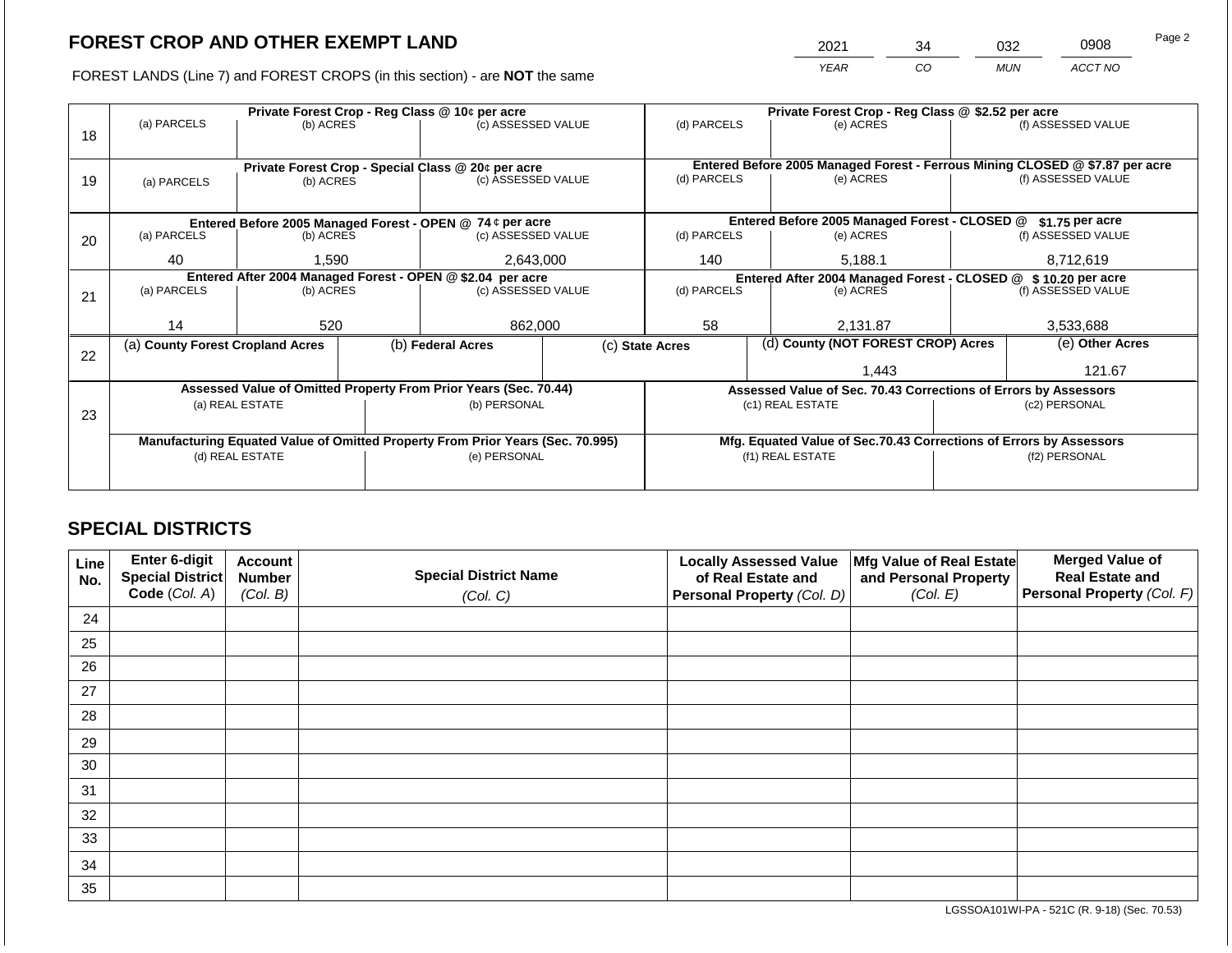## FOREST CROP AND OTHER EXEMPT LAND

| 2021 | 34 | 032 | 0908 |
|---|---|---|---|
| YEAR | CO | MUN | ACCT NO |

FOREST LANDS (Line 7) and FOREST CROPS (in this section) - are **NOT** the same

| Line | Private Forest Crop - Reg Class @ 10¢ per acre | | | Private Forest Crop - Reg Class @ $2.52 per acre | | |
|---|---|---|---|---|---|---|
| | (a) PARCELS | (b) ACRES | (c) ASSESSED VALUE | (d) PARCELS | (e) ACRES | (f) ASSESSED VALUE |
| 18 | | | | | | |
| | **Private Forest Crop - Special Class @ 20¢ per acre** | | | **Entered Before 2005 Managed Forest - Ferrous Mining CLOSED @ $7.87 per acre** | | |
| | (a) PARCELS | (b) ACRES | (c) ASSESSED VALUE | (d) PARCELS | (e) ACRES | (f) ASSESSED VALUE |
| 19 | | | | | | |
| | **Entered Before 2005 Managed Forest - OPEN @ 74 ¢ per acre** | | | **Entered Before 2005 Managed Forest - CLOSED @ $1.75 per acre** | | |
| | (a) PARCELS | (b) ACRES | (c) ASSESSED VALUE | (d) PARCELS | (e) ACRES | (f) ASSESSED VALUE |
| 20 | 40 | 1,590 | 2,643,000 | 140 | 5,188.1 | 8,712,619 |
| | **Entered After 2004 Managed Forest - OPEN @ $2.04 per acre** | | | **Entered After 2004 Managed Forest - CLOSED @ $ 10.20 per acre** | | |
| | (a) PARCELS | (b) ACRES | (c) ASSESSED VALUE | (d) PARCELS | (e) ACRES | (f) ASSESSED VALUE |
| 21 | 14 | 520 | 862,000 | 58 | 2,131.87 | 3,533,688 |

| Line | (a) County Forest Cropland Acres | (b) Federal Acres | (c) State Acres | (d) County (NOT FOREST CROP) Acres | (e) Other Acres |
|---|---|---|---|---|---|
| 22 | | | | 1,443 | 121.67 |

| Line | Assessed Value of Omitted Property From Prior Years (Sec. 70.44) | | Assessed Value of Sec. 70.43 Corrections of Errors by Assessors | |
|---|---|---|---|---|
| | (a) REAL ESTATE | (b) PERSONAL | (c1) REAL ESTATE | (c2) PERSONAL |
| 23 | | | | |
| | **Manufacturing Equated Value of Omitted Property From Prior Years (Sec. 70.995)** | | **Mfg. Equated Value of Sec.70.43 Corrections of Errors by Assessors** | |
| | (d) REAL ESTATE | (e) PERSONAL | (f1) REAL ESTATE | (f2) PERSONAL |
| | | | | |

## SPECIAL DISTRICTS

| Line No. | Enter 6-digit Special District Code (Col. A) | Account Number (Col. B) | Special District Name (Col. C) | Locally Assessed Value of Real Estate and Personal Property (Col. D) | Mfg Value of Real Estate and Personal Property (Col. E) | Merged Value of Real Estate and Personal Property (Col. F) |
|---|---|---|---|---|---|---|
| 24 | | | | | | |
| 25 | | | | | | |
| 26 | | | | | | |
| 27 | | | | | | |
| 28 | | | | | | |
| 29 | | | | | | |
| 30 | | | | | | |
| 31 | | | | | | |
| 32 | | | | | | |
| 33 | | | | | | |
| 34 | | | | | | |
| 35 | | | | | | |

LGSSOA101WI-PA - 521C (R. 9-18) (Sec. 70.53)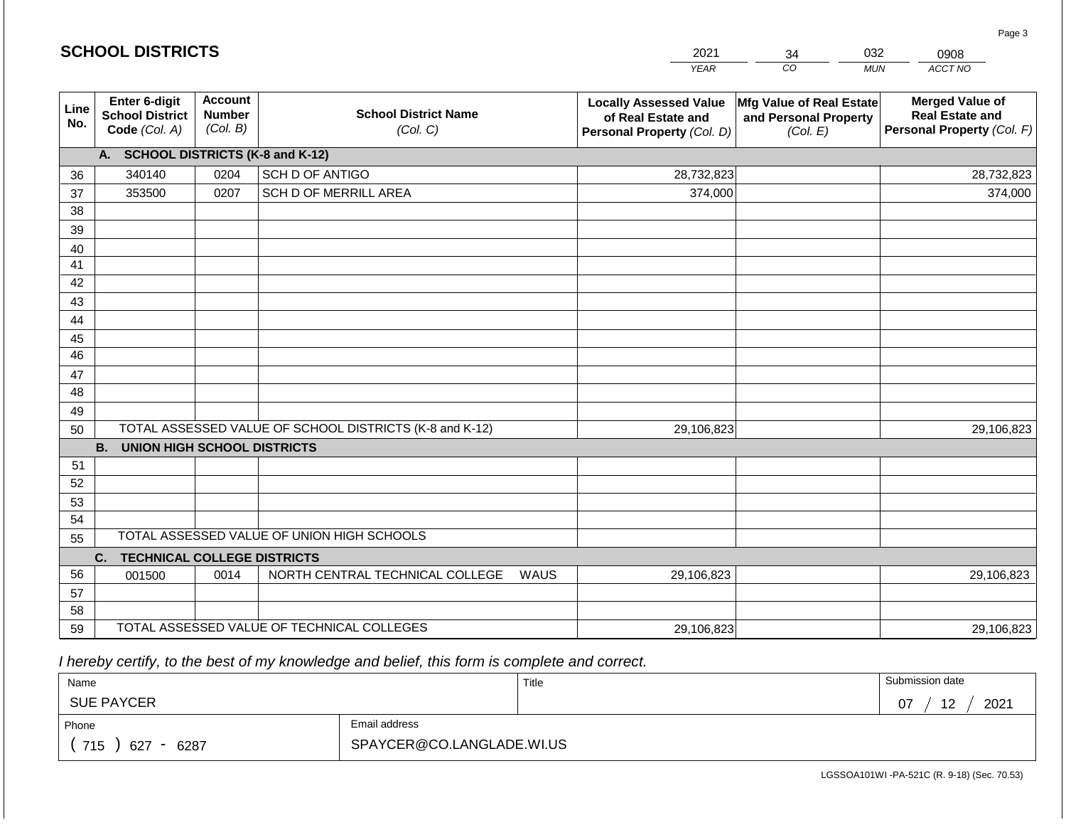## SCHOOL DISTRICTS

| 2021 | 34 | 032 | 0908 |
|---|---|---|---|
| YEAR | CO | MUN | ACCT NO |

| Line No. | Enter 6-digit School District Code (Col. A) | Account Number (Col. B) | School District Name (Col. C) | Locally Assessed Value of Real Estate and Personal Property (Col. D) | Mfg Value of Real Estate and Personal Property (Col. E) | Merged Value of Real Estate and Personal Property (Col. F) |
|---|---|---|---|---|---|---|
| | **A. SCHOOL DISTRICTS (K-8 and K-12)** | | | | | |
| 36 | 340140 | 0204 | SCH D OF ANTIGO | 28,732,823 | | 28,732,823 |
| 37 | 353500 | 0207 | SCH D OF MERRILL AREA | 374,000 | | 374,000 |
| 38 | | | | | | |
| 39 | | | | | | |
| 40 | | | | | | |
| 41 | | | | | | |
| 42 | | | | | | |
| 43 | | | | | | |
| 44 | | | | | | |
| 45 | | | | | | |
| 46 | | | | | | |
| 47 | | | | | | |
| 48 | | | | | | |
| 49 | | | | | | |
| 50 | TOTAL ASSESSED VALUE OF SCHOOL DISTRICTS (K-8 and K-12) | | | 29,106,823 | | 29,106,823 |
| | **B. UNION HIGH SCHOOL DISTRICTS** | | | | | |
| 51 | | | | | | |
| 52 | | | | | | |
| 53 | | | | | | |
| 54 | | | | | | |
| 55 | TOTAL ASSESSED VALUE OF UNION HIGH SCHOOLS | | | | | |
| | **C. TECHNICAL COLLEGE DISTRICTS** | | | | | |
| 56 | 001500 | 0014 | NORTH CENTRAL TECHNICAL COLLEGE WAUS | 29,106,823 | | 29,106,823 |
| 57 | | | | | | |
| 58 | | | | | | |
| 59 | TOTAL ASSESSED VALUE OF TECHNICAL COLLEGES | | | 29,106,823 | | 29,106,823 |

*I hereby certify, to the best of my knowledge and belief, this form is complete and correct.*

| Name | Title | Submission date |
|---|---|---|
| SUE PAYCER | | 07 / 12 / 2021 |
| Phone | Email address | |
| ( 715 ) 627 - 6287 | SPAYCER@CO.LANGLADE.WI.US | |

LGSSOA101WI -PA-521C (R. 9-18) (Sec. 70.53)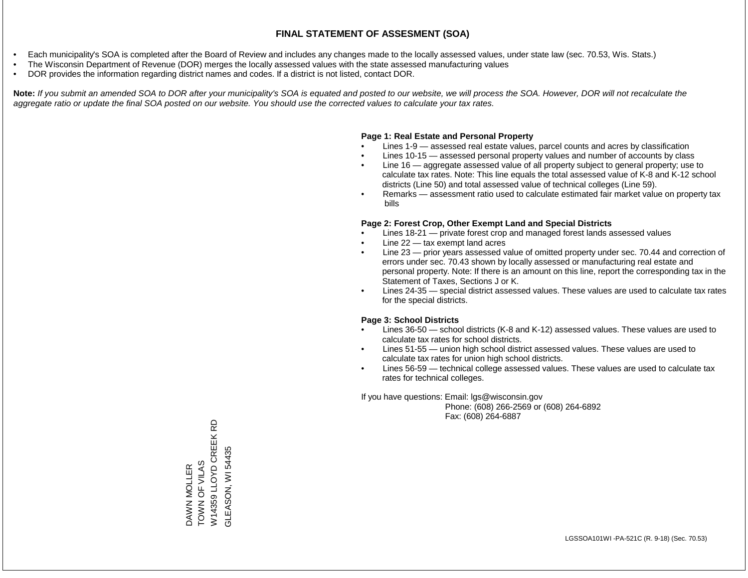# FINAL STATEMENT OF ASSESMENT (SOA)

- Each municipality's SOA is completed after the Board of Review and includes any changes made to the locally assessed values, under state law (sec. 70.53, Wis. Stats.)
- The Wisconsin Department of Revenue (DOR) merges the locally assessed values with the state assessed manufacturing values
- DOR provides the information regarding district names and codes. If a district is not listed, contact DOR.

**Note:** *If you submit an amended SOA to DOR after your municipality's SOA is equated and posted to our website, we will process the SOA. However, DOR will not recalculate the aggregate ratio or update the final SOA posted on our website. You should use the corrected values to calculate your tax rates.*

**Page 1: Real Estate and Personal Property**

- Lines 1-9 — assessed real estate values, parcel counts and acres by classification
- Lines 10-15 — assessed personal property values and number of accounts by class
- Line 16 — aggregate assessed value of all property subject to general property; use to calculate tax rates. Note: This line equals the total assessed value of K-8 and K-12 school districts (Line 50) and total assessed value of technical colleges (Line 59).
- Remarks — assessment ratio used to calculate estimated fair market value on property tax bills

**Page 2: Forest Crop, Other Exempt Land and Special Districts**

- Lines 18-21 — private forest crop and managed forest lands assessed values
- Line 22 — tax exempt land acres
- Line 23 — prior years assessed value of omitted property under sec. 70.44 and correction of errors under sec. 70.43 shown by locally assessed or manufacturing real estate and personal property. Note: If there is an amount on this line, report the corresponding tax in the Statement of Taxes, Sections J or K.
- Lines 24-35 — special district assessed values. These values are used to calculate tax rates for the special districts.

**Page 3: School Districts**

- Lines 36-50 — school districts (K-8 and K-12) assessed values. These values are used to calculate tax rates for school districts.
- Lines 51-55 — union high school district assessed values. These values are used to calculate tax rates for union high school districts.
- Lines 56-59 — technical college assessed values. These values are used to calculate tax rates for technical colleges.

If you have questions: Email: lgs@wisconsin.gov
Phone: (608) 266-2569 or (608) 264-6892
Fax: (608) 264-6887

DAWN MOLLER
TOWN OF VILAS
W14359 LLOYD CREEK RD
GLEASON, WI 54435

LGSSOA101WI -PA-521C (R. 9-18) (Sec. 70.53)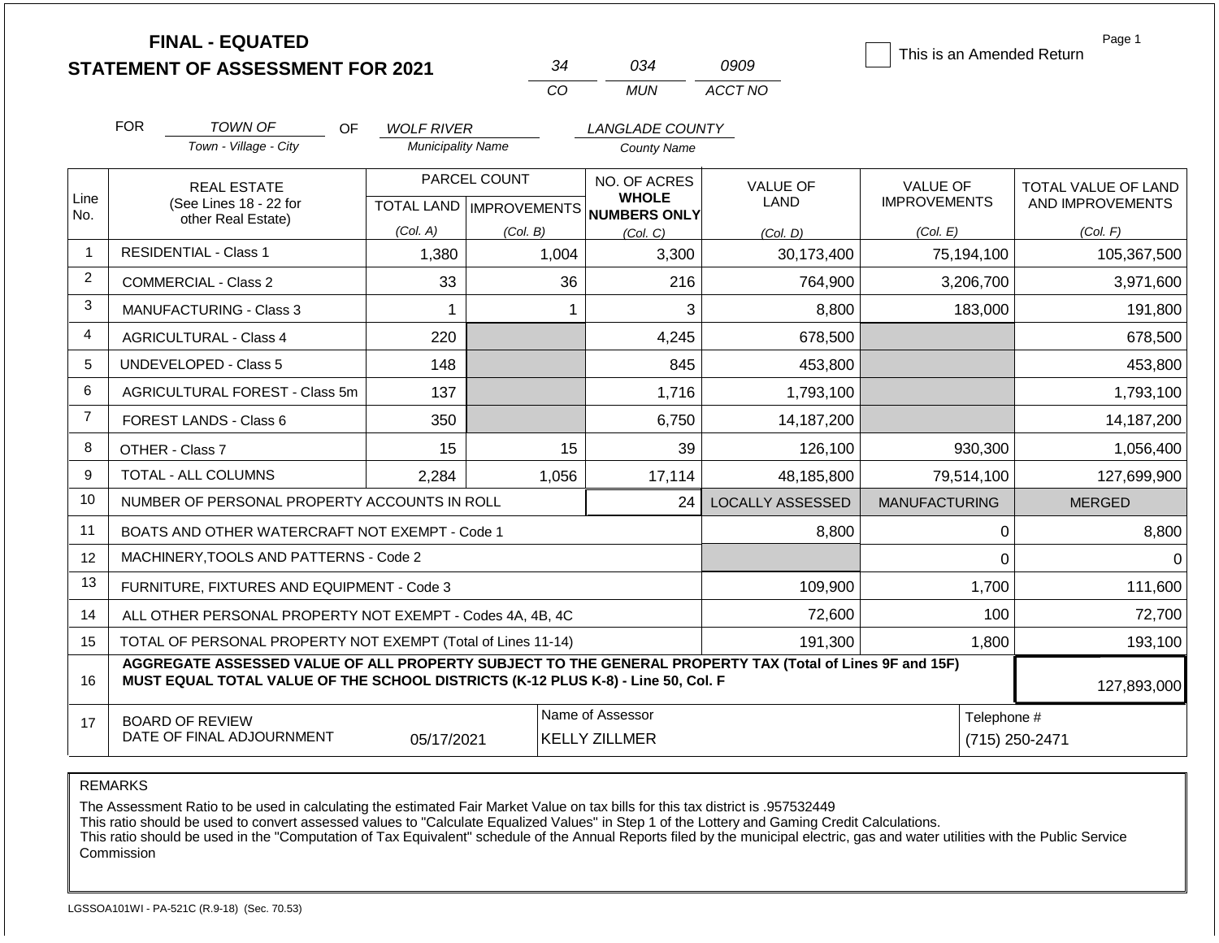# FINAL - EQUATED
# STATEMENT OF ASSESSMENT FOR 2021

| 34 | 034 | 0909 |
|---|---|---|
| CO | MUN | ACCT NO |

☐ This is an Amended Return

Page 1

FOR *TOWN OF* (Town - Village - City) OF *WOLF RIVER* (Municipality Name) *LANGLADE COUNTY* (County Name)

| Line No. | REAL ESTATE (See Lines 18 - 22 for other Real Estate) | PARCEL COUNT TOTAL LAND (Col. A) | PARCEL COUNT IMPROVEMENTS (Col. B) | NO. OF ACRES WHOLE NUMBERS ONLY (Col. C) | VALUE OF LAND (Col. D) | VALUE OF IMPROVEMENTS (Col. E) | TOTAL VALUE OF LAND AND IMPROVEMENTS (Col. F) |
|---|---|---|---|---|---|---|---|
| 1 | RESIDENTIAL - Class 1 | 1,380 | 1,004 | 3,300 | 30,173,400 | 75,194,100 | 105,367,500 |
| 2 | COMMERCIAL - Class 2 | 33 | 36 | 216 | 764,900 | 3,206,700 | 3,971,600 |
| 3 | MANUFACTURING - Class 3 | 1 | 1 | 3 | 8,800 | 183,000 | 191,800 |
| 4 | AGRICULTURAL - Class 4 | 220 | | 4,245 | 678,500 | | 678,500 |
| 5 | UNDEVELOPED - Class 5 | 148 | | 845 | 453,800 | | 453,800 |
| 6 | AGRICULTURAL FOREST - Class 5m | 137 | | 1,716 | 1,793,100 | | 1,793,100 |
| 7 | FOREST LANDS - Class 6 | 350 | | 6,750 | 14,187,200 | | 14,187,200 |
| 8 | OTHER - Class 7 | 15 | 15 | 39 | 126,100 | 930,300 | 1,056,400 |
| 9 | TOTAL - ALL COLUMNS | 2,284 | 1,056 | 17,114 | 48,185,800 | 79,514,100 | 127,699,900 |
| 10 | NUMBER OF PERSONAL PROPERTY ACCOUNTS IN ROLL | | | 24 | LOCALLY ASSESSED | MANUFACTURING | MERGED |
| 11 | BOATS AND OTHER WATERCRAFT NOT EXEMPT - Code 1 | | | | 8,800 | 0 | 8,800 |
| 12 | MACHINERY,TOOLS AND PATTERNS - Code 2 | | | | | 0 | 0 |
| 13 | FURNITURE, FIXTURES AND EQUIPMENT - Code 3 | | | | 109,900 | 1,700 | 111,600 |
| 14 | ALL OTHER PERSONAL PROPERTY NOT EXEMPT - Codes 4A, 4B, 4C | | | | 72,600 | 100 | 72,700 |
| 15 | TOTAL OF PERSONAL PROPERTY NOT EXEMPT (Total of Lines 11-14) | | | | 191,300 | 1,800 | 193,100 |
| 16 | **AGGREGATE ASSESSED VALUE OF ALL PROPERTY SUBJECT TO THE GENERAL PROPERTY TAX (Total of Lines 9F and 15F) MUST EQUAL TOTAL VALUE OF THE SCHOOL DISTRICTS (K-12 PLUS K-8) - Line 50, Col. F** | | | | | | 127,893,000 |
| 17 | BOARD OF REVIEW DATE OF FINAL ADJOURNMENT | 05/17/2021 | | Name of Assessor: KELLY ZILLMER | | | Telephone #: (715) 250-2471 |

REMARKS

The Assessment Ratio to be used in calculating the estimated Fair Market Value on tax bills for this tax district is .957532449
This ratio should be used to convert assessed values to "Calculate Equalized Values" in Step 1 of the Lottery and Gaming Credit Calculations.
This ratio should be used in the "Computation of Tax Equivalent" schedule of the Annual Reports filed by the municipal electric, gas and water utilities with the Public Service Commission

LGSSOA101WI - PA-521C (R.9-18) (Sec. 70.53)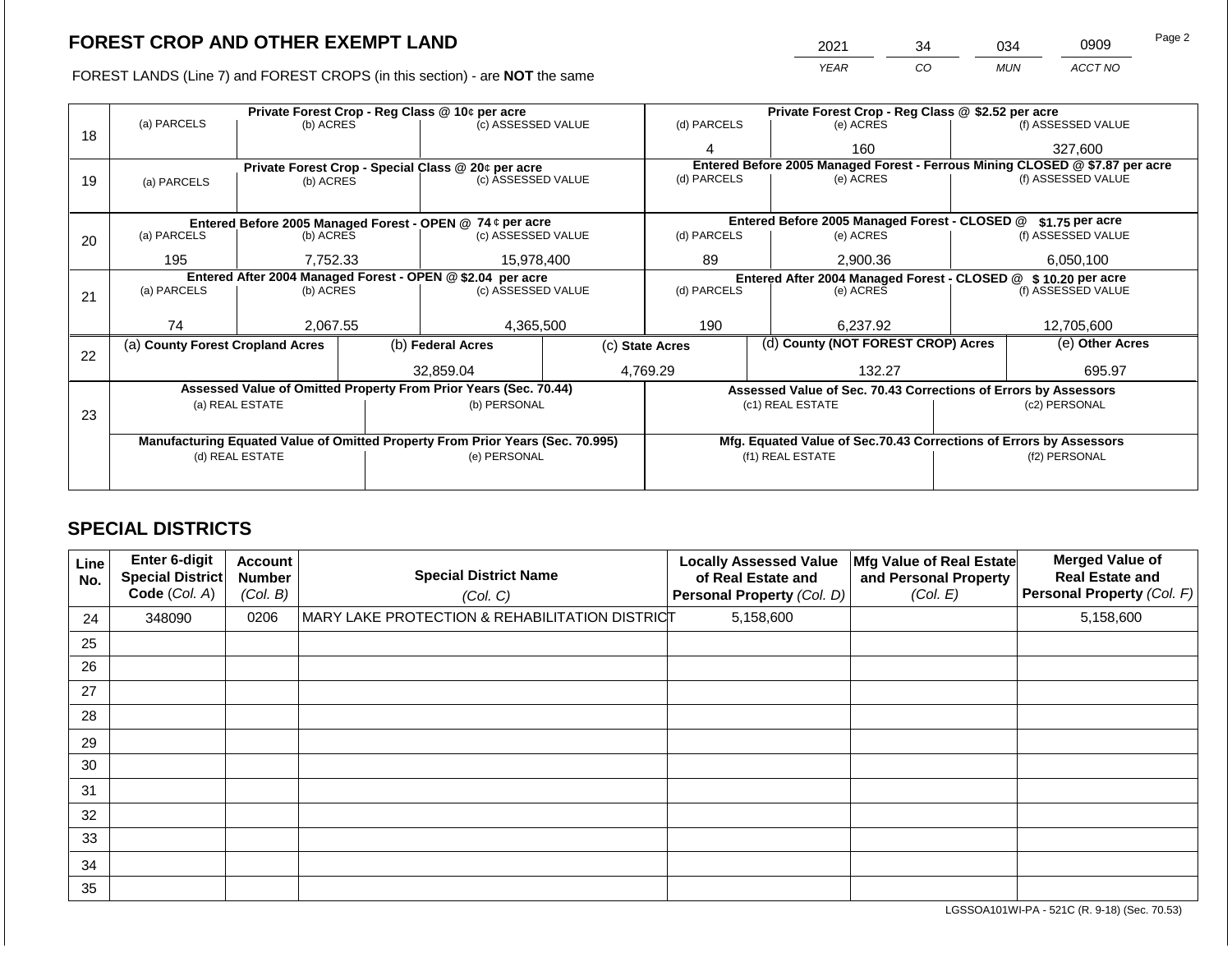# FOREST CROP AND OTHER EXEMPT LAND

| 2021 | 34 | 034 | 0909 |
|---|---|---|---|
| YEAR | CO | MUN | ACCT NO |

FOREST LANDS (Line 7) and FOREST CROPS (in this section) - are **NOT** the same

| Line | Private Forest Crop - Reg Class @ 10¢ per acre | | | Private Forest Crop - Reg Class @ $2.52 per acre | | |
|---|---|---|---|---|---|---|
| | (a) PARCELS | (b) ACRES | (c) ASSESSED VALUE | (d) PARCELS | (e) ACRES | (f) ASSESSED VALUE |
| 18 | | | | 4 | 160 | 327,600 |
| | **Private Forest Crop - Special Class @ 20¢ per acre** | | | **Entered Before 2005 Managed Forest - Ferrous Mining CLOSED @ $7.87 per acre** | | |
| | (a) PARCELS | (b) ACRES | (c) ASSESSED VALUE | (d) PARCELS | (e) ACRES | (f) ASSESSED VALUE |
| 19 | | | | | | |
| | **Entered Before 2005 Managed Forest - OPEN @ 74 ¢ per acre** | | | **Entered Before 2005 Managed Forest - CLOSED @ $1.75 per acre** | | |
| | (a) PARCELS | (b) ACRES | (c) ASSESSED VALUE | (d) PARCELS | (e) ACRES | (f) ASSESSED VALUE |
| 20 | 195 | 7,752.33 | 15,978,400 | 89 | 2,900.36 | 6,050,100 |
| | **Entered After 2004 Managed Forest - OPEN @ $2.04 per acre** | | | **Entered After 2004 Managed Forest - CLOSED @ $ 10.20 per acre** | | |
| | (a) PARCELS | (b) ACRES | (c) ASSESSED VALUE | (d) PARCELS | (e) ACRES | (f) ASSESSED VALUE |
| 21 | 74 | 2,067.55 | 4,365,500 | 190 | 6,237.92 | 12,705,600 |

| Line | (a) County Forest Cropland Acres | (b) Federal Acres | (c) State Acres | (d) County (NOT FOREST CROP) Acres | (e) Other Acres |
|---|---|---|---|---|---|
| 22 | | 32,859.04 | 4,769.29 | 132.27 | 695.97 |

| Line | Assessed Value of Omitted Property From Prior Years (Sec. 70.44) | | Assessed Value of Sec. 70.43 Corrections of Errors by Assessors | |
|---|---|---|---|---|
| | (a) REAL ESTATE | (b) PERSONAL | (c1) REAL ESTATE | (c2) PERSONAL |
| 23 | | | | |
| | **Manufacturing Equated Value of Omitted Property From Prior Years (Sec. 70.995)** | | **Mfg. Equated Value of Sec.70.43 Corrections of Errors by Assessors** | |
| | (d) REAL ESTATE | (e) PERSONAL | (f1) REAL ESTATE | (f2) PERSONAL |
| | | | | |

# SPECIAL DISTRICTS

| Line No. | Enter 6-digit Special District Code (Col. A) | Account Number (Col. B) | Special District Name (Col. C) | Locally Assessed Value of Real Estate and Personal Property (Col. D) | Mfg Value of Real Estate and Personal Property (Col. E) | Merged Value of Real Estate and Personal Property (Col. F) |
|---|---|---|---|---|---|---|
| 24 | 348090 | 0206 | MARY LAKE PROTECTION & REHABILITATION DISTRICT | 5,158,600 | | 5,158,600 |
| 25 | | | | | | |
| 26 | | | | | | |
| 27 | | | | | | |
| 28 | | | | | | |
| 29 | | | | | | |
| 30 | | | | | | |
| 31 | | | | | | |
| 32 | | | | | | |
| 33 | | | | | | |
| 34 | | | | | | |
| 35 | | | | | | |

LGSSOA101WI-PA - 521C (R. 9-18) (Sec. 70.53)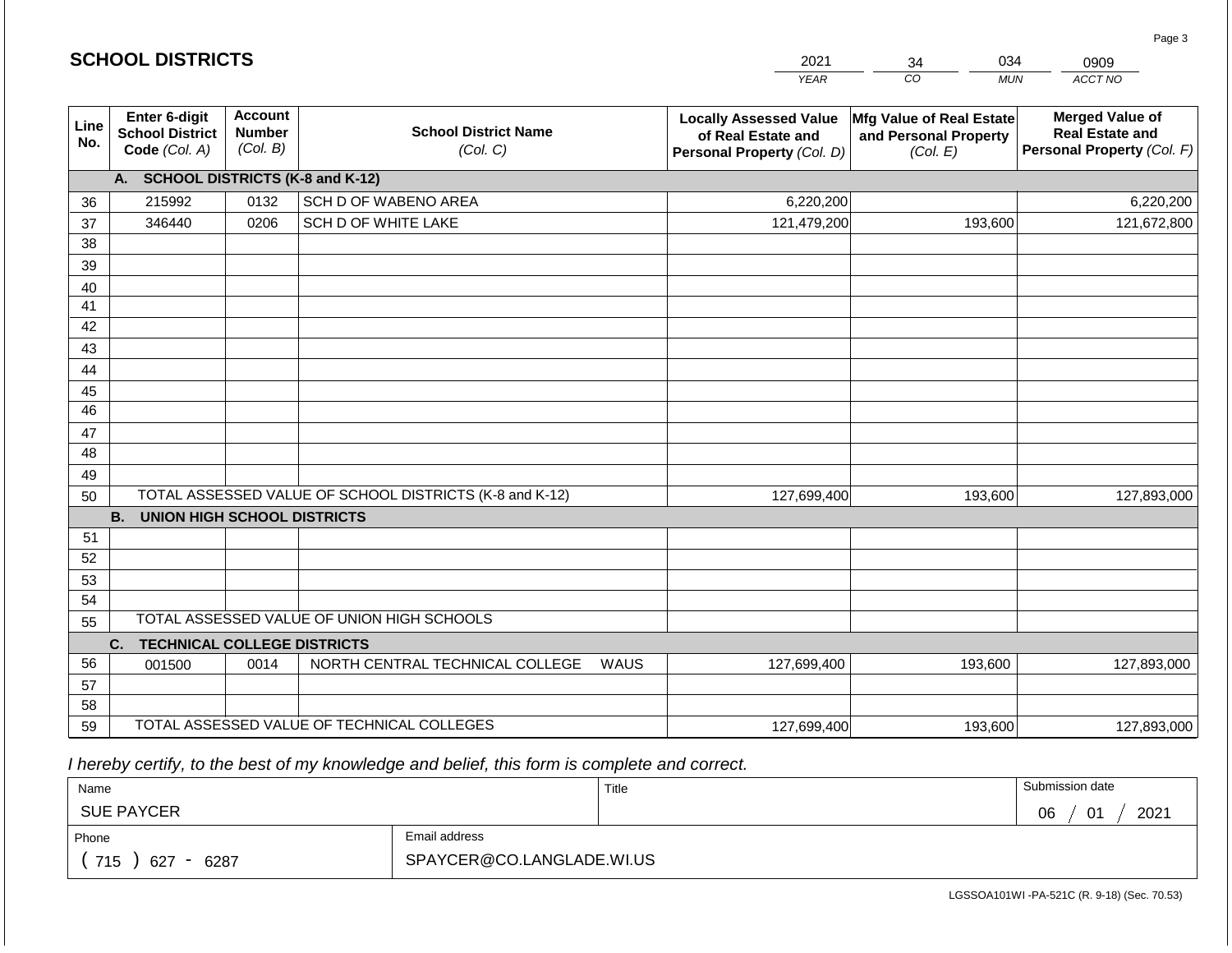## SCHOOL DISTRICTS

| 2021 | 34 | 034 | 0909 |
|---|---|---|---|
| YEAR | CO | MUN | ACCT NO |

| Line No. | Enter 6-digit School District Code (Col. A) | Account Number (Col. B) | School District Name (Col. C) | Locally Assessed Value of Real Estate and Personal Property (Col. D) | Mfg Value of Real Estate and Personal Property (Col. E) | Merged Value of Real Estate and Personal Property (Col. F) |
|---|---|---|---|---|---|---|
| | **A. SCHOOL DISTRICTS (K-8 and K-12)** | | | | | |
| 36 | 215992 | 0132 | SCH D OF WABENO AREA | 6,220,200 | | 6,220,200 |
| 37 | 346440 | 0206 | SCH D OF WHITE LAKE | 121,479,200 | 193,600 | 121,672,800 |
| 38 | | | | | | |
| 39 | | | | | | |
| 40 | | | | | | |
| 41 | | | | | | |
| 42 | | | | | | |
| 43 | | | | | | |
| 44 | | | | | | |
| 45 | | | | | | |
| 46 | | | | | | |
| 47 | | | | | | |
| 48 | | | | | | |
| 49 | | | | | | |
| 50 | TOTAL ASSESSED VALUE OF SCHOOL DISTRICTS (K-8 and K-12) | | | 127,699,400 | 193,600 | 127,893,000 |
| | **B. UNION HIGH SCHOOL DISTRICTS** | | | | | |
| 51 | | | | | | |
| 52 | | | | | | |
| 53 | | | | | | |
| 54 | | | | | | |
| 55 | TOTAL ASSESSED VALUE OF UNION HIGH SCHOOLS | | | | | |
| | **C. TECHNICAL COLLEGE DISTRICTS** | | | | | |
| 56 | 001500 | 0014 | NORTH CENTRAL TECHNICAL COLLEGE WAUS | 127,699,400 | 193,600 | 127,893,000 |
| 57 | | | | | | |
| 58 | | | | | | |
| 59 | TOTAL ASSESSED VALUE OF TECHNICAL COLLEGES | | | 127,699,400 | 193,600 | 127,893,000 |

*I hereby certify, to the best of my knowledge and belief, this form is complete and correct.*

| Name | Title | Submission date |
|---|---|---|
| SUE PAYCER | | 06 / 01 / 2021 |

| Phone | Email address |
|---|---|
| ( 715 ) 627 - 6287 | SPAYCER@CO.LANGLADE.WI.US |

LGSSOA101WI -PA-521C (R. 9-18) (Sec. 70.53)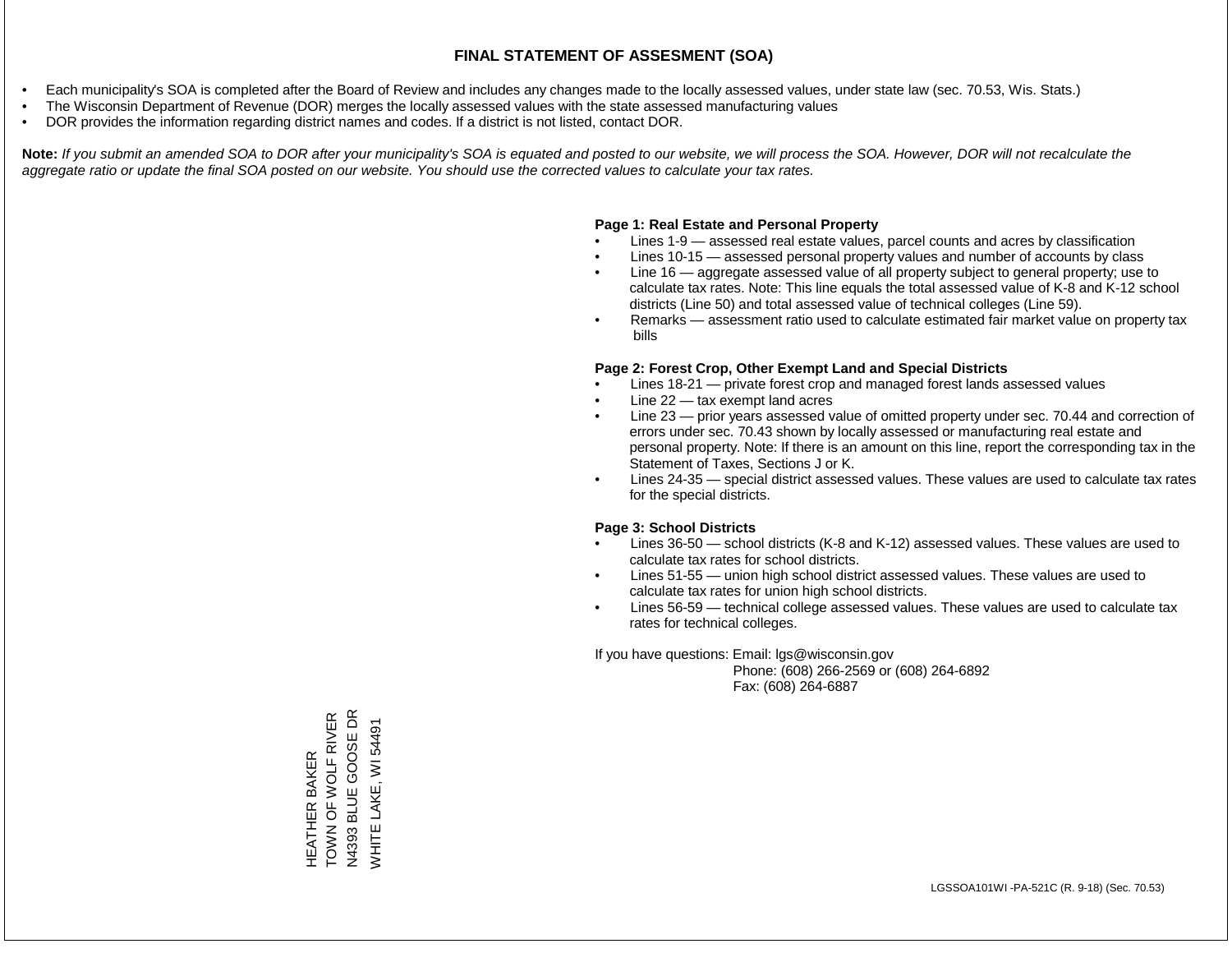# FINAL STATEMENT OF ASSESMENT (SOA)

- Each municipality's SOA is completed after the Board of Review and includes any changes made to the locally assessed values, under state law (sec. 70.53, Wis. Stats.)
- The Wisconsin Department of Revenue (DOR) merges the locally assessed values with the state assessed manufacturing values
- DOR provides the information regarding district names and codes. If a district is not listed, contact DOR.

**Note:** *If you submit an amended SOA to DOR after your municipality's SOA is equated and posted to our website, we will process the SOA. However, DOR will not recalculate the aggregate ratio or update the final SOA posted on our website. You should use the corrected values to calculate your tax rates.*

**Page 1: Real Estate and Personal Property**

- Lines 1-9 — assessed real estate values, parcel counts and acres by classification
- Lines 10-15 — assessed personal property values and number of accounts by class
- Line 16 — aggregate assessed value of all property subject to general property; use to calculate tax rates. Note: This line equals the total assessed value of K-8 and K-12 school districts (Line 50) and total assessed value of technical colleges (Line 59).
- Remarks — assessment ratio used to calculate estimated fair market value on property tax bills

**Page 2: Forest Crop, Other Exempt Land and Special Districts**

- Lines 18-21 — private forest crop and managed forest lands assessed values
- Line 22 — tax exempt land acres
- Line 23 — prior years assessed value of omitted property under sec. 70.44 and correction of errors under sec. 70.43 shown by locally assessed or manufacturing real estate and personal property. Note: If there is an amount on this line, report the corresponding tax in the Statement of Taxes, Sections J or K.
- Lines 24-35 — special district assessed values. These values are used to calculate tax rates for the special districts.

**Page 3: School Districts**

- Lines 36-50 — school districts (K-8 and K-12) assessed values. These values are used to calculate tax rates for school districts.
- Lines 51-55 — union high school district assessed values. These values are used to calculate tax rates for union high school districts.
- Lines 56-59 — technical college assessed values. These values are used to calculate tax rates for technical colleges.

If you have questions: Email: lgs@wisconsin.gov
Phone: (608) 266-2569 or (608) 264-6892
Fax: (608) 264-6887

HEATHER BAKER
TOWN OF WOLF RIVER
N4393 BLUE GOOSE DR
WHITE LAKE, WI 54491

LGSSOA101WI -PA-521C (R. 9-18) (Sec. 70.53)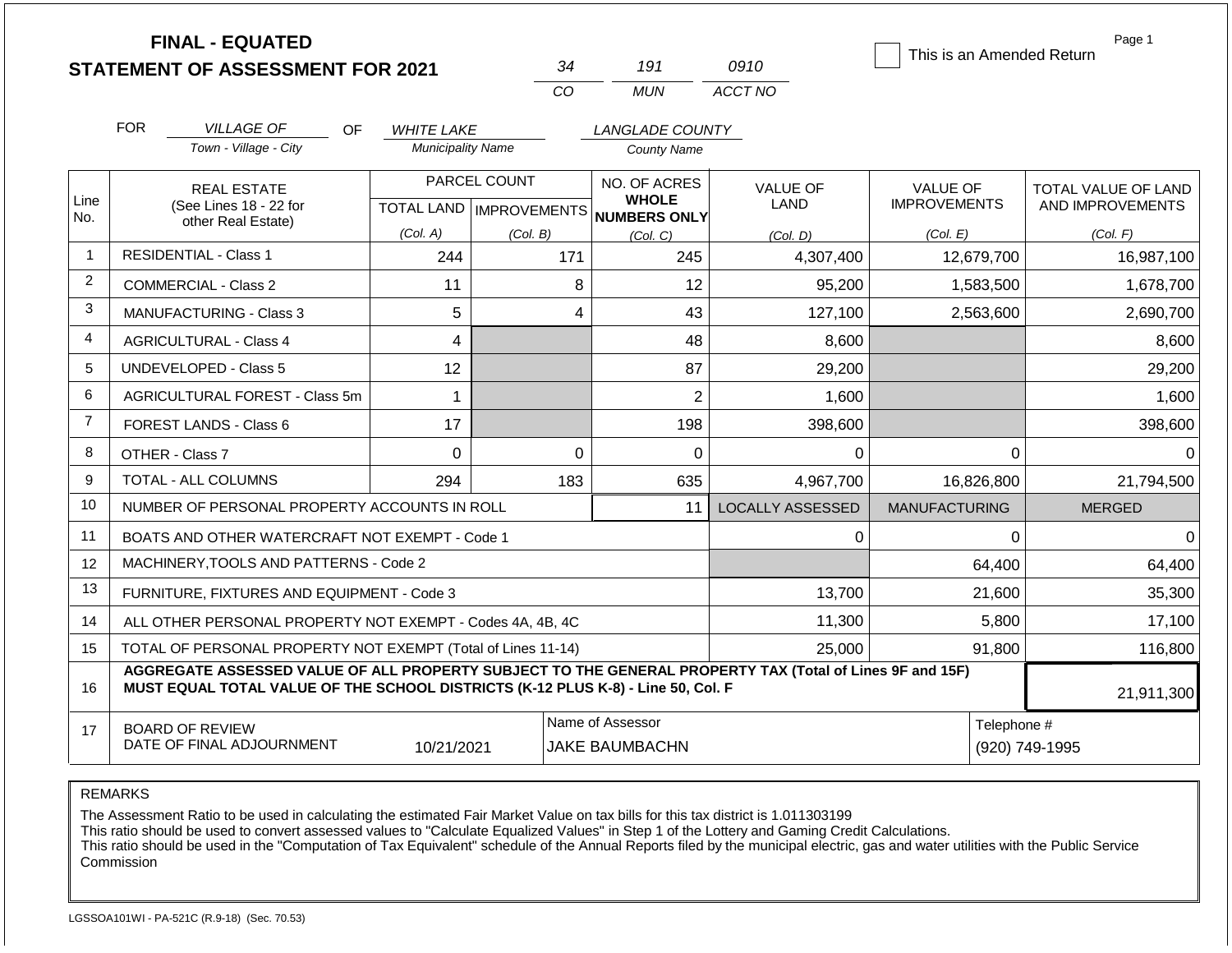# FINAL - EQUATED
## STATEMENT OF ASSESSMENT FOR 2021

| 34 | 191 | 0910 |
|---|---|---|
| CO | MUN | ACCT NO |

☐ This is an Amended Return

Page 1

FOR *VILLAGE OF* (Town - Village - City) OF *WHITE LAKE* (Municipality Name) *LANGLADE COUNTY* (County Name)

| Line No. | REAL ESTATE (See Lines 18 - 22 for other Real Estate) | PARCEL COUNT TOTAL LAND (Col. A) | PARCEL COUNT IMPROVEMENTS (Col. B) | NO. OF ACRES WHOLE NUMBERS ONLY (Col. C) | VALUE OF LAND (Col. D) | VALUE OF IMPROVEMENTS (Col. E) | TOTAL VALUE OF LAND AND IMPROVEMENTS (Col. F) |
|---|---|---|---|---|---|---|---|
| 1 | RESIDENTIAL - Class 1 | 244 | 171 | 245 | 4,307,400 | 12,679,700 | 16,987,100 |
| 2 | COMMERCIAL - Class 2 | 11 | 8 | 12 | 95,200 | 1,583,500 | 1,678,700 |
| 3 | MANUFACTURING - Class 3 | 5 | 4 | 43 | 127,100 | 2,563,600 | 2,690,700 |
| 4 | AGRICULTURAL - Class 4 | 4 | | 48 | 8,600 | | 8,600 |
| 5 | UNDEVELOPED - Class 5 | 12 | | 87 | 29,200 | | 29,200 |
| 6 | AGRICULTURAL FOREST - Class 5m | 1 | | 2 | 1,600 | | 1,600 |
| 7 | FOREST LANDS - Class 6 | 17 | | 198 | 398,600 | | 398,600 |
| 8 | OTHER - Class 7 | 0 | 0 | 0 | 0 | 0 | 0 |
| 9 | TOTAL - ALL COLUMNS | 294 | 183 | 635 | 4,967,700 | 16,826,800 | 21,794,500 |
| 10 | NUMBER OF PERSONAL PROPERTY ACCOUNTS IN ROLL | | | 11 | LOCALLY ASSESSED | MANUFACTURING | MERGED |
| 11 | BOATS AND OTHER WATERCRAFT NOT EXEMPT - Code 1 | | | | 0 | 0 | 0 |
| 12 | MACHINERY,TOOLS AND PATTERNS - Code 2 | | | | | 64,400 | 64,400 |
| 13 | FURNITURE, FIXTURES AND EQUIPMENT - Code 3 | | | | 13,700 | 21,600 | 35,300 |
| 14 | ALL OTHER PERSONAL PROPERTY NOT EXEMPT - Codes 4A, 4B, 4C | | | | 11,300 | 5,800 | 17,100 |
| 15 | TOTAL OF PERSONAL PROPERTY NOT EXEMPT (Total of Lines 11-14) | | | | 25,000 | 91,800 | 116,800 |
| 16 | **AGGREGATE ASSESSED VALUE OF ALL PROPERTY SUBJECT TO THE GENERAL PROPERTY TAX (Total of Lines 9F and 15F) MUST EQUAL TOTAL VALUE OF THE SCHOOL DISTRICTS (K-12 PLUS K-8) - Line 50, Col. F** | | | | | | 21,911,300 |
| 17 | BOARD OF REVIEW DATE OF FINAL ADJOURNMENT | 10/21/2021 | | Name of Assessor: JAKE BAUMBACHN | | Telephone #: (920) 749-1995 | |

REMARKS

The Assessment Ratio to be used in calculating the estimated Fair Market Value on tax bills for this tax district is 1.011303199
This ratio should be used to convert assessed values to "Calculate Equalized Values" in Step 1 of the Lottery and Gaming Credit Calculations.
This ratio should be used in the "Computation of Tax Equivalent" schedule of the Annual Reports filed by the municipal electric, gas and water utilities with the Public Service Commission

LGSSOA101WI - PA-521C (R.9-18) (Sec. 70.53)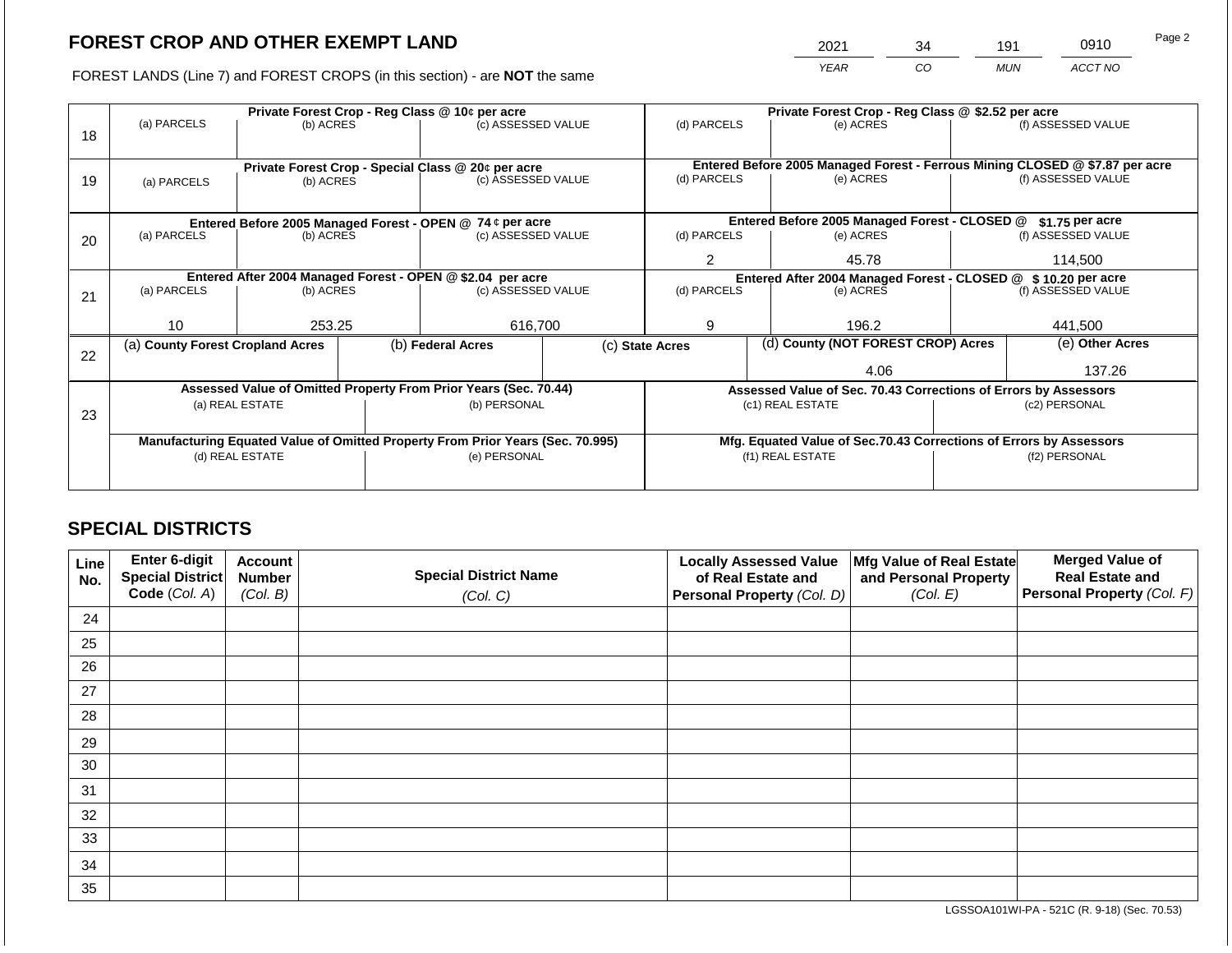# FOREST CROP AND OTHER EXEMPT LAND

FOREST LANDS (Line 7) and FOREST CROPS (in this section) - are **NOT** the same

| YEAR | CO | MUN | ACCT NO |
|---|---|---|---|
| 2021 | 34 | 191 | 0910 |

| Line | (a) PARCELS | (b) ACRES | (c) ASSESSED VALUE | (d) PARCELS | (e) ACRES | (f) ASSESSED VALUE |
|---|---|---|---|---|---|---|
| 18 | Private Forest Crop - Reg Class @ 10¢ per acre | | | Private Forest Crop - Reg Class @ $2.52 per acre | | |
| | | | | | | |
| 19 | Private Forest Crop - Special Class @ 20¢ per acre | | | Entered Before 2005 Managed Forest - Ferrous Mining CLOSED @ $7.87 per acre | | |
| | | | | | | |
| 20 | Entered Before 2005 Managed Forest - OPEN @ 74 ¢ per acre | | | Entered Before 2005 Managed Forest - CLOSED @ $1.75 per acre | | |
| | | | | 2 | 45.78 | 114,500 |
| 21 | Entered After 2004 Managed Forest - OPEN @ $2.04 per acre | | | Entered After 2004 Managed Forest - CLOSED @ $ 10.20 per acre | | |
| | 10 | 253.25 | 616,700 | 9 | 196.2 | 441,500 |

| Line | (a) County Forest Cropland Acres | (b) Federal Acres | (c) State Acres | (d) County (NOT FOREST CROP) Acres | (e) Other Acres |
|---|---|---|---|---|---|
| 22 | | | | 4.06 | 137.26 |

| Line | Assessed Value of Omitted Property From Prior Years (Sec. 70.44) | | Assessed Value of Sec. 70.43 Corrections of Errors by Assessors | |
|---|---|---|---|---|
| 23 | (a) REAL ESTATE | (b) PERSONAL | (c1) REAL ESTATE | (c2) PERSONAL |
| | | | | |
| | **Manufacturing Equated Value of Omitted Property From Prior Years (Sec. 70.995)** | | **Mfg. Equated Value of Sec.70.43 Corrections of Errors by Assessors** | |
| | (d) REAL ESTATE | (e) PERSONAL | (f1) REAL ESTATE | (f2) PERSONAL |
| | | | | |

# SPECIAL DISTRICTS

| Line No. | Enter 6-digit Special District Code (Col. A) | Account Number (Col. B) | Special District Name (Col. C) | Locally Assessed Value of Real Estate and Personal Property (Col. D) | Mfg Value of Real Estate and Personal Property (Col. E) | Merged Value of Real Estate and Personal Property (Col. F) |
|---|---|---|---|---|---|---|
| 24 | | | | | | |
| 25 | | | | | | |
| 26 | | | | | | |
| 27 | | | | | | |
| 28 | | | | | | |
| 29 | | | | | | |
| 30 | | | | | | |
| 31 | | | | | | |
| 32 | | | | | | |
| 33 | | | | | | |
| 34 | | | | | | |
| 35 | | | | | | |

LGSSOA101WI-PA - 521C (R. 9-18) (Sec. 70.53)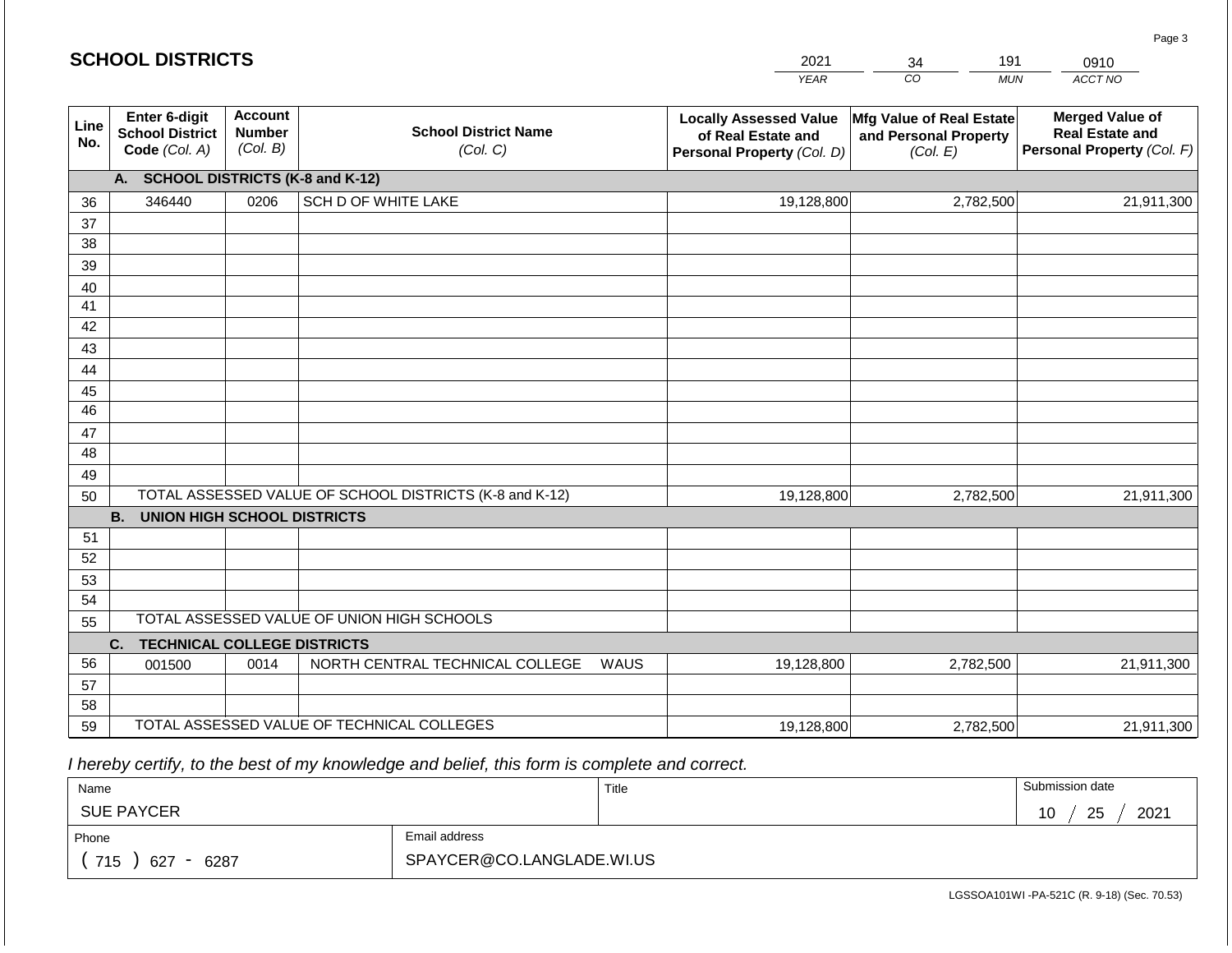# SCHOOL DISTRICTS

| 2021 | 34 | 191 | 0910 |
|---|---|---|---|
| YEAR | CO | MUN | ACCT NO |

| Line No. | Enter 6-digit School District Code (Col. A) | Account Number (Col. B) | School District Name (Col. C) | Locally Assessed Value of Real Estate and Personal Property (Col. D) | Mfg Value of Real Estate and Personal Property (Col. E) | Merged Value of Real Estate and Personal Property (Col. F) |
|---|---|---|---|---|---|---|
| | **A. SCHOOL DISTRICTS (K-8 and K-12)** | | | | | |
| 36 | 346440 | 0206 | SCH D OF WHITE LAKE | 19,128,800 | 2,782,500 | 21,911,300 |
| 37 | | | | | | |
| 38 | | | | | | |
| 39 | | | | | | |
| 40 | | | | | | |
| 41 | | | | | | |
| 42 | | | | | | |
| 43 | | | | | | |
| 44 | | | | | | |
| 45 | | | | | | |
| 46 | | | | | | |
| 47 | | | | | | |
| 48 | | | | | | |
| 49 | | | | | | |
| 50 | TOTAL ASSESSED VALUE OF SCHOOL DISTRICTS (K-8 and K-12) | | | 19,128,800 | 2,782,500 | 21,911,300 |
| | **B. UNION HIGH SCHOOL DISTRICTS** | | | | | |
| 51 | | | | | | |
| 52 | | | | | | |
| 53 | | | | | | |
| 54 | | | | | | |
| 55 | TOTAL ASSESSED VALUE OF UNION HIGH SCHOOLS | | | | | |
| | **C. TECHNICAL COLLEGE DISTRICTS** | | | | | |
| 56 | 001500 | 0014 | NORTH CENTRAL TECHNICAL COLLEGE WAUS | 19,128,800 | 2,782,500 | 21,911,300 |
| 57 | | | | | | |
| 58 | | | | | | |
| 59 | TOTAL ASSESSED VALUE OF TECHNICAL COLLEGES | | | 19,128,800 | 2,782,500 | 21,911,300 |

*I hereby certify, to the best of my knowledge and belief, this form is complete and correct.*

| Name | Title | Submission date |
|---|---|---|
| SUE PAYCER | | 10 / 25 / 2021 |
| Phone | Email address | |
| ( 715 ) 627 - 6287 | SPAYCER@CO.LANGLADE.WI.US | |

LGSSOA101WI -PA-521C (R. 9-18) (Sec. 70.53)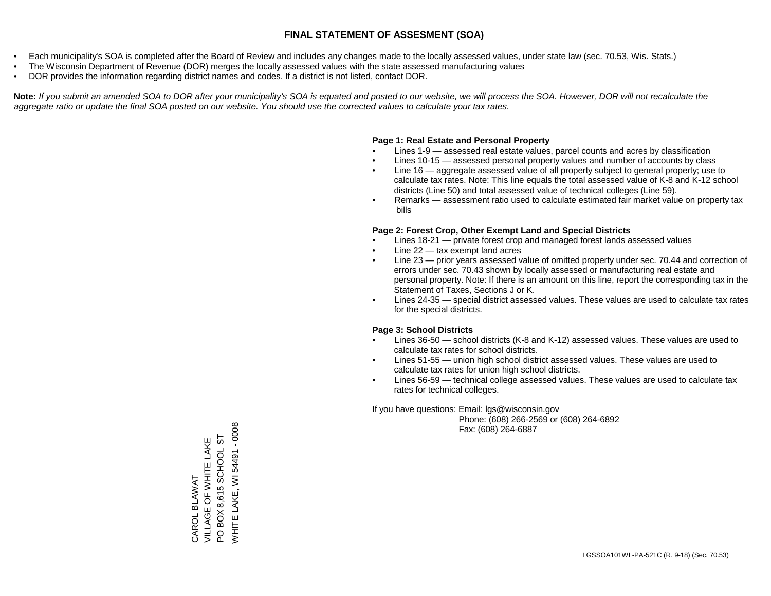# FINAL STATEMENT OF ASSESMENT (SOA)

- Each municipality's SOA is completed after the Board of Review and includes any changes made to the locally assessed values, under state law (sec. 70.53, Wis. Stats.)
- The Wisconsin Department of Revenue (DOR) merges the locally assessed values with the state assessed manufacturing values
- DOR provides the information regarding district names and codes. If a district is not listed, contact DOR.

**Note:** *If you submit an amended SOA to DOR after your municipality's SOA is equated and posted to our website, we will process the SOA. However, DOR will not recalculate the aggregate ratio or update the final SOA posted on our website. You should use the corrected values to calculate your tax rates.*

**Page 1: Real Estate and Personal Property**

- Lines 1-9 — assessed real estate values, parcel counts and acres by classification
- Lines 10-15 — assessed personal property values and number of accounts by class
- Line 16 — aggregate assessed value of all property subject to general property; use to calculate tax rates. Note: This line equals the total assessed value of K-8 and K-12 school districts (Line 50) and total assessed value of technical colleges (Line 59).
- Remarks — assessment ratio used to calculate estimated fair market value on property tax bills

**Page 2: Forest Crop, Other Exempt Land and Special Districts**

- Lines 18-21 — private forest crop and managed forest lands assessed values
- Line 22 — tax exempt land acres
- Line 23 — prior years assessed value of omitted property under sec. 70.44 and correction of errors under sec. 70.43 shown by locally assessed or manufacturing real estate and personal property. Note: If there is an amount on this line, report the corresponding tax in the Statement of Taxes, Sections J or K.
- Lines 24-35 — special district assessed values. These values are used to calculate tax rates for the special districts.

**Page 3: School Districts**

- Lines 36-50 — school districts (K-8 and K-12) assessed values. These values are used to calculate tax rates for school districts.
- Lines 51-55 — union high school district assessed values. These values are used to calculate tax rates for union high school districts.
- Lines 56-59 — technical college assessed values. These values are used to calculate tax rates for technical colleges.

If you have questions: Email: lgs@wisconsin.gov
Phone: (608) 266-2569 or (608) 264-6892
Fax: (608) 264-6887

CAROL BLAWAT
VILLAGE OF WHITE LAKE
PO BOX 8,615 SCHOOL ST
WHITE LAKE, WI 54491 - 0008

LGSSOA101WI -PA-521C (R. 9-18) (Sec. 70.53)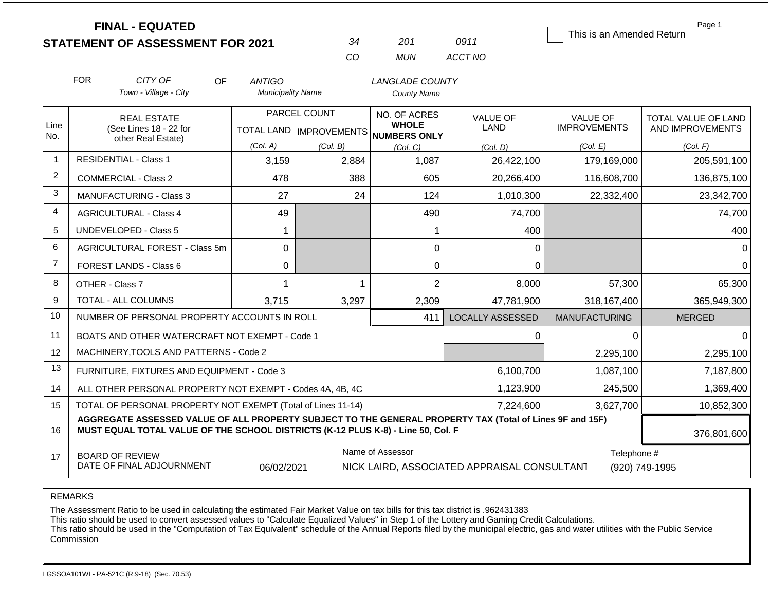**FINAL - EQUATED**
**STATEMENT OF ASSESSMENT FOR 2021**

| 34 | 201 | 0911 |
|---|---|---|
| CO | MUN | ACCT NO |

☐ This is an Amended Return

Page 1

FOR *CITY OF* (Town - Village - City) OF *ANTIGO* (Municipality Name) *LANGLADE COUNTY* (County Name)

| Line No. | REAL ESTATE (See Lines 18 - 22 for other Real Estate) | PARCEL COUNT TOTAL LAND (Col. A) | PARCEL COUNT IMPROVEMENTS (Col. B) | NO. OF ACRES WHOLE NUMBERS ONLY (Col. C) | VALUE OF LAND (Col. D) | VALUE OF IMPROVEMENTS (Col. E) | TOTAL VALUE OF LAND AND IMPROVEMENTS (Col. F) |
|---|---|---|---|---|---|---|---|
| 1 | RESIDENTIAL - Class 1 | 3,159 | 2,884 | 1,087 | 26,422,100 | 179,169,000 | 205,591,100 |
| 2 | COMMERCIAL - Class 2 | 478 | 388 | 605 | 20,266,400 | 116,608,700 | 136,875,100 |
| 3 | MANUFACTURING - Class 3 | 27 | 24 | 124 | 1,010,300 | 22,332,400 | 23,342,700 |
| 4 | AGRICULTURAL - Class 4 | 49 | | 490 | 74,700 | | 74,700 |
| 5 | UNDEVELOPED - Class 5 | 1 | | 1 | 400 | | 400 |
| 6 | AGRICULTURAL FOREST - Class 5m | 0 | | 0 | 0 | | 0 |
| 7 | FOREST LANDS - Class 6 | 0 | | 0 | 0 | | 0 |
| 8 | OTHER - Class 7 | 1 | 1 | 2 | 8,000 | 57,300 | 65,300 |
| 9 | TOTAL - ALL COLUMNS | 3,715 | 3,297 | 2,309 | 47,781,900 | 318,167,400 | 365,949,300 |
| 10 | NUMBER OF PERSONAL PROPERTY ACCOUNTS IN ROLL | | | 411 | LOCALLY ASSESSED | MANUFACTURING | MERGED |
| 11 | BOATS AND OTHER WATERCRAFT NOT EXEMPT - Code 1 | | | | 0 | 0 | 0 |
| 12 | MACHINERY,TOOLS AND PATTERNS - Code 2 | | | | | 2,295,100 | 2,295,100 |
| 13 | FURNITURE, FIXTURES AND EQUIPMENT - Code 3 | | | | 6,100,700 | 1,087,100 | 7,187,800 |
| 14 | ALL OTHER PERSONAL PROPERTY NOT EXEMPT - Codes 4A, 4B, 4C | | | | 1,123,900 | 245,500 | 1,369,400 |
| 15 | TOTAL OF PERSONAL PROPERTY NOT EXEMPT (Total of Lines 11-14) | | | | 7,224,600 | 3,627,700 | 10,852,300 |
| 16 | **AGGREGATE ASSESSED VALUE OF ALL PROPERTY SUBJECT TO THE GENERAL PROPERTY TAX (Total of Lines 9F and 15F) MUST EQUAL TOTAL VALUE OF THE SCHOOL DISTRICTS (K-12 PLUS K-8) - Line 50, Col. F** | | | | | | 376,801,600 |
| 17 | BOARD OF REVIEW DATE OF FINAL ADJOURNMENT | 06/02/2021 | Name of Assessor | NICK LAIRD, ASSOCIATED APPRAISAL CONSULTANT | | Telephone # | (920) 749-1995 |

REMARKS

The Assessment Ratio to be used in calculating the estimated Fair Market Value on tax bills for this tax district is .962431383
This ratio should be used to convert assessed values to "Calculate Equalized Values" in Step 1 of the Lottery and Gaming Credit Calculations.
This ratio should be used in the "Computation of Tax Equivalent" schedule of the Annual Reports filed by the municipal electric, gas and water utilities with the Public Service Commission

LGSSOA101WI - PA-521C (R.9-18) (Sec. 70.53)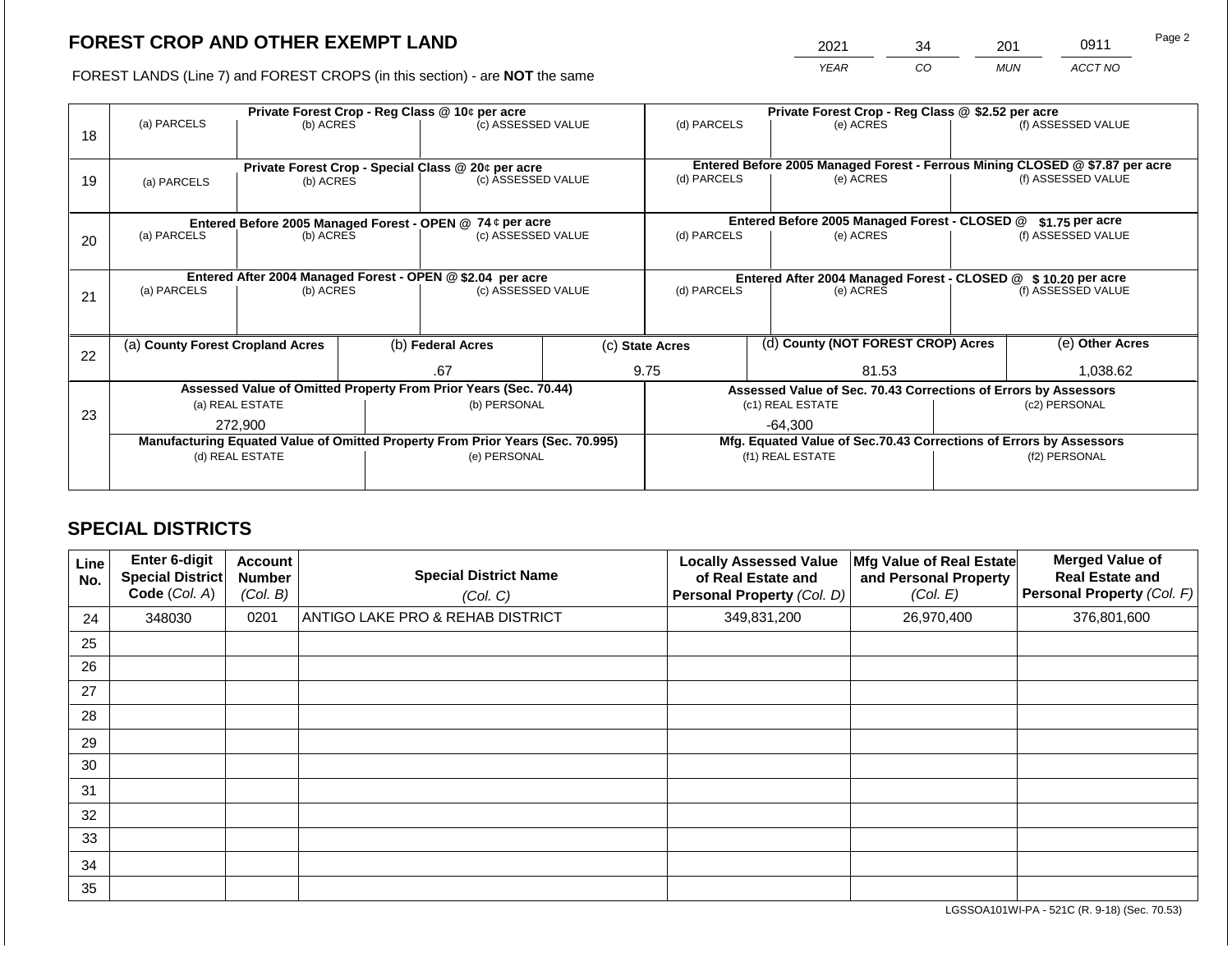# FOREST CROP AND OTHER EXEMPT LAND

| 2021 | 34 | 201 | 0911 |
|---|---|---|---|
| *YEAR* | *CO* | *MUN* | *ACCT NO* |

FOREST LANDS (Line 7) and FOREST CROPS (in this section) - are **NOT** the same

| Line | Private Forest Crop - Reg Class @ 10¢ per acre | | | Private Forest Crop - Reg Class @ $2.52 per acre | | |
|---|---|---|---|---|---|---|
| 18 | (a) PARCELS | (b) ACRES | (c) ASSESSED VALUE | (d) PARCELS | (e) ACRES | (f) ASSESSED VALUE |
| | | | | | | |
| | **Private Forest Crop - Special Class @ 20¢ per acre** | | | **Entered Before 2005 Managed Forest - Ferrous Mining CLOSED @ $7.87 per acre** | | |
| 19 | (a) PARCELS | (b) ACRES | (c) ASSESSED VALUE | (d) PARCELS | (e) ACRES | (f) ASSESSED VALUE |
| | | | | | | |
| | **Entered Before 2005 Managed Forest - OPEN @ 74 ¢ per acre** | | | **Entered Before 2005 Managed Forest - CLOSED @ $1.75 per acre** | | |
| 20 | (a) PARCELS | (b) ACRES | (c) ASSESSED VALUE | (d) PARCELS | (e) ACRES | (f) ASSESSED VALUE |
| | | | | | | |
| | **Entered After 2004 Managed Forest - OPEN @ $2.04 per acre** | | | **Entered After 2004 Managed Forest - CLOSED @ $ 10.20 per acre** | | |
| 21 | (a) PARCELS | (b) ACRES | (c) ASSESSED VALUE | (d) PARCELS | (e) ACRES | (f) ASSESSED VALUE |
| | | | | | | |

| Line | (a) County Forest Cropland Acres | (b) Federal Acres | (c) State Acres | (d) County (NOT FOREST CROP) Acres | (e) Other Acres |
|---|---|---|---|---|---|
| 22 | | .67 | 9.75 | 81.53 | 1,038.62 |

| Line | Assessed Value of Omitted Property From Prior Years (Sec. 70.44) | | Assessed Value of Sec. 70.43 Corrections of Errors by Assessors | |
|---|---|---|---|---|
| 23 | (a) REAL ESTATE | (b) PERSONAL | (c1) REAL ESTATE | (c2) PERSONAL |
| | 272,900 | | -64,300 | |
| | **Manufacturing Equated Value of Omitted Property From Prior Years (Sec. 70.995)** | | **Mfg. Equated Value of Sec.70.43 Corrections of Errors by Assessors** | |
| | (d) REAL ESTATE | (e) PERSONAL | (f1) REAL ESTATE | (f2) PERSONAL |
| | | | | |

## SPECIAL DISTRICTS

| Line No. | Enter 6-digit Special District Code (Col. A) | Account Number (Col. B) | Special District Name (Col. C) | Locally Assessed Value of Real Estate and Personal Property (Col. D) | Mfg Value of Real Estate and Personal Property (Col. E) | Merged Value of Real Estate and Personal Property (Col. F) |
|---|---|---|---|---|---|---|
| 24 | 348030 | 0201 | ANTIGO LAKE PRO & REHAB DISTRICT | 349,831,200 | 26,970,400 | 376,801,600 |
| 25 | | | | | | |
| 26 | | | | | | |
| 27 | | | | | | |
| 28 | | | | | | |
| 29 | | | | | | |
| 30 | | | | | | |
| 31 | | | | | | |
| 32 | | | | | | |
| 33 | | | | | | |
| 34 | | | | | | |
| 35 | | | | | | |

LGSSOA101WI-PA - 521C (R. 9-18) (Sec. 70.53)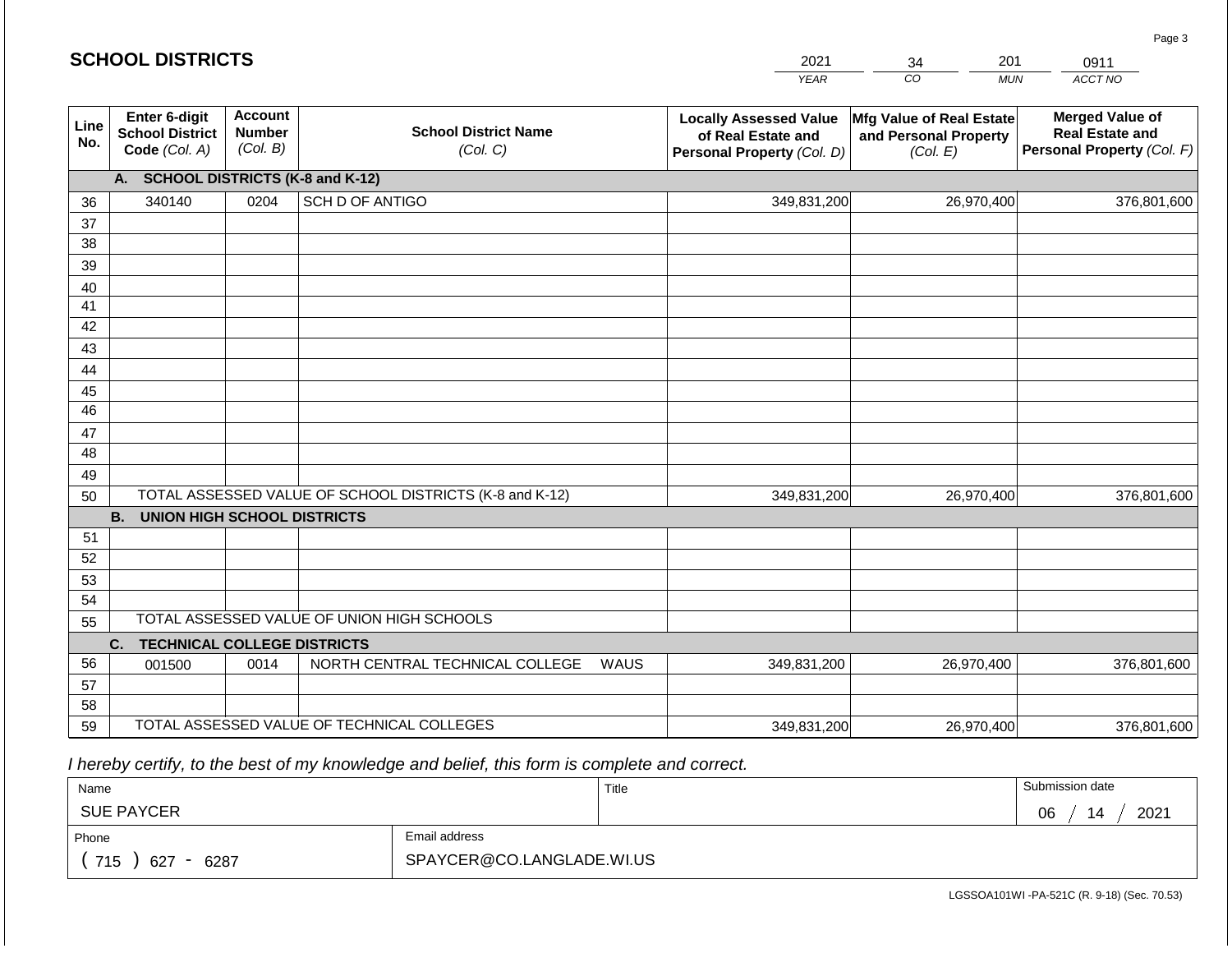# SCHOOL DISTRICTS

| YEAR | CO | MUN | ACCT NO |
|---|---|---|---|
| 2021 | 34 | 201 | 0911 |

| Line No. | Enter 6-digit School District Code (Col. A) | Account Number (Col. B) | School District Name (Col. C) | Locally Assessed Value of Real Estate and Personal Property (Col. D) | Mfg Value of Real Estate and Personal Property (Col. E) | Merged Value of Real Estate and Personal Property (Col. F) |
|---|---|---|---|---|---|---|
| | **A. SCHOOL DISTRICTS (K-8 and K-12)** | | | | | |
| 36 | 340140 | 0204 | SCH D OF ANTIGO | 349,831,200 | 26,970,400 | 376,801,600 |
| 37 | | | | | | |
| 38 | | | | | | |
| 39 | | | | | | |
| 40 | | | | | | |
| 41 | | | | | | |
| 42 | | | | | | |
| 43 | | | | | | |
| 44 | | | | | | |
| 45 | | | | | | |
| 46 | | | | | | |
| 47 | | | | | | |
| 48 | | | | | | |
| 49 | | | | | | |
| 50 | TOTAL ASSESSED VALUE OF SCHOOL DISTRICTS (K-8 and K-12) | | | 349,831,200 | 26,970,400 | 376,801,600 |
| | **B. UNION HIGH SCHOOL DISTRICTS** | | | | | |
| 51 | | | | | | |
| 52 | | | | | | |
| 53 | | | | | | |
| 54 | | | | | | |
| 55 | TOTAL ASSESSED VALUE OF UNION HIGH SCHOOLS | | | | | |
| | **C. TECHNICAL COLLEGE DISTRICTS** | | | | | |
| 56 | 001500 | 0014 | NORTH CENTRAL TECHNICAL COLLEGE WAUS | 349,831,200 | 26,970,400 | 376,801,600 |
| 57 | | | | | | |
| 58 | | | | | | |
| 59 | TOTAL ASSESSED VALUE OF TECHNICAL COLLEGES | | | 349,831,200 | 26,970,400 | 376,801,600 |

*I hereby certify, to the best of my knowledge and belief, this form is complete and correct.*

| Name | | Title | Submission date |
|---|---|---|---|
| SUE PAYCER | | | 06 / 14 / 2021 |
| Phone | Email address | | |
| ( 715 ) 627 - 6287 | SPAYCER@CO.LANGLADE.WI.US | | |

LGSSOA101WI -PA-521C (R. 9-18) (Sec. 70.53)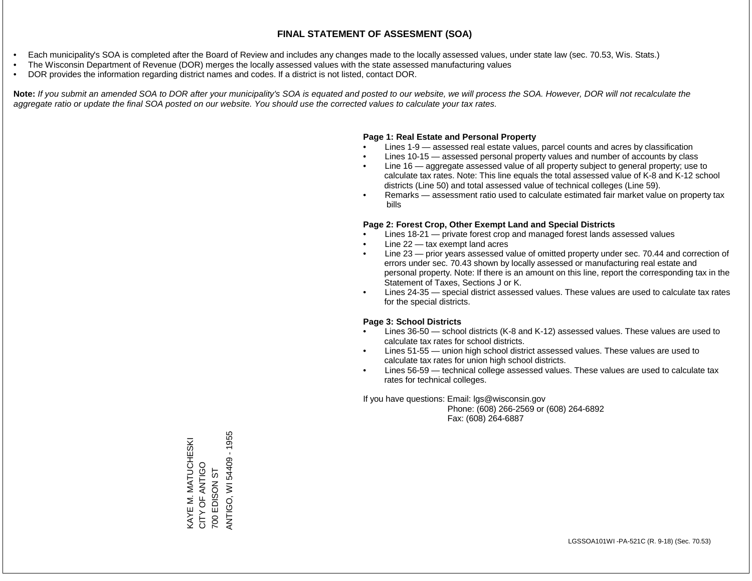# FINAL STATEMENT OF ASSESMENT (SOA)

- Each municipality's SOA is completed after the Board of Review and includes any changes made to the locally assessed values, under state law (sec. 70.53, Wis. Stats.)
- The Wisconsin Department of Revenue (DOR) merges the locally assessed values with the state assessed manufacturing values
- DOR provides the information regarding district names and codes. If a district is not listed, contact DOR.

**Note:** *If you submit an amended SOA to DOR after your municipality's SOA is equated and posted to our website, we will process the SOA. However, DOR will not recalculate the aggregate ratio or update the final SOA posted on our website. You should use the corrected values to calculate your tax rates.*

**Page 1: Real Estate and Personal Property**

- Lines 1-9 — assessed real estate values, parcel counts and acres by classification
- Lines 10-15 — assessed personal property values and number of accounts by class
- Line 16 — aggregate assessed value of all property subject to general property; use to calculate tax rates. Note: This line equals the total assessed value of K-8 and K-12 school districts (Line 50) and total assessed value of technical colleges (Line 59).
- Remarks — assessment ratio used to calculate estimated fair market value on property tax bills

**Page 2: Forest Crop, Other Exempt Land and Special Districts**

- Lines 18-21 — private forest crop and managed forest lands assessed values
- Line 22 — tax exempt land acres
- Line 23 — prior years assessed value of omitted property under sec. 70.44 and correction of errors under sec. 70.43 shown by locally assessed or manufacturing real estate and personal property. Note: If there is an amount on this line, report the corresponding tax in the Statement of Taxes, Sections J or K.
- Lines 24-35 — special district assessed values. These values are used to calculate tax rates for the special districts.

**Page 3: School Districts**

- Lines 36-50 — school districts (K-8 and K-12) assessed values. These values are used to calculate tax rates for school districts.
- Lines 51-55 — union high school district assessed values. These values are used to calculate tax rates for union high school districts.
- Lines 56-59 — technical college assessed values. These values are used to calculate tax rates for technical colleges.

If you have questions: Email: lgs@wisconsin.gov
Phone: (608) 266-2569 or (608) 264-6892
Fax: (608) 264-6887

KAYE M. MATUCHESKI
CITY OF ANTIGO
700 EDISON ST
ANTIGO, WI 54409 - 1955

LGSSOA101WI -PA-521C (R. 9-18) (Sec. 70.53)